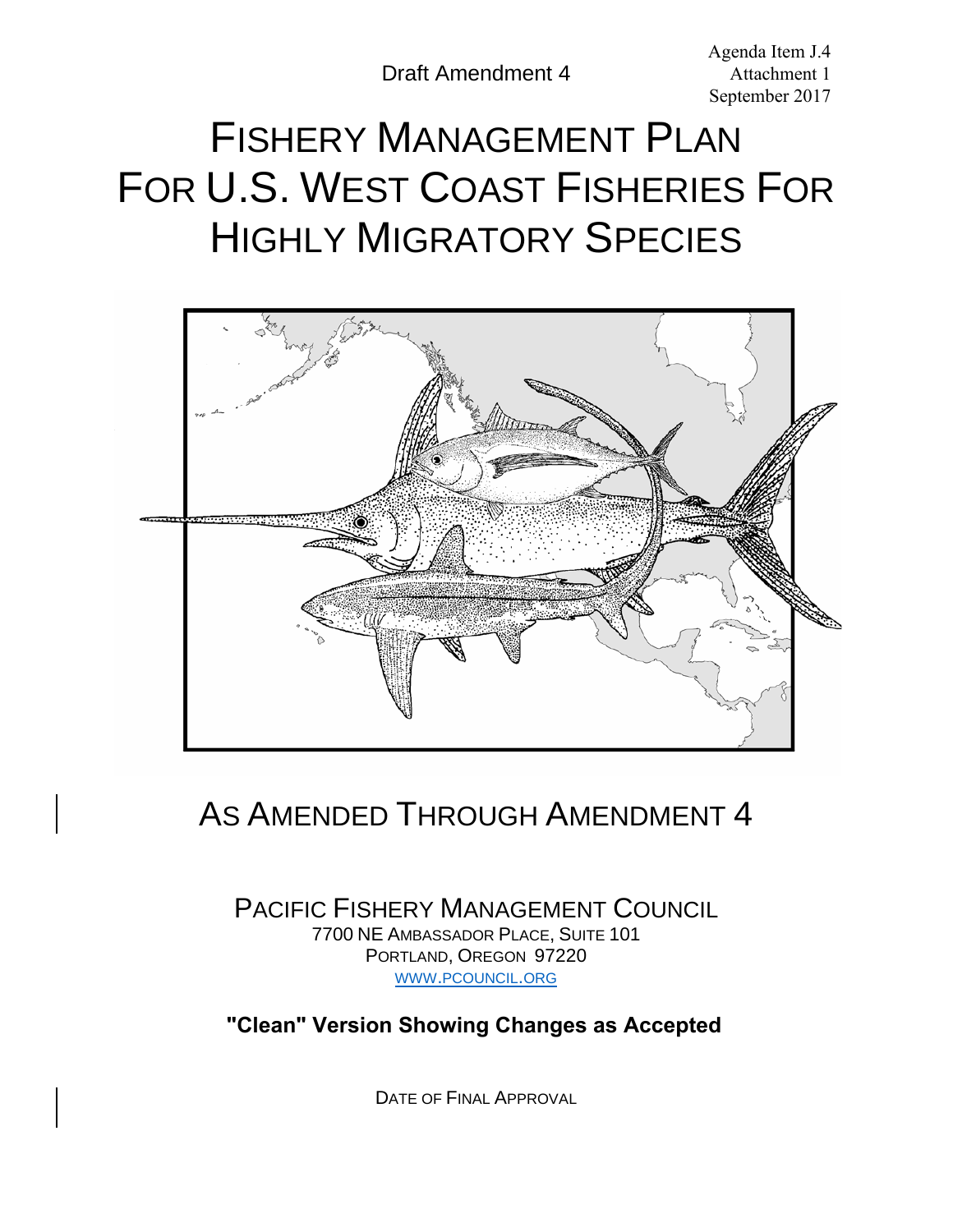Draft Amendment 4

Agenda Item J.4
Attachment 1
September 2017

# FISHERY MANAGEMENT PLAN FOR U.S. WEST COAST FISHERIES FOR HIGHLY MIGRATORY SPECIES

## AS AMENDED THROUGH AMENDMENT 4

PACIFIC FISHERY MANAGEMENT COUNCIL
7700 NE AMBASSADOR PLACE, SUITE 101
PORTLAND, OREGON 97220
WWW.PCOUNCIL.ORG

**"Clean" Version Showing Changes as Accepted**

DATE OF FINAL APPROVAL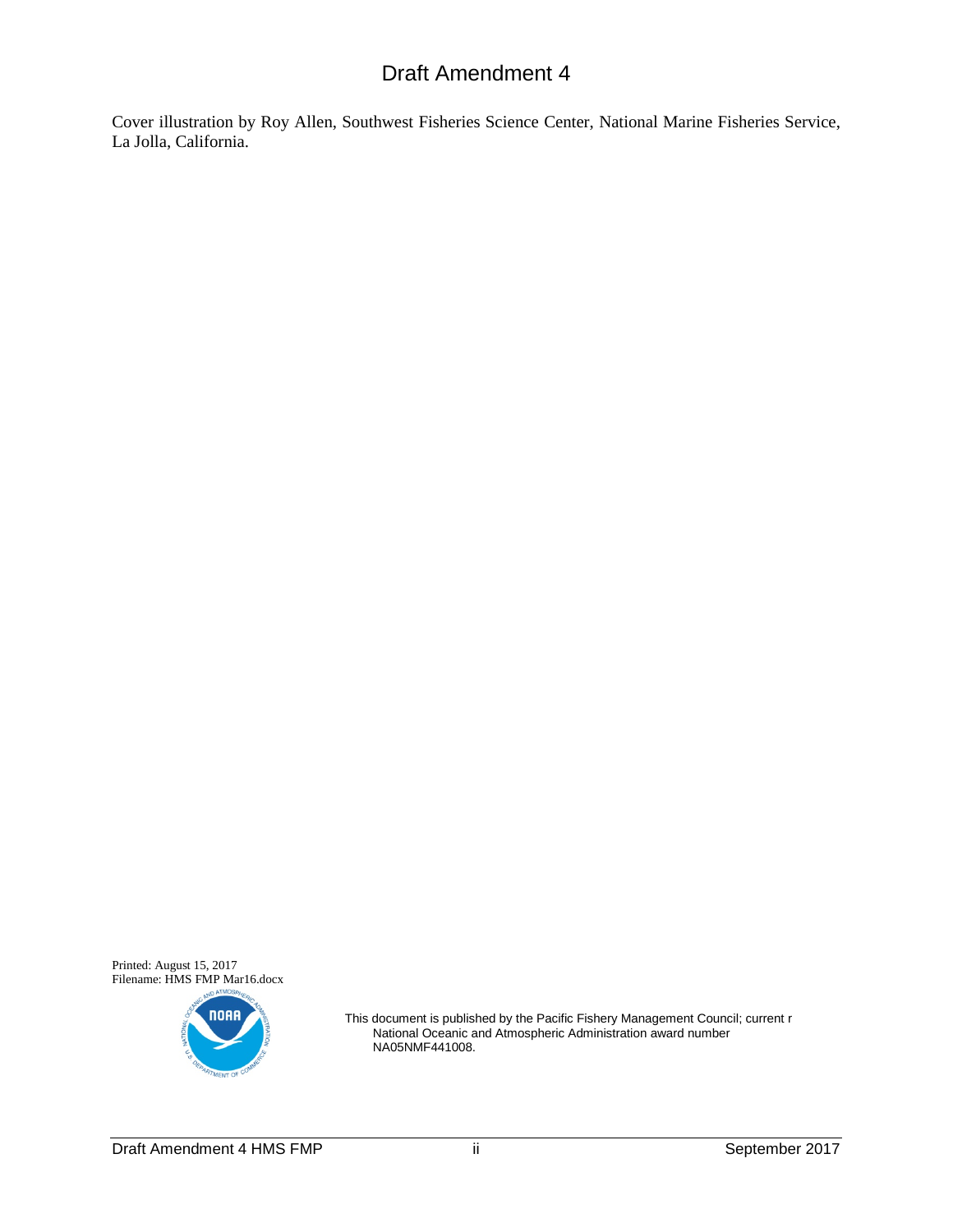# Draft Amendment 4

Cover illustration by Roy Allen, Southwest Fisheries Science Center, National Marine Fisheries Service, La Jolla, California.

Printed: August 15, 2017
Filename: HMS FMP Mar16.docx

This document is published by the Pacific Fishery Management Council; current r National Oceanic and Atmospheric Administration award number NA05NMF441008.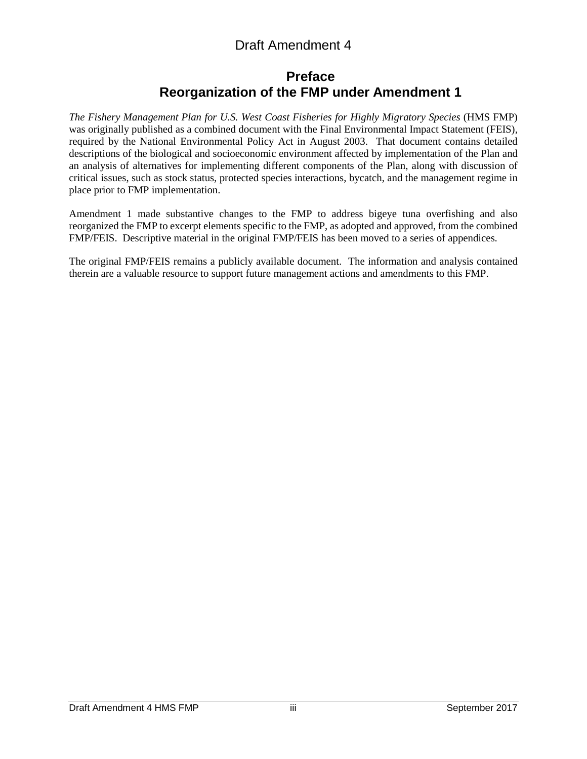# Preface
## Reorganization of the FMP under Amendment 1

*The Fishery Management Plan for U.S. West Coast Fisheries for Highly Migratory Species* (HMS FMP) was originally published as a combined document with the Final Environmental Impact Statement (FEIS), required by the National Environmental Policy Act in August 2003. That document contains detailed descriptions of the biological and socioeconomic environment affected by implementation of the Plan and an analysis of alternatives for implementing different components of the Plan, along with discussion of critical issues, such as stock status, protected species interactions, bycatch, and the management regime in place prior to FMP implementation.

Amendment 1 made substantive changes to the FMP to address bigeye tuna overfishing and also reorganized the FMP to excerpt elements specific to the FMP, as adopted and approved, from the combined FMP/FEIS. Descriptive material in the original FMP/FEIS has been moved to a series of appendices.

The original FMP/FEIS remains a publicly available document. The information and analysis contained therein are a valuable resource to support future management actions and amendments to this FMP.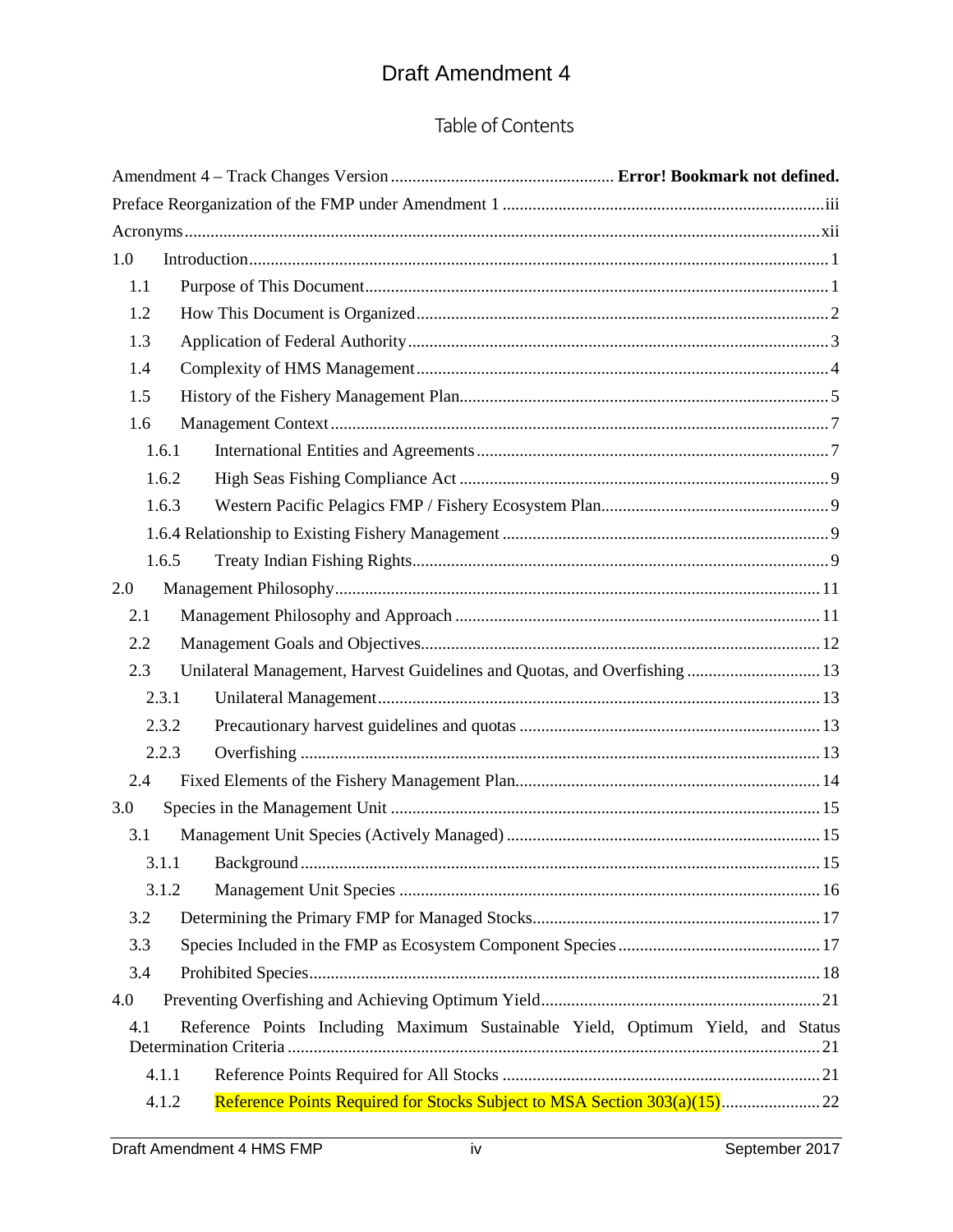# Draft Amendment 4

## Table of Contents

Amendment 4 – Track Changes Version .................................................... **Error! Bookmark not defined.**

Preface Reorganization of the FMP under Amendment 1 ........................................................................... iii

Acronyms ................................................................................................................................................... xii

1.0 Introduction ...................................................................................................................................... 1

- 1.1 Purpose of This Document ........................................................................................................... 1
- 1.2 How This Document is Organized ................................................................................................ 2
- 1.3 Application of Federal Authority .................................................................................................. 3
- 1.4 Complexity of HMS Management ................................................................................................ 4
- 1.5 History of the Fishery Management Plan ...................................................................................... 5
- 1.6 Management Context ................................................................................................................... 7
  - 1.6.1 International Entities and Agreements .................................................................................. 7
  - 1.6.2 High Seas Fishing Compliance Act ...................................................................................... 9
  - 1.6.3 Western Pacific Pelagics FMP / Fishery Ecosystem Plan ..................................................... 9
  - 1.6.4 Relationship to Existing Fishery Management ............................................................................ 9
  - 1.6.5 Treaty Indian Fishing Rights ................................................................................................. 9

2.0 Management Philosophy ................................................................................................................ 11

- 2.1 Management Philosophy and Approach ..................................................................................... 11
- 2.2 Management Goals and Objectives ............................................................................................ 12
- 2.3 Unilateral Management, Harvest Guidelines and Quotas, and Overfishing ............................... 13
  - 2.3.1 Unilateral Management ....................................................................................................... 13
  - 2.3.2 Precautionary harvest guidelines and quotas ...................................................................... 13
  - 2.2.3 Overfishing ......................................................................................................................... 13
- 2.4 Fixed Elements of the Fishery Management Plan ....................................................................... 14

3.0 Species in the Management Unit .................................................................................................... 15

- 3.1 Management Unit Species (Actively Managed) ......................................................................... 15
  - 3.1.1 Background ......................................................................................................................... 15
  - 3.1.2 Management Unit Species .................................................................................................. 16
- 3.2 Determining the Primary FMP for Managed Stocks ................................................................... 17
- 3.3 Species Included in the FMP as Ecosystem Component Species ............................................... 17
- 3.4 Prohibited Species ....................................................................................................................... 18

4.0 Preventing Overfishing and Achieving Optimum Yield ................................................................. 21

- 4.1 Reference Points Including Maximum Sustainable Yield, Optimum Yield, and Status Determination Criteria ........................................................................................................................... 21
  - 4.1.1 Reference Points Required for All Stocks .......................................................................... 21
  - 4.1.2 Reference Points Required for Stocks Subject to MSA Section 303(a)(15) ........................ 22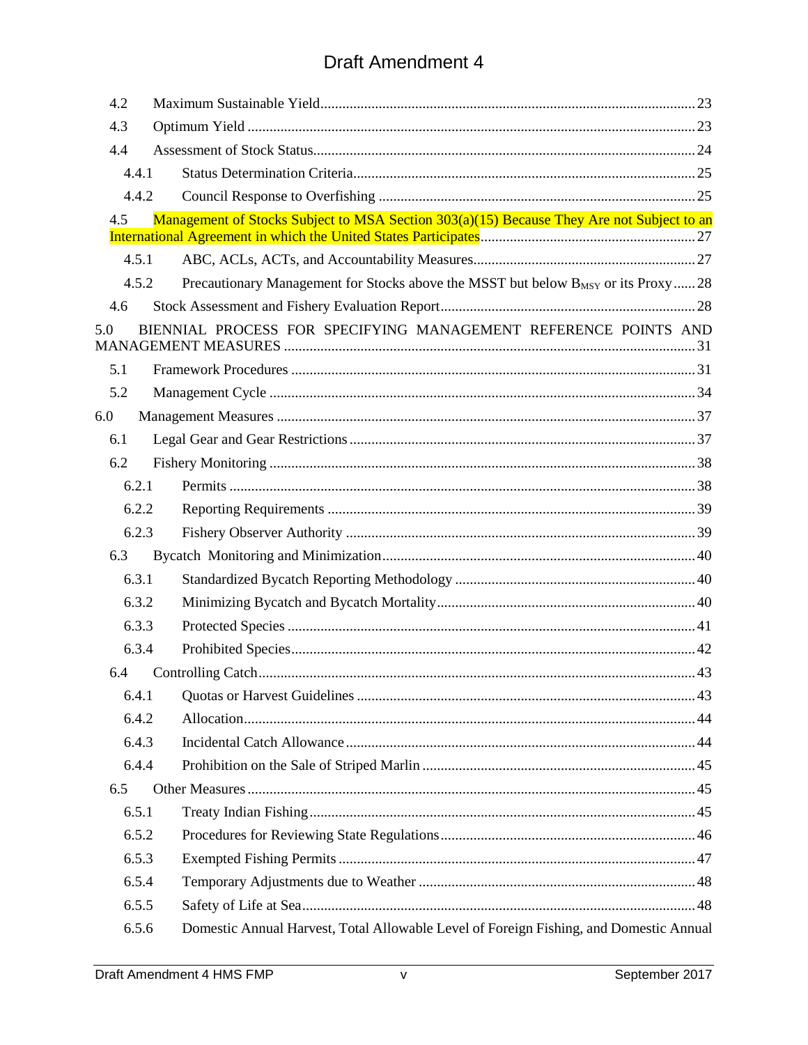| | | |
|---|---|---|
| 4.2 | Maximum Sustainable Yield | 23 |
| 4.3 | Optimum Yield | 23 |
| 4.4 | Assessment of Stock Status | 24 |
| 4.4.1 | Status Determination Criteria | 25 |
| 4.4.2 | Council Response to Overfishing | 25 |
| 4.5 | Management of Stocks Subject to MSA Section 303(a)(15) Because They Are not Subject to an International Agreement in which the United States Participates | 27 |
| 4.5.1 | ABC, ACLs, ACTs, and Accountability Measures | 27 |
| 4.5.2 | Precautionary Management for Stocks above the MSST but below $B_{MSY}$ or its Proxy | 28 |
| 4.6 | Stock Assessment and Fishery Evaluation Report | 28 |
| 5.0 | BIENNIAL PROCESS FOR SPECIFYING MANAGEMENT REFERENCE POINTS AND MANAGEMENT MEASURES | 31 |
| 5.1 | Framework Procedures | 31 |
| 5.2 | Management Cycle | 34 |
| 6.0 | Management Measures | 37 |
| 6.1 | Legal Gear and Gear Restrictions | 37 |
| 6.2 | Fishery Monitoring | 38 |
| 6.2.1 | Permits | 38 |
| 6.2.2 | Reporting Requirements | 39 |
| 6.2.3 | Fishery Observer Authority | 39 |
| 6.3 | Bycatch Monitoring and Minimization | 40 |
| 6.3.1 | Standardized Bycatch Reporting Methodology | 40 |
| 6.3.2 | Minimizing Bycatch and Bycatch Mortality | 40 |
| 6.3.3 | Protected Species | 41 |
| 6.3.4 | Prohibited Species | 42 |
| 6.4 | Controlling Catch | 43 |
| 6.4.1 | Quotas or Harvest Guidelines | 43 |
| 6.4.2 | Allocation | 44 |
| 6.4.3 | Incidental Catch Allowance | 44 |
| 6.4.4 | Prohibition on the Sale of Striped Marlin | 45 |
| 6.5 | Other Measures | 45 |
| 6.5.1 | Treaty Indian Fishing | 45 |
| 6.5.2 | Procedures for Reviewing State Regulations | 46 |
| 6.5.3 | Exempted Fishing Permits | 47 |
| 6.5.4 | Temporary Adjustments due to Weather | 48 |
| 6.5.5 | Safety of Life at Sea | 48 |
| 6.5.6 | Domestic Annual Harvest, Total Allowable Level of Foreign Fishing, and Domestic Annual | |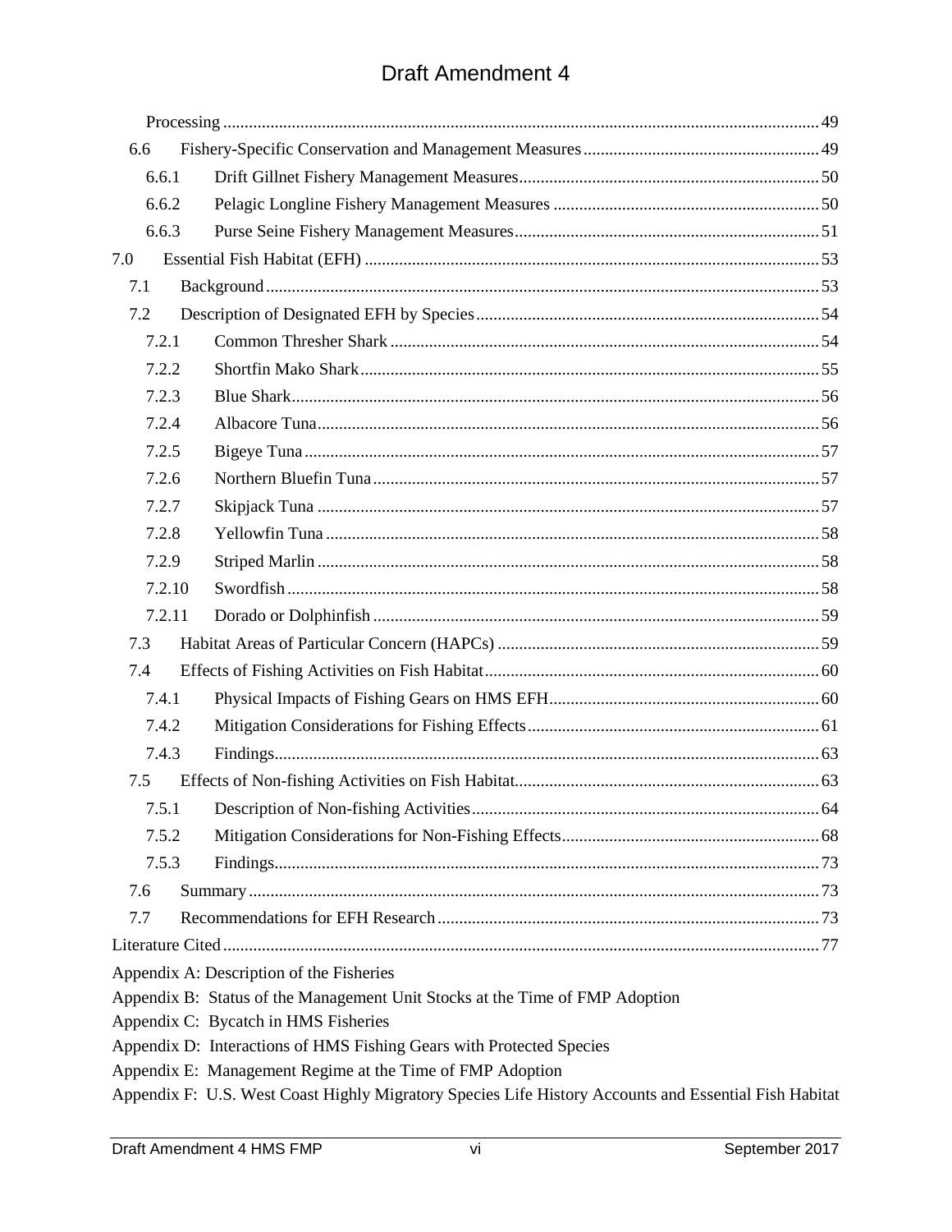Processing ... 49

6.6 Fishery-Specific Conservation and Management Measures ... 49

6.6.1 Drift Gillnet Fishery Management Measures ... 50

6.6.2 Pelagic Longline Fishery Management Measures ... 50

6.6.3 Purse Seine Fishery Management Measures ... 51

7.0 Essential Fish Habitat (EFH) ... 53

7.1 Background ... 53

7.2 Description of Designated EFH by Species ... 54

7.2.1 Common Thresher Shark ... 54

7.2.2 Shortfin Mako Shark ... 55

7.2.3 Blue Shark ... 56

7.2.4 Albacore Tuna ... 56

7.2.5 Bigeye Tuna ... 57

7.2.6 Northern Bluefin Tuna ... 57

7.2.7 Skipjack Tuna ... 57

7.2.8 Yellowfin Tuna ... 58

7.2.9 Striped Marlin ... 58

7.2.10 Swordfish ... 58

7.2.11 Dorado or Dolphinfish ... 59

7.3 Habitat Areas of Particular Concern (HAPCs) ... 59

7.4 Effects of Fishing Activities on Fish Habitat ... 60

7.4.1 Physical Impacts of Fishing Gears on HMS EFH ... 60

7.4.2 Mitigation Considerations for Fishing Effects ... 61

7.4.3 Findings ... 63

7.5 Effects of Non-fishing Activities on Fish Habitat ... 63

7.5.1 Description of Non-fishing Activities ... 64

7.5.2 Mitigation Considerations for Non-Fishing Effects ... 68

7.5.3 Findings ... 73

7.6 Summary ... 73

7.7 Recommendations for EFH Research ... 73

Literature Cited ... 77

Appendix A: Description of the Fisheries

Appendix B: Status of the Management Unit Stocks at the Time of FMP Adoption

Appendix C: Bycatch in HMS Fisheries

Appendix D: Interactions of HMS Fishing Gears with Protected Species

Appendix E: Management Regime at the Time of FMP Adoption

Appendix F: U.S. West Coast Highly Migratory Species Life History Accounts and Essential Fish Habitat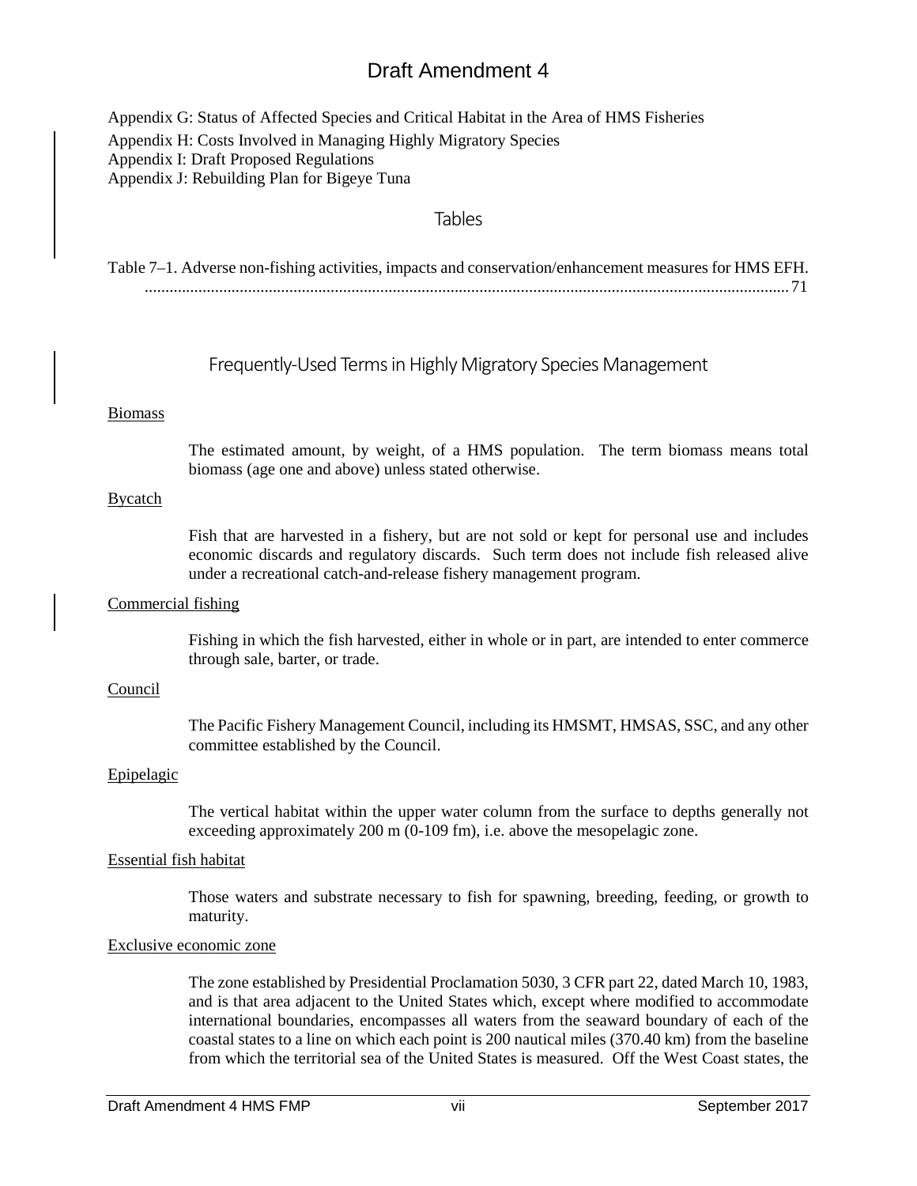Appendix G: Status of Affected Species and Critical Habitat in the Area of HMS Fisheries
Appendix H: Costs Involved in Managing Highly Migratory Species
Appendix I: Draft Proposed Regulations
Appendix J: Rebuilding Plan for Bigeye Tuna

## Tables

Table 7–1. Adverse non-fishing activities, impacts and conservation/enhancement measures for HMS EFH. ........................................................................................................................................... 71

## Frequently-Used Terms in Highly Migratory Species Management

Biomass

The estimated amount, by weight, of a HMS population. The term biomass means total biomass (age one and above) unless stated otherwise.

Bycatch

Fish that are harvested in a fishery, but are not sold or kept for personal use and includes economic discards and regulatory discards. Such term does not include fish released alive under a recreational catch-and-release fishery management program.

Commercial fishing

Fishing in which the fish harvested, either in whole or in part, are intended to enter commerce through sale, barter, or trade.

Council

The Pacific Fishery Management Council, including its HMSMT, HMSAS, SSC, and any other committee established by the Council.

Epipelagic

The vertical habitat within the upper water column from the surface to depths generally not exceeding approximately 200 m (0-109 fm), i.e. above the mesopelagic zone.

Essential fish habitat

Those waters and substrate necessary to fish for spawning, breeding, feeding, or growth to maturity.

Exclusive economic zone

The zone established by Presidential Proclamation 5030, 3 CFR part 22, dated March 10, 1983, and is that area adjacent to the United States which, except where modified to accommodate international boundaries, encompasses all waters from the seaward boundary of each of the coastal states to a line on which each point is 200 nautical miles (370.40 km) from the baseline from which the territorial sea of the United States is measured. Off the West Coast states, the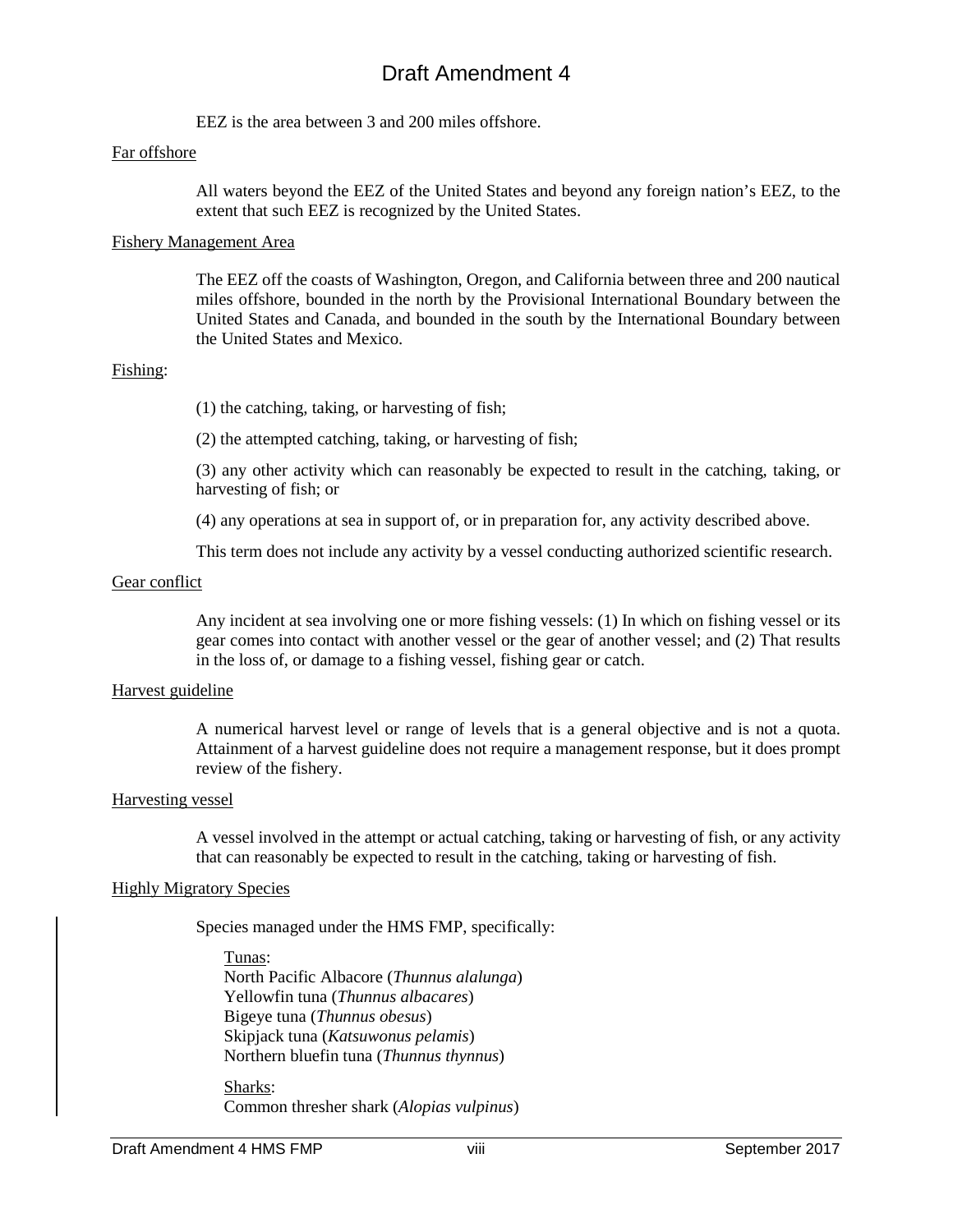EEZ is the area between 3 and 200 miles offshore.

Far offshore

All waters beyond the EEZ of the United States and beyond any foreign nation's EEZ, to the extent that such EEZ is recognized by the United States.

Fishery Management Area

The EEZ off the coasts of Washington, Oregon, and California between three and 200 nautical miles offshore, bounded in the north by the Provisional International Boundary between the United States and Canada, and bounded in the south by the International Boundary between the United States and Mexico.

Fishing:

(1) the catching, taking, or harvesting of fish;

(2) the attempted catching, taking, or harvesting of fish;

(3) any other activity which can reasonably be expected to result in the catching, taking, or harvesting of fish; or

(4) any operations at sea in support of, or in preparation for, any activity described above.

This term does not include any activity by a vessel conducting authorized scientific research.

Gear conflict

Any incident at sea involving one or more fishing vessels: (1) In which on fishing vessel or its gear comes into contact with another vessel or the gear of another vessel; and (2) That results in the loss of, or damage to a fishing vessel, fishing gear or catch.

Harvest guideline

A numerical harvest level or range of levels that is a general objective and is not a quota. Attainment of a harvest guideline does not require a management response, but it does prompt review of the fishery.

Harvesting vessel

A vessel involved in the attempt or actual catching, taking or harvesting of fish, or any activity that can reasonably be expected to result in the catching, taking or harvesting of fish.

Highly Migratory Species

Species managed under the HMS FMP, specifically:

Tunas:
North Pacific Albacore (*Thunnus alalunga*)
Yellowfin tuna (*Thunnus albacares*)
Bigeye tuna (*Thunnus obesus*)
Skipjack tuna (*Katsuwonus pelamis*)
Northern bluefin tuna (*Thunnus thynnus*)

Sharks:
Common thresher shark (*Alopias vulpinus*)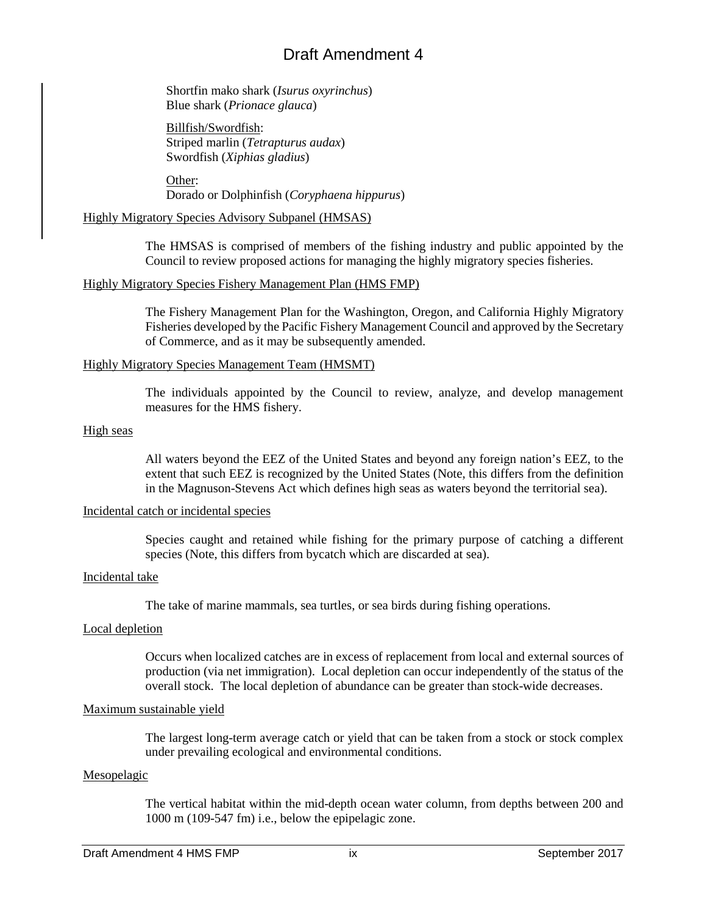Shortfin mako shark (*Isurus oxyrinchus*)
Blue shark (*Prionace glauca*)

Billfish/Swordfish:
Striped marlin (*Tetrapturus audax*)
Swordfish (*Xiphias gladius*)

Other:
Dorado or Dolphinfish (*Coryphaena hippurus*)

Highly Migratory Species Advisory Subpanel (HMSAS)

The HMSAS is comprised of members of the fishing industry and public appointed by the Council to review proposed actions for managing the highly migratory species fisheries.

Highly Migratory Species Fishery Management Plan (HMS FMP)

The Fishery Management Plan for the Washington, Oregon, and California Highly Migratory Fisheries developed by the Pacific Fishery Management Council and approved by the Secretary of Commerce, and as it may be subsequently amended.

Highly Migratory Species Management Team (HMSMT)

The individuals appointed by the Council to review, analyze, and develop management measures for the HMS fishery.

High seas

All waters beyond the EEZ of the United States and beyond any foreign nation's EEZ, to the extent that such EEZ is recognized by the United States (Note, this differs from the definition in the Magnuson-Stevens Act which defines high seas as waters beyond the territorial sea).

Incidental catch or incidental species

Species caught and retained while fishing for the primary purpose of catching a different species (Note, this differs from bycatch which are discarded at sea).

Incidental take

The take of marine mammals, sea turtles, or sea birds during fishing operations.

Local depletion

Occurs when localized catches are in excess of replacement from local and external sources of production (via net immigration). Local depletion can occur independently of the status of the overall stock. The local depletion of abundance can be greater than stock-wide decreases.

Maximum sustainable yield

The largest long-term average catch or yield that can be taken from a stock or stock complex under prevailing ecological and environmental conditions.

Mesopelagic

The vertical habitat within the mid-depth ocean water column, from depths between 200 and 1000 m (109-547 fm) i.e., below the epipelagic zone.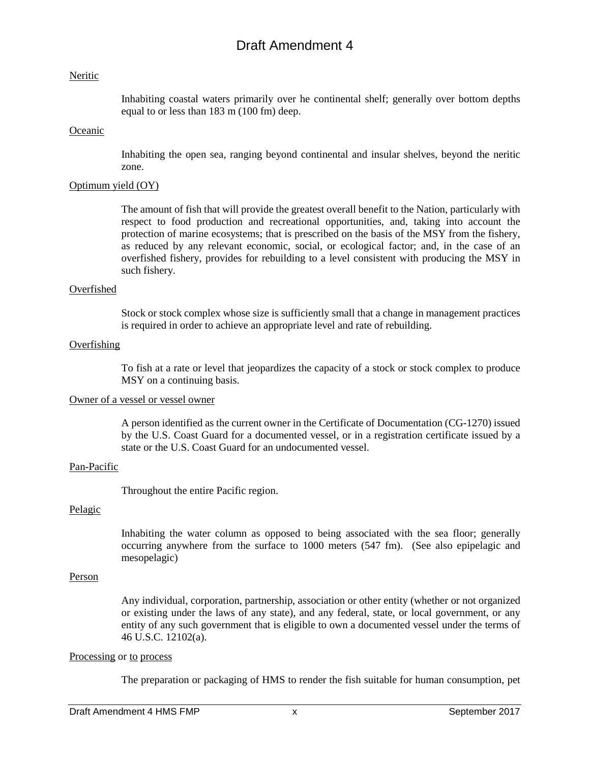Neritic

Inhabiting coastal waters primarily over he continental shelf; generally over bottom depths equal to or less than 183 m (100 fm) deep.

Oceanic

Inhabiting the open sea, ranging beyond continental and insular shelves, beyond the neritic zone.

Optimum yield (OY)

The amount of fish that will provide the greatest overall benefit to the Nation, particularly with respect to food production and recreational opportunities, and, taking into account the protection of marine ecosystems; that is prescribed on the basis of the MSY from the fishery, as reduced by any relevant economic, social, or ecological factor; and, in the case of an overfished fishery, provides for rebuilding to a level consistent with producing the MSY in such fishery.

Overfished

Stock or stock complex whose size is sufficiently small that a change in management practices is required in order to achieve an appropriate level and rate of rebuilding.

Overfishing

To fish at a rate or level that jeopardizes the capacity of a stock or stock complex to produce MSY on a continuing basis.

Owner of a vessel or vessel owner

A person identified as the current owner in the Certificate of Documentation (CG-1270) issued by the U.S. Coast Guard for a documented vessel, or in a registration certificate issued by a state or the U.S. Coast Guard for an undocumented vessel.

Pan-Pacific

Throughout the entire Pacific region.

Pelagic

Inhabiting the water column as opposed to being associated with the sea floor; generally occurring anywhere from the surface to 1000 meters (547 fm). (See also epipelagic and mesopelagic)

Person

Any individual, corporation, partnership, association or other entity (whether or not organized or existing under the laws of any state), and any federal, state, or local government, or any entity of any such government that is eligible to own a documented vessel under the terms of 46 U.S.C. 12102(a).

Processing or to process

The preparation or packaging of HMS to render the fish suitable for human consumption, pet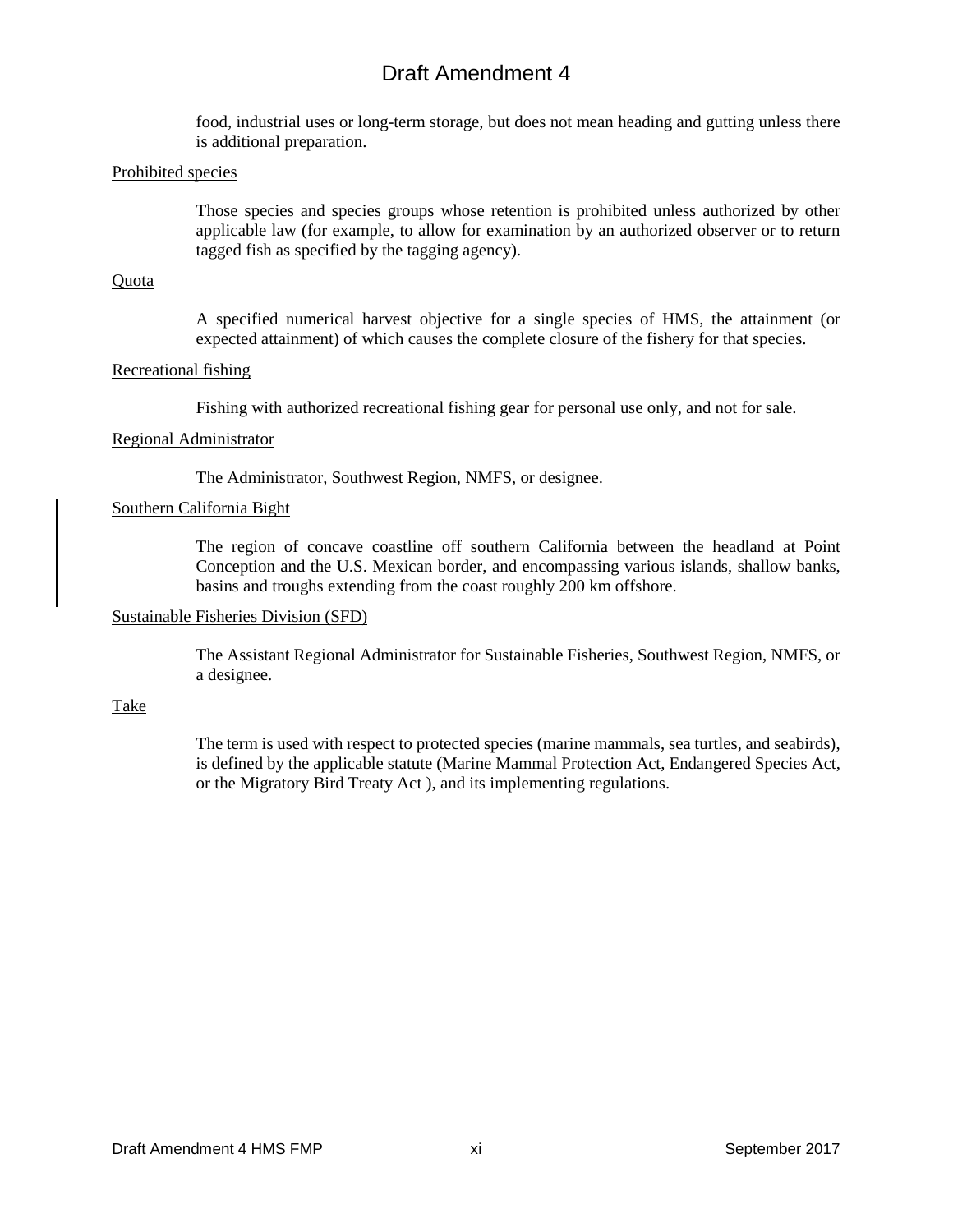food, industrial uses or long-term storage, but does not mean heading and gutting unless there is additional preparation.

Prohibited species

Those species and species groups whose retention is prohibited unless authorized by other applicable law (for example, to allow for examination by an authorized observer or to return tagged fish as specified by the tagging agency).

Quota

A specified numerical harvest objective for a single species of HMS, the attainment (or expected attainment) of which causes the complete closure of the fishery for that species.

Recreational fishing

Fishing with authorized recreational fishing gear for personal use only, and not for sale.

Regional Administrator

The Administrator, Southwest Region, NMFS, or designee.

Southern California Bight

The region of concave coastline off southern California between the headland at Point Conception and the U.S. Mexican border, and encompassing various islands, shallow banks, basins and troughs extending from the coast roughly 200 km offshore.

Sustainable Fisheries Division (SFD)

The Assistant Regional Administrator for Sustainable Fisheries, Southwest Region, NMFS, or a designee.

Take

The term is used with respect to protected species (marine mammals, sea turtles, and seabirds), is defined by the applicable statute (Marine Mammal Protection Act, Endangered Species Act, or the Migratory Bird Treaty Act ), and its implementing regulations.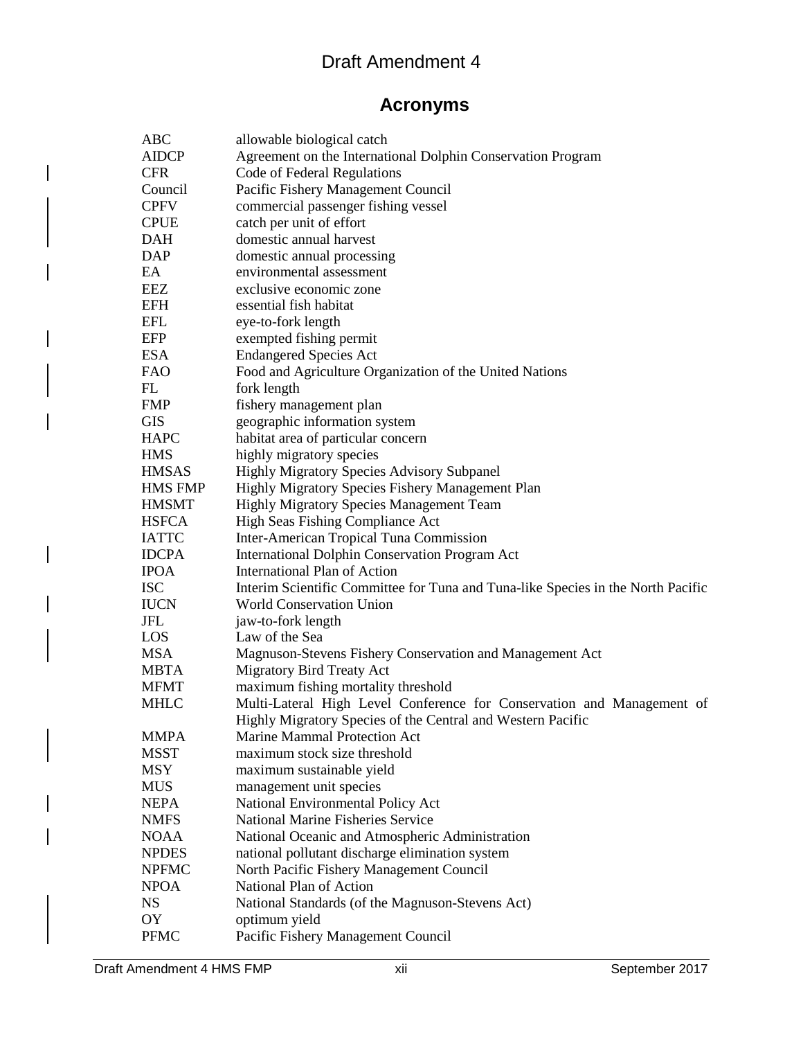# Draft Amendment 4

## Acronyms

| | |
|---|---|
| ABC | allowable biological catch |
| AIDCP | Agreement on the International Dolphin Conservation Program |
| CFR | Code of Federal Regulations |
| Council | Pacific Fishery Management Council |
| CPFV | commercial passenger fishing vessel |
| CPUE | catch per unit of effort |
| DAH | domestic annual harvest |
| DAP | domestic annual processing |
| EA | environmental assessment |
| EEZ | exclusive economic zone |
| EFH | essential fish habitat |
| EFL | eye-to-fork length |
| EFP | exempted fishing permit |
| ESA | Endangered Species Act |
| FAO | Food and Agriculture Organization of the United Nations |
| FL | fork length |
| FMP | fishery management plan |
| GIS | geographic information system |
| HAPC | habitat area of particular concern |
| HMS | highly migratory species |
| HMSAS | Highly Migratory Species Advisory Subpanel |
| HMS FMP | Highly Migratory Species Fishery Management Plan |
| HMSMT | Highly Migratory Species Management Team |
| HSFCA | High Seas Fishing Compliance Act |
| IATTC | Inter-American Tropical Tuna Commission |
| IDCPA | International Dolphin Conservation Program Act |
| IPOA | International Plan of Action |
| ISC | Interim Scientific Committee for Tuna and Tuna-like Species in the North Pacific |
| IUCN | World Conservation Union |
| JFL | jaw-to-fork length |
| LOS | Law of the Sea |
| MSA | Magnuson-Stevens Fishery Conservation and Management Act |
| MBTA | Migratory Bird Treaty Act |
| MFMT | maximum fishing mortality threshold |
| MHLC | Multi-Lateral High Level Conference for Conservation and Management of Highly Migratory Species of the Central and Western Pacific |
| MMPA | Marine Mammal Protection Act |
| MSST | maximum stock size threshold |
| MSY | maximum sustainable yield |
| MUS | management unit species |
| NEPA | National Environmental Policy Act |
| NMFS | National Marine Fisheries Service |
| NOAA | National Oceanic and Atmospheric Administration |
| NPDES | national pollutant discharge elimination system |
| NPFMC | North Pacific Fishery Management Council |
| NPOA | National Plan of Action |
| NS | National Standards (of the Magnuson-Stevens Act) |
| OY | optimum yield |
| PFMC | Pacific Fishery Management Council |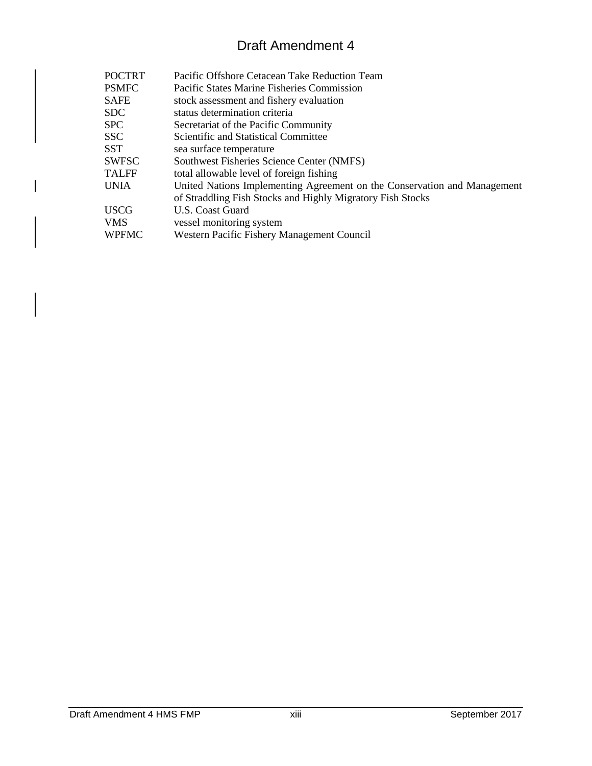| | |
|---|---|
| POCTRT | Pacific Offshore Cetacean Take Reduction Team |
| PSMFC | Pacific States Marine Fisheries Commission |
| SAFE | stock assessment and fishery evaluation |
| SDC | status determination criteria |
| SPC | Secretariat of the Pacific Community |
| SSC | Scientific and Statistical Committee |
| SST | sea surface temperature |
| SWFSC | Southwest Fisheries Science Center (NMFS) |
| TALFF | total allowable level of foreign fishing |
| UNIA | United Nations Implementing Agreement on the Conservation and Management of Straddling Fish Stocks and Highly Migratory Fish Stocks |
| USCG | U.S. Coast Guard |
| VMS | vessel monitoring system |
| WPFMC | Western Pacific Fishery Management Council |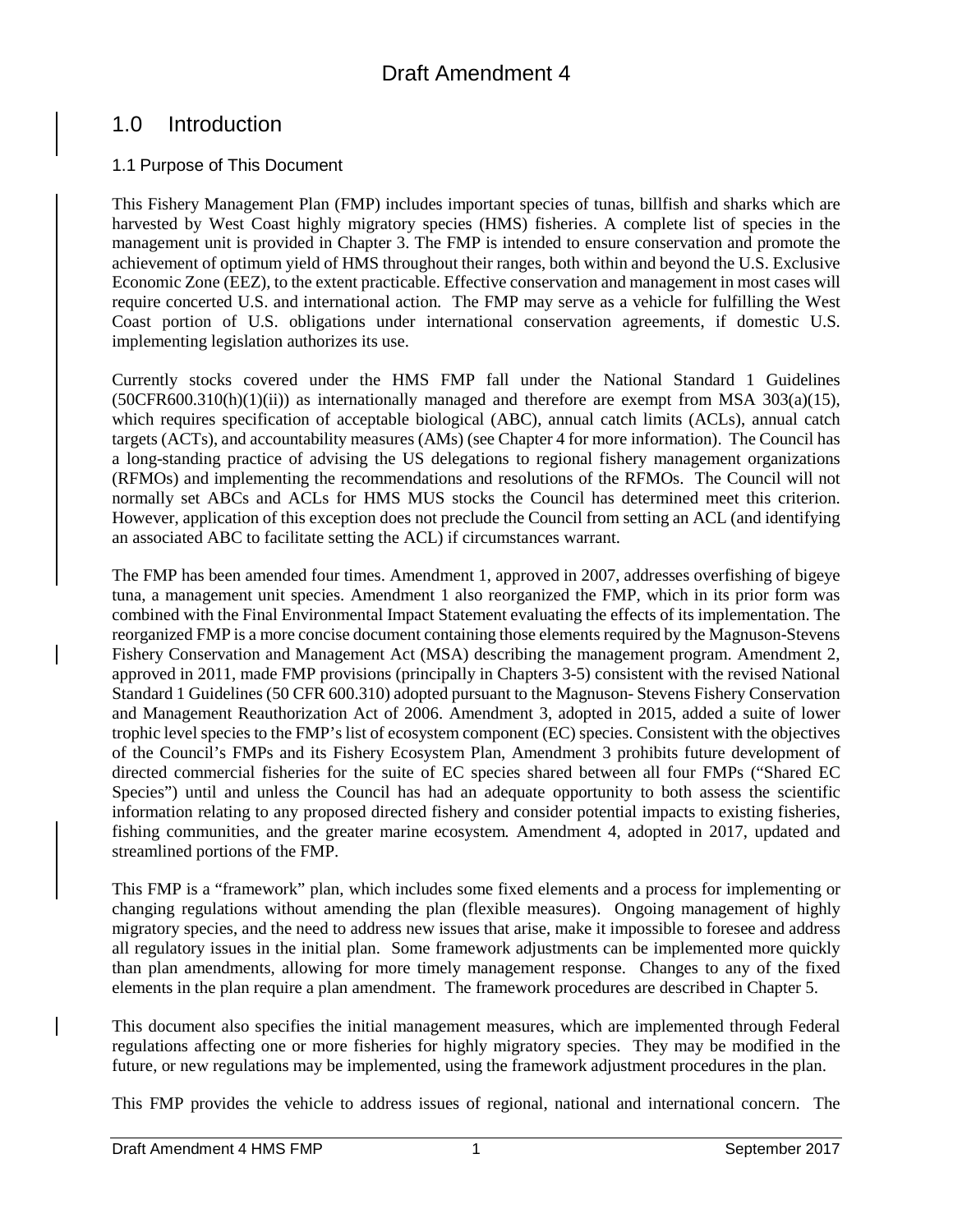# 1.0 Introduction

## 1.1 Purpose of This Document

This Fishery Management Plan (FMP) includes important species of tunas, billfish and sharks which are harvested by West Coast highly migratory species (HMS) fisheries. A complete list of species in the management unit is provided in Chapter 3. The FMP is intended to ensure conservation and promote the achievement of optimum yield of HMS throughout their ranges, both within and beyond the U.S. Exclusive Economic Zone (EEZ), to the extent practicable. Effective conservation and management in most cases will require concerted U.S. and international action. The FMP may serve as a vehicle for fulfilling the West Coast portion of U.S. obligations under international conservation agreements, if domestic U.S. implementing legislation authorizes its use.

Currently stocks covered under the HMS FMP fall under the National Standard 1 Guidelines (50CFR600.310(h)(1)(ii)) as internationally managed and therefore are exempt from MSA 303(a)(15), which requires specification of acceptable biological (ABC), annual catch limits (ACLs), annual catch targets (ACTs), and accountability measures (AMs) (see Chapter 4 for more information). The Council has a long-standing practice of advising the US delegations to regional fishery management organizations (RFMOs) and implementing the recommendations and resolutions of the RFMOs. The Council will not normally set ABCs and ACLs for HMS MUS stocks the Council has determined meet this criterion. However, application of this exception does not preclude the Council from setting an ACL (and identifying an associated ABC to facilitate setting the ACL) if circumstances warrant.

The FMP has been amended four times. Amendment 1, approved in 2007, addresses overfishing of bigeye tuna, a management unit species. Amendment 1 also reorganized the FMP, which in its prior form was combined with the Final Environmental Impact Statement evaluating the effects of its implementation. The reorganized FMP is a more concise document containing those elements required by the Magnuson-Stevens Fishery Conservation and Management Act (MSA) describing the management program. Amendment 2, approved in 2011, made FMP provisions (principally in Chapters 3-5) consistent with the revised National Standard 1 Guidelines (50 CFR 600.310) adopted pursuant to the Magnuson- Stevens Fishery Conservation and Management Reauthorization Act of 2006. Amendment 3, adopted in 2015, added a suite of lower trophic level species to the FMP's list of ecosystem component (EC) species. Consistent with the objectives of the Council's FMPs and its Fishery Ecosystem Plan, Amendment 3 prohibits future development of directed commercial fisheries for the suite of EC species shared between all four FMPs ("Shared EC Species") until and unless the Council has had an adequate opportunity to both assess the scientific information relating to any proposed directed fishery and consider potential impacts to existing fisheries, fishing communities, and the greater marine ecosystem. Amendment 4, adopted in 2017, updated and streamlined portions of the FMP.

This FMP is a "framework" plan, which includes some fixed elements and a process for implementing or changing regulations without amending the plan (flexible measures). Ongoing management of highly migratory species, and the need to address new issues that arise, make it impossible to foresee and address all regulatory issues in the initial plan. Some framework adjustments can be implemented more quickly than plan amendments, allowing for more timely management response. Changes to any of the fixed elements in the plan require a plan amendment. The framework procedures are described in Chapter 5.

This document also specifies the initial management measures, which are implemented through Federal regulations affecting one or more fisheries for highly migratory species. They may be modified in the future, or new regulations may be implemented, using the framework adjustment procedures in the plan.

This FMP provides the vehicle to address issues of regional, national and international concern. The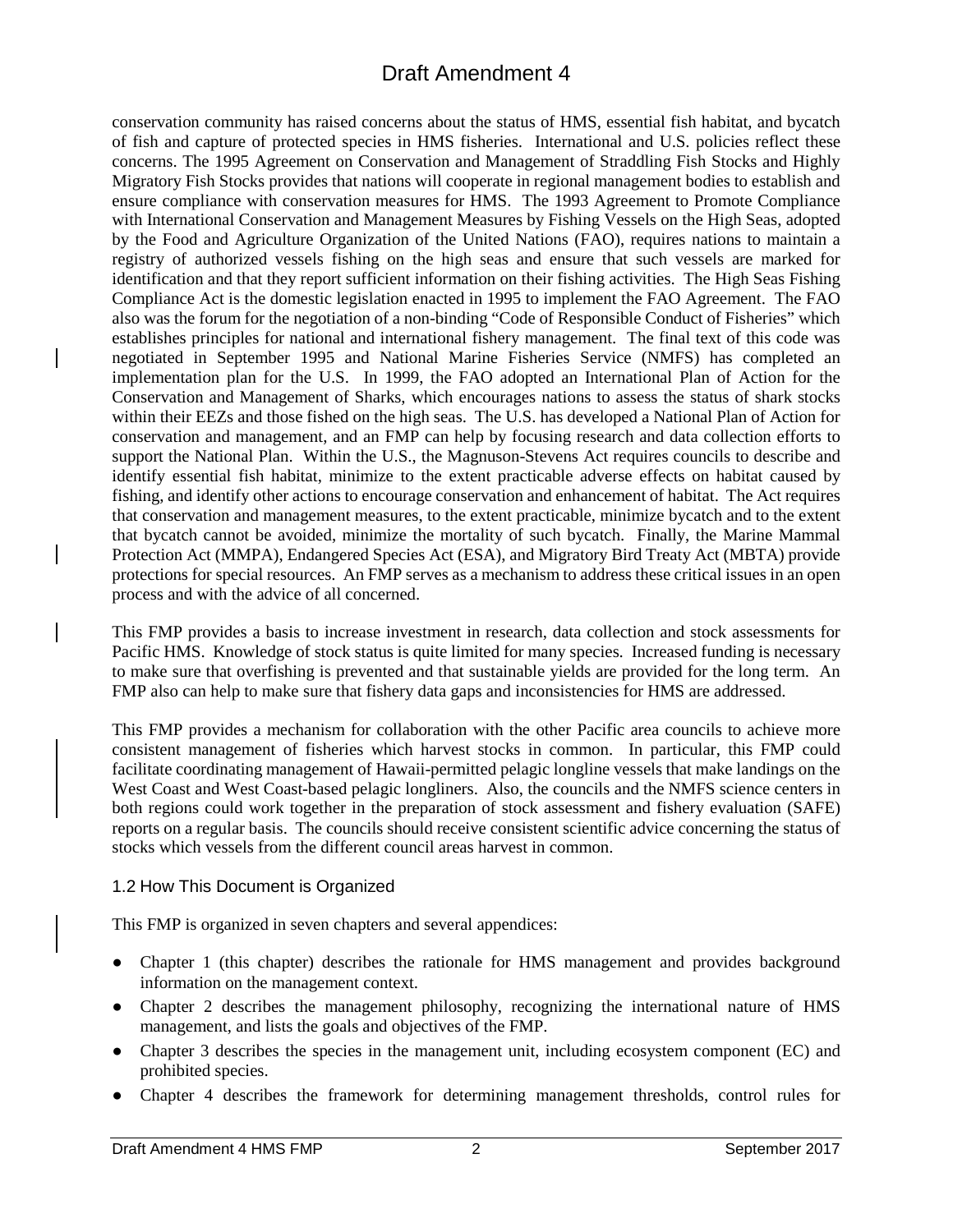conservation community has raised concerns about the status of HMS, essential fish habitat, and bycatch of fish and capture of protected species in HMS fisheries. International and U.S. policies reflect these concerns. The 1995 Agreement on Conservation and Management of Straddling Fish Stocks and Highly Migratory Fish Stocks provides that nations will cooperate in regional management bodies to establish and ensure compliance with conservation measures for HMS. The 1993 Agreement to Promote Compliance with International Conservation and Management Measures by Fishing Vessels on the High Seas, adopted by the Food and Agriculture Organization of the United Nations (FAO), requires nations to maintain a registry of authorized vessels fishing on the high seas and ensure that such vessels are marked for identification and that they report sufficient information on their fishing activities. The High Seas Fishing Compliance Act is the domestic legislation enacted in 1995 to implement the FAO Agreement. The FAO also was the forum for the negotiation of a non-binding "Code of Responsible Conduct of Fisheries" which establishes principles for national and international fishery management. The final text of this code was negotiated in September 1995 and National Marine Fisheries Service (NMFS) has completed an implementation plan for the U.S. In 1999, the FAO adopted an International Plan of Action for the Conservation and Management of Sharks, which encourages nations to assess the status of shark stocks within their EEZs and those fished on the high seas. The U.S. has developed a National Plan of Action for conservation and management, and an FMP can help by focusing research and data collection efforts to support the National Plan. Within the U.S., the Magnuson-Stevens Act requires councils to describe and identify essential fish habitat, minimize to the extent practicable adverse effects on habitat caused by fishing, and identify other actions to encourage conservation and enhancement of habitat. The Act requires that conservation and management measures, to the extent practicable, minimize bycatch and to the extent that bycatch cannot be avoided, minimize the mortality of such bycatch. Finally, the Marine Mammal Protection Act (MMPA), Endangered Species Act (ESA), and Migratory Bird Treaty Act (MBTA) provide protections for special resources. An FMP serves as a mechanism to address these critical issues in an open process and with the advice of all concerned.

This FMP provides a basis to increase investment in research, data collection and stock assessments for Pacific HMS. Knowledge of stock status is quite limited for many species. Increased funding is necessary to make sure that overfishing is prevented and that sustainable yields are provided for the long term. An FMP also can help to make sure that fishery data gaps and inconsistencies for HMS are addressed.

This FMP provides a mechanism for collaboration with the other Pacific area councils to achieve more consistent management of fisheries which harvest stocks in common. In particular, this FMP could facilitate coordinating management of Hawaii-permitted pelagic longline vessels that make landings on the West Coast and West Coast-based pelagic longliners. Also, the councils and the NMFS science centers in both regions could work together in the preparation of stock assessment and fishery evaluation (SAFE) reports on a regular basis. The councils should receive consistent scientific advice concerning the status of stocks which vessels from the different council areas harvest in common.

### 1.2 How This Document is Organized

This FMP is organized in seven chapters and several appendices:

- Chapter 1 (this chapter) describes the rationale for HMS management and provides background information on the management context.
- Chapter 2 describes the management philosophy, recognizing the international nature of HMS management, and lists the goals and objectives of the FMP.
- Chapter 3 describes the species in the management unit, including ecosystem component (EC) and prohibited species.
- Chapter 4 describes the framework for determining management thresholds, control rules for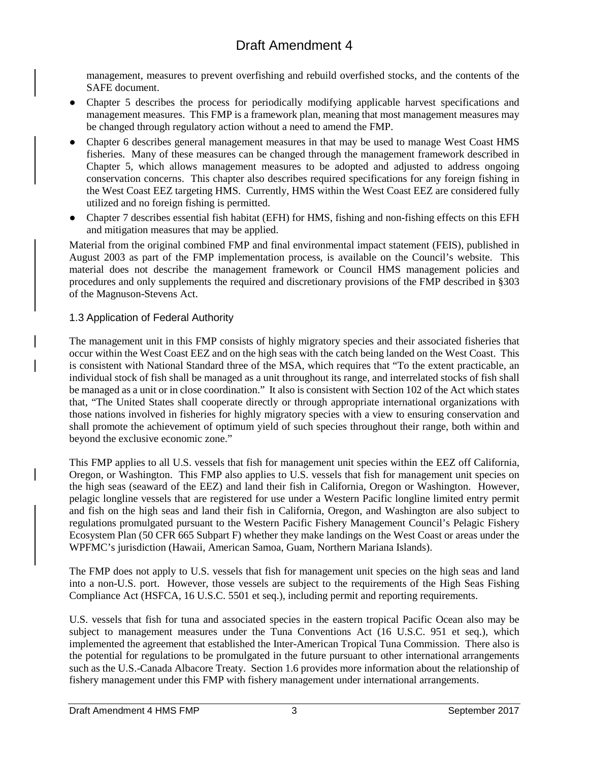management, measures to prevent overfishing and rebuild overfished stocks, and the contents of the SAFE document.

- Chapter 5 describes the process for periodically modifying applicable harvest specifications and management measures. This FMP is a framework plan, meaning that most management measures may be changed through regulatory action without a need to amend the FMP.
- Chapter 6 describes general management measures in that may be used to manage West Coast HMS fisheries. Many of these measures can be changed through the management framework described in Chapter 5, which allows management measures to be adopted and adjusted to address ongoing conservation concerns. This chapter also describes required specifications for any foreign fishing in the West Coast EEZ targeting HMS. Currently, HMS within the West Coast EEZ are considered fully utilized and no foreign fishing is permitted.
- Chapter 7 describes essential fish habitat (EFH) for HMS, fishing and non-fishing effects on this EFH and mitigation measures that may be applied.

Material from the original combined FMP and final environmental impact statement (FEIS), published in August 2003 as part of the FMP implementation process, is available on the Council's website. This material does not describe the management framework or Council HMS management policies and procedures and only supplements the required and discretionary provisions of the FMP described in §303 of the Magnuson-Stevens Act.

## 1.3 Application of Federal Authority

The management unit in this FMP consists of highly migratory species and their associated fisheries that occur within the West Coast EEZ and on the high seas with the catch being landed on the West Coast. This is consistent with National Standard three of the MSA, which requires that "To the extent practicable, an individual stock of fish shall be managed as a unit throughout its range, and interrelated stocks of fish shall be managed as a unit or in close coordination." It also is consistent with Section 102 of the Act which states that, "The United States shall cooperate directly or through appropriate international organizations with those nations involved in fisheries for highly migratory species with a view to ensuring conservation and shall promote the achievement of optimum yield of such species throughout their range, both within and beyond the exclusive economic zone."

This FMP applies to all U.S. vessels that fish for management unit species within the EEZ off California, Oregon, or Washington. This FMP also applies to U.S. vessels that fish for management unit species on the high seas (seaward of the EEZ) and land their fish in California, Oregon or Washington. However, pelagic longline vessels that are registered for use under a Western Pacific longline limited entry permit and fish on the high seas and land their fish in California, Oregon, and Washington are also subject to regulations promulgated pursuant to the Western Pacific Fishery Management Council's Pelagic Fishery Ecosystem Plan (50 CFR 665 Subpart F) whether they make landings on the West Coast or areas under the WPFMC's jurisdiction (Hawaii, American Samoa, Guam, Northern Mariana Islands).

The FMP does not apply to U.S. vessels that fish for management unit species on the high seas and land into a non-U.S. port. However, those vessels are subject to the requirements of the High Seas Fishing Compliance Act (HSFCA, 16 U.S.C. 5501 et seq.), including permit and reporting requirements.

U.S. vessels that fish for tuna and associated species in the eastern tropical Pacific Ocean also may be subject to management measures under the Tuna Conventions Act (16 U.S.C. 951 et seq.), which implemented the agreement that established the Inter-American Tropical Tuna Commission. There also is the potential for regulations to be promulgated in the future pursuant to other international arrangements such as the U.S.-Canada Albacore Treaty. Section 1.6 provides more information about the relationship of fishery management under this FMP with fishery management under international arrangements.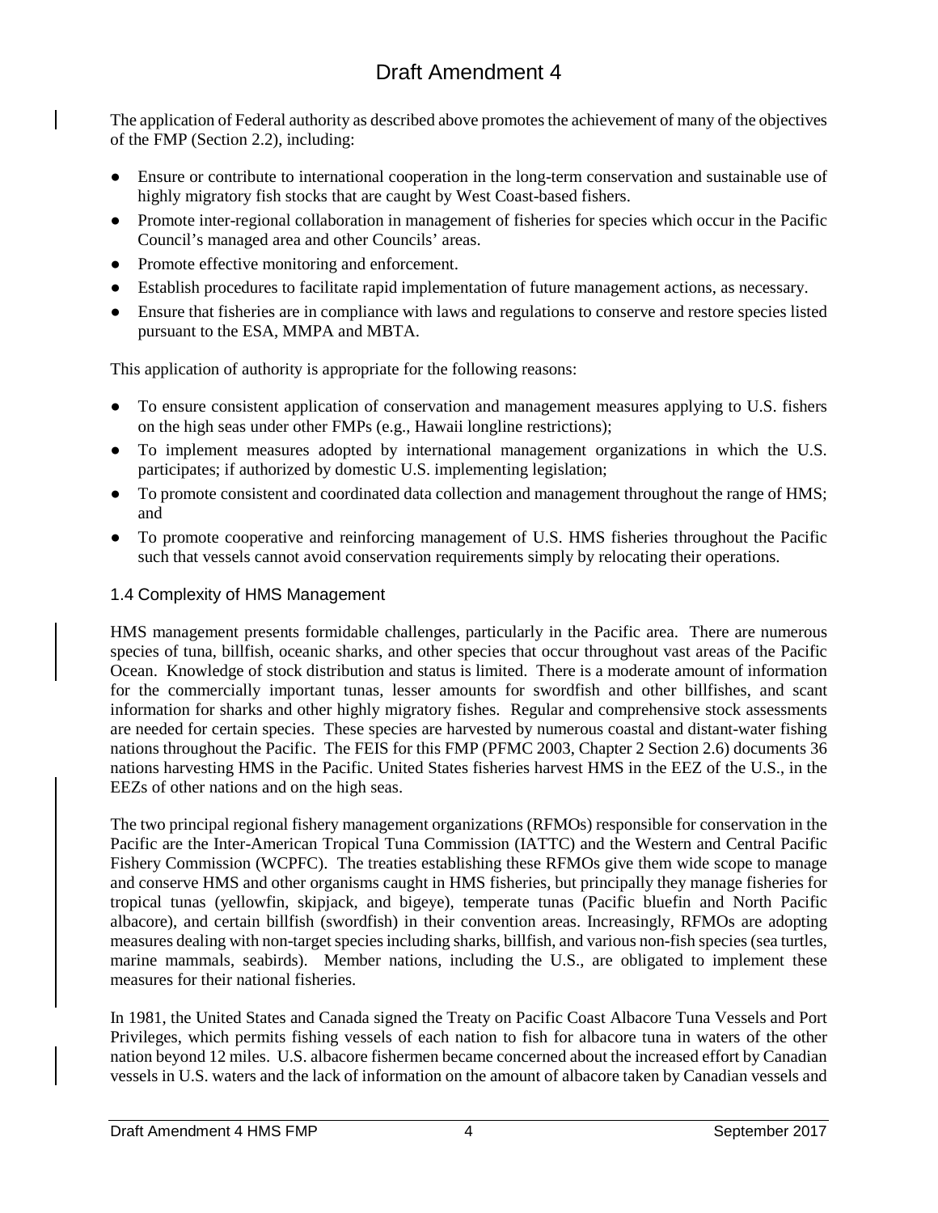The application of Federal authority as described above promotes the achievement of many of the objectives of the FMP (Section 2.2), including:

- Ensure or contribute to international cooperation in the long-term conservation and sustainable use of highly migratory fish stocks that are caught by West Coast-based fishers.
- Promote inter-regional collaboration in management of fisheries for species which occur in the Pacific Council's managed area and other Councils' areas.
- Promote effective monitoring and enforcement.
- Establish procedures to facilitate rapid implementation of future management actions, as necessary.
- Ensure that fisheries are in compliance with laws and regulations to conserve and restore species listed pursuant to the ESA, MMPA and MBTA.

This application of authority is appropriate for the following reasons:

- To ensure consistent application of conservation and management measures applying to U.S. fishers on the high seas under other FMPs (e.g., Hawaii longline restrictions);
- To implement measures adopted by international management organizations in which the U.S. participates; if authorized by domestic U.S. implementing legislation;
- To promote consistent and coordinated data collection and management throughout the range of HMS; and
- To promote cooperative and reinforcing management of U.S. HMS fisheries throughout the Pacific such that vessels cannot avoid conservation requirements simply by relocating their operations.

## 1.4 Complexity of HMS Management

HMS management presents formidable challenges, particularly in the Pacific area. There are numerous species of tuna, billfish, oceanic sharks, and other species that occur throughout vast areas of the Pacific Ocean. Knowledge of stock distribution and status is limited. There is a moderate amount of information for the commercially important tunas, lesser amounts for swordfish and other billfishes, and scant information for sharks and other highly migratory fishes. Regular and comprehensive stock assessments are needed for certain species. These species are harvested by numerous coastal and distant-water fishing nations throughout the Pacific. The FEIS for this FMP (PFMC 2003, Chapter 2 Section 2.6) documents 36 nations harvesting HMS in the Pacific. United States fisheries harvest HMS in the EEZ of the U.S., in the EEZs of other nations and on the high seas.

The two principal regional fishery management organizations (RFMOs) responsible for conservation in the Pacific are the Inter-American Tropical Tuna Commission (IATTC) and the Western and Central Pacific Fishery Commission (WCPFC). The treaties establishing these RFMOs give them wide scope to manage and conserve HMS and other organisms caught in HMS fisheries, but principally they manage fisheries for tropical tunas (yellowfin, skipjack, and bigeye), temperate tunas (Pacific bluefin and North Pacific albacore), and certain billfish (swordfish) in their convention areas. Increasingly, RFMOs are adopting measures dealing with non-target species including sharks, billfish, and various non-fish species (sea turtles, marine mammals, seabirds). Member nations, including the U.S., are obligated to implement these measures for their national fisheries.

In 1981, the United States and Canada signed the Treaty on Pacific Coast Albacore Tuna Vessels and Port Privileges, which permits fishing vessels of each nation to fish for albacore tuna in waters of the other nation beyond 12 miles. U.S. albacore fishermen became concerned about the increased effort by Canadian vessels in U.S. waters and the lack of information on the amount of albacore taken by Canadian vessels and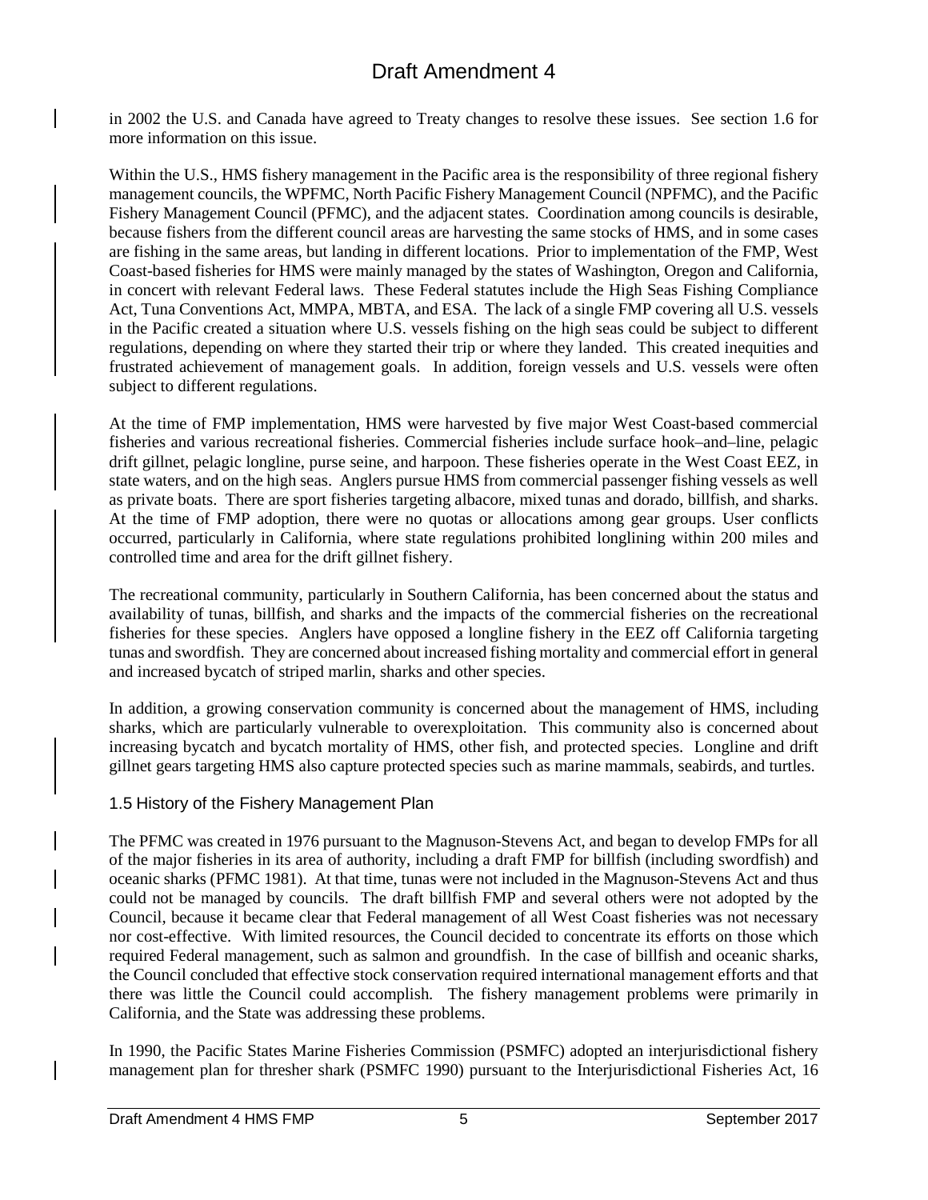in 2002 the U.S. and Canada have agreed to Treaty changes to resolve these issues. See section 1.6 for more information on this issue.

Within the U.S., HMS fishery management in the Pacific area is the responsibility of three regional fishery management councils, the WPFMC, North Pacific Fishery Management Council (NPFMC), and the Pacific Fishery Management Council (PFMC), and the adjacent states. Coordination among councils is desirable, because fishers from the different council areas are harvesting the same stocks of HMS, and in some cases are fishing in the same areas, but landing in different locations. Prior to implementation of the FMP, West Coast-based fisheries for HMS were mainly managed by the states of Washington, Oregon and California, in concert with relevant Federal laws. These Federal statutes include the High Seas Fishing Compliance Act, Tuna Conventions Act, MMPA, MBTA, and ESA. The lack of a single FMP covering all U.S. vessels in the Pacific created a situation where U.S. vessels fishing on the high seas could be subject to different regulations, depending on where they started their trip or where they landed. This created inequities and frustrated achievement of management goals. In addition, foreign vessels and U.S. vessels were often subject to different regulations.

At the time of FMP implementation, HMS were harvested by five major West Coast-based commercial fisheries and various recreational fisheries. Commercial fisheries include surface hook–and–line, pelagic drift gillnet, pelagic longline, purse seine, and harpoon. These fisheries operate in the West Coast EEZ, in state waters, and on the high seas. Anglers pursue HMS from commercial passenger fishing vessels as well as private boats. There are sport fisheries targeting albacore, mixed tunas and dorado, billfish, and sharks. At the time of FMP adoption, there were no quotas or allocations among gear groups. User conflicts occurred, particularly in California, where state regulations prohibited longlining within 200 miles and controlled time and area for the drift gillnet fishery.

The recreational community, particularly in Southern California, has been concerned about the status and availability of tunas, billfish, and sharks and the impacts of the commercial fisheries on the recreational fisheries for these species. Anglers have opposed a longline fishery in the EEZ off California targeting tunas and swordfish. They are concerned about increased fishing mortality and commercial effort in general and increased bycatch of striped marlin, sharks and other species.

In addition, a growing conservation community is concerned about the management of HMS, including sharks, which are particularly vulnerable to overexploitation. This community also is concerned about increasing bycatch and bycatch mortality of HMS, other fish, and protected species. Longline and drift gillnet gears targeting HMS also capture protected species such as marine mammals, seabirds, and turtles.

## 1.5 History of the Fishery Management Plan

The PFMC was created in 1976 pursuant to the Magnuson-Stevens Act, and began to develop FMPs for all of the major fisheries in its area of authority, including a draft FMP for billfish (including swordfish) and oceanic sharks (PFMC 1981). At that time, tunas were not included in the Magnuson-Stevens Act and thus could not be managed by councils. The draft billfish FMP and several others were not adopted by the Council, because it became clear that Federal management of all West Coast fisheries was not necessary nor cost-effective. With limited resources, the Council decided to concentrate its efforts on those which required Federal management, such as salmon and groundfish. In the case of billfish and oceanic sharks, the Council concluded that effective stock conservation required international management efforts and that there was little the Council could accomplish. The fishery management problems were primarily in California, and the State was addressing these problems.

In 1990, the Pacific States Marine Fisheries Commission (PSMFC) adopted an interjurisdictional fishery management plan for thresher shark (PSMFC 1990) pursuant to the Interjurisdictional Fisheries Act, 16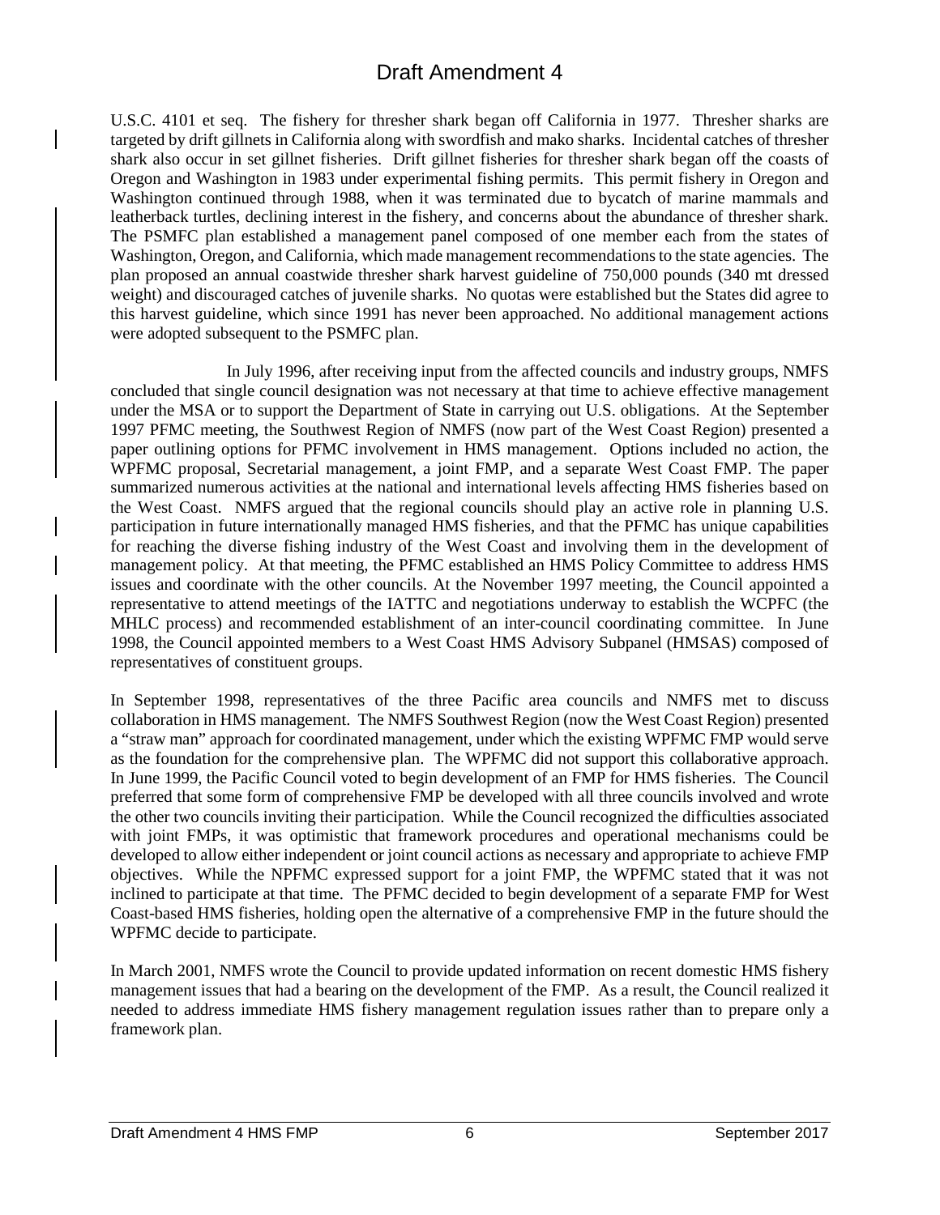U.S.C. 4101 et seq. The fishery for thresher shark began off California in 1977. Thresher sharks are targeted by drift gillnets in California along with swordfish and mako sharks. Incidental catches of thresher shark also occur in set gillnet fisheries. Drift gillnet fisheries for thresher shark began off the coasts of Oregon and Washington in 1983 under experimental fishing permits. This permit fishery in Oregon and Washington continued through 1988, when it was terminated due to bycatch of marine mammals and leatherback turtles, declining interest in the fishery, and concerns about the abundance of thresher shark. The PSMFC plan established a management panel composed of one member each from the states of Washington, Oregon, and California, which made management recommendations to the state agencies. The plan proposed an annual coastwide thresher shark harvest guideline of 750,000 pounds (340 mt dressed weight) and discouraged catches of juvenile sharks. No quotas were established but the States did agree to this harvest guideline, which since 1991 has never been approached. No additional management actions were adopted subsequent to the PSMFC plan.

In July 1996, after receiving input from the affected councils and industry groups, NMFS concluded that single council designation was not necessary at that time to achieve effective management under the MSA or to support the Department of State in carrying out U.S. obligations. At the September 1997 PFMC meeting, the Southwest Region of NMFS (now part of the West Coast Region) presented a paper outlining options for PFMC involvement in HMS management. Options included no action, the WPFMC proposal, Secretarial management, a joint FMP, and a separate West Coast FMP. The paper summarized numerous activities at the national and international levels affecting HMS fisheries based on the West Coast. NMFS argued that the regional councils should play an active role in planning U.S. participation in future internationally managed HMS fisheries, and that the PFMC has unique capabilities for reaching the diverse fishing industry of the West Coast and involving them in the development of management policy. At that meeting, the PFMC established an HMS Policy Committee to address HMS issues and coordinate with the other councils. At the November 1997 meeting, the Council appointed a representative to attend meetings of the IATTC and negotiations underway to establish the WCPFC (the MHLC process) and recommended establishment of an inter-council coordinating committee. In June 1998, the Council appointed members to a West Coast HMS Advisory Subpanel (HMSAS) composed of representatives of constituent groups.

In September 1998, representatives of the three Pacific area councils and NMFS met to discuss collaboration in HMS management. The NMFS Southwest Region (now the West Coast Region) presented a "straw man" approach for coordinated management, under which the existing WPFMC FMP would serve as the foundation for the comprehensive plan. The WPFMC did not support this collaborative approach. In June 1999, the Pacific Council voted to begin development of an FMP for HMS fisheries. The Council preferred that some form of comprehensive FMP be developed with all three councils involved and wrote the other two councils inviting their participation. While the Council recognized the difficulties associated with joint FMPs, it was optimistic that framework procedures and operational mechanisms could be developed to allow either independent or joint council actions as necessary and appropriate to achieve FMP objectives. While the NPFMC expressed support for a joint FMP, the WPFMC stated that it was not inclined to participate at that time. The PFMC decided to begin development of a separate FMP for West Coast-based HMS fisheries, holding open the alternative of a comprehensive FMP in the future should the WPFMC decide to participate.

In March 2001, NMFS wrote the Council to provide updated information on recent domestic HMS fishery management issues that had a bearing on the development of the FMP. As a result, the Council realized it needed to address immediate HMS fishery management regulation issues rather than to prepare only a framework plan.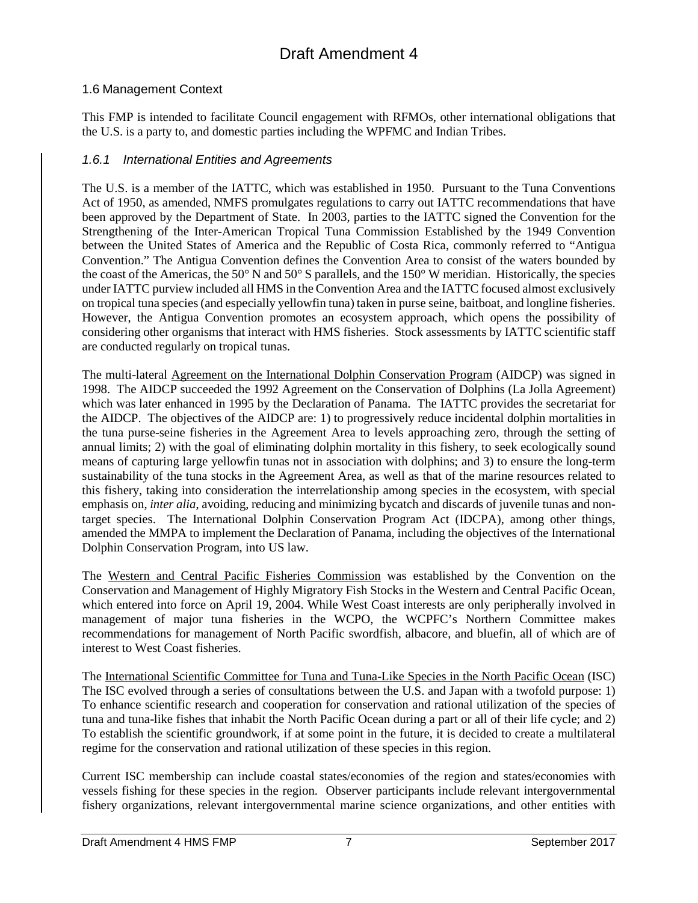## 1.6 Management Context

This FMP is intended to facilitate Council engagement with RFMOs, other international obligations that the U.S. is a party to, and domestic parties including the WPFMC and Indian Tribes.

### *1.6.1 International Entities and Agreements*

The U.S. is a member of the IATTC, which was established in 1950. Pursuant to the Tuna Conventions Act of 1950, as amended, NMFS promulgates regulations to carry out IATTC recommendations that have been approved by the Department of State. In 2003, parties to the IATTC signed the Convention for the Strengthening of the Inter-American Tropical Tuna Commission Established by the 1949 Convention between the United States of America and the Republic of Costa Rica, commonly referred to "Antigua Convention." The Antigua Convention defines the Convention Area to consist of the waters bounded by the coast of the Americas, the 50° N and 50° S parallels, and the 150° W meridian. Historically, the species under IATTC purview included all HMS in the Convention Area and the IATTC focused almost exclusively on tropical tuna species (and especially yellowfin tuna) taken in purse seine, baitboat, and longline fisheries. However, the Antigua Convention promotes an ecosystem approach, which opens the possibility of considering other organisms that interact with HMS fisheries. Stock assessments by IATTC scientific staff are conducted regularly on tropical tunas.

The multi-lateral Agreement on the International Dolphin Conservation Program (AIDCP) was signed in 1998. The AIDCP succeeded the 1992 Agreement on the Conservation of Dolphins (La Jolla Agreement) which was later enhanced in 1995 by the Declaration of Panama. The IATTC provides the secretariat for the AIDCP. The objectives of the AIDCP are: 1) to progressively reduce incidental dolphin mortalities in the tuna purse-seine fisheries in the Agreement Area to levels approaching zero, through the setting of annual limits; 2) with the goal of eliminating dolphin mortality in this fishery, to seek ecologically sound means of capturing large yellowfin tunas not in association with dolphins; and 3) to ensure the long-term sustainability of the tuna stocks in the Agreement Area, as well as that of the marine resources related to this fishery, taking into consideration the interrelationship among species in the ecosystem, with special emphasis on, *inter alia*, avoiding, reducing and minimizing bycatch and discards of juvenile tunas and non-target species. The International Dolphin Conservation Program Act (IDCPA), among other things, amended the MMPA to implement the Declaration of Panama, including the objectives of the International Dolphin Conservation Program, into US law.

The Western and Central Pacific Fisheries Commission was established by the Convention on the Conservation and Management of Highly Migratory Fish Stocks in the Western and Central Pacific Ocean, which entered into force on April 19, 2004. While West Coast interests are only peripherally involved in management of major tuna fisheries in the WCPO, the WCPFC's Northern Committee makes recommendations for management of North Pacific swordfish, albacore, and bluefin, all of which are of interest to West Coast fisheries.

The International Scientific Committee for Tuna and Tuna-Like Species in the North Pacific Ocean (ISC) The ISC evolved through a series of consultations between the U.S. and Japan with a twofold purpose: 1) To enhance scientific research and cooperation for conservation and rational utilization of the species of tuna and tuna-like fishes that inhabit the North Pacific Ocean during a part or all of their life cycle; and 2) To establish the scientific groundwork, if at some point in the future, it is decided to create a multilateral regime for the conservation and rational utilization of these species in this region.

Current ISC membership can include coastal states/economies of the region and states/economies with vessels fishing for these species in the region. Observer participants include relevant intergovernmental fishery organizations, relevant intergovernmental marine science organizations, and other entities with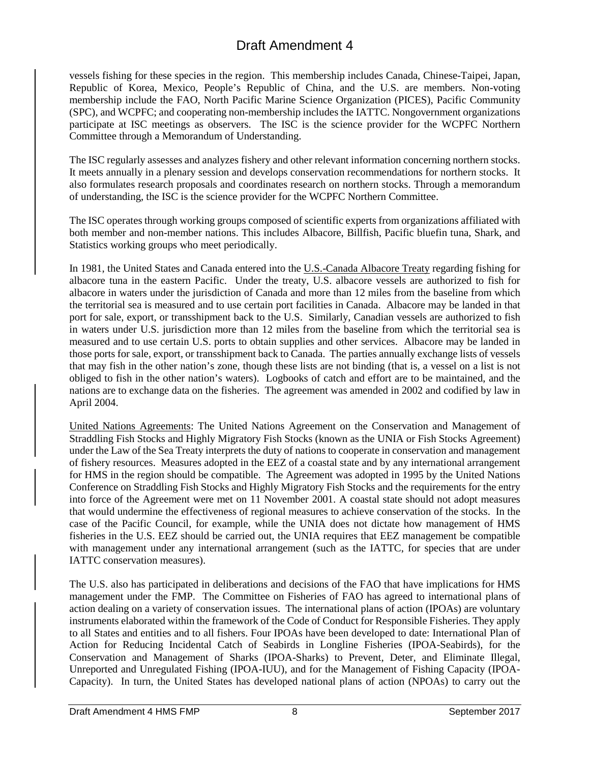vessels fishing for these species in the region. This membership includes Canada, Chinese-Taipei, Japan, Republic of Korea, Mexico, People's Republic of China, and the U.S. are members. Non-voting membership include the FAO, North Pacific Marine Science Organization (PICES), Pacific Community (SPC), and WCPFC; and cooperating non-membership includes the IATTC. Nongovernment organizations participate at ISC meetings as observers. The ISC is the science provider for the WCPFC Northern Committee through a Memorandum of Understanding.

The ISC regularly assesses and analyzes fishery and other relevant information concerning northern stocks. It meets annually in a plenary session and develops conservation recommendations for northern stocks. It also formulates research proposals and coordinates research on northern stocks. Through a memorandum of understanding, the ISC is the science provider for the WCPFC Northern Committee.

The ISC operates through working groups composed of scientific experts from organizations affiliated with both member and non-member nations. This includes Albacore, Billfish, Pacific bluefin tuna, Shark, and Statistics working groups who meet periodically.

In 1981, the United States and Canada entered into the U.S.-Canada Albacore Treaty regarding fishing for albacore tuna in the eastern Pacific. Under the treaty, U.S. albacore vessels are authorized to fish for albacore in waters under the jurisdiction of Canada and more than 12 miles from the baseline from which the territorial sea is measured and to use certain port facilities in Canada. Albacore may be landed in that port for sale, export, or transshipment back to the U.S. Similarly, Canadian vessels are authorized to fish in waters under U.S. jurisdiction more than 12 miles from the baseline from which the territorial sea is measured and to use certain U.S. ports to obtain supplies and other services. Albacore may be landed in those ports for sale, export, or transshipment back to Canada. The parties annually exchange lists of vessels that may fish in the other nation's zone, though these lists are not binding (that is, a vessel on a list is not obliged to fish in the other nation's waters). Logbooks of catch and effort are to be maintained, and the nations are to exchange data on the fisheries. The agreement was amended in 2002 and codified by law in April 2004.

United Nations Agreements: The United Nations Agreement on the Conservation and Management of Straddling Fish Stocks and Highly Migratory Fish Stocks (known as the UNIA or Fish Stocks Agreement) under the Law of the Sea Treaty interprets the duty of nations to cooperate in conservation and management of fishery resources. Measures adopted in the EEZ of a coastal state and by any international arrangement for HMS in the region should be compatible. The Agreement was adopted in 1995 by the United Nations Conference on Straddling Fish Stocks and Highly Migratory Fish Stocks and the requirements for the entry into force of the Agreement were met on 11 November 2001. A coastal state should not adopt measures that would undermine the effectiveness of regional measures to achieve conservation of the stocks. In the case of the Pacific Council, for example, while the UNIA does not dictate how management of HMS fisheries in the U.S. EEZ should be carried out, the UNIA requires that EEZ management be compatible with management under any international arrangement (such as the IATTC, for species that are under IATTC conservation measures).

The U.S. also has participated in deliberations and decisions of the FAO that have implications for HMS management under the FMP. The Committee on Fisheries of FAO has agreed to international plans of action dealing on a variety of conservation issues. The international plans of action (IPOAs) are voluntary instruments elaborated within the framework of the Code of Conduct for Responsible Fisheries. They apply to all States and entities and to all fishers. Four IPOAs have been developed to date: International Plan of Action for Reducing Incidental Catch of Seabirds in Longline Fisheries (IPOA-Seabirds), for the Conservation and Management of Sharks (IPOA-Sharks) to Prevent, Deter, and Eliminate Illegal, Unreported and Unregulated Fishing (IPOA-IUU), and for the Management of Fishing Capacity (IPOA-Capacity). In turn, the United States has developed national plans of action (NPOAs) to carry out the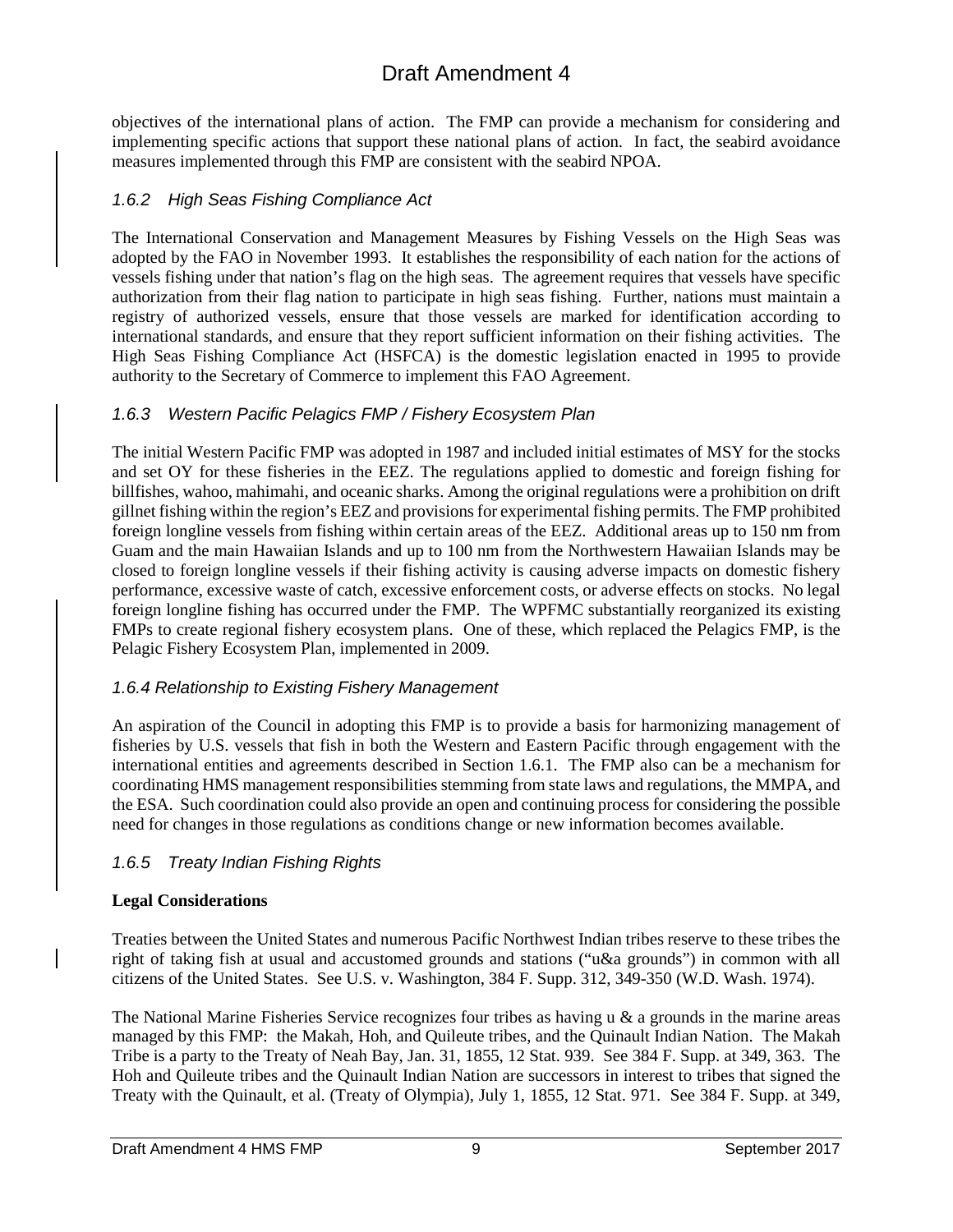objectives of the international plans of action. The FMP can provide a mechanism for considering and implementing specific actions that support these national plans of action. In fact, the seabird avoidance measures implemented through this FMP are consistent with the seabird NPOA.

### *1.6.2 High Seas Fishing Compliance Act*

The International Conservation and Management Measures by Fishing Vessels on the High Seas was adopted by the FAO in November 1993. It establishes the responsibility of each nation for the actions of vessels fishing under that nation's flag on the high seas. The agreement requires that vessels have specific authorization from their flag nation to participate in high seas fishing. Further, nations must maintain a registry of authorized vessels, ensure that those vessels are marked for identification according to international standards, and ensure that they report sufficient information on their fishing activities. The High Seas Fishing Compliance Act (HSFCA) is the domestic legislation enacted in 1995 to provide authority to the Secretary of Commerce to implement this FAO Agreement.

### *1.6.3 Western Pacific Pelagics FMP / Fishery Ecosystem Plan*

The initial Western Pacific FMP was adopted in 1987 and included initial estimates of MSY for the stocks and set OY for these fisheries in the EEZ. The regulations applied to domestic and foreign fishing for billfishes, wahoo, mahimahi, and oceanic sharks. Among the original regulations were a prohibition on drift gillnet fishing within the region's EEZ and provisions for experimental fishing permits. The FMP prohibited foreign longline vessels from fishing within certain areas of the EEZ. Additional areas up to 150 nm from Guam and the main Hawaiian Islands and up to 100 nm from the Northwestern Hawaiian Islands may be closed to foreign longline vessels if their fishing activity is causing adverse impacts on domestic fishery performance, excessive waste of catch, excessive enforcement costs, or adverse effects on stocks. No legal foreign longline fishing has occurred under the FMP. The WPFMC substantially reorganized its existing FMPs to create regional fishery ecosystem plans. One of these, which replaced the Pelagics FMP, is the Pelagic Fishery Ecosystem Plan, implemented in 2009.

### *1.6.4 Relationship to Existing Fishery Management*

An aspiration of the Council in adopting this FMP is to provide a basis for harmonizing management of fisheries by U.S. vessels that fish in both the Western and Eastern Pacific through engagement with the international entities and agreements described in Section 1.6.1. The FMP also can be a mechanism for coordinating HMS management responsibilities stemming from state laws and regulations, the MMPA, and the ESA. Such coordination could also provide an open and continuing process for considering the possible need for changes in those regulations as conditions change or new information becomes available.

### *1.6.5 Treaty Indian Fishing Rights*

**Legal Considerations**

Treaties between the United States and numerous Pacific Northwest Indian tribes reserve to these tribes the right of taking fish at usual and accustomed grounds and stations ("u&a grounds") in common with all citizens of the United States. See U.S. v. Washington, 384 F. Supp. 312, 349-350 (W.D. Wash. 1974).

The National Marine Fisheries Service recognizes four tribes as having u & a grounds in the marine areas managed by this FMP: the Makah, Hoh, and Quileute tribes, and the Quinault Indian Nation. The Makah Tribe is a party to the Treaty of Neah Bay, Jan. 31, 1855, 12 Stat. 939. See 384 F. Supp. at 349, 363. The Hoh and Quileute tribes and the Quinault Indian Nation are successors in interest to tribes that signed the Treaty with the Quinault, et al. (Treaty of Olympia), July 1, 1855, 12 Stat. 971. See 384 F. Supp. at 349,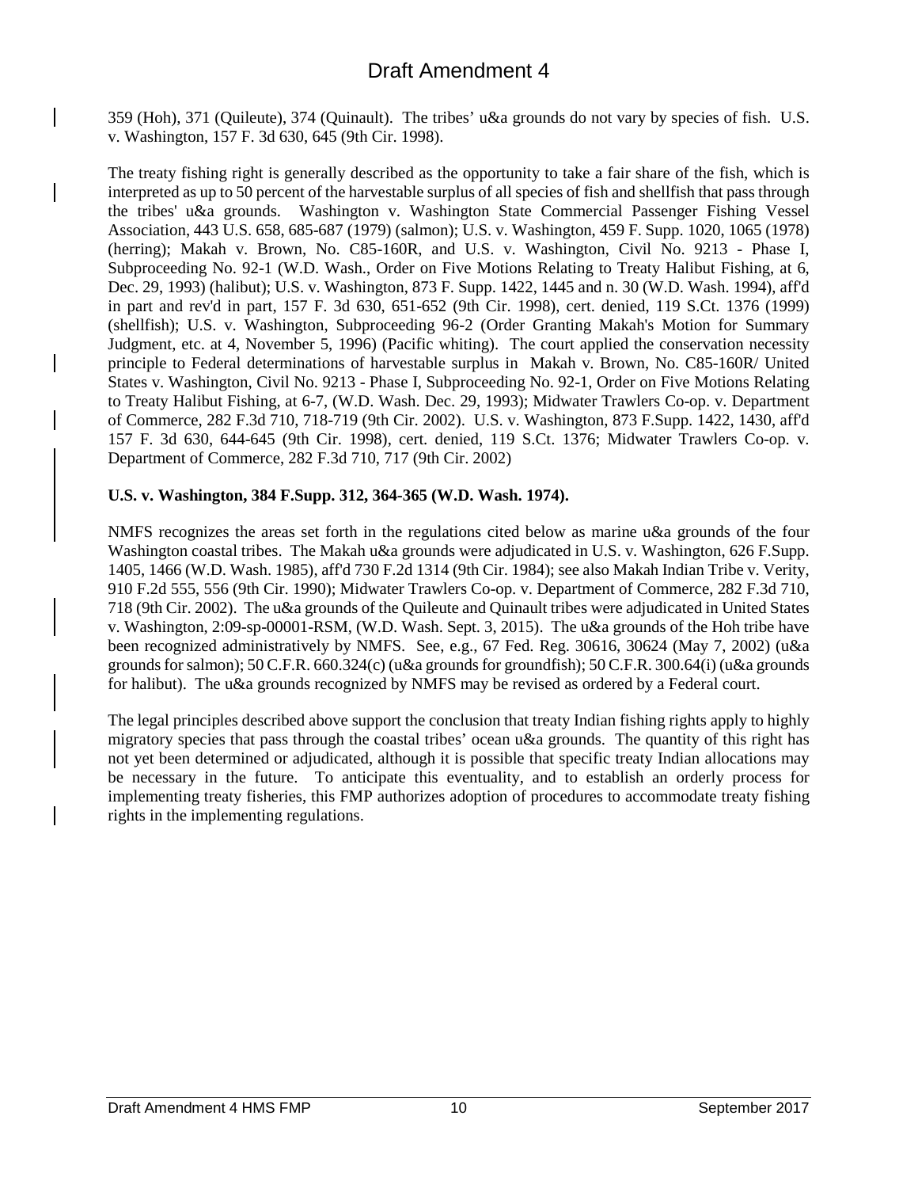359 (Hoh), 371 (Quileute), 374 (Quinault). The tribes' u&a grounds do not vary by species of fish. U.S. v. Washington, 157 F. 3d 630, 645 (9th Cir. 1998).

The treaty fishing right is generally described as the opportunity to take a fair share of the fish, which is interpreted as up to 50 percent of the harvestable surplus of all species of fish and shellfish that pass through the tribes' u&a grounds. Washington v. Washington State Commercial Passenger Fishing Vessel Association, 443 U.S. 658, 685-687 (1979) (salmon); U.S. v. Washington, 459 F. Supp. 1020, 1065 (1978) (herring); Makah v. Brown, No. C85-160R, and U.S. v. Washington, Civil No. 9213 - Phase I, Subproceeding No. 92-1 (W.D. Wash., Order on Five Motions Relating to Treaty Halibut Fishing, at 6, Dec. 29, 1993) (halibut); U.S. v. Washington, 873 F. Supp. 1422, 1445 and n. 30 (W.D. Wash. 1994), aff'd in part and rev'd in part, 157 F. 3d 630, 651-652 (9th Cir. 1998), cert. denied, 119 S.Ct. 1376 (1999) (shellfish); U.S. v. Washington, Subproceeding 96-2 (Order Granting Makah's Motion for Summary Judgment, etc. at 4, November 5, 1996) (Pacific whiting). The court applied the conservation necessity principle to Federal determinations of harvestable surplus in Makah v. Brown, No. C85-160R/ United States v. Washington, Civil No. 9213 - Phase I, Subproceeding No. 92-1, Order on Five Motions Relating to Treaty Halibut Fishing, at 6-7, (W.D. Wash. Dec. 29, 1993); Midwater Trawlers Co-op. v. Department of Commerce, 282 F.3d 710, 718-719 (9th Cir. 2002). U.S. v. Washington, 873 F.Supp. 1422, 1430, aff'd 157 F. 3d 630, 644-645 (9th Cir. 1998), cert. denied, 119 S.Ct. 1376; Midwater Trawlers Co-op. v. Department of Commerce, 282 F.3d 710, 717 (9th Cir. 2002)

**U.S. v. Washington, 384 F.Supp. 312, 364-365 (W.D. Wash. 1974).**

NMFS recognizes the areas set forth in the regulations cited below as marine u&a grounds of the four Washington coastal tribes. The Makah u&a grounds were adjudicated in U.S. v. Washington, 626 F.Supp. 1405, 1466 (W.D. Wash. 1985), aff'd 730 F.2d 1314 (9th Cir. 1984); see also Makah Indian Tribe v. Verity, 910 F.2d 555, 556 (9th Cir. 1990); Midwater Trawlers Co-op. v. Department of Commerce, 282 F.3d 710, 718 (9th Cir. 2002). The u&a grounds of the Quileute and Quinault tribes were adjudicated in United States v. Washington, 2:09-sp-00001-RSM, (W.D. Wash. Sept. 3, 2015). The u&a grounds of the Hoh tribe have been recognized administratively by NMFS. See, e.g., 67 Fed. Reg. 30616, 30624 (May 7, 2002) (u&a grounds for salmon); 50 C.F.R. 660.324(c) (u&a grounds for groundfish); 50 C.F.R. 300.64(i) (u&a grounds for halibut). The u&a grounds recognized by NMFS may be revised as ordered by a Federal court.

The legal principles described above support the conclusion that treaty Indian fishing rights apply to highly migratory species that pass through the coastal tribes' ocean u&a grounds. The quantity of this right has not yet been determined or adjudicated, although it is possible that specific treaty Indian allocations may be necessary in the future. To anticipate this eventuality, and to establish an orderly process for implementing treaty fisheries, this FMP authorizes adoption of procedures to accommodate treaty fishing rights in the implementing regulations.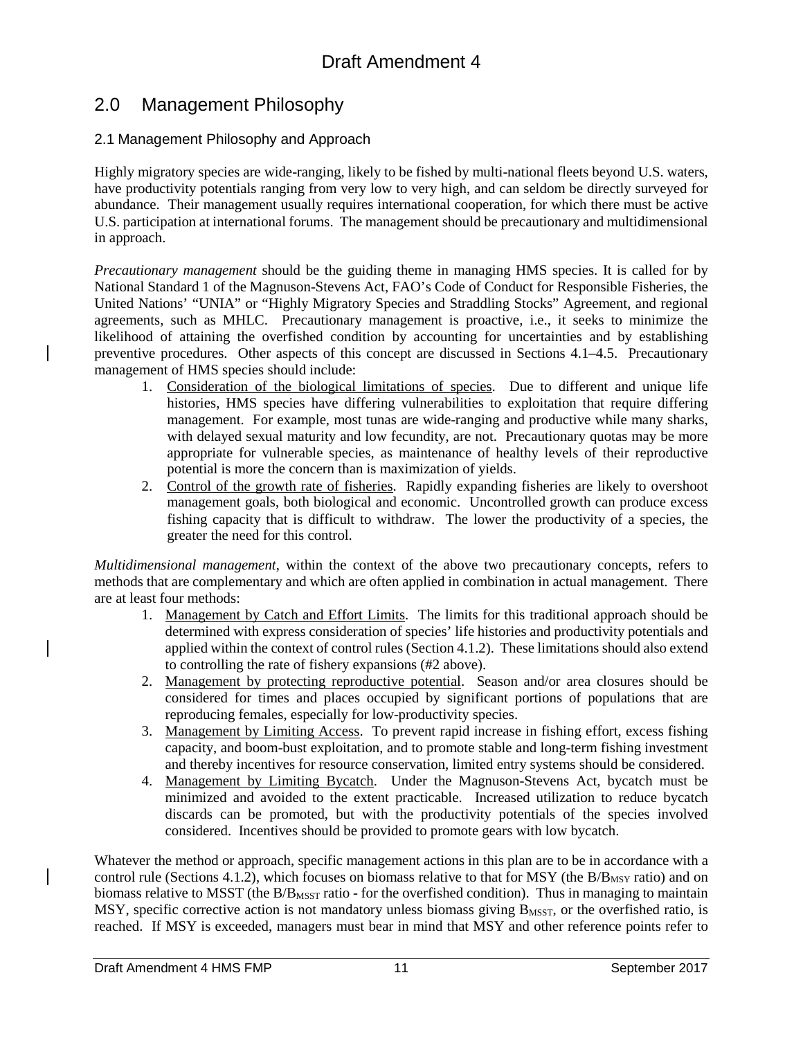## 2.0 Management Philosophy

### 2.1 Management Philosophy and Approach

Highly migratory species are wide-ranging, likely to be fished by multi-national fleets beyond U.S. waters, have productivity potentials ranging from very low to very high, and can seldom be directly surveyed for abundance. Their management usually requires international cooperation, for which there must be active U.S. participation at international forums. The management should be precautionary and multidimensional in approach.

*Precautionary management* should be the guiding theme in managing HMS species. It is called for by National Standard 1 of the Magnuson-Stevens Act, FAO's Code of Conduct for Responsible Fisheries, the United Nations' "UNIA" or "Highly Migratory Species and Straddling Stocks" Agreement, and regional agreements, such as MHLC. Precautionary management is proactive, i.e., it seeks to minimize the likelihood of attaining the overfished condition by accounting for uncertainties and by establishing preventive procedures. Other aspects of this concept are discussed in Sections 4.1–4.5. Precautionary management of HMS species should include:

1. Consideration of the biological limitations of species. Due to different and unique life histories, HMS species have differing vulnerabilities to exploitation that require differing management. For example, most tunas are wide-ranging and productive while many sharks, with delayed sexual maturity and low fecundity, are not. Precautionary quotas may be more appropriate for vulnerable species, as maintenance of healthy levels of their reproductive potential is more the concern than is maximization of yields.
2. Control of the growth rate of fisheries. Rapidly expanding fisheries are likely to overshoot management goals, both biological and economic. Uncontrolled growth can produce excess fishing capacity that is difficult to withdraw. The lower the productivity of a species, the greater the need for this control.

*Multidimensional management*, within the context of the above two precautionary concepts, refers to methods that are complementary and which are often applied in combination in actual management. There are at least four methods:

1. Management by Catch and Effort Limits. The limits for this traditional approach should be determined with express consideration of species' life histories and productivity potentials and applied within the context of control rules (Section 4.1.2). These limitations should also extend to controlling the rate of fishery expansions (#2 above).
2. Management by protecting reproductive potential. Season and/or area closures should be considered for times and places occupied by significant portions of populations that are reproducing females, especially for low-productivity species.
3. Management by Limiting Access. To prevent rapid increase in fishing effort, excess fishing capacity, and boom-bust exploitation, and to promote stable and long-term fishing investment and thereby incentives for resource conservation, limited entry systems should be considered.
4. Management by Limiting Bycatch. Under the Magnuson-Stevens Act, bycatch must be minimized and avoided to the extent practicable. Increased utilization to reduce bycatch discards can be promoted, but with the productivity potentials of the species involved considered. Incentives should be provided to promote gears with low bycatch.

Whatever the method or approach, specific management actions in this plan are to be in accordance with a control rule (Sections 4.1.2), which focuses on biomass relative to that for MSY (the $B/B_{MSY}$ ratio) and on biomass relative to MSST (the $B/B_{MSST}$ ratio - for the overfished condition). Thus in managing to maintain MSY, specific corrective action is not mandatory unless biomass giving $B_{MSST}$, or the overfished ratio, is reached. If MSY is exceeded, managers must bear in mind that MSY and other reference points refer to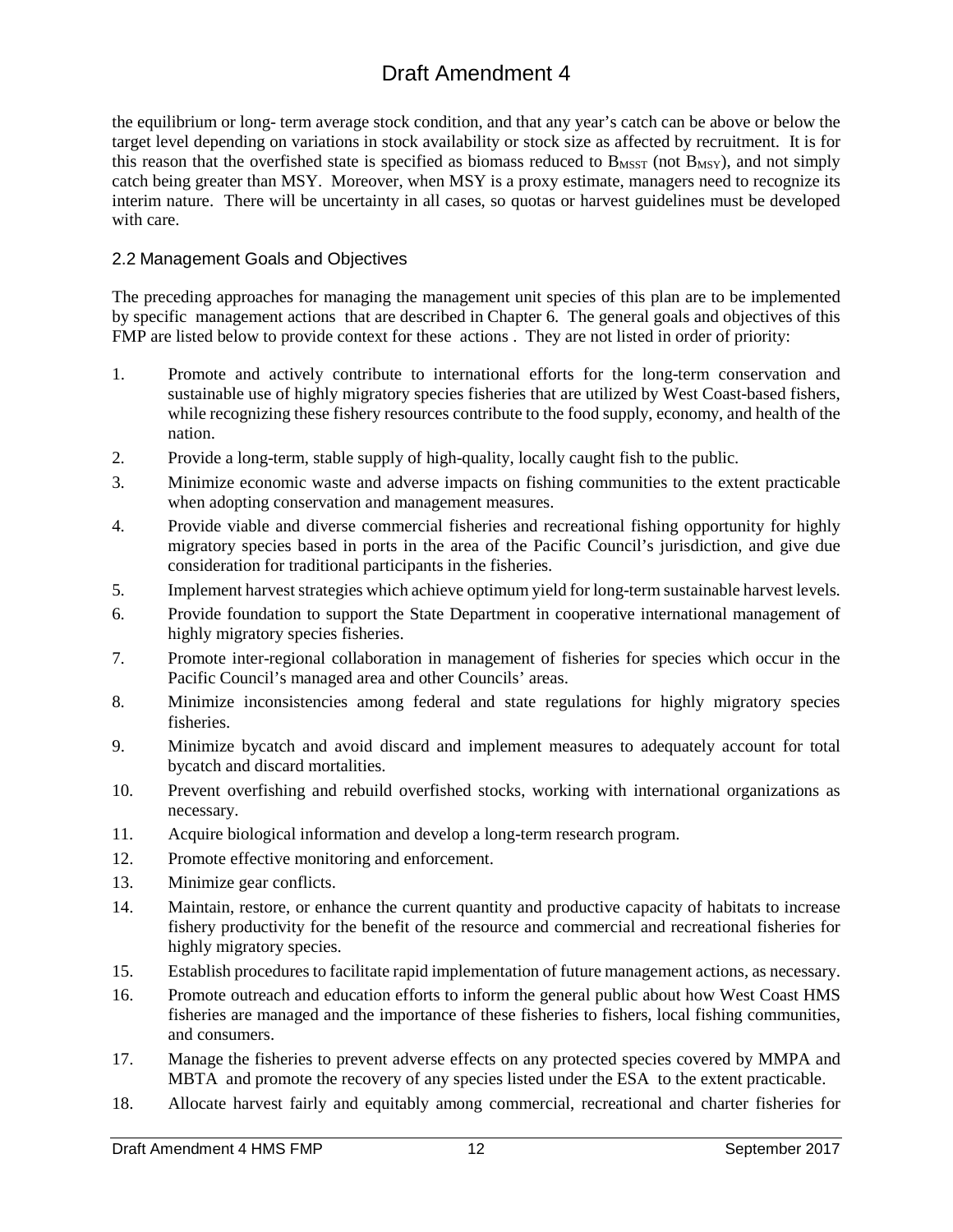the equilibrium or long- term average stock condition, and that any year's catch can be above or below the target level depending on variations in stock availability or stock size as affected by recruitment. It is for this reason that the overfished state is specified as biomass reduced to $B_{MSST}$ (not $B_{MSY}$), and not simply catch being greater than MSY. Moreover, when MSY is a proxy estimate, managers need to recognize its interim nature. There will be uncertainty in all cases, so quotas or harvest guidelines must be developed with care.

## 2.2 Management Goals and Objectives

The preceding approaches for managing the management unit species of this plan are to be implemented by specific management actions that are described in Chapter 6. The general goals and objectives of this FMP are listed below to provide context for these actions . They are not listed in order of priority:

1. Promote and actively contribute to international efforts for the long-term conservation and sustainable use of highly migratory species fisheries that are utilized by West Coast-based fishers, while recognizing these fishery resources contribute to the food supply, economy, and health of the nation.
2. Provide a long-term, stable supply of high-quality, locally caught fish to the public.
3. Minimize economic waste and adverse impacts on fishing communities to the extent practicable when adopting conservation and management measures.
4. Provide viable and diverse commercial fisheries and recreational fishing opportunity for highly migratory species based in ports in the area of the Pacific Council's jurisdiction, and give due consideration for traditional participants in the fisheries.
5. Implement harvest strategies which achieve optimum yield for long-term sustainable harvest levels.
6. Provide foundation to support the State Department in cooperative international management of highly migratory species fisheries.
7. Promote inter-regional collaboration in management of fisheries for species which occur in the Pacific Council's managed area and other Councils' areas.
8. Minimize inconsistencies among federal and state regulations for highly migratory species fisheries.
9. Minimize bycatch and avoid discard and implement measures to adequately account for total bycatch and discard mortalities.
10. Prevent overfishing and rebuild overfished stocks, working with international organizations as necessary.
11. Acquire biological information and develop a long-term research program.
12. Promote effective monitoring and enforcement.
13. Minimize gear conflicts.
14. Maintain, restore, or enhance the current quantity and productive capacity of habitats to increase fishery productivity for the benefit of the resource and commercial and recreational fisheries for highly migratory species.
15. Establish procedures to facilitate rapid implementation of future management actions, as necessary.
16. Promote outreach and education efforts to inform the general public about how West Coast HMS fisheries are managed and the importance of these fisheries to fishers, local fishing communities, and consumers.
17. Manage the fisheries to prevent adverse effects on any protected species covered by MMPA and MBTA and promote the recovery of any species listed under the ESA to the extent practicable.
18. Allocate harvest fairly and equitably among commercial, recreational and charter fisheries for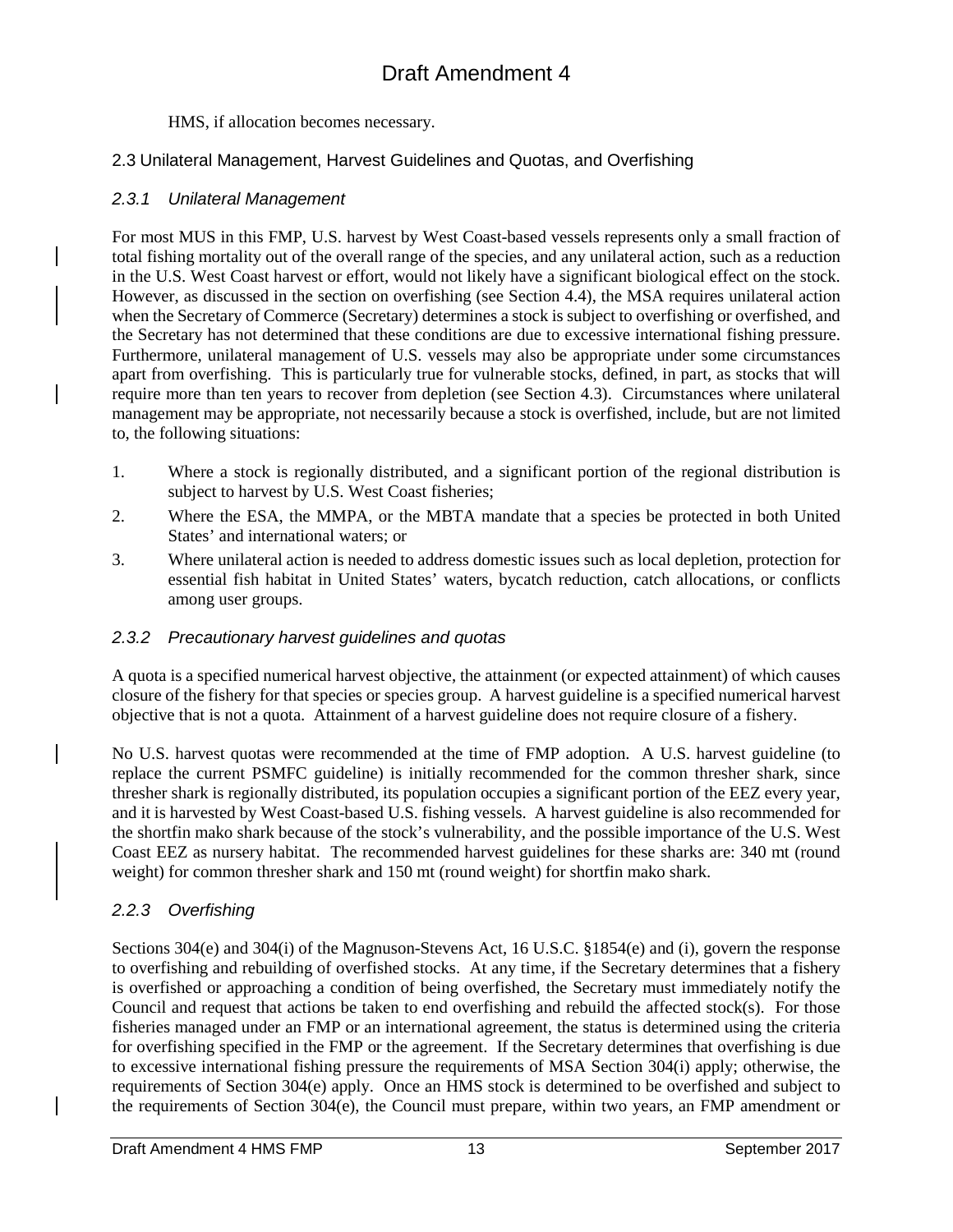HMS, if allocation becomes necessary.

## 2.3 Unilateral Management, Harvest Guidelines and Quotas, and Overfishing

### *2.3.1 Unilateral Management*

For most MUS in this FMP, U.S. harvest by West Coast-based vessels represents only a small fraction of total fishing mortality out of the overall range of the species, and any unilateral action, such as a reduction in the U.S. West Coast harvest or effort, would not likely have a significant biological effect on the stock. However, as discussed in the section on overfishing (see Section 4.4), the MSA requires unilateral action when the Secretary of Commerce (Secretary) determines a stock is subject to overfishing or overfished, and the Secretary has not determined that these conditions are due to excessive international fishing pressure. Furthermore, unilateral management of U.S. vessels may also be appropriate under some circumstances apart from overfishing. This is particularly true for vulnerable stocks, defined, in part, as stocks that will require more than ten years to recover from depletion (see Section 4.3). Circumstances where unilateral management may be appropriate, not necessarily because a stock is overfished, include, but are not limited to, the following situations:

1. Where a stock is regionally distributed, and a significant portion of the regional distribution is subject to harvest by U.S. West Coast fisheries;
2. Where the ESA, the MMPA, or the MBTA mandate that a species be protected in both United States' and international waters; or
3. Where unilateral action is needed to address domestic issues such as local depletion, protection for essential fish habitat in United States' waters, bycatch reduction, catch allocations, or conflicts among user groups.

### *2.3.2 Precautionary harvest guidelines and quotas*

A quota is a specified numerical harvest objective, the attainment (or expected attainment) of which causes closure of the fishery for that species or species group. A harvest guideline is a specified numerical harvest objective that is not a quota. Attainment of a harvest guideline does not require closure of a fishery.

No U.S. harvest quotas were recommended at the time of FMP adoption. A U.S. harvest guideline (to replace the current PSMFC guideline) is initially recommended for the common thresher shark, since thresher shark is regionally distributed, its population occupies a significant portion of the EEZ every year, and it is harvested by West Coast-based U.S. fishing vessels. A harvest guideline is also recommended for the shortfin mako shark because of the stock's vulnerability, and the possible importance of the U.S. West Coast EEZ as nursery habitat. The recommended harvest guidelines for these sharks are: 340 mt (round weight) for common thresher shark and 150 mt (round weight) for shortfin mako shark.

### *2.2.3 Overfishing*

Sections 304(e) and 304(i) of the Magnuson-Stevens Act, 16 U.S.C. §1854(e) and (i), govern the response to overfishing and rebuilding of overfished stocks. At any time, if the Secretary determines that a fishery is overfished or approaching a condition of being overfished, the Secretary must immediately notify the Council and request that actions be taken to end overfishing and rebuild the affected stock(s). For those fisheries managed under an FMP or an international agreement, the status is determined using the criteria for overfishing specified in the FMP or the agreement. If the Secretary determines that overfishing is due to excessive international fishing pressure the requirements of MSA Section 304(i) apply; otherwise, the requirements of Section 304(e) apply. Once an HMS stock is determined to be overfished and subject to the requirements of Section 304(e), the Council must prepare, within two years, an FMP amendment or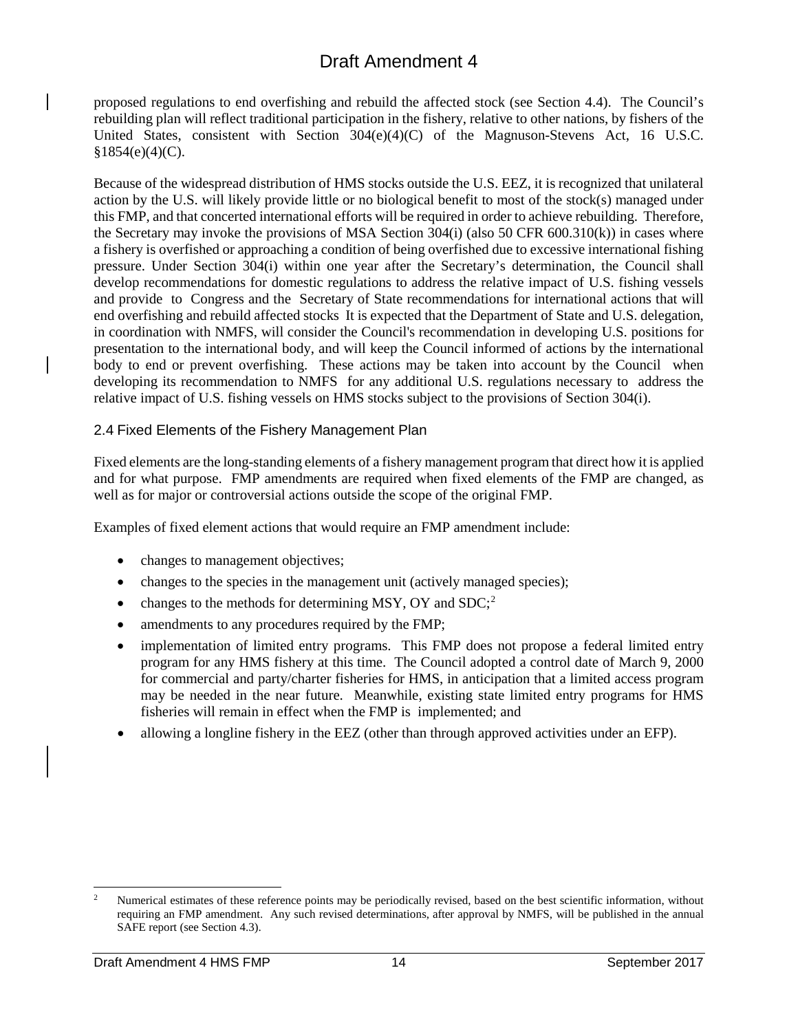proposed regulations to end overfishing and rebuild the affected stock (see Section 4.4). The Council's rebuilding plan will reflect traditional participation in the fishery, relative to other nations, by fishers of the United States, consistent with Section 304(e)(4)(C) of the Magnuson-Stevens Act, 16 U.S.C. §1854(e)(4)(C).

Because of the widespread distribution of HMS stocks outside the U.S. EEZ, it is recognized that unilateral action by the U.S. will likely provide little or no biological benefit to most of the stock(s) managed under this FMP, and that concerted international efforts will be required in order to achieve rebuilding. Therefore, the Secretary may invoke the provisions of MSA Section 304(i) (also 50 CFR 600.310(k)) in cases where a fishery is overfished or approaching a condition of being overfished due to excessive international fishing pressure. Under Section 304(i) within one year after the Secretary's determination, the Council shall develop recommendations for domestic regulations to address the relative impact of U.S. fishing vessels and provide to Congress and the Secretary of State recommendations for international actions that will end overfishing and rebuild affected stocks It is expected that the Department of State and U.S. delegation, in coordination with NMFS, will consider the Council's recommendation in developing U.S. positions for presentation to the international body, and will keep the Council informed of actions by the international body to end or prevent overfishing. These actions may be taken into account by the Council when developing its recommendation to NMFS for any additional U.S. regulations necessary to address the relative impact of U.S. fishing vessels on HMS stocks subject to the provisions of Section 304(i).

## 2.4 Fixed Elements of the Fishery Management Plan

Fixed elements are the long-standing elements of a fishery management program that direct how it is applied and for what purpose. FMP amendments are required when fixed elements of the FMP are changed, as well as for major or controversial actions outside the scope of the original FMP.

Examples of fixed element actions that would require an FMP amendment include:

- changes to management objectives;
- changes to the species in the management unit (actively managed species);
- changes to the methods for determining MSY, OY and SDC;[2]
- amendments to any procedures required by the FMP;
- implementation of limited entry programs. This FMP does not propose a federal limited entry program for any HMS fishery at this time. The Council adopted a control date of March 9, 2000 for commercial and party/charter fisheries for HMS, in anticipation that a limited access program may be needed in the near future. Meanwhile, existing state limited entry programs for HMS fisheries will remain in effect when the FMP is implemented; and
- allowing a longline fishery in the EEZ (other than through approved activities under an EFP).

[2] Numerical estimates of these reference points may be periodically revised, based on the best scientific information, without requiring an FMP amendment. Any such revised determinations, after approval by NMFS, will be published in the annual SAFE report (see Section 4.3).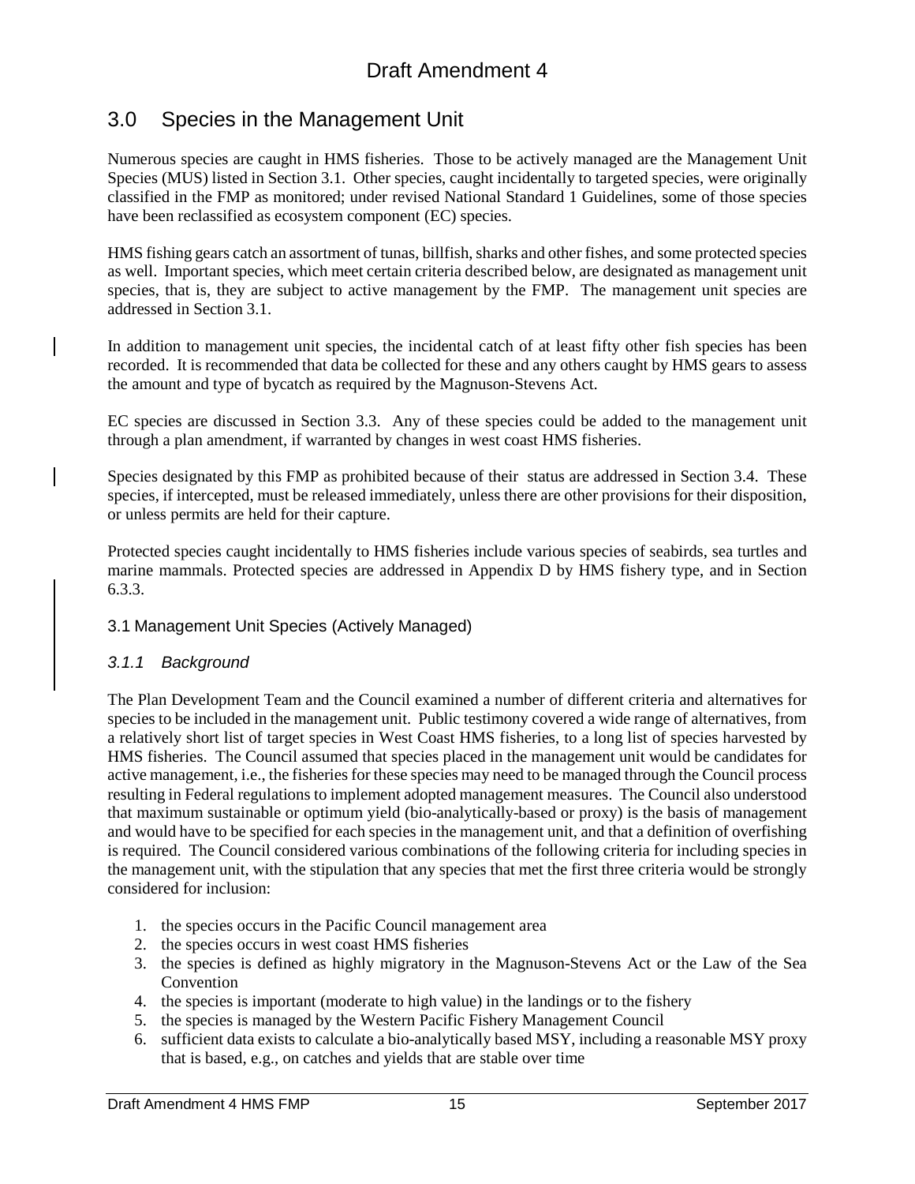# 3.0 Species in the Management Unit

Numerous species are caught in HMS fisheries. Those to be actively managed are the Management Unit Species (MUS) listed in Section 3.1. Other species, caught incidentally to targeted species, were originally classified in the FMP as monitored; under revised National Standard 1 Guidelines, some of those species have been reclassified as ecosystem component (EC) species.

HMS fishing gears catch an assortment of tunas, billfish, sharks and other fishes, and some protected species as well. Important species, which meet certain criteria described below, are designated as management unit species, that is, they are subject to active management by the FMP. The management unit species are addressed in Section 3.1.

In addition to management unit species, the incidental catch of at least fifty other fish species has been recorded. It is recommended that data be collected for these and any others caught by HMS gears to assess the amount and type of bycatch as required by the Magnuson-Stevens Act.

EC species are discussed in Section 3.3. Any of these species could be added to the management unit through a plan amendment, if warranted by changes in west coast HMS fisheries.

Species designated by this FMP as prohibited because of their status are addressed in Section 3.4. These species, if intercepted, must be released immediately, unless there are other provisions for their disposition, or unless permits are held for their capture.

Protected species caught incidentally to HMS fisheries include various species of seabirds, sea turtles and marine mammals. Protected species are addressed in Appendix D by HMS fishery type, and in Section 6.3.3.

## 3.1 Management Unit Species (Actively Managed)

### *3.1.1 Background*

The Plan Development Team and the Council examined a number of different criteria and alternatives for species to be included in the management unit. Public testimony covered a wide range of alternatives, from a relatively short list of target species in West Coast HMS fisheries, to a long list of species harvested by HMS fisheries. The Council assumed that species placed in the management unit would be candidates for active management, i.e., the fisheries for these species may need to be managed through the Council process resulting in Federal regulations to implement adopted management measures. The Council also understood that maximum sustainable or optimum yield (bio-analytically-based or proxy) is the basis of management and would have to be specified for each species in the management unit, and that a definition of overfishing is required. The Council considered various combinations of the following criteria for including species in the management unit, with the stipulation that any species that met the first three criteria would be strongly considered for inclusion:

1. the species occurs in the Pacific Council management area
2. the species occurs in west coast HMS fisheries
3. the species is defined as highly migratory in the Magnuson-Stevens Act or the Law of the Sea Convention
4. the species is important (moderate to high value) in the landings or to the fishery
5. the species is managed by the Western Pacific Fishery Management Council
6. sufficient data exists to calculate a bio-analytically based MSY, including a reasonable MSY proxy that is based, e.g., on catches and yields that are stable over time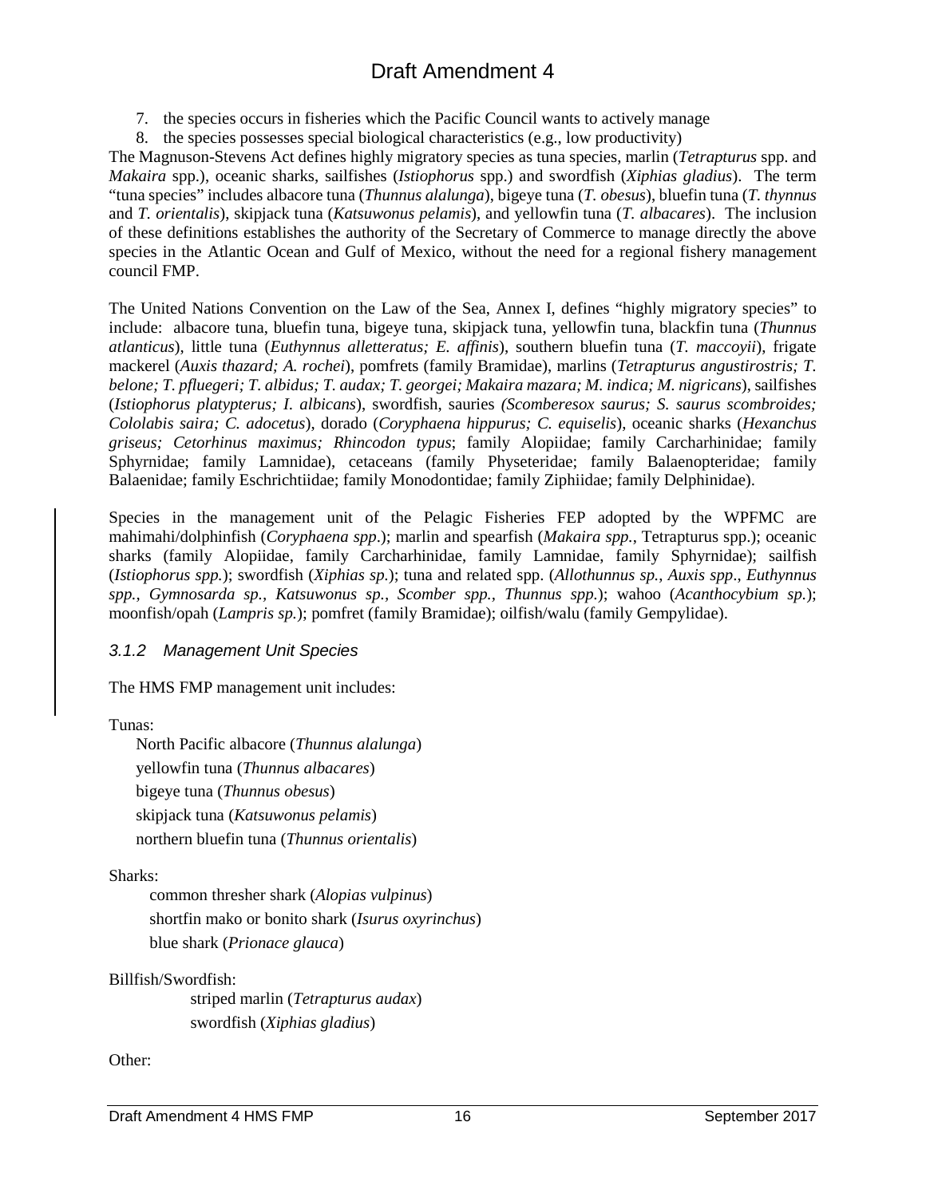7. the species occurs in fisheries which the Pacific Council wants to actively manage
8. the species possesses special biological characteristics (e.g., low productivity)

The Magnuson-Stevens Act defines highly migratory species as tuna species, marlin (*Tetrapturus* spp. and *Makaira* spp.), oceanic sharks, sailfishes (*Istiophorus* spp.) and swordfish (*Xiphias gladius*). The term "tuna species" includes albacore tuna (*Thunnus alalunga*), bigeye tuna (*T. obesus*), bluefin tuna (*T. thynnus* and *T. orientalis*), skipjack tuna (*Katsuwonus pelamis*), and yellowfin tuna (*T. albacares*). The inclusion of these definitions establishes the authority of the Secretary of Commerce to manage directly the above species in the Atlantic Ocean and Gulf of Mexico, without the need for a regional fishery management council FMP.

The United Nations Convention on the Law of the Sea, Annex I, defines "highly migratory species" to include: albacore tuna, bluefin tuna, bigeye tuna, skipjack tuna, yellowfin tuna, blackfin tuna (*Thunnus atlanticus*), little tuna (*Euthynnus alletteratus; E. affinis*), southern bluefin tuna (*T. maccoyii*), frigate mackerel (*Auxis thazard; A. rochei*), pomfrets (family Bramidae), marlins (*Tetrapturus angustirostris; T. belone; T. pfluegeri; T. albidus; T. audax; T. georgei; Makaira mazara; M. indica; M. nigricans*), sailfishes (*Istiophorus platypterus; I. albicans*), swordfish, sauries *(Scomberesox saurus; S. saurus scombroides; Cololabis saira; C. adocetus*), dorado (*Coryphaena hippurus; C. equiselis*), oceanic sharks (*Hexanchus griseus; Cetorhinus maximus; Rhincodon typus*; family Alopiidae; family Carcharhinidae; family Sphyrnidae; family Lamnidae), cetaceans (family Physeteridae; family Balaenopteridae; family Balaenidae; family Eschrichtiidae; family Monodontidae; family Ziphiidae; family Delphinidae).

Species in the management unit of the Pelagic Fisheries FEP adopted by the WPFMC are mahimahi/dolphinfish (*Coryphaena spp*.); marlin and spearfish (*Makaira spp.*, Tetrapturus spp.); oceanic sharks (family Alopiidae, family Carcharhinidae, family Lamnidae, family Sphyrnidae); sailfish (*Istiophorus spp.*); swordfish (*Xiphias sp.*); tuna and related spp. (*Allothunnus sp.*, *Auxis spp*., *Euthynnus spp.*, *Gymnosarda sp.*, *Katsuwonus sp.*, *Scomber spp.*, *Thunnus spp.*); wahoo (*Acanthocybium sp.*); moonfish/opah (*Lampris sp.*); pomfret (family Bramidae); oilfish/walu (family Gempylidae).

### *3.1.2 Management Unit Species*

The HMS FMP management unit includes:

Tunas:

- North Pacific albacore (*Thunnus alalunga*)
- yellowfin tuna (*Thunnus albacares*)
- bigeye tuna (*Thunnus obesus*)
- skipjack tuna (*Katsuwonus pelamis*)
- northern bluefin tuna (*Thunnus orientalis*)

Sharks:

- common thresher shark (*Alopias vulpinus*)
- shortfin mako or bonito shark (*Isurus oxyrinchus*)
- blue shark (*Prionace glauca*)

Billfish/Swordfish:

- striped marlin (*Tetrapturus audax*)
- swordfish (*Xiphias gladius*)

Other: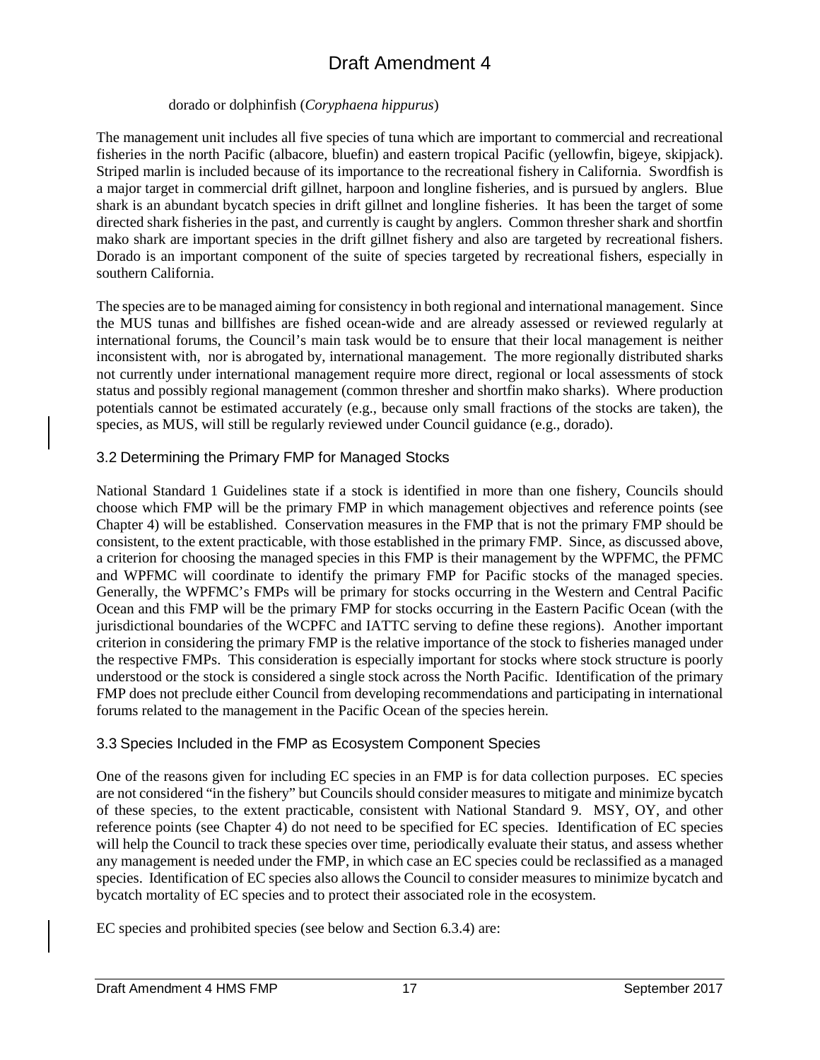dorado or dolphinfish (*Coryphaena hippurus*)

The management unit includes all five species of tuna which are important to commercial and recreational fisheries in the north Pacific (albacore, bluefin) and eastern tropical Pacific (yellowfin, bigeye, skipjack). Striped marlin is included because of its importance to the recreational fishery in California. Swordfish is a major target in commercial drift gillnet, harpoon and longline fisheries, and is pursued by anglers. Blue shark is an abundant bycatch species in drift gillnet and longline fisheries. It has been the target of some directed shark fisheries in the past, and currently is caught by anglers. Common thresher shark and shortfin mako shark are important species in the drift gillnet fishery and also are targeted by recreational fishers. Dorado is an important component of the suite of species targeted by recreational fishers, especially in southern California.

The species are to be managed aiming for consistency in both regional and international management. Since the MUS tunas and billfishes are fished ocean-wide and are already assessed or reviewed regularly at international forums, the Council's main task would be to ensure that their local management is neither inconsistent with, nor is abrogated by, international management. The more regionally distributed sharks not currently under international management require more direct, regional or local assessments of stock status and possibly regional management (common thresher and shortfin mako sharks). Where production potentials cannot be estimated accurately (e.g., because only small fractions of the stocks are taken), the species, as MUS, will still be regularly reviewed under Council guidance (e.g., dorado).

## 3.2 Determining the Primary FMP for Managed Stocks

National Standard 1 Guidelines state if a stock is identified in more than one fishery, Councils should choose which FMP will be the primary FMP in which management objectives and reference points (see Chapter 4) will be established. Conservation measures in the FMP that is not the primary FMP should be consistent, to the extent practicable, with those established in the primary FMP. Since, as discussed above, a criterion for choosing the managed species in this FMP is their management by the WPFMC, the PFMC and WPFMC will coordinate to identify the primary FMP for Pacific stocks of the managed species. Generally, the WPFMC's FMPs will be primary for stocks occurring in the Western and Central Pacific Ocean and this FMP will be the primary FMP for stocks occurring in the Eastern Pacific Ocean (with the jurisdictional boundaries of the WCPFC and IATTC serving to define these regions). Another important criterion in considering the primary FMP is the relative importance of the stock to fisheries managed under the respective FMPs. This consideration is especially important for stocks where stock structure is poorly understood or the stock is considered a single stock across the North Pacific. Identification of the primary FMP does not preclude either Council from developing recommendations and participating in international forums related to the management in the Pacific Ocean of the species herein.

## 3.3 Species Included in the FMP as Ecosystem Component Species

One of the reasons given for including EC species in an FMP is for data collection purposes. EC species are not considered "in the fishery" but Councils should consider measures to mitigate and minimize bycatch of these species, to the extent practicable, consistent with National Standard 9. MSY, OY, and other reference points (see Chapter 4) do not need to be specified for EC species. Identification of EC species will help the Council to track these species over time, periodically evaluate their status, and assess whether any management is needed under the FMP, in which case an EC species could be reclassified as a managed species. Identification of EC species also allows the Council to consider measures to minimize bycatch and bycatch mortality of EC species and to protect their associated role in the ecosystem.

EC species and prohibited species (see below and Section 6.3.4) are: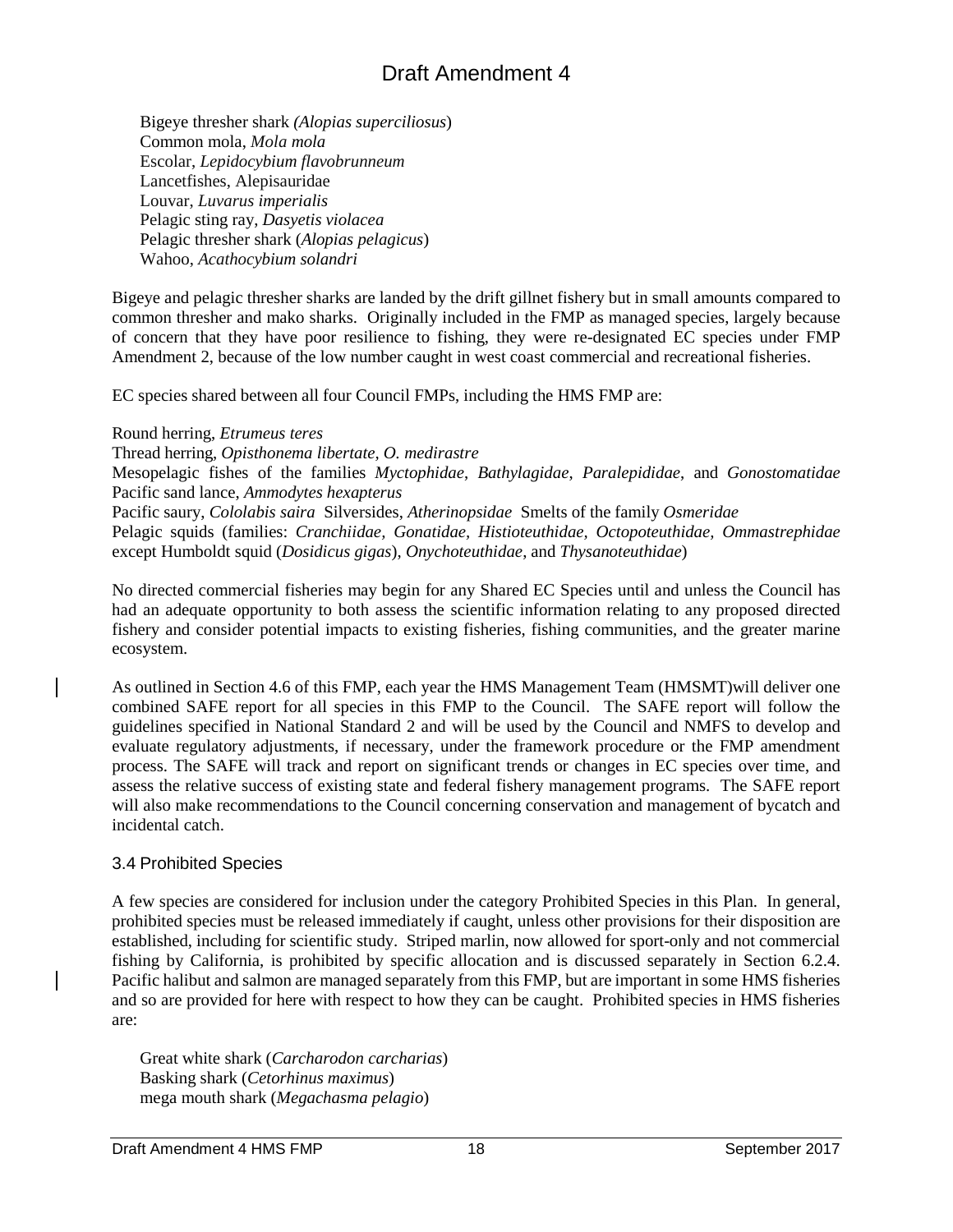Bigeye thresher shark *(Alopias superciliosus*)
Common mola, *Mola mola*
Escolar, *Lepidocybium flavobrunneum*
Lancetfishes, Alepisauridae
Louvar, *Luvarus imperialis*
Pelagic sting ray, *Dasyetis violacea*
Pelagic thresher shark (*Alopias pelagicus*)
Wahoo, *Acathocybium solandri*

Bigeye and pelagic thresher sharks are landed by the drift gillnet fishery but in small amounts compared to common thresher and mako sharks. Originally included in the FMP as managed species, largely because of concern that they have poor resilience to fishing, they were re-designated EC species under FMP Amendment 2, because of the low number caught in west coast commercial and recreational fisheries.

EC species shared between all four Council FMPs, including the HMS FMP are:

Round herring, *Etrumeus teres*
Thread herring, *Opisthonema libertate, O. medirastre*
Mesopelagic fishes of the families *Myctophidae*, *Bathylagidae*, *Paralepididae*, and *Gonostomatidae*
Pacific sand lance, *Ammodytes hexapterus*
Pacific saury, *Cololabis saira* Silversides, *Atherinopsidae* Smelts of the family *Osmeridae*
Pelagic squids (families: *Cranchiidae, Gonatidae, Histioteuthidae, Octopoteuthidae, Ommastrephidae* except Humboldt squid (*Dosidicus gigas*), *Onychoteuthidae*, and *Thysanoteuthidae*)

No directed commercial fisheries may begin for any Shared EC Species until and unless the Council has had an adequate opportunity to both assess the scientific information relating to any proposed directed fishery and consider potential impacts to existing fisheries, fishing communities, and the greater marine ecosystem.

As outlined in Section 4.6 of this FMP, each year the HMS Management Team (HMSMT)will deliver one combined SAFE report for all species in this FMP to the Council. The SAFE report will follow the guidelines specified in National Standard 2 and will be used by the Council and NMFS to develop and evaluate regulatory adjustments, if necessary, under the framework procedure or the FMP amendment process. The SAFE will track and report on significant trends or changes in EC species over time, and assess the relative success of existing state and federal fishery management programs. The SAFE report will also make recommendations to the Council concerning conservation and management of bycatch and incidental catch.

### 3.4 Prohibited Species

A few species are considered for inclusion under the category Prohibited Species in this Plan. In general, prohibited species must be released immediately if caught, unless other provisions for their disposition are established, including for scientific study. Striped marlin, now allowed for sport-only and not commercial fishing by California, is prohibited by specific allocation and is discussed separately in Section 6.2.4. Pacific halibut and salmon are managed separately from this FMP, but are important in some HMS fisheries and so are provided for here with respect to how they can be caught. Prohibited species in HMS fisheries are:

Great white shark (*Carcharodon carcharias*)
Basking shark (*Cetorhinus maximus*)
mega mouth shark (*Megachasma pelagio*)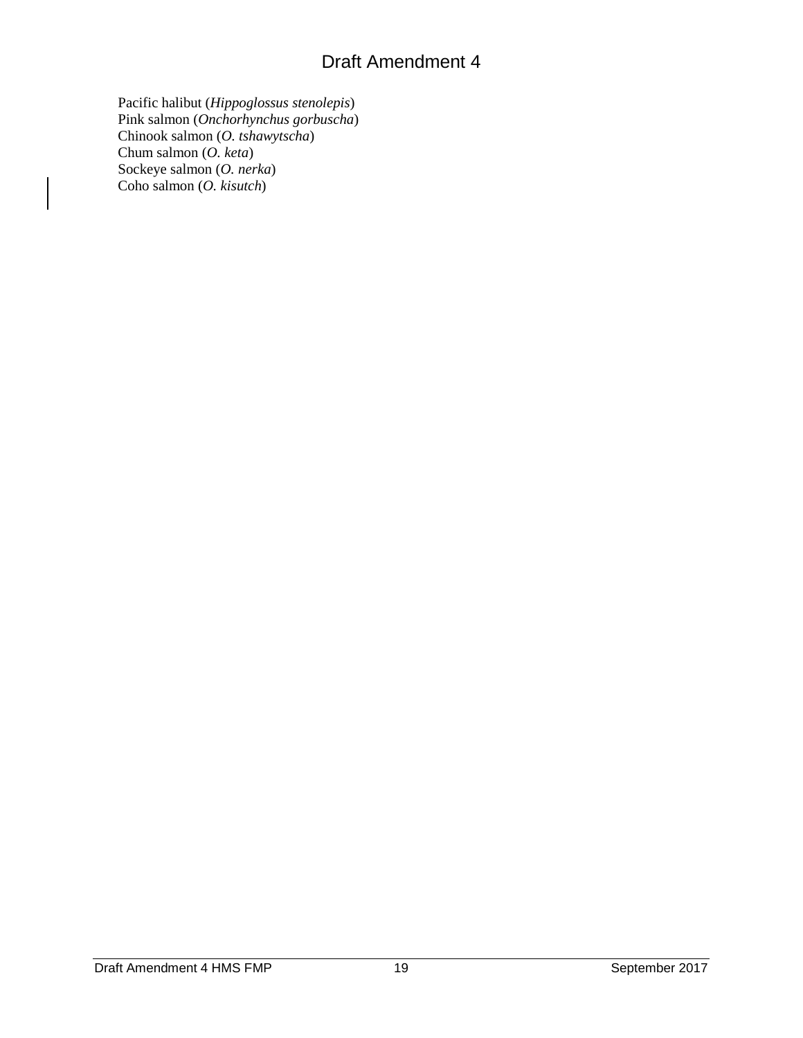Pacific halibut (*Hippoglossus stenolepis*)
Pink salmon (*Onchorhynchus gorbuscha*)
Chinook salmon (*O. tshawytscha*)
Chum salmon (*O. keta*)
Sockeye salmon (*O. nerka*)
Coho salmon (*O. kisutch*)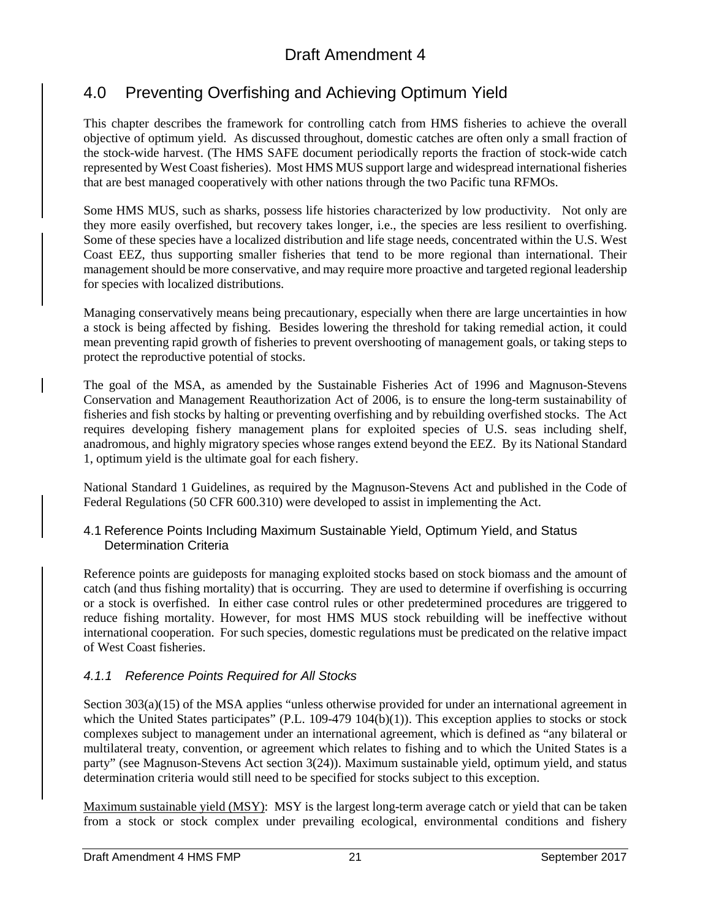# 4.0 Preventing Overfishing and Achieving Optimum Yield

This chapter describes the framework for controlling catch from HMS fisheries to achieve the overall objective of optimum yield. As discussed throughout, domestic catches are often only a small fraction of the stock-wide harvest. (The HMS SAFE document periodically reports the fraction of stock-wide catch represented by West Coast fisheries). Most HMS MUS support large and widespread international fisheries that are best managed cooperatively with other nations through the two Pacific tuna RFMOs.

Some HMS MUS, such as sharks, possess life histories characterized by low productivity. Not only are they more easily overfished, but recovery takes longer, i.e., the species are less resilient to overfishing. Some of these species have a localized distribution and life stage needs, concentrated within the U.S. West Coast EEZ, thus supporting smaller fisheries that tend to be more regional than international. Their management should be more conservative, and may require more proactive and targeted regional leadership for species with localized distributions.

Managing conservatively means being precautionary, especially when there are large uncertainties in how a stock is being affected by fishing. Besides lowering the threshold for taking remedial action, it could mean preventing rapid growth of fisheries to prevent overshooting of management goals, or taking steps to protect the reproductive potential of stocks.

The goal of the MSA, as amended by the Sustainable Fisheries Act of 1996 and Magnuson-Stevens Conservation and Management Reauthorization Act of 2006, is to ensure the long-term sustainability of fisheries and fish stocks by halting or preventing overfishing and by rebuilding overfished stocks. The Act requires developing fishery management plans for exploited species of U.S. seas including shelf, anadromous, and highly migratory species whose ranges extend beyond the EEZ. By its National Standard 1, optimum yield is the ultimate goal for each fishery.

National Standard 1 Guidelines, as required by the Magnuson-Stevens Act and published in the Code of Federal Regulations (50 CFR 600.310) were developed to assist in implementing the Act.

## 4.1 Reference Points Including Maximum Sustainable Yield, Optimum Yield, and Status Determination Criteria

Reference points are guideposts for managing exploited stocks based on stock biomass and the amount of catch (and thus fishing mortality) that is occurring. They are used to determine if overfishing is occurring or a stock is overfished. In either case control rules or other predetermined procedures are triggered to reduce fishing mortality. However, for most HMS MUS stock rebuilding will be ineffective without international cooperation. For such species, domestic regulations must be predicated on the relative impact of West Coast fisheries.

### *4.1.1 Reference Points Required for All Stocks*

Section 303(a)(15) of the MSA applies "unless otherwise provided for under an international agreement in which the United States participates" (P.L. 109-479 104(b)(1)). This exception applies to stocks or stock complexes subject to management under an international agreement, which is defined as "any bilateral or multilateral treaty, convention, or agreement which relates to fishing and to which the United States is a party" (see Magnuson-Stevens Act section 3(24)). Maximum sustainable yield, optimum yield, and status determination criteria would still need to be specified for stocks subject to this exception.

Maximum sustainable yield (MSY): MSY is the largest long-term average catch or yield that can be taken from a stock or stock complex under prevailing ecological, environmental conditions and fishery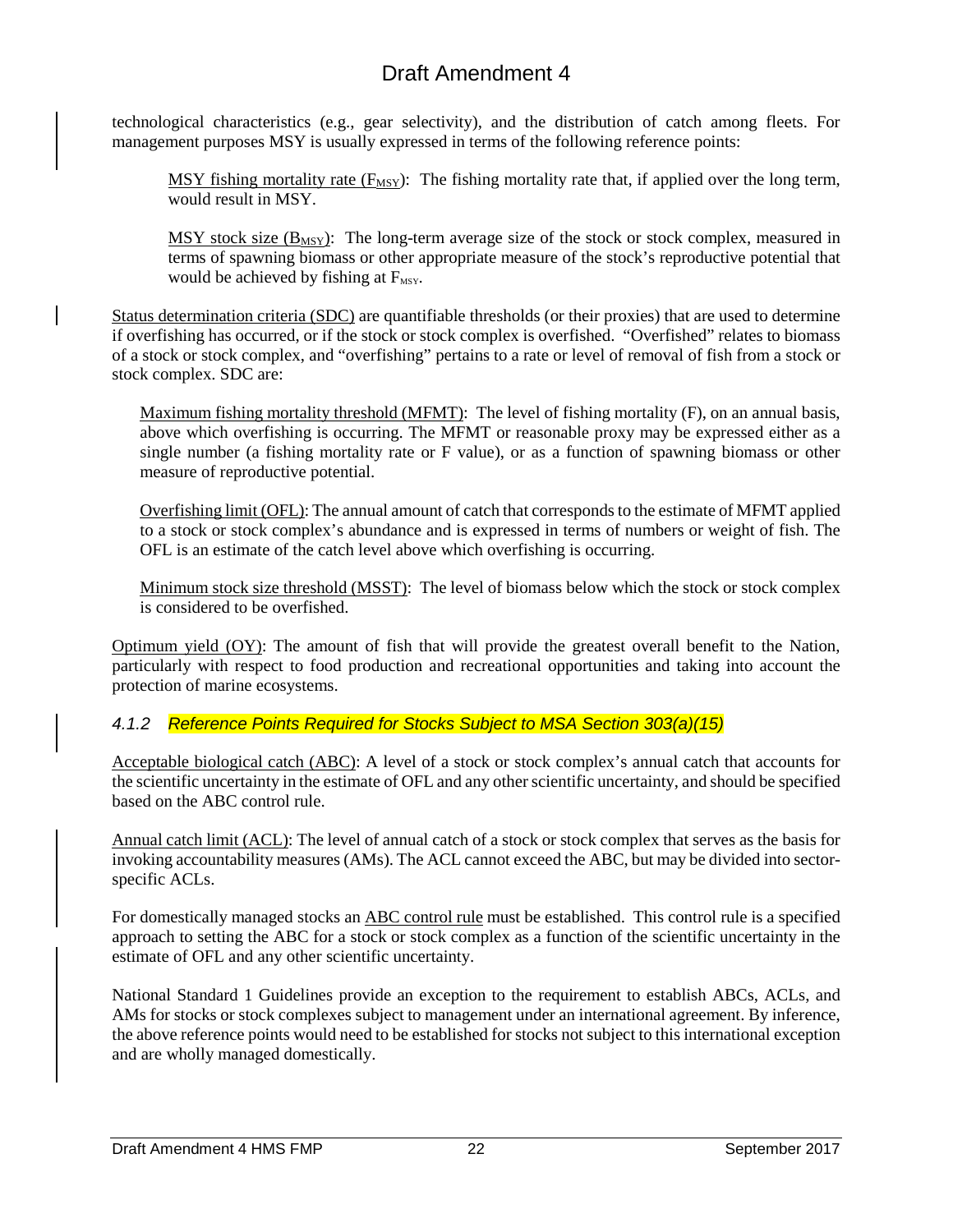technological characteristics (e.g., gear selectivity), and the distribution of catch among fleets. For management purposes MSY is usually expressed in terms of the following reference points:

> MSY fishing mortality rate ($F_{MSY}$): The fishing mortality rate that, if applied over the long term, would result in MSY.
>
> MSY stock size ($B_{MSY}$): The long-term average size of the stock or stock complex, measured in terms of spawning biomass or other appropriate measure of the stock's reproductive potential that would be achieved by fishing at $F_{MSY}$.

Status determination criteria (SDC) are quantifiable thresholds (or their proxies) that are used to determine if overfishing has occurred, or if the stock or stock complex is overfished. "Overfished" relates to biomass of a stock or stock complex, and "overfishing" pertains to a rate or level of removal of fish from a stock or stock complex. SDC are:

> Maximum fishing mortality threshold (MFMT): The level of fishing mortality (F), on an annual basis, above which overfishing is occurring. The MFMT or reasonable proxy may be expressed either as a single number (a fishing mortality rate or F value), or as a function of spawning biomass or other measure of reproductive potential.
>
> Overfishing limit (OFL): The annual amount of catch that corresponds to the estimate of MFMT applied to a stock or stock complex's abundance and is expressed in terms of numbers or weight of fish. The OFL is an estimate of the catch level above which overfishing is occurring.
>
> Minimum stock size threshold (MSST): The level of biomass below which the stock or stock complex is considered to be overfished.

Optimum yield (OY): The amount of fish that will provide the greatest overall benefit to the Nation, particularly with respect to food production and recreational opportunities and taking into account the protection of marine ecosystems.

### *4.1.2 Reference Points Required for Stocks Subject to MSA Section 303(a)(15)*

Acceptable biological catch (ABC): A level of a stock or stock complex's annual catch that accounts for the scientific uncertainty in the estimate of OFL and any other scientific uncertainty, and should be specified based on the ABC control rule.

Annual catch limit (ACL): The level of annual catch of a stock or stock complex that serves as the basis for invoking accountability measures (AMs). The ACL cannot exceed the ABC, but may be divided into sector-specific ACLs.

For domestically managed stocks an ABC control rule must be established. This control rule is a specified approach to setting the ABC for a stock or stock complex as a function of the scientific uncertainty in the estimate of OFL and any other scientific uncertainty.

National Standard 1 Guidelines provide an exception to the requirement to establish ABCs, ACLs, and AMs for stocks or stock complexes subject to management under an international agreement. By inference, the above reference points would need to be established for stocks not subject to this international exception and are wholly managed domestically.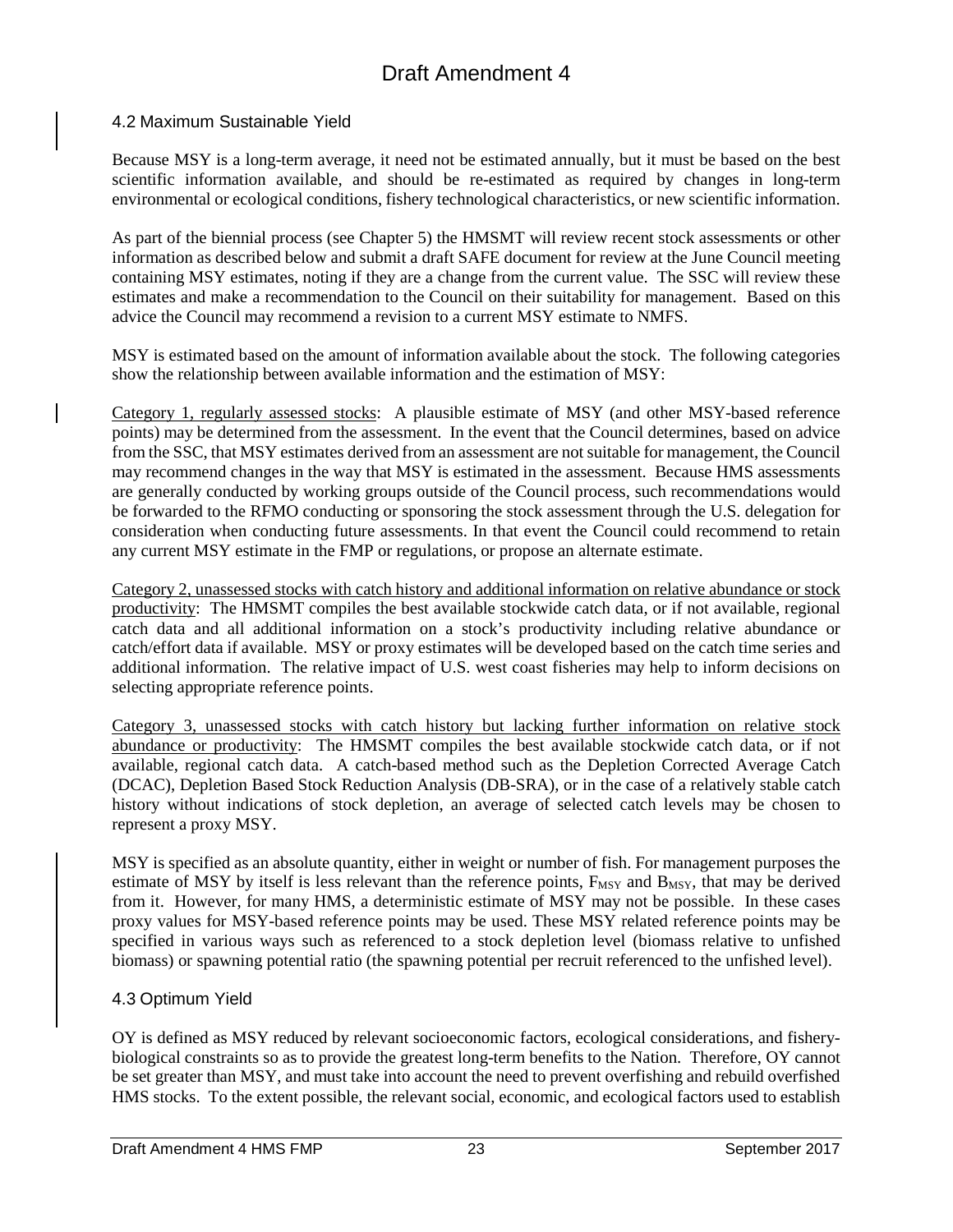## 4.2 Maximum Sustainable Yield

Because MSY is a long-term average, it need not be estimated annually, but it must be based on the best scientific information available, and should be re-estimated as required by changes in long-term environmental or ecological conditions, fishery technological characteristics, or new scientific information.

As part of the biennial process (see Chapter 5) the HMSMT will review recent stock assessments or other information as described below and submit a draft SAFE document for review at the June Council meeting containing MSY estimates, noting if they are a change from the current value. The SSC will review these estimates and make a recommendation to the Council on their suitability for management. Based on this advice the Council may recommend a revision to a current MSY estimate to NMFS.

MSY is estimated based on the amount of information available about the stock. The following categories show the relationship between available information and the estimation of MSY:

Category 1, regularly assessed stocks: A plausible estimate of MSY (and other MSY-based reference points) may be determined from the assessment. In the event that the Council determines, based on advice from the SSC, that MSY estimates derived from an assessment are not suitable for management, the Council may recommend changes in the way that MSY is estimated in the assessment. Because HMS assessments are generally conducted by working groups outside of the Council process, such recommendations would be forwarded to the RFMO conducting or sponsoring the stock assessment through the U.S. delegation for consideration when conducting future assessments. In that event the Council could recommend to retain any current MSY estimate in the FMP or regulations, or propose an alternate estimate.

Category 2, unassessed stocks with catch history and additional information on relative abundance or stock productivity: The HMSMT compiles the best available stockwide catch data, or if not available, regional catch data and all additional information on a stock's productivity including relative abundance or catch/effort data if available. MSY or proxy estimates will be developed based on the catch time series and additional information. The relative impact of U.S. west coast fisheries may help to inform decisions on selecting appropriate reference points.

Category 3, unassessed stocks with catch history but lacking further information on relative stock abundance or productivity: The HMSMT compiles the best available stockwide catch data, or if not available, regional catch data. A catch-based method such as the Depletion Corrected Average Catch (DCAC), Depletion Based Stock Reduction Analysis (DB-SRA), or in the case of a relatively stable catch history without indications of stock depletion, an average of selected catch levels may be chosen to represent a proxy MSY.

MSY is specified as an absolute quantity, either in weight or number of fish. For management purposes the estimate of MSY by itself is less relevant than the reference points, $F_{MSY}$ and $B_{MSY}$, that may be derived from it. However, for many HMS, a deterministic estimate of MSY may not be possible. In these cases proxy values for MSY-based reference points may be used. These MSY related reference points may be specified in various ways such as referenced to a stock depletion level (biomass relative to unfished biomass) or spawning potential ratio (the spawning potential per recruit referenced to the unfished level).

## 4.3 Optimum Yield

OY is defined as MSY reduced by relevant socioeconomic factors, ecological considerations, and fishery-biological constraints so as to provide the greatest long-term benefits to the Nation. Therefore, OY cannot be set greater than MSY, and must take into account the need to prevent overfishing and rebuild overfished HMS stocks. To the extent possible, the relevant social, economic, and ecological factors used to establish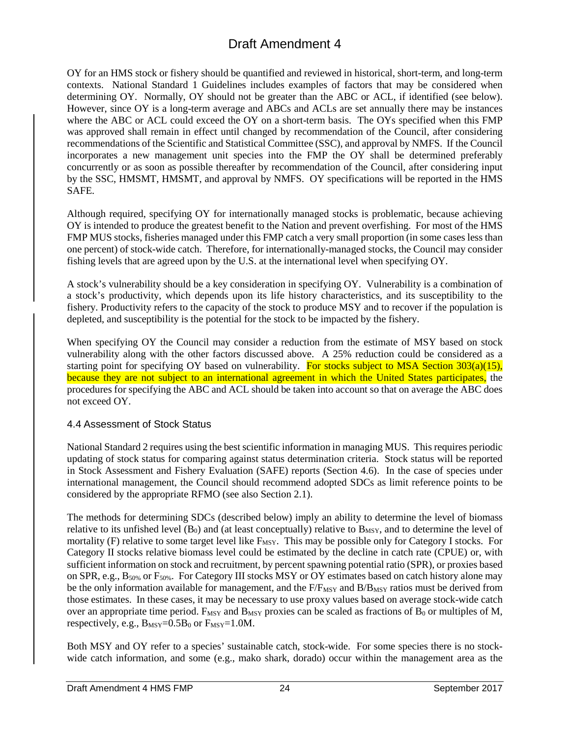OY for an HMS stock or fishery should be quantified and reviewed in historical, short-term, and long-term contexts. National Standard 1 Guidelines includes examples of factors that may be considered when determining OY. Normally, OY should not be greater than the ABC or ACL, if identified (see below). However, since OY is a long-term average and ABCs and ACLs are set annually there may be instances where the ABC or ACL could exceed the OY on a short-term basis. The OYs specified when this FMP was approved shall remain in effect until changed by recommendation of the Council, after considering recommendations of the Scientific and Statistical Committee (SSC), and approval by NMFS. If the Council incorporates a new management unit species into the FMP the OY shall be determined preferably concurrently or as soon as possible thereafter by recommendation of the Council, after considering input by the SSC, HMSMT, HMSMT, and approval by NMFS. OY specifications will be reported in the HMS SAFE.

Although required, specifying OY for internationally managed stocks is problematic, because achieving OY is intended to produce the greatest benefit to the Nation and prevent overfishing. For most of the HMS FMP MUS stocks, fisheries managed under this FMP catch a very small proportion (in some cases less than one percent) of stock-wide catch. Therefore, for internationally-managed stocks, the Council may consider fishing levels that are agreed upon by the U.S. at the international level when specifying OY.

A stock's vulnerability should be a key consideration in specifying OY. Vulnerability is a combination of a stock's productivity, which depends upon its life history characteristics, and its susceptibility to the fishery. Productivity refers to the capacity of the stock to produce MSY and to recover if the population is depleted, and susceptibility is the potential for the stock to be impacted by the fishery.

When specifying OY the Council may consider a reduction from the estimate of MSY based on stock vulnerability along with the other factors discussed above. A 25% reduction could be considered as a starting point for specifying OY based on vulnerability. For stocks subject to MSA Section 303(a)(15), because they are not subject to an international agreement in which the United States participates, the procedures for specifying the ABC and ACL should be taken into account so that on average the ABC does not exceed OY.

### 4.4 Assessment of Stock Status

National Standard 2 requires using the best scientific information in managing MUS. This requires periodic updating of stock status for comparing against status determination criteria. Stock status will be reported in Stock Assessment and Fishery Evaluation (SAFE) reports (Section 4.6). In the case of species under international management, the Council should recommend adopted SDCs as limit reference points to be considered by the appropriate RFMO (see also Section 2.1).

The methods for determining SDCs (described below) imply an ability to determine the level of biomass relative to its unfished level ($B_0$) and (at least conceptually) relative to $B_{MSY}$, and to determine the level of mortality (F) relative to some target level like $F_{MSY}$. This may be possible only for Category I stocks. For Category II stocks relative biomass level could be estimated by the decline in catch rate (CPUE) or, with sufficient information on stock and recruitment, by percent spawning potential ratio (SPR), or proxies based on SPR, e.g., $B_{50\%}$ or $F_{50\%}$. For Category III stocks MSY or OY estimates based on catch history alone may be the only information available for management, and the $F/F_{MSY}$ and $B/B_{MSY}$ ratios must be derived from those estimates. In these cases, it may be necessary to use proxy values based on average stock-wide catch over an appropriate time period. $F_{MSY}$ and $B_{MSY}$ proxies can be scaled as fractions of $B_0$ or multiples of M, respectively, e.g., $B_{MSY}=0.5B_0$ or $F_{MSY}=1.0M$.

Both MSY and OY refer to a species' sustainable catch, stock-wide. For some species there is no stock-wide catch information, and some (e.g., mako shark, dorado) occur within the management area as the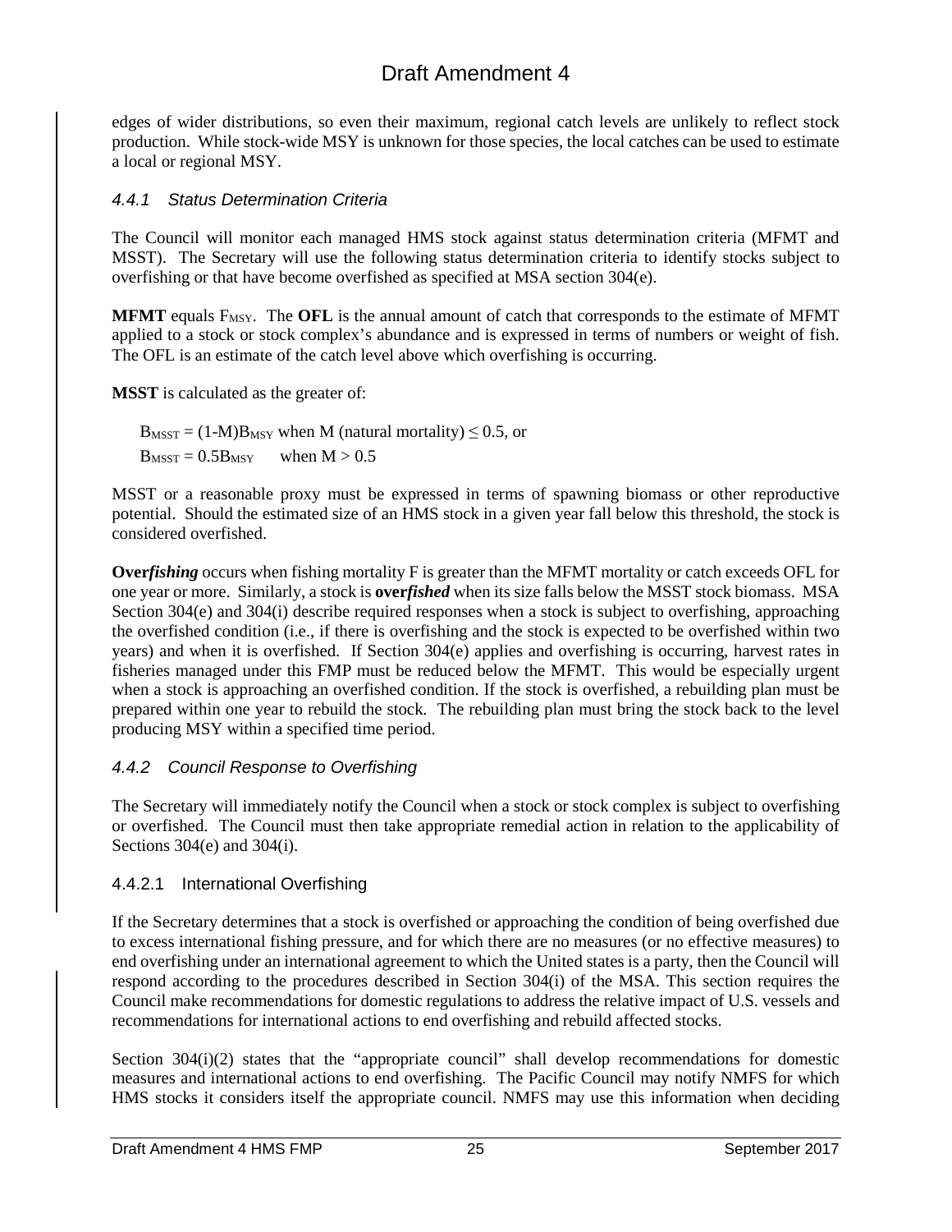edges of wider distributions, so even their maximum, regional catch levels are unlikely to reflect stock production. While stock-wide MSY is unknown for those species, the local catches can be used to estimate a local or regional MSY.

### *4.4.1 Status Determination Criteria*

The Council will monitor each managed HMS stock against status determination criteria (MFMT and MSST). The Secretary will use the following status determination criteria to identify stocks subject to overfishing or that have become overfished as specified at MSA section 304(e).

**MFMT** equals $F_{MSY}$. The **OFL** is the annual amount of catch that corresponds to the estimate of MFMT applied to a stock or stock complex's abundance and is expressed in terms of numbers or weight of fish. The OFL is an estimate of the catch level above which overfishing is occurring.

**MSST** is calculated as the greater of:

$B_{MSST} = (1\text{-}M)B_{MSY}$ when M (natural mortality) $\leq 0.5$, or
$B_{MSST} = 0.5B_{MSY}$ when $M > 0.5$

MSST or a reasonable proxy must be expressed in terms of spawning biomass or other reproductive potential. Should the estimated size of an HMS stock in a given year fall below this threshold, the stock is considered overfished.

**Over*fishing*** occurs when fishing mortality F is greater than the MFMT mortality or catch exceeds OFL for one year or more. Similarly, a stock is **over*fished*** when its size falls below the MSST stock biomass. MSA Section 304(e) and 304(i) describe required responses when a stock is subject to overfishing, approaching the overfished condition (i.e., if there is overfishing and the stock is expected to be overfished within two years) and when it is overfished. If Section 304(e) applies and overfishing is occurring, harvest rates in fisheries managed under this FMP must be reduced below the MFMT. This would be especially urgent when a stock is approaching an overfished condition. If the stock is overfished, a rebuilding plan must be prepared within one year to rebuild the stock. The rebuilding plan must bring the stock back to the level producing MSY within a specified time period.

### *4.4.2 Council Response to Overfishing*

The Secretary will immediately notify the Council when a stock or stock complex is subject to overfishing or overfished. The Council must then take appropriate remedial action in relation to the applicability of Sections 304(e) and 304(i).

#### 4.4.2.1 International Overfishing

If the Secretary determines that a stock is overfished or approaching the condition of being overfished due to excess international fishing pressure, and for which there are no measures (or no effective measures) to end overfishing under an international agreement to which the United states is a party, then the Council will respond according to the procedures described in Section 304(i) of the MSA. This section requires the Council make recommendations for domestic regulations to address the relative impact of U.S. vessels and recommendations for international actions to end overfishing and rebuild affected stocks.

Section 304(i)(2) states that the "appropriate council" shall develop recommendations for domestic measures and international actions to end overfishing. The Pacific Council may notify NMFS for which HMS stocks it considers itself the appropriate council. NMFS may use this information when deciding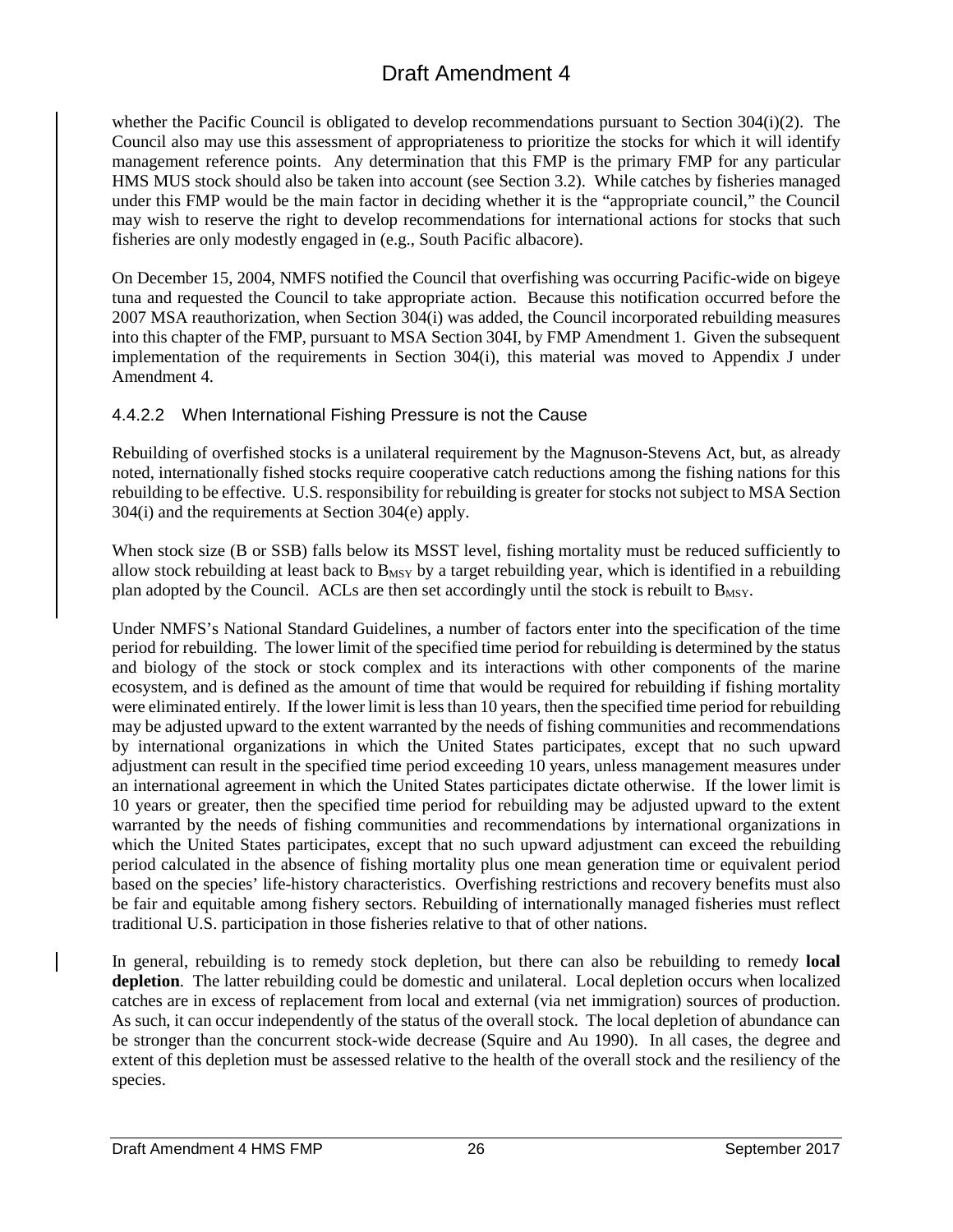whether the Pacific Council is obligated to develop recommendations pursuant to Section 304(i)(2). The Council also may use this assessment of appropriateness to prioritize the stocks for which it will identify management reference points. Any determination that this FMP is the primary FMP for any particular HMS MUS stock should also be taken into account (see Section 3.2). While catches by fisheries managed under this FMP would be the main factor in deciding whether it is the "appropriate council," the Council may wish to reserve the right to develop recommendations for international actions for stocks that such fisheries are only modestly engaged in (e.g., South Pacific albacore).

On December 15, 2004, NMFS notified the Council that overfishing was occurring Pacific-wide on bigeye tuna and requested the Council to take appropriate action. Because this notification occurred before the 2007 MSA reauthorization, when Section 304(i) was added, the Council incorporated rebuilding measures into this chapter of the FMP, pursuant to MSA Section 304I, by FMP Amendment 1. Given the subsequent implementation of the requirements in Section 304(i), this material was moved to Appendix J under Amendment 4.

#### 4.4.2.2 When International Fishing Pressure is not the Cause

Rebuilding of overfished stocks is a unilateral requirement by the Magnuson-Stevens Act, but, as already noted, internationally fished stocks require cooperative catch reductions among the fishing nations for this rebuilding to be effective. U.S. responsibility for rebuilding is greater for stocks not subject to MSA Section 304(i) and the requirements at Section 304(e) apply.

When stock size (B or SSB) falls below its MSST level, fishing mortality must be reduced sufficiently to allow stock rebuilding at least back to $B_{MSY}$ by a target rebuilding year, which is identified in a rebuilding plan adopted by the Council. ACLs are then set accordingly until the stock is rebuilt to $B_{MSY}$.

Under NMFS's National Standard Guidelines, a number of factors enter into the specification of the time period for rebuilding. The lower limit of the specified time period for rebuilding is determined by the status and biology of the stock or stock complex and its interactions with other components of the marine ecosystem, and is defined as the amount of time that would be required for rebuilding if fishing mortality were eliminated entirely. If the lower limit is less than 10 years, then the specified time period for rebuilding may be adjusted upward to the extent warranted by the needs of fishing communities and recommendations by international organizations in which the United States participates, except that no such upward adjustment can result in the specified time period exceeding 10 years, unless management measures under an international agreement in which the United States participates dictate otherwise. If the lower limit is 10 years or greater, then the specified time period for rebuilding may be adjusted upward to the extent warranted by the needs of fishing communities and recommendations by international organizations in which the United States participates, except that no such upward adjustment can exceed the rebuilding period calculated in the absence of fishing mortality plus one mean generation time or equivalent period based on the species' life-history characteristics. Overfishing restrictions and recovery benefits must also be fair and equitable among fishery sectors. Rebuilding of internationally managed fisheries must reflect traditional U.S. participation in those fisheries relative to that of other nations.

In general, rebuilding is to remedy stock depletion, but there can also be rebuilding to remedy **local depletion**. The latter rebuilding could be domestic and unilateral. Local depletion occurs when localized catches are in excess of replacement from local and external (via net immigration) sources of production. As such, it can occur independently of the status of the overall stock. The local depletion of abundance can be stronger than the concurrent stock-wide decrease (Squire and Au 1990). In all cases, the degree and extent of this depletion must be assessed relative to the health of the overall stock and the resiliency of the species.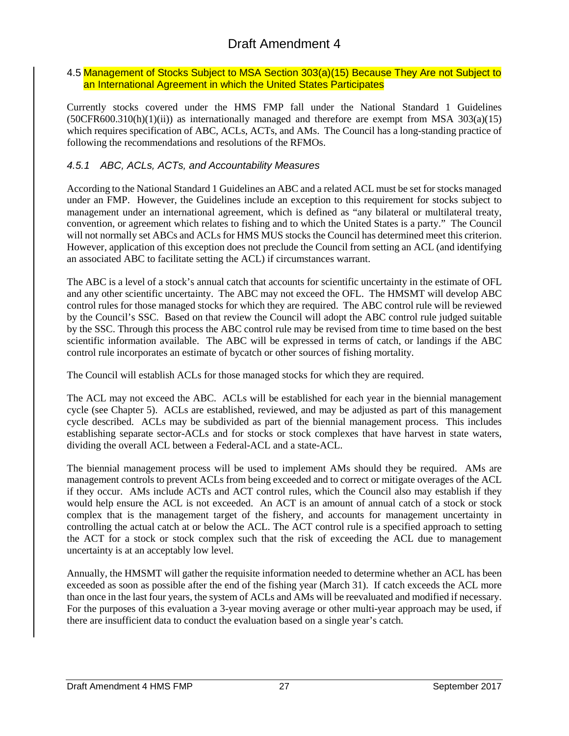## 4.5 Management of Stocks Subject to MSA Section 303(a)(15) Because They Are not Subject to an International Agreement in which the United States Participates

Currently stocks covered under the HMS FMP fall under the National Standard 1 Guidelines (50CFR600.310(h)(1)(ii)) as internationally managed and therefore are exempt from MSA 303(a)(15) which requires specification of ABC, ACLs, ACTs, and AMs. The Council has a long-standing practice of following the recommendations and resolutions of the RFMOs.

### *4.5.1 ABC, ACLs, ACTs, and Accountability Measures*

According to the National Standard 1 Guidelines an ABC and a related ACL must be set for stocks managed under an FMP. However, the Guidelines include an exception to this requirement for stocks subject to management under an international agreement, which is defined as "any bilateral or multilateral treaty, convention, or agreement which relates to fishing and to which the United States is a party." The Council will not normally set ABCs and ACLs for HMS MUS stocks the Council has determined meet this criterion. However, application of this exception does not preclude the Council from setting an ACL (and identifying an associated ABC to facilitate setting the ACL) if circumstances warrant.

The ABC is a level of a stock's annual catch that accounts for scientific uncertainty in the estimate of OFL and any other scientific uncertainty. The ABC may not exceed the OFL. The HMSMT will develop ABC control rules for those managed stocks for which they are required. The ABC control rule will be reviewed by the Council's SSC. Based on that review the Council will adopt the ABC control rule judged suitable by the SSC. Through this process the ABC control rule may be revised from time to time based on the best scientific information available. The ABC will be expressed in terms of catch, or landings if the ABC control rule incorporates an estimate of bycatch or other sources of fishing mortality.

The Council will establish ACLs for those managed stocks for which they are required.

The ACL may not exceed the ABC. ACLs will be established for each year in the biennial management cycle (see Chapter 5). ACLs are established, reviewed, and may be adjusted as part of this management cycle described. ACLs may be subdivided as part of the biennial management process. This includes establishing separate sector-ACLs and for stocks or stock complexes that have harvest in state waters, dividing the overall ACL between a Federal-ACL and a state-ACL.

The biennial management process will be used to implement AMs should they be required. AMs are management controls to prevent ACLs from being exceeded and to correct or mitigate overages of the ACL if they occur. AMs include ACTs and ACT control rules, which the Council also may establish if they would help ensure the ACL is not exceeded. An ACT is an amount of annual catch of a stock or stock complex that is the management target of the fishery, and accounts for management uncertainty in controlling the actual catch at or below the ACL. The ACT control rule is a specified approach to setting the ACT for a stock or stock complex such that the risk of exceeding the ACL due to management uncertainty is at an acceptably low level.

Annually, the HMSMT will gather the requisite information needed to determine whether an ACL has been exceeded as soon as possible after the end of the fishing year (March 31). If catch exceeds the ACL more than once in the last four years, the system of ACLs and AMs will be reevaluated and modified if necessary. For the purposes of this evaluation a 3-year moving average or other multi-year approach may be used, if there are insufficient data to conduct the evaluation based on a single year's catch.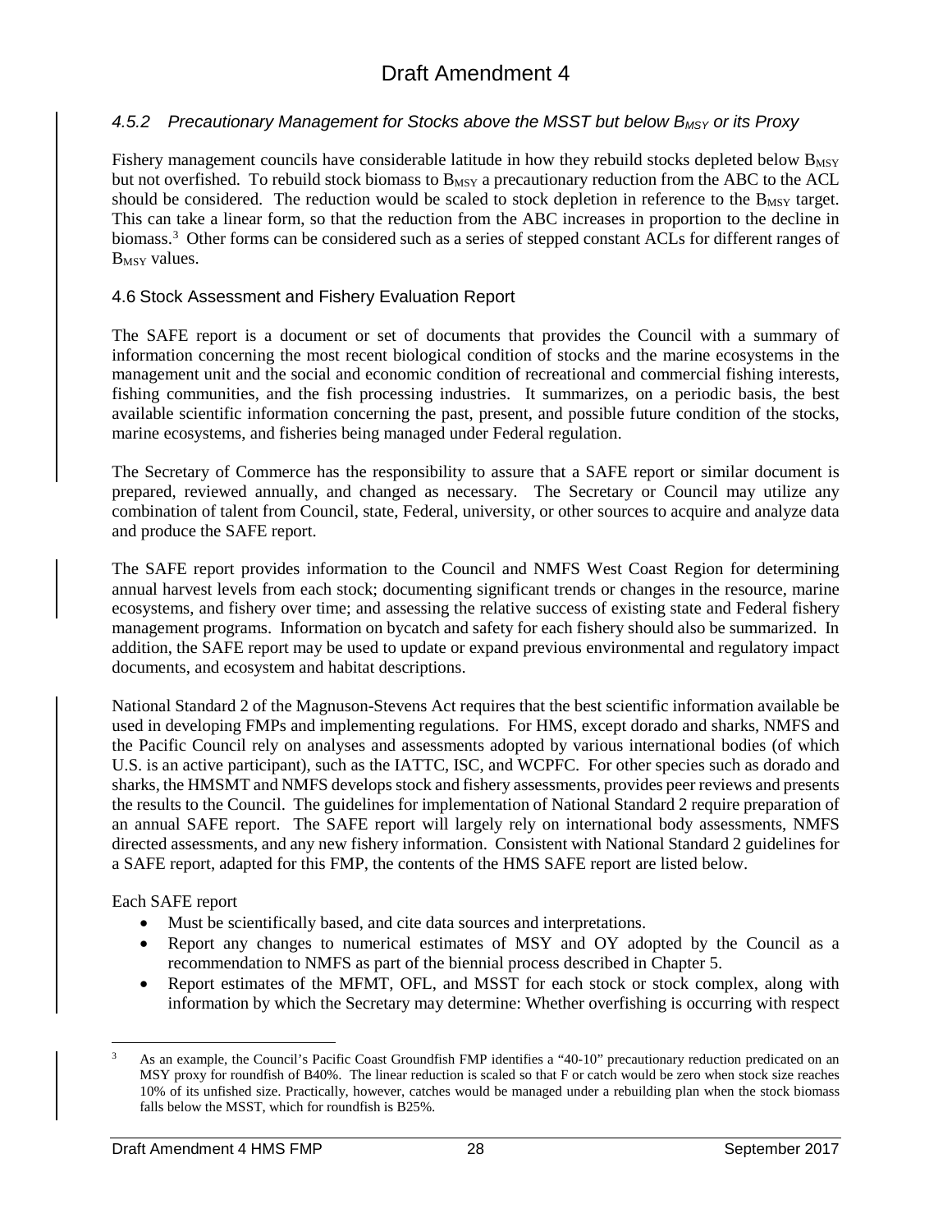### *4.5.2 Precautionary Management for Stocks above the MSST but below $B_{MSY}$ or its Proxy*

Fishery management councils have considerable latitude in how they rebuild stocks depleted below $B_{MSY}$ but not overfished. To rebuild stock biomass to $B_{MSY}$ a precautionary reduction from the ABC to the ACL should be considered. The reduction would be scaled to stock depletion in reference to the $B_{MSY}$ target. This can take a linear form, so that the reduction from the ABC increases in proportion to the decline in biomass.[3] Other forms can be considered such as a series of stepped constant ACLs for different ranges of $B_{MSY}$ values.

## 4.6 Stock Assessment and Fishery Evaluation Report

The SAFE report is a document or set of documents that provides the Council with a summary of information concerning the most recent biological condition of stocks and the marine ecosystems in the management unit and the social and economic condition of recreational and commercial fishing interests, fishing communities, and the fish processing industries. It summarizes, on a periodic basis, the best available scientific information concerning the past, present, and possible future condition of the stocks, marine ecosystems, and fisheries being managed under Federal regulation.

The Secretary of Commerce has the responsibility to assure that a SAFE report or similar document is prepared, reviewed annually, and changed as necessary. The Secretary or Council may utilize any combination of talent from Council, state, Federal, university, or other sources to acquire and analyze data and produce the SAFE report.

The SAFE report provides information to the Council and NMFS West Coast Region for determining annual harvest levels from each stock; documenting significant trends or changes in the resource, marine ecosystems, and fishery over time; and assessing the relative success of existing state and Federal fishery management programs. Information on bycatch and safety for each fishery should also be summarized. In addition, the SAFE report may be used to update or expand previous environmental and regulatory impact documents, and ecosystem and habitat descriptions.

National Standard 2 of the Magnuson-Stevens Act requires that the best scientific information available be used in developing FMPs and implementing regulations. For HMS, except dorado and sharks, NMFS and the Pacific Council rely on analyses and assessments adopted by various international bodies (of which U.S. is an active participant), such as the IATTC, ISC, and WCPFC. For other species such as dorado and sharks, the HMSMT and NMFS develops stock and fishery assessments, provides peer reviews and presents the results to the Council. The guidelines for implementation of National Standard 2 require preparation of an annual SAFE report. The SAFE report will largely rely on international body assessments, NMFS directed assessments, and any new fishery information. Consistent with National Standard 2 guidelines for a SAFE report, adapted for this FMP, the contents of the HMS SAFE report are listed below.

Each SAFE report

- Must be scientifically based, and cite data sources and interpretations.
- Report any changes to numerical estimates of MSY and OY adopted by the Council as a recommendation to NMFS as part of the biennial process described in Chapter 5.
- Report estimates of the MFMT, OFL, and MSST for each stock or stock complex, along with information by which the Secretary may determine: Whether overfishing is occurring with respect

---

[3] As an example, the Council's Pacific Coast Groundfish FMP identifies a "40-10" precautionary reduction predicated on an MSY proxy for roundfish of B40%. The linear reduction is scaled so that F or catch would be zero when stock size reaches 10% of its unfished size. Practically, however, catches would be managed under a rebuilding plan when the stock biomass falls below the MSST, which for roundfish is B25%.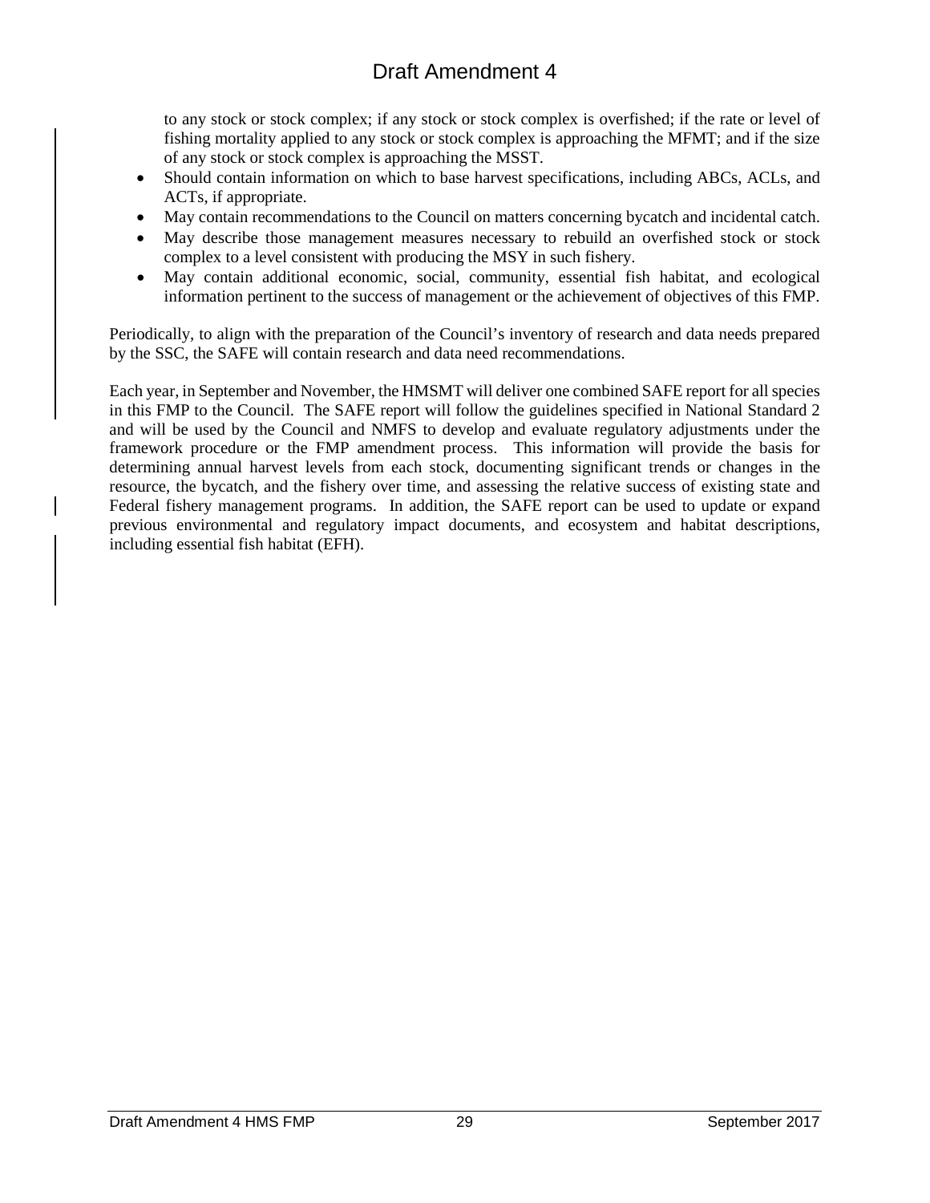to any stock or stock complex; if any stock or stock complex is overfished; if the rate or level of fishing mortality applied to any stock or stock complex is approaching the MFMT; and if the size of any stock or stock complex is approaching the MSST.

- Should contain information on which to base harvest specifications, including ABCs, ACLs, and ACTs, if appropriate.
- May contain recommendations to the Council on matters concerning bycatch and incidental catch.
- May describe those management measures necessary to rebuild an overfished stock or stock complex to a level consistent with producing the MSY in such fishery.
- May contain additional economic, social, community, essential fish habitat, and ecological information pertinent to the success of management or the achievement of objectives of this FMP.

Periodically, to align with the preparation of the Council's inventory of research and data needs prepared by the SSC, the SAFE will contain research and data need recommendations.

Each year, in September and November, the HMSMT will deliver one combined SAFE report for all species in this FMP to the Council. The SAFE report will follow the guidelines specified in National Standard 2 and will be used by the Council and NMFS to develop and evaluate regulatory adjustments under the framework procedure or the FMP amendment process. This information will provide the basis for determining annual harvest levels from each stock, documenting significant trends or changes in the resource, the bycatch, and the fishery over time, and assessing the relative success of existing state and Federal fishery management programs. In addition, the SAFE report can be used to update or expand previous environmental and regulatory impact documents, and ecosystem and habitat descriptions, including essential fish habitat (EFH).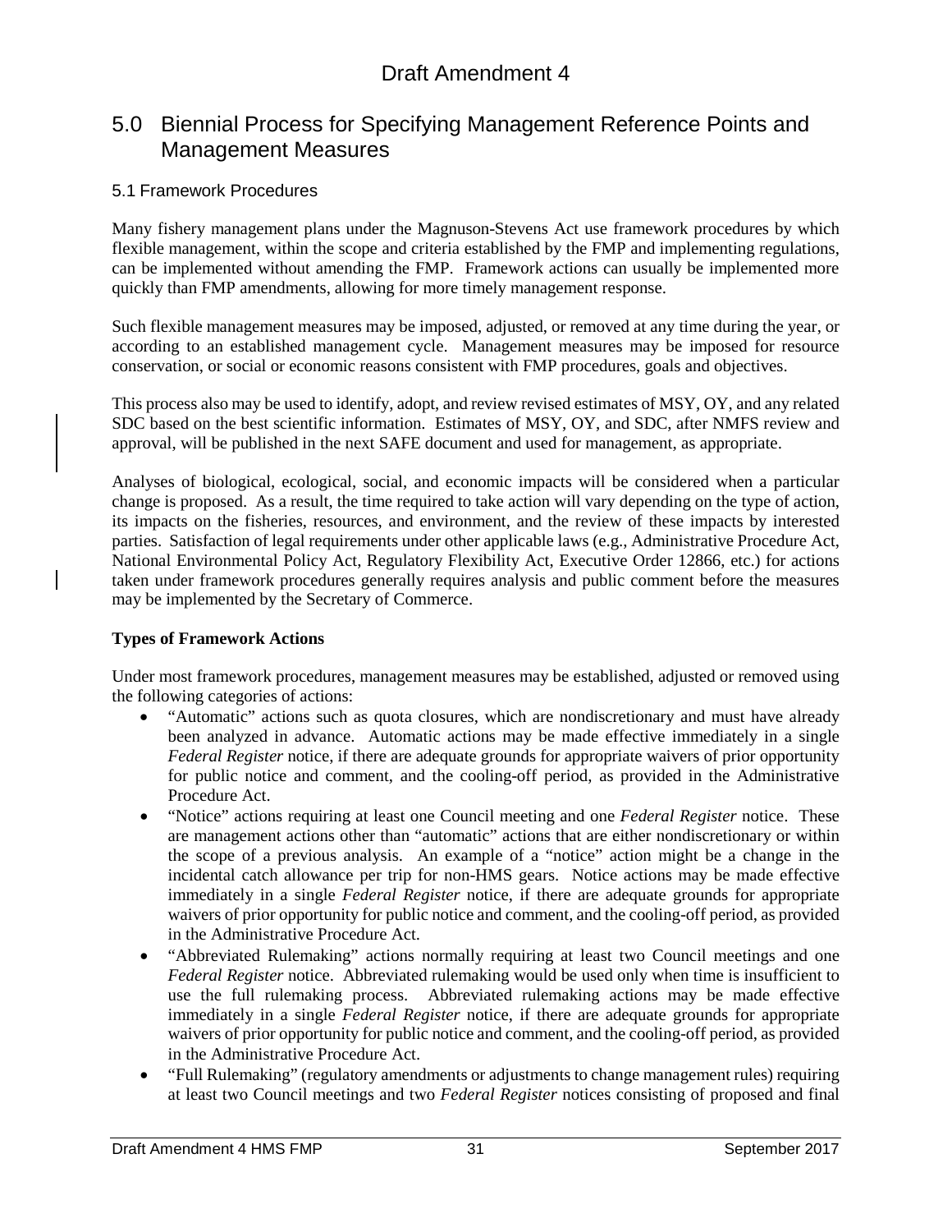## 5.0 Biennial Process for Specifying Management Reference Points and Management Measures

### 5.1 Framework Procedures

Many fishery management plans under the Magnuson-Stevens Act use framework procedures by which flexible management, within the scope and criteria established by the FMP and implementing regulations, can be implemented without amending the FMP. Framework actions can usually be implemented more quickly than FMP amendments, allowing for more timely management response.

Such flexible management measures may be imposed, adjusted, or removed at any time during the year, or according to an established management cycle. Management measures may be imposed for resource conservation, or social or economic reasons consistent with FMP procedures, goals and objectives.

This process also may be used to identify, adopt, and review revised estimates of MSY, OY, and any related SDC based on the best scientific information. Estimates of MSY, OY, and SDC, after NMFS review and approval, will be published in the next SAFE document and used for management, as appropriate.

Analyses of biological, ecological, social, and economic impacts will be considered when a particular change is proposed. As a result, the time required to take action will vary depending on the type of action, its impacts on the fisheries, resources, and environment, and the review of these impacts by interested parties. Satisfaction of legal requirements under other applicable laws (e.g., Administrative Procedure Act, National Environmental Policy Act, Regulatory Flexibility Act, Executive Order 12866, etc.) for actions taken under framework procedures generally requires analysis and public comment before the measures may be implemented by the Secretary of Commerce.

**Types of Framework Actions**

Under most framework procedures, management measures may be established, adjusted or removed using the following categories of actions:

- "Automatic" actions such as quota closures, which are nondiscretionary and must have already been analyzed in advance. Automatic actions may be made effective immediately in a single *Federal Register* notice, if there are adequate grounds for appropriate waivers of prior opportunity for public notice and comment, and the cooling-off period, as provided in the Administrative Procedure Act.
- "Notice" actions requiring at least one Council meeting and one *Federal Register* notice. These are management actions other than "automatic" actions that are either nondiscretionary or within the scope of a previous analysis. An example of a "notice" action might be a change in the incidental catch allowance per trip for non-HMS gears. Notice actions may be made effective immediately in a single *Federal Register* notice, if there are adequate grounds for appropriate waivers of prior opportunity for public notice and comment, and the cooling-off period, as provided in the Administrative Procedure Act.
- "Abbreviated Rulemaking" actions normally requiring at least two Council meetings and one *Federal Register* notice. Abbreviated rulemaking would be used only when time is insufficient to use the full rulemaking process. Abbreviated rulemaking actions may be made effective immediately in a single *Federal Register* notice, if there are adequate grounds for appropriate waivers of prior opportunity for public notice and comment, and the cooling-off period, as provided in the Administrative Procedure Act.
- "Full Rulemaking" (regulatory amendments or adjustments to change management rules) requiring at least two Council meetings and two *Federal Register* notices consisting of proposed and final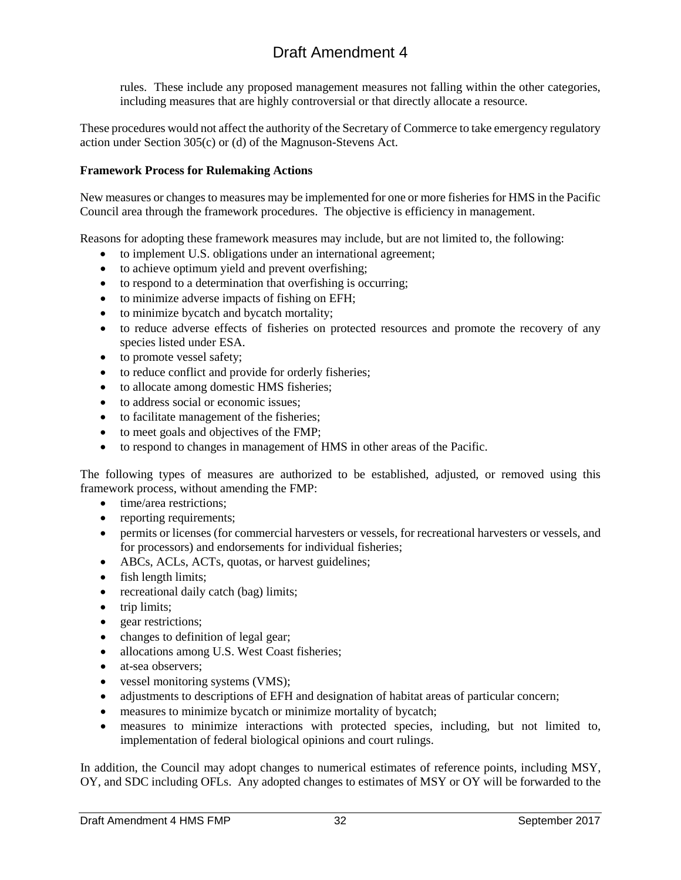rules. These include any proposed management measures not falling within the other categories, including measures that are highly controversial or that directly allocate a resource.

These procedures would not affect the authority of the Secretary of Commerce to take emergency regulatory action under Section 305(c) or (d) of the Magnuson-Stevens Act.

**Framework Process for Rulemaking Actions**

New measures or changes to measures may be implemented for one or more fisheries for HMS in the Pacific Council area through the framework procedures. The objective is efficiency in management.

Reasons for adopting these framework measures may include, but are not limited to, the following:

- to implement U.S. obligations under an international agreement;
- to achieve optimum yield and prevent overfishing;
- to respond to a determination that overfishing is occurring;
- to minimize adverse impacts of fishing on EFH;
- to minimize bycatch and bycatch mortality;
- to reduce adverse effects of fisheries on protected resources and promote the recovery of any species listed under ESA.
- to promote vessel safety;
- to reduce conflict and provide for orderly fisheries;
- to allocate among domestic HMS fisheries;
- to address social or economic issues;
- to facilitate management of the fisheries;
- to meet goals and objectives of the FMP;
- to respond to changes in management of HMS in other areas of the Pacific.

The following types of measures are authorized to be established, adjusted, or removed using this framework process, without amending the FMP:

- time/area restrictions;
- reporting requirements;
- permits or licenses (for commercial harvesters or vessels, for recreational harvesters or vessels, and for processors) and endorsements for individual fisheries;
- ABCs, ACLs, ACTs, quotas, or harvest guidelines;
- fish length limits;
- recreational daily catch (bag) limits;
- trip limits;
- gear restrictions;
- changes to definition of legal gear;
- allocations among U.S. West Coast fisheries;
- at-sea observers;
- vessel monitoring systems (VMS);
- adjustments to descriptions of EFH and designation of habitat areas of particular concern;
- measures to minimize bycatch or minimize mortality of bycatch;
- measures to minimize interactions with protected species, including, but not limited to, implementation of federal biological opinions and court rulings.

In addition, the Council may adopt changes to numerical estimates of reference points, including MSY, OY, and SDC including OFLs. Any adopted changes to estimates of MSY or OY will be forwarded to the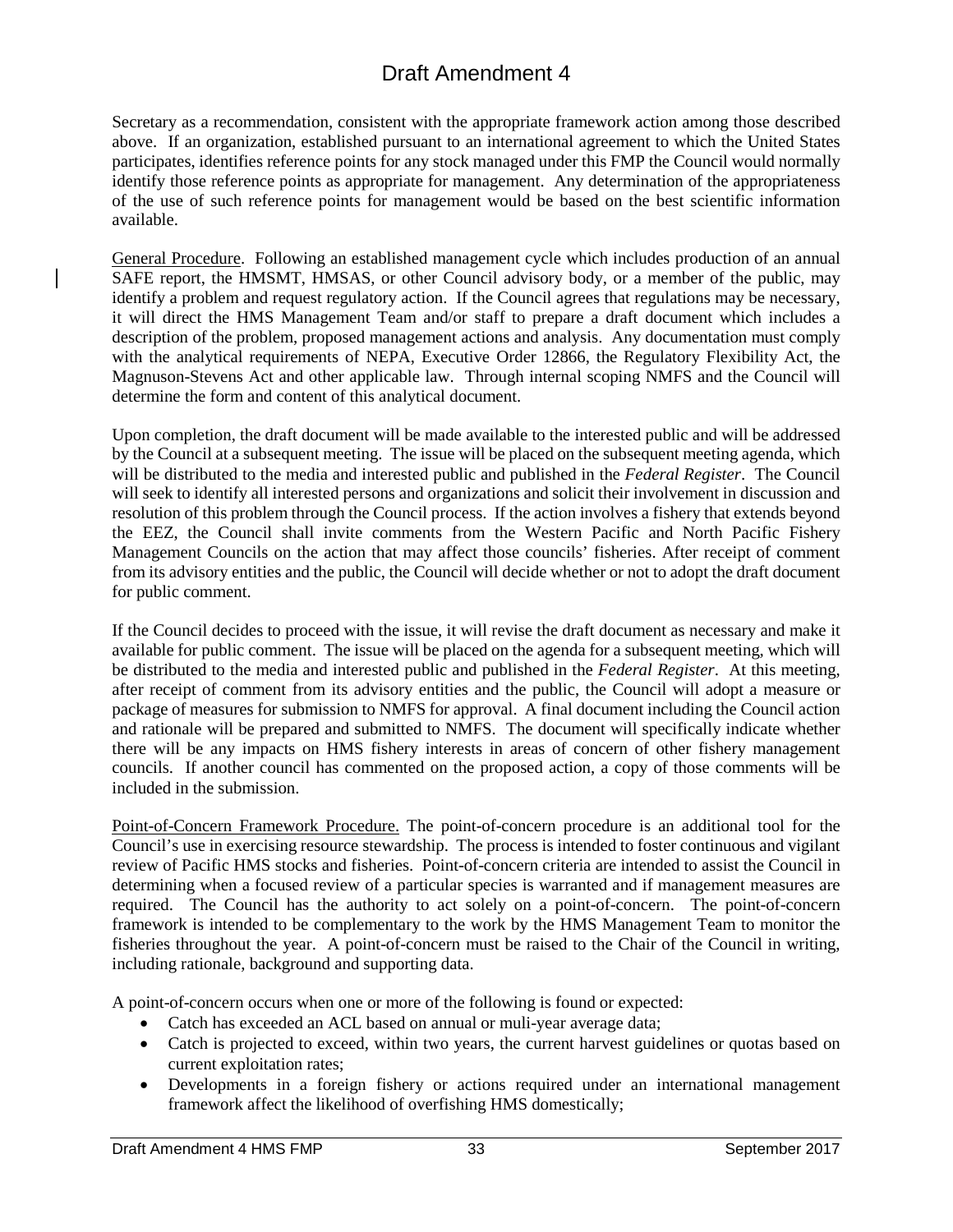Secretary as a recommendation, consistent with the appropriate framework action among those described above. If an organization, established pursuant to an international agreement to which the United States participates, identifies reference points for any stock managed under this FMP the Council would normally identify those reference points as appropriate for management. Any determination of the appropriateness of the use of such reference points for management would be based on the best scientific information available.

General Procedure. Following an established management cycle which includes production of an annual SAFE report, the HMSMT, HMSAS, or other Council advisory body, or a member of the public, may identify a problem and request regulatory action. If the Council agrees that regulations may be necessary, it will direct the HMS Management Team and/or staff to prepare a draft document which includes a description of the problem, proposed management actions and analysis. Any documentation must comply with the analytical requirements of NEPA, Executive Order 12866, the Regulatory Flexibility Act, the Magnuson-Stevens Act and other applicable law. Through internal scoping NMFS and the Council will determine the form and content of this analytical document.

Upon completion, the draft document will be made available to the interested public and will be addressed by the Council at a subsequent meeting. The issue will be placed on the subsequent meeting agenda, which will be distributed to the media and interested public and published in the *Federal Register*. The Council will seek to identify all interested persons and organizations and solicit their involvement in discussion and resolution of this problem through the Council process. If the action involves a fishery that extends beyond the EEZ, the Council shall invite comments from the Western Pacific and North Pacific Fishery Management Councils on the action that may affect those councils' fisheries. After receipt of comment from its advisory entities and the public, the Council will decide whether or not to adopt the draft document for public comment.

If the Council decides to proceed with the issue, it will revise the draft document as necessary and make it available for public comment. The issue will be placed on the agenda for a subsequent meeting, which will be distributed to the media and interested public and published in the *Federal Register*. At this meeting, after receipt of comment from its advisory entities and the public, the Council will adopt a measure or package of measures for submission to NMFS for approval. A final document including the Council action and rationale will be prepared and submitted to NMFS. The document will specifically indicate whether there will be any impacts on HMS fishery interests in areas of concern of other fishery management councils. If another council has commented on the proposed action, a copy of those comments will be included in the submission.

Point-of-Concern Framework Procedure. The point-of-concern procedure is an additional tool for the Council's use in exercising resource stewardship. The process is intended to foster continuous and vigilant review of Pacific HMS stocks and fisheries. Point-of-concern criteria are intended to assist the Council in determining when a focused review of a particular species is warranted and if management measures are required. The Council has the authority to act solely on a point-of-concern. The point-of-concern framework is intended to be complementary to the work by the HMS Management Team to monitor the fisheries throughout the year. A point-of-concern must be raised to the Chair of the Council in writing, including rationale, background and supporting data.

A point-of-concern occurs when one or more of the following is found or expected:

- Catch has exceeded an ACL based on annual or muli-year average data;
- Catch is projected to exceed, within two years, the current harvest guidelines or quotas based on current exploitation rates;
- Developments in a foreign fishery or actions required under an international management framework affect the likelihood of overfishing HMS domestically;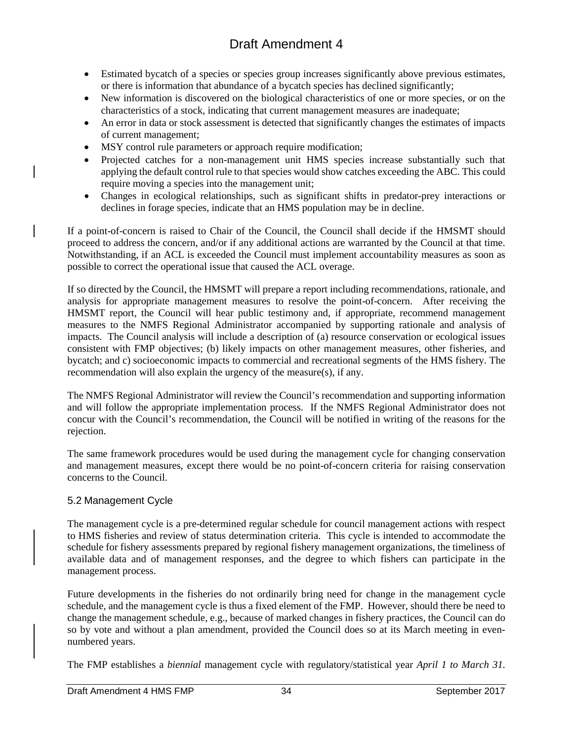- Estimated bycatch of a species or species group increases significantly above previous estimates, or there is information that abundance of a bycatch species has declined significantly;
- New information is discovered on the biological characteristics of one or more species, or on the characteristics of a stock, indicating that current management measures are inadequate;
- An error in data or stock assessment is detected that significantly changes the estimates of impacts of current management;
- MSY control rule parameters or approach require modification;
- Projected catches for a non-management unit HMS species increase substantially such that applying the default control rule to that species would show catches exceeding the ABC. This could require moving a species into the management unit;
- Changes in ecological relationships, such as significant shifts in predator-prey interactions or declines in forage species, indicate that an HMS population may be in decline.

If a point-of-concern is raised to Chair of the Council, the Council shall decide if the HMSMT should proceed to address the concern, and/or if any additional actions are warranted by the Council at that time. Notwithstanding, if an ACL is exceeded the Council must implement accountability measures as soon as possible to correct the operational issue that caused the ACL overage.

If so directed by the Council, the HMSMT will prepare a report including recommendations, rationale, and analysis for appropriate management measures to resolve the point-of-concern. After receiving the HMSMT report, the Council will hear public testimony and, if appropriate, recommend management measures to the NMFS Regional Administrator accompanied by supporting rationale and analysis of impacts. The Council analysis will include a description of (a) resource conservation or ecological issues consistent with FMP objectives; (b) likely impacts on other management measures, other fisheries, and bycatch; and c) socioeconomic impacts to commercial and recreational segments of the HMS fishery. The recommendation will also explain the urgency of the measure(s), if any.

The NMFS Regional Administrator will review the Council's recommendation and supporting information and will follow the appropriate implementation process. If the NMFS Regional Administrator does not concur with the Council's recommendation, the Council will be notified in writing of the reasons for the rejection.

The same framework procedures would be used during the management cycle for changing conservation and management measures, except there would be no point-of-concern criteria for raising conservation concerns to the Council.

## 5.2 Management Cycle

The management cycle is a pre-determined regular schedule for council management actions with respect to HMS fisheries and review of status determination criteria. This cycle is intended to accommodate the schedule for fishery assessments prepared by regional fishery management organizations, the timeliness of available data and of management responses, and the degree to which fishers can participate in the management process.

Future developments in the fisheries do not ordinarily bring need for change in the management cycle schedule, and the management cycle is thus a fixed element of the FMP. However, should there be need to change the management schedule, e.g., because of marked changes in fishery practices, the Council can do so by vote and without a plan amendment, provided the Council does so at its March meeting in even-numbered years.

The FMP establishes a *biennial* management cycle with regulatory/statistical year *April 1 to March 31.*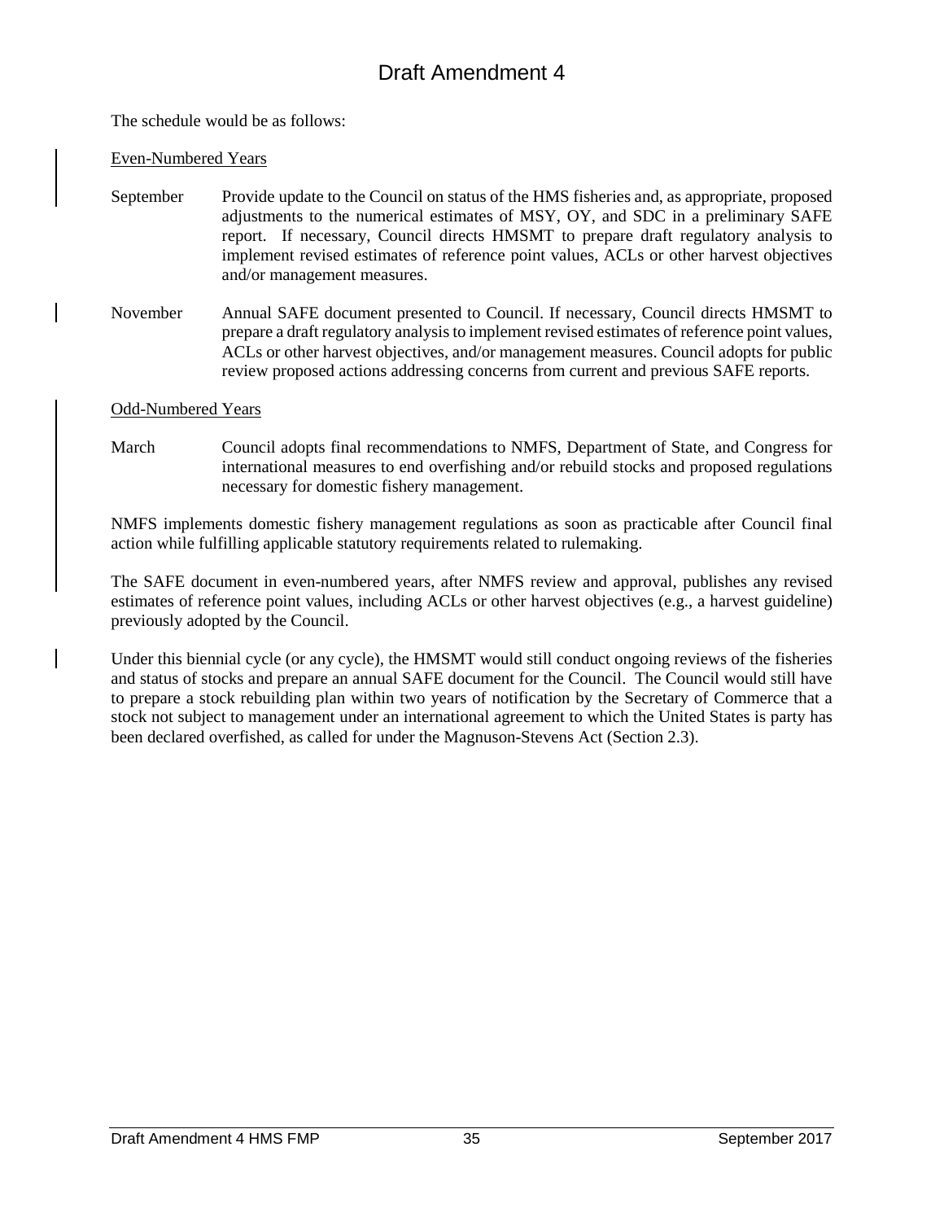The schedule would be as follows:

Even-Numbered Years

September Provide update to the Council on status of the HMS fisheries and, as appropriate, proposed adjustments to the numerical estimates of MSY, OY, and SDC in a preliminary SAFE report. If necessary, Council directs HMSMT to prepare draft regulatory analysis to implement revised estimates of reference point values, ACLs or other harvest objectives and/or management measures.

November Annual SAFE document presented to Council. If necessary, Council directs HMSMT to prepare a draft regulatory analysis to implement revised estimates of reference point values, ACLs or other harvest objectives, and/or management measures. Council adopts for public review proposed actions addressing concerns from current and previous SAFE reports.

Odd-Numbered Years

March Council adopts final recommendations to NMFS, Department of State, and Congress for international measures to end overfishing and/or rebuild stocks and proposed regulations necessary for domestic fishery management.

NMFS implements domestic fishery management regulations as soon as practicable after Council final action while fulfilling applicable statutory requirements related to rulemaking.

The SAFE document in even-numbered years, after NMFS review and approval, publishes any revised estimates of reference point values, including ACLs or other harvest objectives (e.g., a harvest guideline) previously adopted by the Council.

Under this biennial cycle (or any cycle), the HMSMT would still conduct ongoing reviews of the fisheries and status of stocks and prepare an annual SAFE document for the Council. The Council would still have to prepare a stock rebuilding plan within two years of notification by the Secretary of Commerce that a stock not subject to management under an international agreement to which the United States is party has been declared overfished, as called for under the Magnuson-Stevens Act (Section 2.3).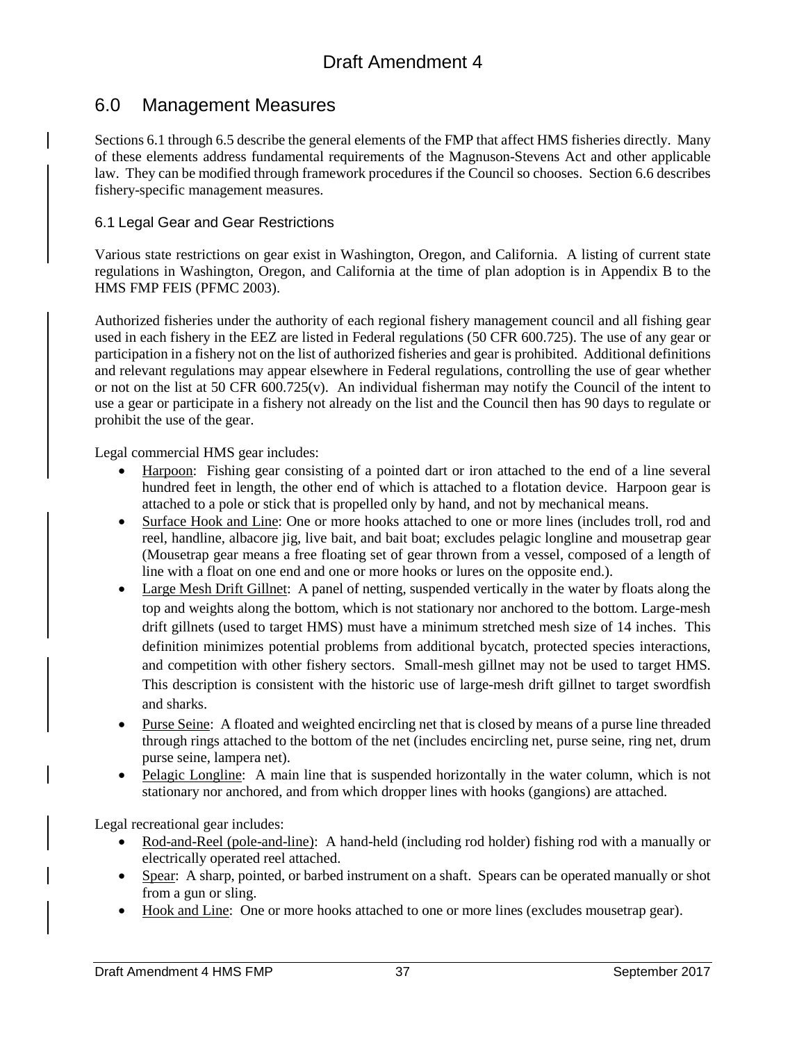# 6.0 Management Measures

Sections 6.1 through 6.5 describe the general elements of the FMP that affect HMS fisheries directly. Many of these elements address fundamental requirements of the Magnuson-Stevens Act and other applicable law. They can be modified through framework procedures if the Council so chooses. Section 6.6 describes fishery-specific management measures.

## 6.1 Legal Gear and Gear Restrictions

Various state restrictions on gear exist in Washington, Oregon, and California. A listing of current state regulations in Washington, Oregon, and California at the time of plan adoption is in Appendix B to the HMS FMP FEIS (PFMC 2003).

Authorized fisheries under the authority of each regional fishery management council and all fishing gear used in each fishery in the EEZ are listed in Federal regulations (50 CFR 600.725). The use of any gear or participation in a fishery not on the list of authorized fisheries and gear is prohibited. Additional definitions and relevant regulations may appear elsewhere in Federal regulations, controlling the use of gear whether or not on the list at 50 CFR 600.725(v). An individual fisherman may notify the Council of the intent to use a gear or participate in a fishery not already on the list and the Council then has 90 days to regulate or prohibit the use of the gear.

Legal commercial HMS gear includes:

- Harpoon: Fishing gear consisting of a pointed dart or iron attached to the end of a line several hundred feet in length, the other end of which is attached to a flotation device. Harpoon gear is attached to a pole or stick that is propelled only by hand, and not by mechanical means.
- Surface Hook and Line: One or more hooks attached to one or more lines (includes troll, rod and reel, handline, albacore jig, live bait, and bait boat; excludes pelagic longline and mousetrap gear (Mousetrap gear means a free floating set of gear thrown from a vessel, composed of a length of line with a float on one end and one or more hooks or lures on the opposite end.).
- Large Mesh Drift Gillnet: A panel of netting, suspended vertically in the water by floats along the top and weights along the bottom, which is not stationary nor anchored to the bottom. Large-mesh drift gillnets (used to target HMS) must have a minimum stretched mesh size of 14 inches. This definition minimizes potential problems from additional bycatch, protected species interactions, and competition with other fishery sectors. Small-mesh gillnet may not be used to target HMS. This description is consistent with the historic use of large-mesh drift gillnet to target swordfish and sharks.
- Purse Seine: A floated and weighted encircling net that is closed by means of a purse line threaded through rings attached to the bottom of the net (includes encircling net, purse seine, ring net, drum purse seine, lampera net).
- Pelagic Longline: A main line that is suspended horizontally in the water column, which is not stationary nor anchored, and from which dropper lines with hooks (gangions) are attached.

Legal recreational gear includes:

- Rod-and-Reel (pole-and-line): A hand-held (including rod holder) fishing rod with a manually or electrically operated reel attached.
- Spear: A sharp, pointed, or barbed instrument on a shaft. Spears can be operated manually or shot from a gun or sling.
- Hook and Line: One or more hooks attached to one or more lines (excludes mousetrap gear).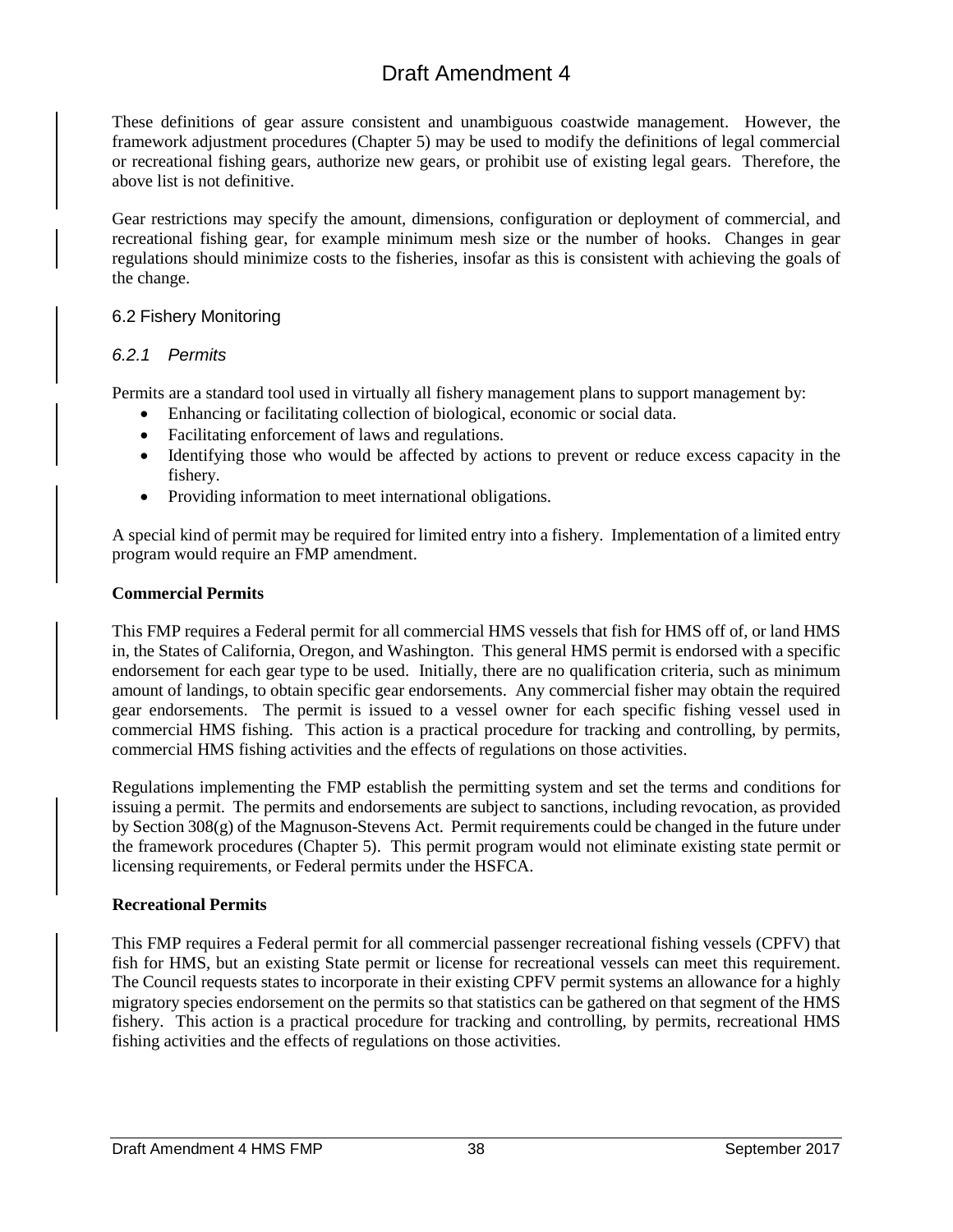These definitions of gear assure consistent and unambiguous coastwide management. However, the framework adjustment procedures (Chapter 5) may be used to modify the definitions of legal commercial or recreational fishing gears, authorize new gears, or prohibit use of existing legal gears. Therefore, the above list is not definitive.

Gear restrictions may specify the amount, dimensions, configuration or deployment of commercial, and recreational fishing gear, for example minimum mesh size or the number of hooks. Changes in gear regulations should minimize costs to the fisheries, insofar as this is consistent with achieving the goals of the change.

## 6.2 Fishery Monitoring

### *6.2.1 Permits*

Permits are a standard tool used in virtually all fishery management plans to support management by:

- Enhancing or facilitating collection of biological, economic or social data.
- Facilitating enforcement of laws and regulations.
- Identifying those who would be affected by actions to prevent or reduce excess capacity in the fishery.
- Providing information to meet international obligations.

A special kind of permit may be required for limited entry into a fishery. Implementation of a limited entry program would require an FMP amendment.

**Commercial Permits**

This FMP requires a Federal permit for all commercial HMS vessels that fish for HMS off of, or land HMS in, the States of California, Oregon, and Washington. This general HMS permit is endorsed with a specific endorsement for each gear type to be used. Initially, there are no qualification criteria, such as minimum amount of landings, to obtain specific gear endorsements. Any commercial fisher may obtain the required gear endorsements. The permit is issued to a vessel owner for each specific fishing vessel used in commercial HMS fishing. This action is a practical procedure for tracking and controlling, by permits, commercial HMS fishing activities and the effects of regulations on those activities.

Regulations implementing the FMP establish the permitting system and set the terms and conditions for issuing a permit. The permits and endorsements are subject to sanctions, including revocation, as provided by Section 308(g) of the Magnuson-Stevens Act. Permit requirements could be changed in the future under the framework procedures (Chapter 5). This permit program would not eliminate existing state permit or licensing requirements, or Federal permits under the HSFCA.

**Recreational Permits**

This FMP requires a Federal permit for all commercial passenger recreational fishing vessels (CPFV) that fish for HMS, but an existing State permit or license for recreational vessels can meet this requirement. The Council requests states to incorporate in their existing CPFV permit systems an allowance for a highly migratory species endorsement on the permits so that statistics can be gathered on that segment of the HMS fishery. This action is a practical procedure for tracking and controlling, by permits, recreational HMS fishing activities and the effects of regulations on those activities.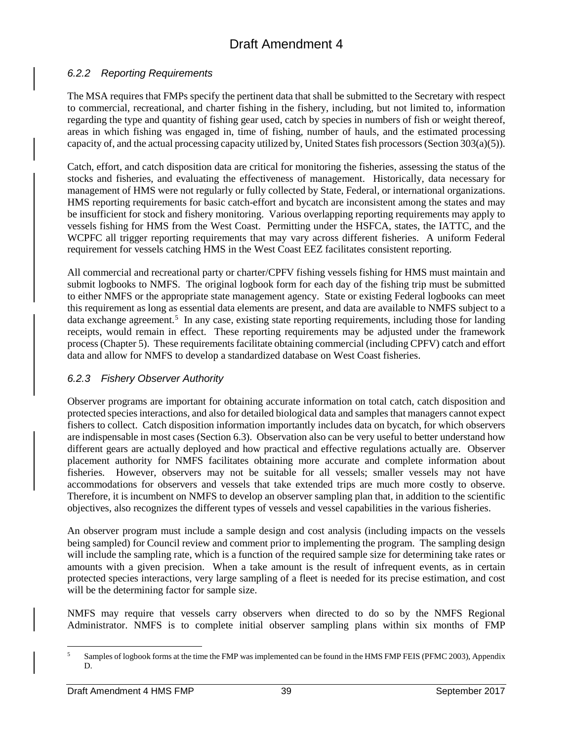### *6.2.2 Reporting Requirements*

The MSA requires that FMPs specify the pertinent data that shall be submitted to the Secretary with respect to commercial, recreational, and charter fishing in the fishery, including, but not limited to, information regarding the type and quantity of fishing gear used, catch by species in numbers of fish or weight thereof, areas in which fishing was engaged in, time of fishing, number of hauls, and the estimated processing capacity of, and the actual processing capacity utilized by, United States fish processors (Section 303(a)(5)).

Catch, effort, and catch disposition data are critical for monitoring the fisheries, assessing the status of the stocks and fisheries, and evaluating the effectiveness of management. Historically, data necessary for management of HMS were not regularly or fully collected by State, Federal, or international organizations. HMS reporting requirements for basic catch-effort and bycatch are inconsistent among the states and may be insufficient for stock and fishery monitoring. Various overlapping reporting requirements may apply to vessels fishing for HMS from the West Coast. Permitting under the HSFCA, states, the IATTC, and the WCPFC all trigger reporting requirements that may vary across different fisheries. A uniform Federal requirement for vessels catching HMS in the West Coast EEZ facilitates consistent reporting.

All commercial and recreational party or charter/CPFV fishing vessels fishing for HMS must maintain and submit logbooks to NMFS. The original logbook form for each day of the fishing trip must be submitted to either NMFS or the appropriate state management agency. State or existing Federal logbooks can meet this requirement as long as essential data elements are present, and data are available to NMFS subject to a data exchange agreement.[5] In any case, existing state reporting requirements, including those for landing receipts, would remain in effect. These reporting requirements may be adjusted under the framework process (Chapter 5). These requirements facilitate obtaining commercial (including CPFV) catch and effort data and allow for NMFS to develop a standardized database on West Coast fisheries.

### *6.2.3 Fishery Observer Authority*

Observer programs are important for obtaining accurate information on total catch, catch disposition and protected species interactions, and also for detailed biological data and samples that managers cannot expect fishers to collect. Catch disposition information importantly includes data on bycatch, for which observers are indispensable in most cases (Section 6.3). Observation also can be very useful to better understand how different gears are actually deployed and how practical and effective regulations actually are. Observer placement authority for NMFS facilitates obtaining more accurate and complete information about fisheries. However, observers may not be suitable for all vessels; smaller vessels may not have accommodations for observers and vessels that take extended trips are much more costly to observe. Therefore, it is incumbent on NMFS to develop an observer sampling plan that, in addition to the scientific objectives, also recognizes the different types of vessels and vessel capabilities in the various fisheries.

An observer program must include a sample design and cost analysis (including impacts on the vessels being sampled) for Council review and comment prior to implementing the program. The sampling design will include the sampling rate, which is a function of the required sample size for determining take rates or amounts with a given precision. When a take amount is the result of infrequent events, as in certain protected species interactions, very large sampling of a fleet is needed for its precise estimation, and cost will be the determining factor for sample size.

NMFS may require that vessels carry observers when directed to do so by the NMFS Regional Administrator. NMFS is to complete initial observer sampling plans within six months of FMP

---

[5] Samples of logbook forms at the time the FMP was implemented can be found in the HMS FMP FEIS (PFMC 2003), Appendix D.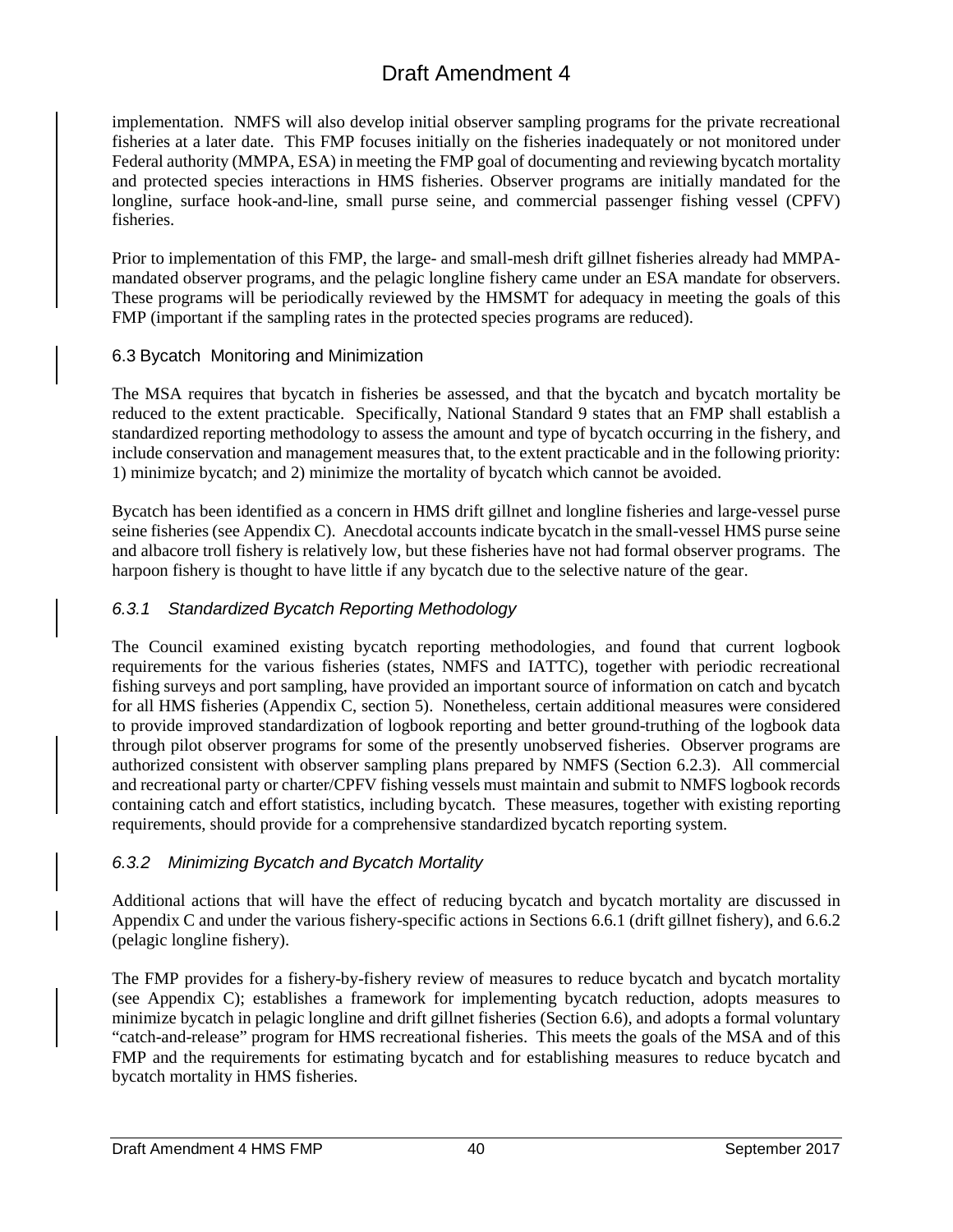implementation. NMFS will also develop initial observer sampling programs for the private recreational fisheries at a later date. This FMP focuses initially on the fisheries inadequately or not monitored under Federal authority (MMPA, ESA) in meeting the FMP goal of documenting and reviewing bycatch mortality and protected species interactions in HMS fisheries. Observer programs are initially mandated for the longline, surface hook-and-line, small purse seine, and commercial passenger fishing vessel (CPFV) fisheries.

Prior to implementation of this FMP, the large- and small-mesh drift gillnet fisheries already had MMPA-mandated observer programs, and the pelagic longline fishery came under an ESA mandate for observers. These programs will be periodically reviewed by the HMSMT for adequacy in meeting the goals of this FMP (important if the sampling rates in the protected species programs are reduced).

## 6.3 Bycatch Monitoring and Minimization

The MSA requires that bycatch in fisheries be assessed, and that the bycatch and bycatch mortality be reduced to the extent practicable. Specifically, National Standard 9 states that an FMP shall establish a standardized reporting methodology to assess the amount and type of bycatch occurring in the fishery, and include conservation and management measures that, to the extent practicable and in the following priority: 1) minimize bycatch; and 2) minimize the mortality of bycatch which cannot be avoided.

Bycatch has been identified as a concern in HMS drift gillnet and longline fisheries and large-vessel purse seine fisheries (see Appendix C). Anecdotal accounts indicate bycatch in the small-vessel HMS purse seine and albacore troll fishery is relatively low, but these fisheries have not had formal observer programs. The harpoon fishery is thought to have little if any bycatch due to the selective nature of the gear.

### *6.3.1 Standardized Bycatch Reporting Methodology*

The Council examined existing bycatch reporting methodologies, and found that current logbook requirements for the various fisheries (states, NMFS and IATTC), together with periodic recreational fishing surveys and port sampling, have provided an important source of information on catch and bycatch for all HMS fisheries (Appendix C, section 5). Nonetheless, certain additional measures were considered to provide improved standardization of logbook reporting and better ground-truthing of the logbook data through pilot observer programs for some of the presently unobserved fisheries. Observer programs are authorized consistent with observer sampling plans prepared by NMFS (Section 6.2.3). All commercial and recreational party or charter/CPFV fishing vessels must maintain and submit to NMFS logbook records containing catch and effort statistics, including bycatch. These measures, together with existing reporting requirements, should provide for a comprehensive standardized bycatch reporting system.

### *6.3.2 Minimizing Bycatch and Bycatch Mortality*

Additional actions that will have the effect of reducing bycatch and bycatch mortality are discussed in Appendix C and under the various fishery-specific actions in Sections 6.6.1 (drift gillnet fishery), and 6.6.2 (pelagic longline fishery).

The FMP provides for a fishery-by-fishery review of measures to reduce bycatch and bycatch mortality (see Appendix C); establishes a framework for implementing bycatch reduction, adopts measures to minimize bycatch in pelagic longline and drift gillnet fisheries (Section 6.6), and adopts a formal voluntary "catch-and-release" program for HMS recreational fisheries. This meets the goals of the MSA and of this FMP and the requirements for estimating bycatch and for establishing measures to reduce bycatch and bycatch mortality in HMS fisheries.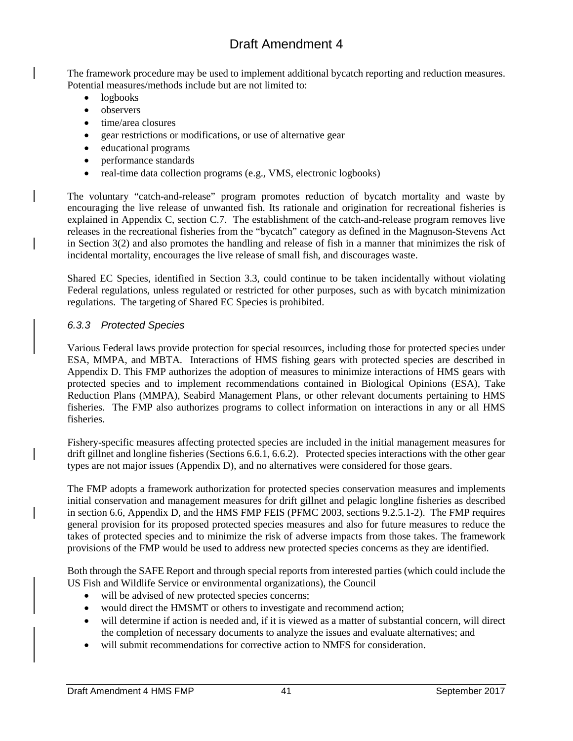The framework procedure may be used to implement additional bycatch reporting and reduction measures. Potential measures/methods include but are not limited to:

- logbooks
- observers
- time/area closures
- gear restrictions or modifications, or use of alternative gear
- educational programs
- performance standards
- real-time data collection programs (e.g., VMS, electronic logbooks)

The voluntary "catch-and-release" program promotes reduction of bycatch mortality and waste by encouraging the live release of unwanted fish. Its rationale and origination for recreational fisheries is explained in Appendix C, section C.7. The establishment of the catch-and-release program removes live releases in the recreational fisheries from the "bycatch" category as defined in the Magnuson-Stevens Act in Section 3(2) and also promotes the handling and release of fish in a manner that minimizes the risk of incidental mortality, encourages the live release of small fish, and discourages waste.

Shared EC Species, identified in Section 3.3, could continue to be taken incidentally without violating Federal regulations, unless regulated or restricted for other purposes, such as with bycatch minimization regulations. The targeting of Shared EC Species is prohibited.

### *6.3.3 Protected Species*

Various Federal laws provide protection for special resources, including those for protected species under ESA, MMPA, and MBTA. Interactions of HMS fishing gears with protected species are described in Appendix D. This FMP authorizes the adoption of measures to minimize interactions of HMS gears with protected species and to implement recommendations contained in Biological Opinions (ESA), Take Reduction Plans (MMPA), Seabird Management Plans, or other relevant documents pertaining to HMS fisheries. The FMP also authorizes programs to collect information on interactions in any or all HMS fisheries.

Fishery-specific measures affecting protected species are included in the initial management measures for drift gillnet and longline fisheries (Sections 6.6.1, 6.6.2). Protected species interactions with the other gear types are not major issues (Appendix D), and no alternatives were considered for those gears.

The FMP adopts a framework authorization for protected species conservation measures and implements initial conservation and management measures for drift gillnet and pelagic longline fisheries as described in section 6.6, Appendix D, and the HMS FMP FEIS (PFMC 2003, sections 9.2.5.1-2). The FMP requires general provision for its proposed protected species measures and also for future measures to reduce the takes of protected species and to minimize the risk of adverse impacts from those takes. The framework provisions of the FMP would be used to address new protected species concerns as they are identified.

Both through the SAFE Report and through special reports from interested parties (which could include the US Fish and Wildlife Service or environmental organizations), the Council

- will be advised of new protected species concerns;
- would direct the HMSMT or others to investigate and recommend action;
- will determine if action is needed and, if it is viewed as a matter of substantial concern, will direct the completion of necessary documents to analyze the issues and evaluate alternatives; and
- will submit recommendations for corrective action to NMFS for consideration.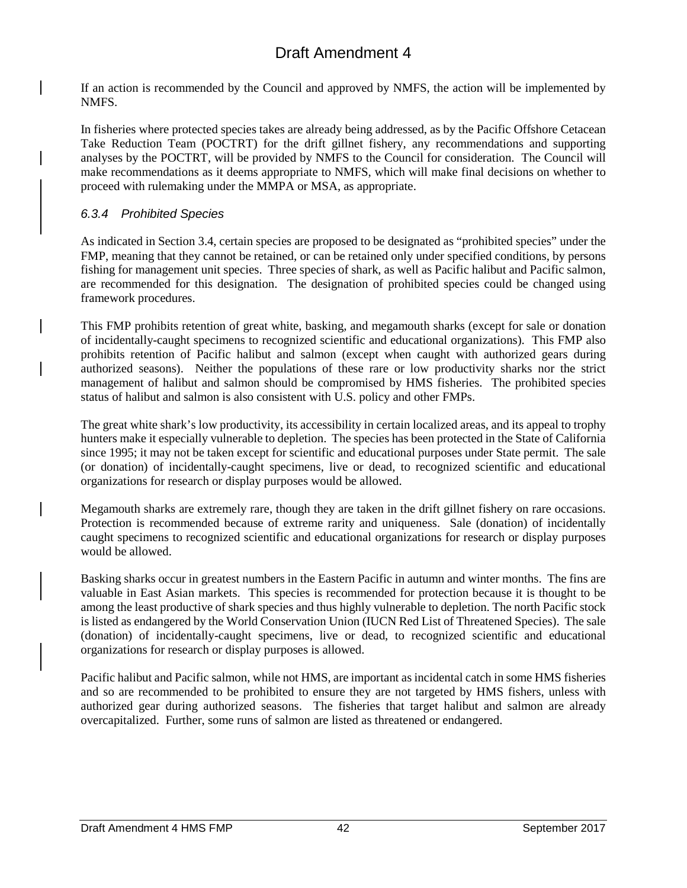If an action is recommended by the Council and approved by NMFS, the action will be implemented by NMFS.

In fisheries where protected species takes are already being addressed, as by the Pacific Offshore Cetacean Take Reduction Team (POCTRT) for the drift gillnet fishery, any recommendations and supporting analyses by the POCTRT, will be provided by NMFS to the Council for consideration. The Council will make recommendations as it deems appropriate to NMFS, which will make final decisions on whether to proceed with rulemaking under the MMPA or MSA, as appropriate.

### *6.3.4 Prohibited Species*

As indicated in Section 3.4, certain species are proposed to be designated as "prohibited species" under the FMP, meaning that they cannot be retained, or can be retained only under specified conditions, by persons fishing for management unit species. Three species of shark, as well as Pacific halibut and Pacific salmon, are recommended for this designation. The designation of prohibited species could be changed using framework procedures.

This FMP prohibits retention of great white, basking, and megamouth sharks (except for sale or donation of incidentally-caught specimens to recognized scientific and educational organizations). This FMP also prohibits retention of Pacific halibut and salmon (except when caught with authorized gears during authorized seasons). Neither the populations of these rare or low productivity sharks nor the strict management of halibut and salmon should be compromised by HMS fisheries. The prohibited species status of halibut and salmon is also consistent with U.S. policy and other FMPs.

The great white shark's low productivity, its accessibility in certain localized areas, and its appeal to trophy hunters make it especially vulnerable to depletion. The species has been protected in the State of California since 1995; it may not be taken except for scientific and educational purposes under State permit. The sale (or donation) of incidentally-caught specimens, live or dead, to recognized scientific and educational organizations for research or display purposes would be allowed.

Megamouth sharks are extremely rare, though they are taken in the drift gillnet fishery on rare occasions. Protection is recommended because of extreme rarity and uniqueness. Sale (donation) of incidentally caught specimens to recognized scientific and educational organizations for research or display purposes would be allowed.

Basking sharks occur in greatest numbers in the Eastern Pacific in autumn and winter months. The fins are valuable in East Asian markets. This species is recommended for protection because it is thought to be among the least productive of shark species and thus highly vulnerable to depletion. The north Pacific stock is listed as endangered by the World Conservation Union (IUCN Red List of Threatened Species). The sale (donation) of incidentally-caught specimens, live or dead, to recognized scientific and educational organizations for research or display purposes is allowed.

Pacific halibut and Pacific salmon, while not HMS, are important as incidental catch in some HMS fisheries and so are recommended to be prohibited to ensure they are not targeted by HMS fishers, unless with authorized gear during authorized seasons. The fisheries that target halibut and salmon are already overcapitalized. Further, some runs of salmon are listed as threatened or endangered.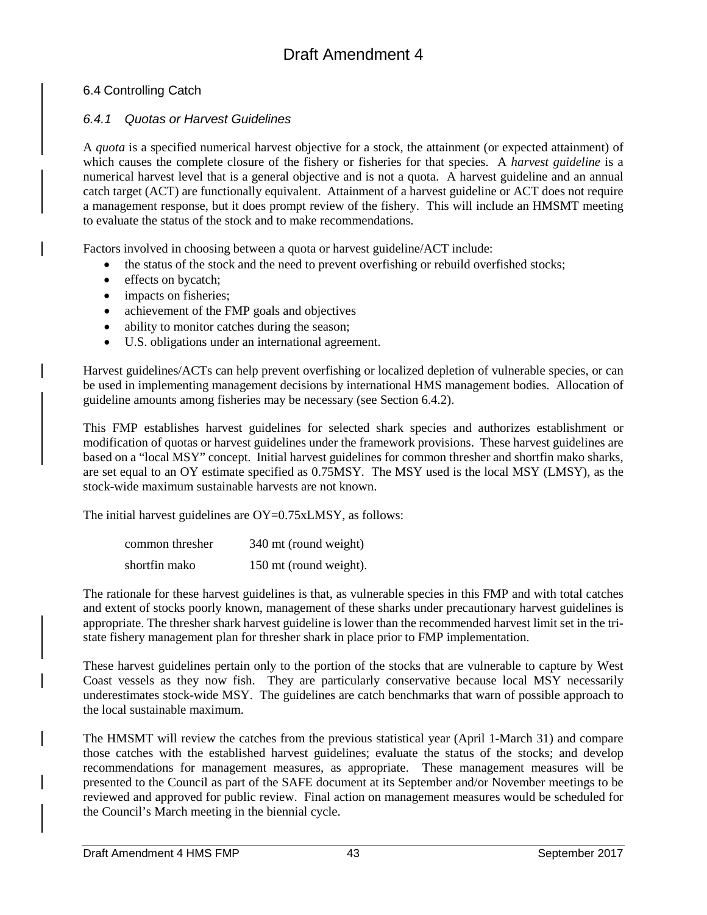## 6.4 Controlling Catch

### *6.4.1 Quotas or Harvest Guidelines*

A *quota* is a specified numerical harvest objective for a stock, the attainment (or expected attainment) of which causes the complete closure of the fishery or fisheries for that species. A *harvest guideline* is a numerical harvest level that is a general objective and is not a quota. A harvest guideline and an annual catch target (ACT) are functionally equivalent. Attainment of a harvest guideline or ACT does not require a management response, but it does prompt review of the fishery. This will include an HMSMT meeting to evaluate the status of the stock and to make recommendations.

Factors involved in choosing between a quota or harvest guideline/ACT include:

- the status of the stock and the need to prevent overfishing or rebuild overfished stocks;
- effects on bycatch;
- impacts on fisheries;
- achievement of the FMP goals and objectives
- ability to monitor catches during the season;
- U.S. obligations under an international agreement.

Harvest guidelines/ACTs can help prevent overfishing or localized depletion of vulnerable species, or can be used in implementing management decisions by international HMS management bodies. Allocation of guideline amounts among fisheries may be necessary (see Section 6.4.2).

This FMP establishes harvest guidelines for selected shark species and authorizes establishment or modification of quotas or harvest guidelines under the framework provisions. These harvest guidelines are based on a "local MSY" concept. Initial harvest guidelines for common thresher and shortfin mako sharks, are set equal to an OY estimate specified as 0.75MSY. The MSY used is the local MSY (LMSY), as the stock-wide maximum sustainable harvests are not known.

The initial harvest guidelines are OY=0.75xLMSY, as follows:

| | |
|---|---|
| common thresher | 340 mt (round weight) |
| shortfin mako | 150 mt (round weight). |

The rationale for these harvest guidelines is that, as vulnerable species in this FMP and with total catches and extent of stocks poorly known, management of these sharks under precautionary harvest guidelines is appropriate. The thresher shark harvest guideline is lower than the recommended harvest limit set in the tri-state fishery management plan for thresher shark in place prior to FMP implementation.

These harvest guidelines pertain only to the portion of the stocks that are vulnerable to capture by West Coast vessels as they now fish. They are particularly conservative because local MSY necessarily underestimates stock-wide MSY. The guidelines are catch benchmarks that warn of possible approach to the local sustainable maximum.

The HMSMT will review the catches from the previous statistical year (April 1-March 31) and compare those catches with the established harvest guidelines; evaluate the status of the stocks; and develop recommendations for management measures, as appropriate. These management measures will be presented to the Council as part of the SAFE document at its September and/or November meetings to be reviewed and approved for public review. Final action on management measures would be scheduled for the Council's March meeting in the biennial cycle.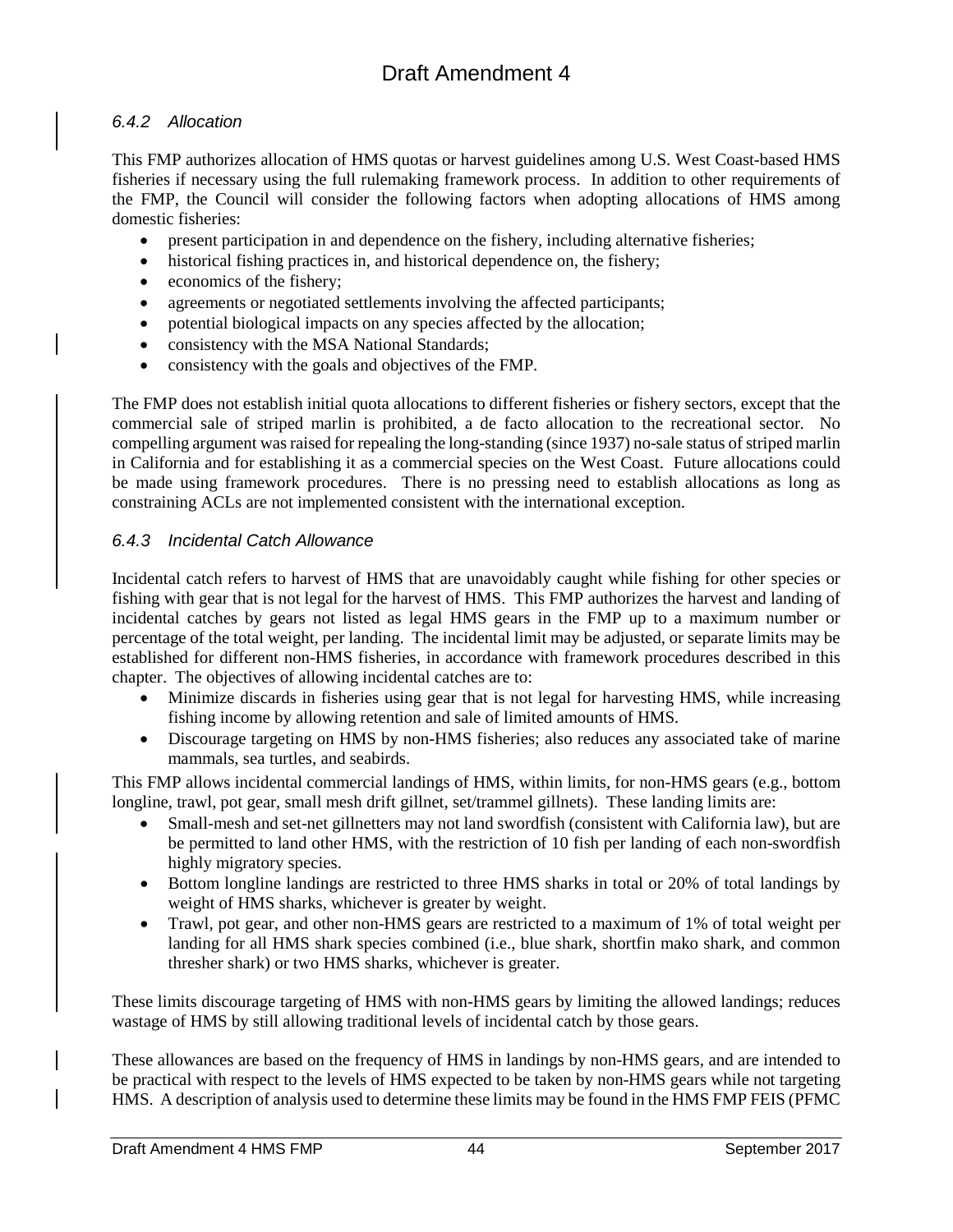### *6.4.2 Allocation*

This FMP authorizes allocation of HMS quotas or harvest guidelines among U.S. West Coast-based HMS fisheries if necessary using the full rulemaking framework process. In addition to other requirements of the FMP, the Council will consider the following factors when adopting allocations of HMS among domestic fisheries:

- present participation in and dependence on the fishery, including alternative fisheries;
- historical fishing practices in, and historical dependence on, the fishery;
- economics of the fishery;
- agreements or negotiated settlements involving the affected participants;
- potential biological impacts on any species affected by the allocation;
- consistency with the MSA National Standards;
- consistency with the goals and objectives of the FMP.

The FMP does not establish initial quota allocations to different fisheries or fishery sectors, except that the commercial sale of striped marlin is prohibited, a de facto allocation to the recreational sector. No compelling argument was raised for repealing the long-standing (since 1937) no-sale status of striped marlin in California and for establishing it as a commercial species on the West Coast. Future allocations could be made using framework procedures. There is no pressing need to establish allocations as long as constraining ACLs are not implemented consistent with the international exception.

### *6.4.3 Incidental Catch Allowance*

Incidental catch refers to harvest of HMS that are unavoidably caught while fishing for other species or fishing with gear that is not legal for the harvest of HMS. This FMP authorizes the harvest and landing of incidental catches by gears not listed as legal HMS gears in the FMP up to a maximum number or percentage of the total weight, per landing. The incidental limit may be adjusted, or separate limits may be established for different non-HMS fisheries, in accordance with framework procedures described in this chapter. The objectives of allowing incidental catches are to:

- Minimize discards in fisheries using gear that is not legal for harvesting HMS, while increasing fishing income by allowing retention and sale of limited amounts of HMS.
- Discourage targeting on HMS by non-HMS fisheries; also reduces any associated take of marine mammals, sea turtles, and seabirds.

This FMP allows incidental commercial landings of HMS, within limits, for non-HMS gears (e.g., bottom longline, trawl, pot gear, small mesh drift gillnet, set/trammel gillnets). These landing limits are:

- Small-mesh and set-net gillnetters may not land swordfish (consistent with California law), but are be permitted to land other HMS, with the restriction of 10 fish per landing of each non-swordfish highly migratory species.
- Bottom longline landings are restricted to three HMS sharks in total or 20% of total landings by weight of HMS sharks, whichever is greater by weight.
- Trawl, pot gear, and other non-HMS gears are restricted to a maximum of 1% of total weight per landing for all HMS shark species combined (i.e., blue shark, shortfin mako shark, and common thresher shark) or two HMS sharks, whichever is greater.

These limits discourage targeting of HMS with non-HMS gears by limiting the allowed landings; reduces wastage of HMS by still allowing traditional levels of incidental catch by those gears.

These allowances are based on the frequency of HMS in landings by non-HMS gears, and are intended to be practical with respect to the levels of HMS expected to be taken by non-HMS gears while not targeting HMS. A description of analysis used to determine these limits may be found in the HMS FMP FEIS (PFMC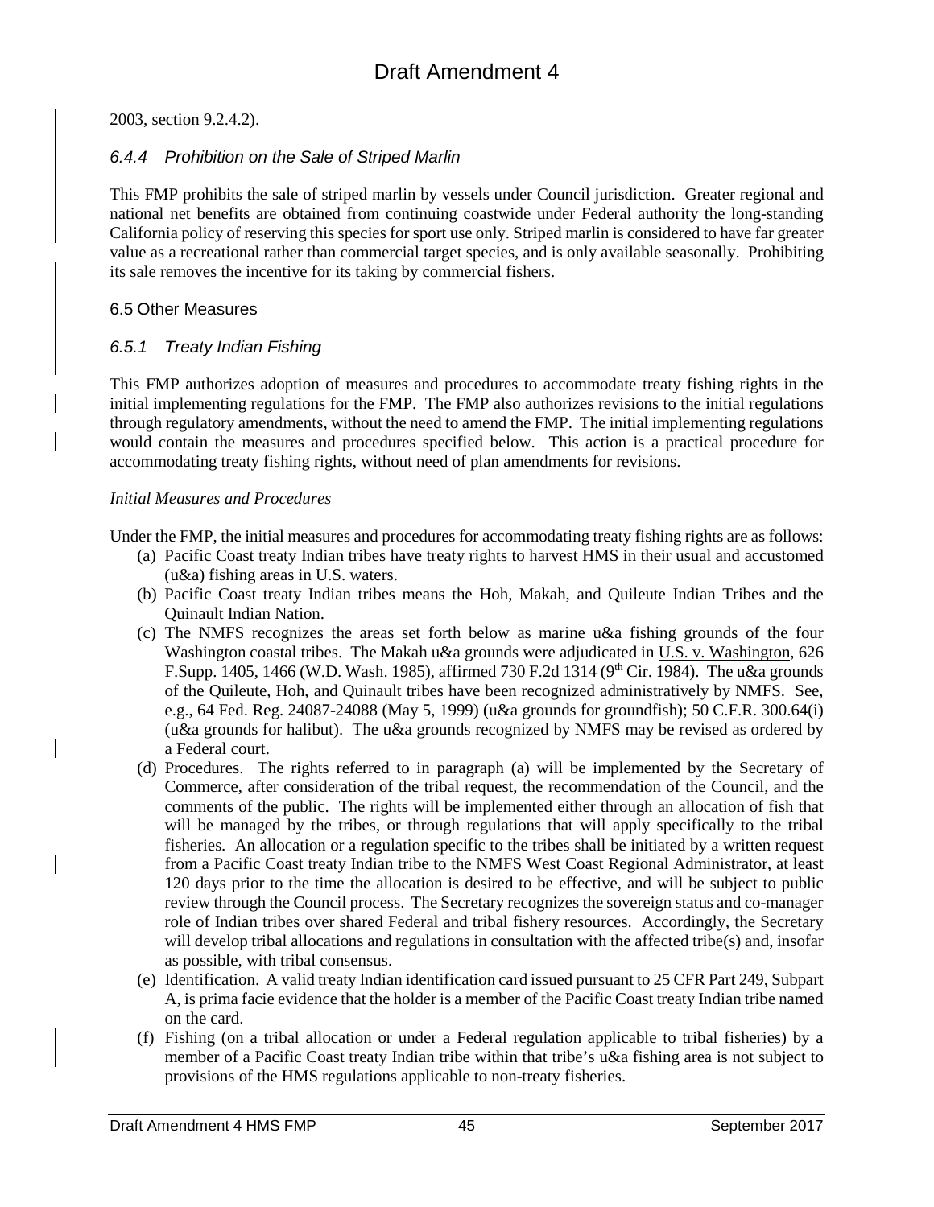2003, section 9.2.4.2).

### *6.4.4 Prohibition on the Sale of Striped Marlin*

This FMP prohibits the sale of striped marlin by vessels under Council jurisdiction. Greater regional and national net benefits are obtained from continuing coastwide under Federal authority the long-standing California policy of reserving this species for sport use only. Striped marlin is considered to have far greater value as a recreational rather than commercial target species, and is only available seasonally. Prohibiting its sale removes the incentive for its taking by commercial fishers.

## 6.5 Other Measures

### *6.5.1 Treaty Indian Fishing*

This FMP authorizes adoption of measures and procedures to accommodate treaty fishing rights in the initial implementing regulations for the FMP. The FMP also authorizes revisions to the initial regulations through regulatory amendments, without the need to amend the FMP. The initial implementing regulations would contain the measures and procedures specified below. This action is a practical procedure for accommodating treaty fishing rights, without need of plan amendments for revisions.

*Initial Measures and Procedures*

Under the FMP, the initial measures and procedures for accommodating treaty fishing rights are as follows:

(a) Pacific Coast treaty Indian tribes have treaty rights to harvest HMS in their usual and accustomed (u&a) fishing areas in U.S. waters.

(b) Pacific Coast treaty Indian tribes means the Hoh, Makah, and Quileute Indian Tribes and the Quinault Indian Nation.

(c) The NMFS recognizes the areas set forth below as marine u&a fishing grounds of the four Washington coastal tribes. The Makah u&a grounds were adjudicated in U.S. v. Washington, 626 F.Supp. 1405, 1466 (W.D. Wash. 1985), affirmed 730 F.2d 1314 (9th Cir. 1984). The u&a grounds of the Quileute, Hoh, and Quinault tribes have been recognized administratively by NMFS. See, e.g., 64 Fed. Reg. 24087-24088 (May 5, 1999) (u&a grounds for groundfish); 50 C.F.R. 300.64(i) (u&a grounds for halibut). The u&a grounds recognized by NMFS may be revised as ordered by a Federal court.

(d) Procedures. The rights referred to in paragraph (a) will be implemented by the Secretary of Commerce, after consideration of the tribal request, the recommendation of the Council, and the comments of the public. The rights will be implemented either through an allocation of fish that will be managed by the tribes, or through regulations that will apply specifically to the tribal fisheries. An allocation or a regulation specific to the tribes shall be initiated by a written request from a Pacific Coast treaty Indian tribe to the NMFS West Coast Regional Administrator, at least 120 days prior to the time the allocation is desired to be effective, and will be subject to public review through the Council process. The Secretary recognizes the sovereign status and co-manager role of Indian tribes over shared Federal and tribal fishery resources. Accordingly, the Secretary will develop tribal allocations and regulations in consultation with the affected tribe(s) and, insofar as possible, with tribal consensus.

(e) Identification. A valid treaty Indian identification card issued pursuant to 25 CFR Part 249, Subpart A, is prima facie evidence that the holder is a member of the Pacific Coast treaty Indian tribe named on the card.

(f) Fishing (on a tribal allocation or under a Federal regulation applicable to tribal fisheries) by a member of a Pacific Coast treaty Indian tribe within that tribe's u&a fishing area is not subject to provisions of the HMS regulations applicable to non-treaty fisheries.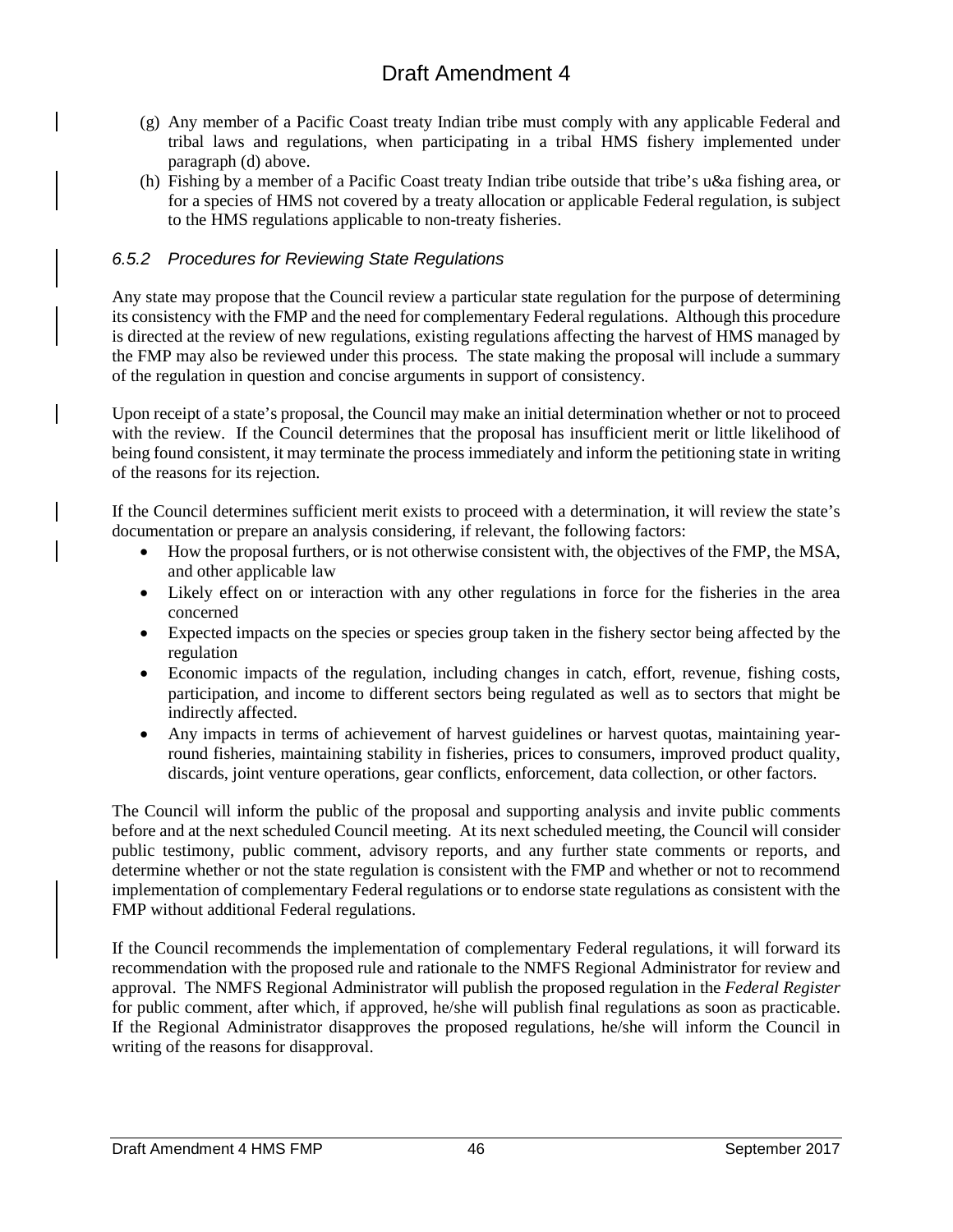(g) Any member of a Pacific Coast treaty Indian tribe must comply with any applicable Federal and tribal laws and regulations, when participating in a tribal HMS fishery implemented under paragraph (d) above.

(h) Fishing by a member of a Pacific Coast treaty Indian tribe outside that tribe's u&a fishing area, or for a species of HMS not covered by a treaty allocation or applicable Federal regulation, is subject to the HMS regulations applicable to non-treaty fisheries.

### *6.5.2 Procedures for Reviewing State Regulations*

Any state may propose that the Council review a particular state regulation for the purpose of determining its consistency with the FMP and the need for complementary Federal regulations. Although this procedure is directed at the review of new regulations, existing regulations affecting the harvest of HMS managed by the FMP may also be reviewed under this process. The state making the proposal will include a summary of the regulation in question and concise arguments in support of consistency.

Upon receipt of a state's proposal, the Council may make an initial determination whether or not to proceed with the review. If the Council determines that the proposal has insufficient merit or little likelihood of being found consistent, it may terminate the process immediately and inform the petitioning state in writing of the reasons for its rejection.

If the Council determines sufficient merit exists to proceed with a determination, it will review the state's documentation or prepare an analysis considering, if relevant, the following factors:

- How the proposal furthers, or is not otherwise consistent with, the objectives of the FMP, the MSA, and other applicable law
- Likely effect on or interaction with any other regulations in force for the fisheries in the area concerned
- Expected impacts on the species or species group taken in the fishery sector being affected by the regulation
- Economic impacts of the regulation, including changes in catch, effort, revenue, fishing costs, participation, and income to different sectors being regulated as well as to sectors that might be indirectly affected.
- Any impacts in terms of achievement of harvest guidelines or harvest quotas, maintaining year-round fisheries, maintaining stability in fisheries, prices to consumers, improved product quality, discards, joint venture operations, gear conflicts, enforcement, data collection, or other factors.

The Council will inform the public of the proposal and supporting analysis and invite public comments before and at the next scheduled Council meeting. At its next scheduled meeting, the Council will consider public testimony, public comment, advisory reports, and any further state comments or reports, and determine whether or not the state regulation is consistent with the FMP and whether or not to recommend implementation of complementary Federal regulations or to endorse state regulations as consistent with the FMP without additional Federal regulations.

If the Council recommends the implementation of complementary Federal regulations, it will forward its recommendation with the proposed rule and rationale to the NMFS Regional Administrator for review and approval. The NMFS Regional Administrator will publish the proposed regulation in the *Federal Register* for public comment, after which, if approved, he/she will publish final regulations as soon as practicable. If the Regional Administrator disapproves the proposed regulations, he/she will inform the Council in writing of the reasons for disapproval.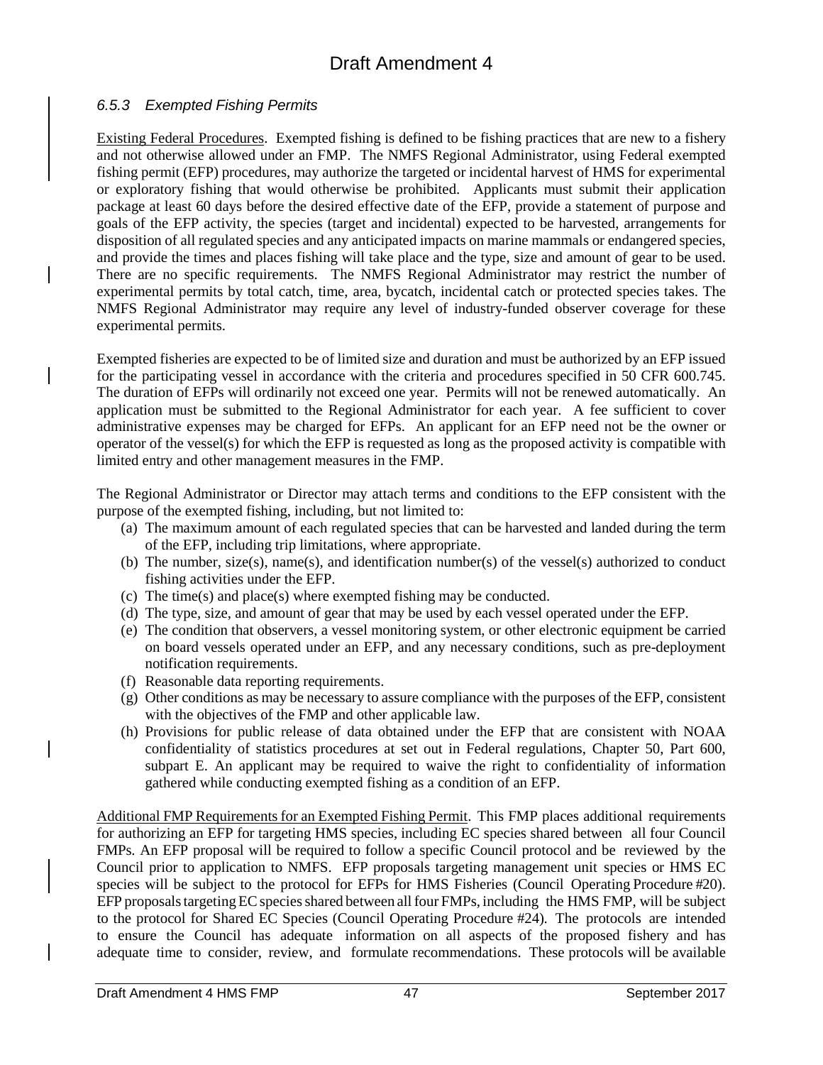### *6.5.3 Exempted Fishing Permits*

Existing Federal Procedures. Exempted fishing is defined to be fishing practices that are new to a fishery and not otherwise allowed under an FMP. The NMFS Regional Administrator, using Federal exempted fishing permit (EFP) procedures, may authorize the targeted or incidental harvest of HMS for experimental or exploratory fishing that would otherwise be prohibited. Applicants must submit their application package at least 60 days before the desired effective date of the EFP, provide a statement of purpose and goals of the EFP activity, the species (target and incidental) expected to be harvested, arrangements for disposition of all regulated species and any anticipated impacts on marine mammals or endangered species, and provide the times and places fishing will take place and the type, size and amount of gear to be used. There are no specific requirements. The NMFS Regional Administrator may restrict the number of experimental permits by total catch, time, area, bycatch, incidental catch or protected species takes. The NMFS Regional Administrator may require any level of industry-funded observer coverage for these experimental permits.

Exempted fisheries are expected to be of limited size and duration and must be authorized by an EFP issued for the participating vessel in accordance with the criteria and procedures specified in 50 CFR 600.745. The duration of EFPs will ordinarily not exceed one year. Permits will not be renewed automatically. An application must be submitted to the Regional Administrator for each year. A fee sufficient to cover administrative expenses may be charged for EFPs. An applicant for an EFP need not be the owner or operator of the vessel(s) for which the EFP is requested as long as the proposed activity is compatible with limited entry and other management measures in the FMP.

The Regional Administrator or Director may attach terms and conditions to the EFP consistent with the purpose of the exempted fishing, including, but not limited to:

(a) The maximum amount of each regulated species that can be harvested and landed during the term of the EFP, including trip limitations, where appropriate.
(b) The number, size(s), name(s), and identification number(s) of the vessel(s) authorized to conduct fishing activities under the EFP.
(c) The time(s) and place(s) where exempted fishing may be conducted.
(d) The type, size, and amount of gear that may be used by each vessel operated under the EFP.
(e) The condition that observers, a vessel monitoring system, or other electronic equipment be carried on board vessels operated under an EFP, and any necessary conditions, such as pre-deployment notification requirements.
(f) Reasonable data reporting requirements.
(g) Other conditions as may be necessary to assure compliance with the purposes of the EFP, consistent with the objectives of the FMP and other applicable law.
(h) Provisions for public release of data obtained under the EFP that are consistent with NOAA confidentiality of statistics procedures at set out in Federal regulations, Chapter 50, Part 600, subpart E. An applicant may be required to waive the right to confidentiality of information gathered while conducting exempted fishing as a condition of an EFP.

Additional FMP Requirements for an Exempted Fishing Permit. This FMP places additional requirements for authorizing an EFP for targeting HMS species, including EC species shared between all four Council FMPs. An EFP proposal will be required to follow a specific Council protocol and be reviewed by the Council prior to application to NMFS. EFP proposals targeting management unit species or HMS EC species will be subject to the protocol for EFPs for HMS Fisheries (Council Operating Procedure #20). EFP proposals targeting EC species shared between all four FMPs, including the HMS FMP, will be subject to the protocol for Shared EC Species (Council Operating Procedure #24). The protocols are intended to ensure the Council has adequate information on all aspects of the proposed fishery and has adequate time to consider, review, and formulate recommendations. These protocols will be available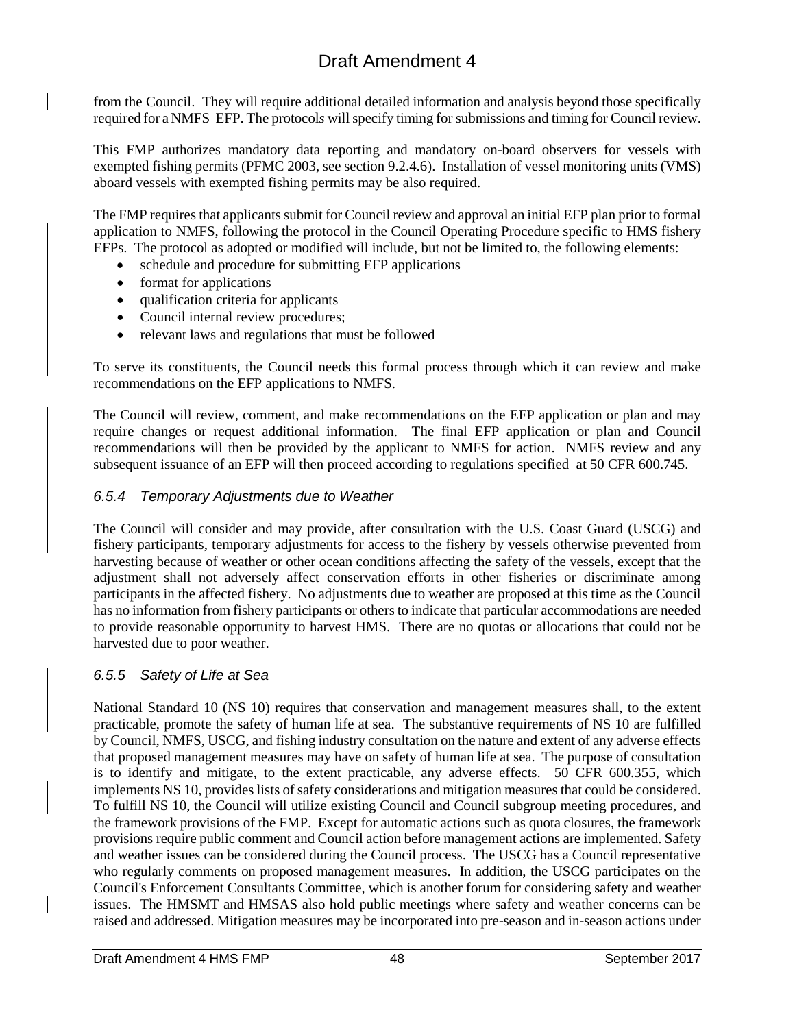from the Council. They will require additional detailed information and analysis beyond those specifically required for a NMFS EFP. The protocols will specify timing for submissions and timing for Council review.

This FMP authorizes mandatory data reporting and mandatory on-board observers for vessels with exempted fishing permits (PFMC 2003, see section 9.2.4.6). Installation of vessel monitoring units (VMS) aboard vessels with exempted fishing permits may be also required.

The FMP requires that applicants submit for Council review and approval an initial EFP plan prior to formal application to NMFS, following the protocol in the Council Operating Procedure specific to HMS fishery EFPs. The protocol as adopted or modified will include, but not be limited to, the following elements:

- schedule and procedure for submitting EFP applications
- format for applications
- qualification criteria for applicants
- Council internal review procedures;
- relevant laws and regulations that must be followed

To serve its constituents, the Council needs this formal process through which it can review and make recommendations on the EFP applications to NMFS.

The Council will review, comment, and make recommendations on the EFP application or plan and may require changes or request additional information. The final EFP application or plan and Council recommendations will then be provided by the applicant to NMFS for action. NMFS review and any subsequent issuance of an EFP will then proceed according to regulations specified at 50 CFR 600.745.

### *6.5.4 Temporary Adjustments due to Weather*

The Council will consider and may provide, after consultation with the U.S. Coast Guard (USCG) and fishery participants, temporary adjustments for access to the fishery by vessels otherwise prevented from harvesting because of weather or other ocean conditions affecting the safety of the vessels, except that the adjustment shall not adversely affect conservation efforts in other fisheries or discriminate among participants in the affected fishery. No adjustments due to weather are proposed at this time as the Council has no information from fishery participants or others to indicate that particular accommodations are needed to provide reasonable opportunity to harvest HMS. There are no quotas or allocations that could not be harvested due to poor weather.

### *6.5.5 Safety of Life at Sea*

National Standard 10 (NS 10) requires that conservation and management measures shall, to the extent practicable, promote the safety of human life at sea. The substantive requirements of NS 10 are fulfilled by Council, NMFS, USCG, and fishing industry consultation on the nature and extent of any adverse effects that proposed management measures may have on safety of human life at sea. The purpose of consultation is to identify and mitigate, to the extent practicable, any adverse effects. 50 CFR 600.355, which implements NS 10, provides lists of safety considerations and mitigation measures that could be considered. To fulfill NS 10, the Council will utilize existing Council and Council subgroup meeting procedures, and the framework provisions of the FMP. Except for automatic actions such as quota closures, the framework provisions require public comment and Council action before management actions are implemented. Safety and weather issues can be considered during the Council process. The USCG has a Council representative who regularly comments on proposed management measures. In addition, the USCG participates on the Council's Enforcement Consultants Committee, which is another forum for considering safety and weather issues. The HMSMT and HMSAS also hold public meetings where safety and weather concerns can be raised and addressed. Mitigation measures may be incorporated into pre-season and in-season actions under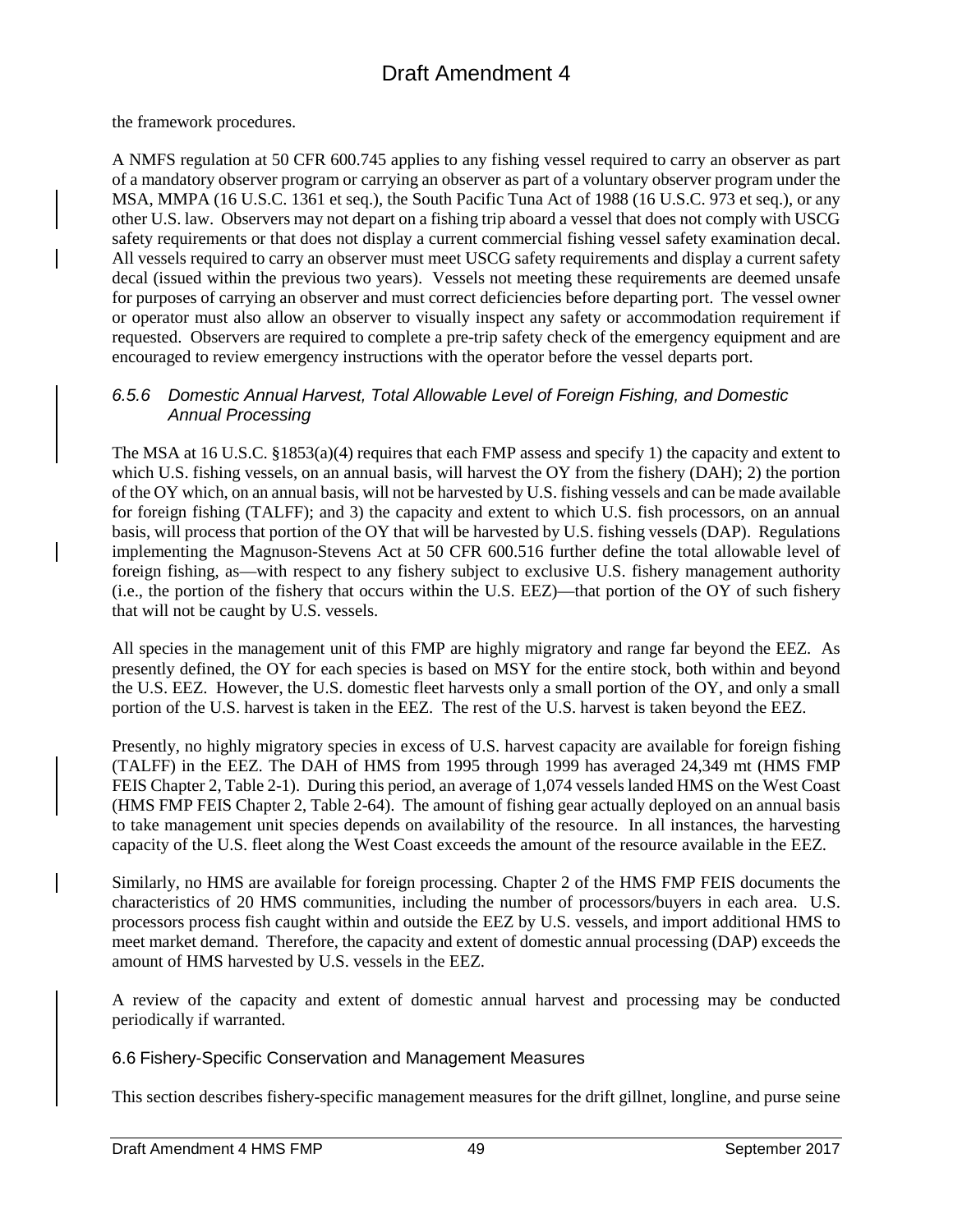the framework procedures.

A NMFS regulation at 50 CFR 600.745 applies to any fishing vessel required to carry an observer as part of a mandatory observer program or carrying an observer as part of a voluntary observer program under the MSA, MMPA (16 U.S.C. 1361 et seq.), the South Pacific Tuna Act of 1988 (16 U.S.C. 973 et seq.), or any other U.S. law. Observers may not depart on a fishing trip aboard a vessel that does not comply with USCG safety requirements or that does not display a current commercial fishing vessel safety examination decal. All vessels required to carry an observer must meet USCG safety requirements and display a current safety decal (issued within the previous two years). Vessels not meeting these requirements are deemed unsafe for purposes of carrying an observer and must correct deficiencies before departing port. The vessel owner or operator must also allow an observer to visually inspect any safety or accommodation requirement if requested. Observers are required to complete a pre-trip safety check of the emergency equipment and are encouraged to review emergency instructions with the operator before the vessel departs port.

### *6.5.6 Domestic Annual Harvest, Total Allowable Level of Foreign Fishing, and Domestic Annual Processing*

The MSA at 16 U.S.C. §1853(a)(4) requires that each FMP assess and specify 1) the capacity and extent to which U.S. fishing vessels, on an annual basis, will harvest the OY from the fishery (DAH); 2) the portion of the OY which, on an annual basis, will not be harvested by U.S. fishing vessels and can be made available for foreign fishing (TALFF); and 3) the capacity and extent to which U.S. fish processors, on an annual basis, will process that portion of the OY that will be harvested by U.S. fishing vessels (DAP). Regulations implementing the Magnuson-Stevens Act at 50 CFR 600.516 further define the total allowable level of foreign fishing, as—with respect to any fishery subject to exclusive U.S. fishery management authority (i.e., the portion of the fishery that occurs within the U.S. EEZ)—that portion of the OY of such fishery that will not be caught by U.S. vessels.

All species in the management unit of this FMP are highly migratory and range far beyond the EEZ. As presently defined, the OY for each species is based on MSY for the entire stock, both within and beyond the U.S. EEZ. However, the U.S. domestic fleet harvests only a small portion of the OY, and only a small portion of the U.S. harvest is taken in the EEZ. The rest of the U.S. harvest is taken beyond the EEZ.

Presently, no highly migratory species in excess of U.S. harvest capacity are available for foreign fishing (TALFF) in the EEZ. The DAH of HMS from 1995 through 1999 has averaged 24,349 mt (HMS FMP FEIS Chapter 2, Table 2-1). During this period, an average of 1,074 vessels landed HMS on the West Coast (HMS FMP FEIS Chapter 2, Table 2-64). The amount of fishing gear actually deployed on an annual basis to take management unit species depends on availability of the resource. In all instances, the harvesting capacity of the U.S. fleet along the West Coast exceeds the amount of the resource available in the EEZ.

Similarly, no HMS are available for foreign processing. Chapter 2 of the HMS FMP FEIS documents the characteristics of 20 HMS communities, including the number of processors/buyers in each area. U.S. processors process fish caught within and outside the EEZ by U.S. vessels, and import additional HMS to meet market demand. Therefore, the capacity and extent of domestic annual processing (DAP) exceeds the amount of HMS harvested by U.S. vessels in the EEZ.

A review of the capacity and extent of domestic annual harvest and processing may be conducted periodically if warranted.

## 6.6 Fishery-Specific Conservation and Management Measures

This section describes fishery-specific management measures for the drift gillnet, longline, and purse seine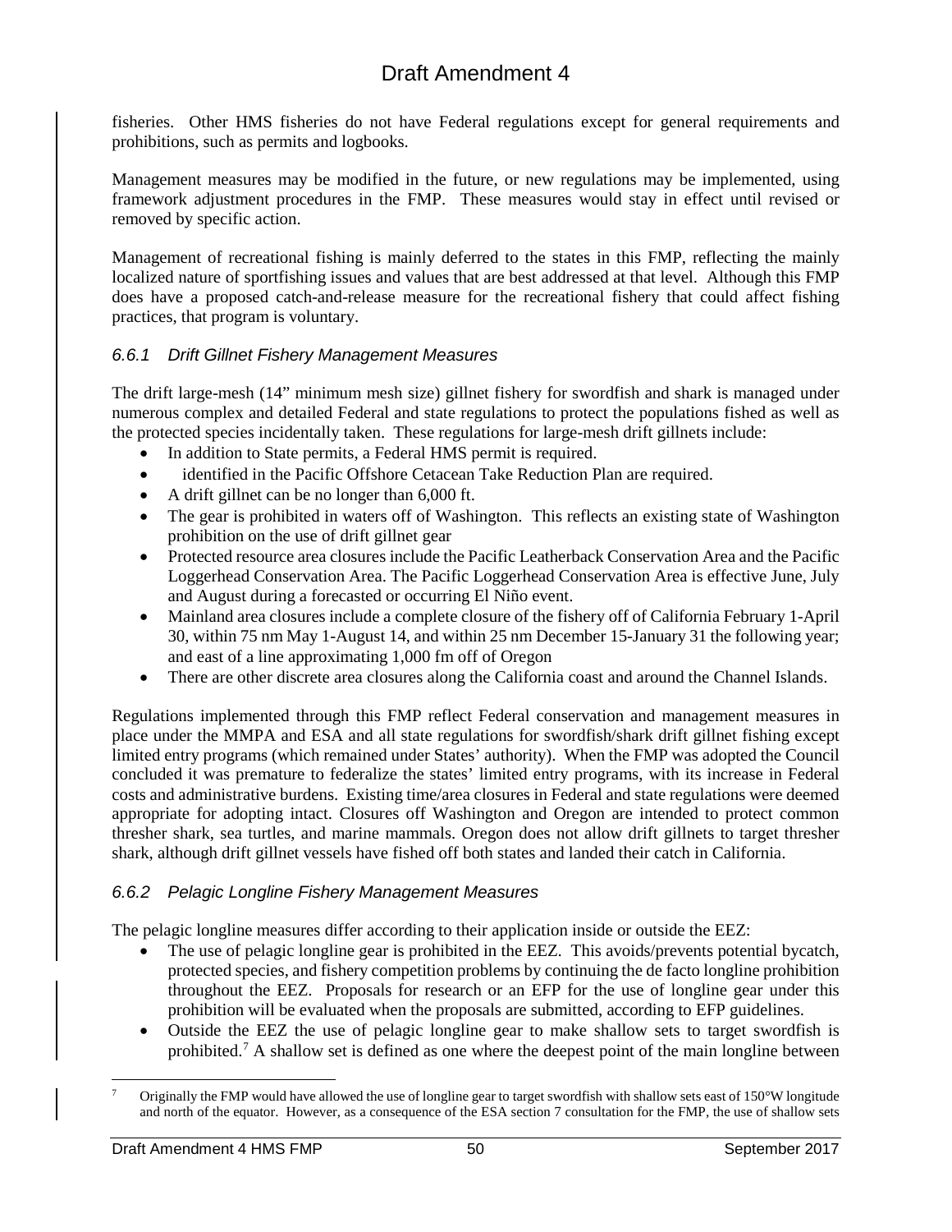fisheries. Other HMS fisheries do not have Federal regulations except for general requirements and prohibitions, such as permits and logbooks.

Management measures may be modified in the future, or new regulations may be implemented, using framework adjustment procedures in the FMP. These measures would stay in effect until revised or removed by specific action.

Management of recreational fishing is mainly deferred to the states in this FMP, reflecting the mainly localized nature of sportfishing issues and values that are best addressed at that level. Although this FMP does have a proposed catch-and-release measure for the recreational fishery that could affect fishing practices, that program is voluntary.

### *6.6.1 Drift Gillnet Fishery Management Measures*

The drift large-mesh (14" minimum mesh size) gillnet fishery for swordfish and shark is managed under numerous complex and detailed Federal and state regulations to protect the populations fished as well as the protected species incidentally taken. These regulations for large-mesh drift gillnets include:

- In addition to State permits, a Federal HMS permit is required.
- identified in the Pacific Offshore Cetacean Take Reduction Plan are required.
- A drift gillnet can be no longer than 6,000 ft.
- The gear is prohibited in waters off of Washington. This reflects an existing state of Washington prohibition on the use of drift gillnet gear
- Protected resource area closures include the Pacific Leatherback Conservation Area and the Pacific Loggerhead Conservation Area. The Pacific Loggerhead Conservation Area is effective June, July and August during a forecasted or occurring El Niño event.
- Mainland area closures include a complete closure of the fishery off of California February 1-April 30, within 75 nm May 1-August 14, and within 25 nm December 15-January 31 the following year; and east of a line approximating 1,000 fm off of Oregon
- There are other discrete area closures along the California coast and around the Channel Islands.

Regulations implemented through this FMP reflect Federal conservation and management measures in place under the MMPA and ESA and all state regulations for swordfish/shark drift gillnet fishing except limited entry programs (which remained under States' authority). When the FMP was adopted the Council concluded it was premature to federalize the states' limited entry programs, with its increase in Federal costs and administrative burdens. Existing time/area closures in Federal and state regulations were deemed appropriate for adopting intact. Closures off Washington and Oregon are intended to protect common thresher shark, sea turtles, and marine mammals. Oregon does not allow drift gillnets to target thresher shark, although drift gillnet vessels have fished off both states and landed their catch in California.

### *6.6.2 Pelagic Longline Fishery Management Measures*

The pelagic longline measures differ according to their application inside or outside the EEZ:

- The use of pelagic longline gear is prohibited in the EEZ. This avoids/prevents potential bycatch, protected species, and fishery competition problems by continuing the de facto longline prohibition throughout the EEZ. Proposals for research or an EFP for the use of longline gear under this prohibition will be evaluated when the proposals are submitted, according to EFP guidelines.
- Outside the EEZ the use of pelagic longline gear to make shallow sets to target swordfish is prohibited.[7] A shallow set is defined as one where the deepest point of the main longline between

[7] Originally the FMP would have allowed the use of longline gear to target swordfish with shallow sets east of 150°W longitude and north of the equator. However, as a consequence of the ESA section 7 consultation for the FMP, the use of shallow sets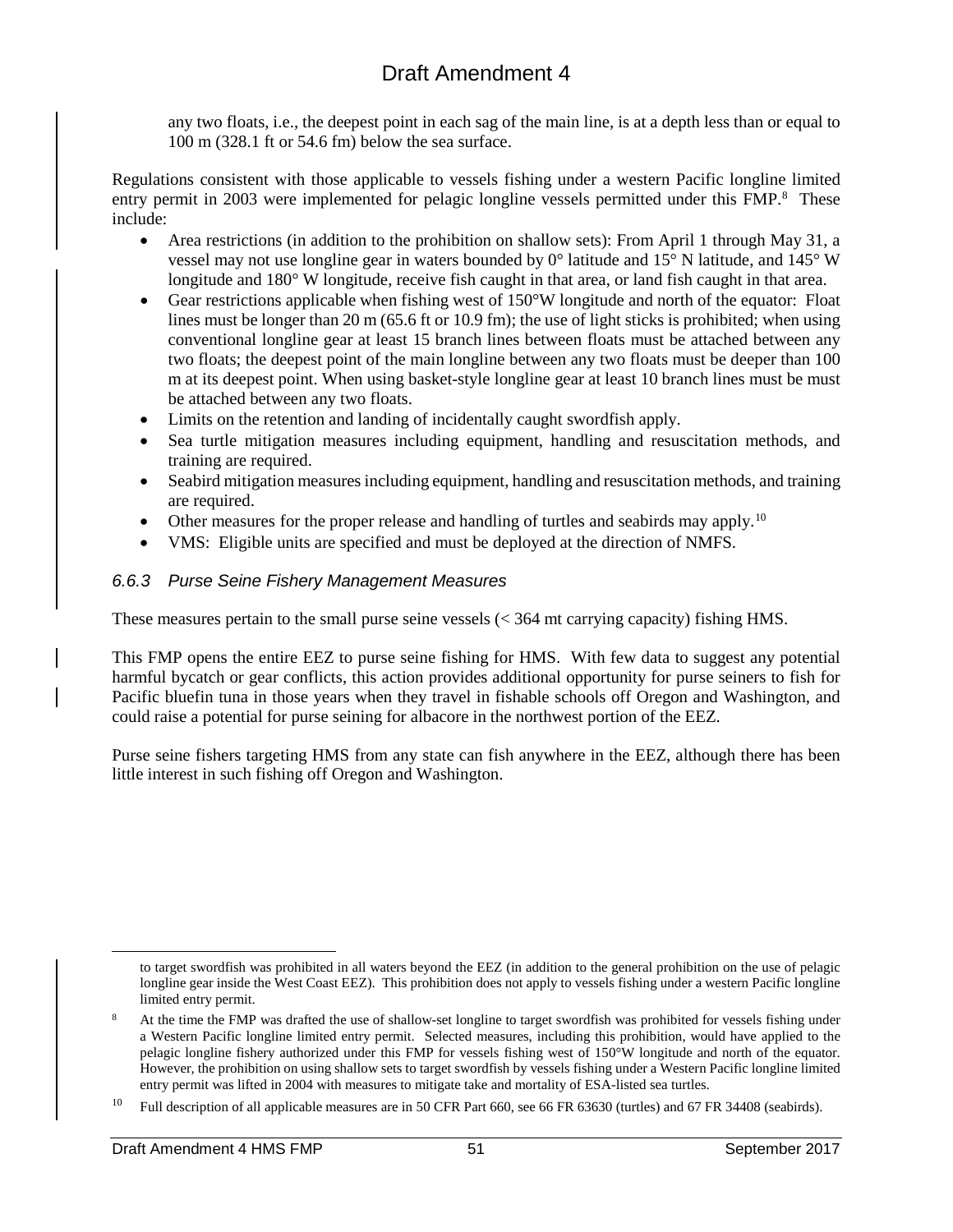any two floats, i.e., the deepest point in each sag of the main line, is at a depth less than or equal to 100 m (328.1 ft or 54.6 fm) below the sea surface.

Regulations consistent with those applicable to vessels fishing under a western Pacific longline limited entry permit in 2003 were implemented for pelagic longline vessels permitted under this FMP.[8] These include:

- Area restrictions (in addition to the prohibition on shallow sets): From April 1 through May 31, a vessel may not use longline gear in waters bounded by 0° latitude and 15° N latitude, and 145° W longitude and 180° W longitude, receive fish caught in that area, or land fish caught in that area.
- Gear restrictions applicable when fishing west of 150°W longitude and north of the equator: Float lines must be longer than 20 m (65.6 ft or 10.9 fm); the use of light sticks is prohibited; when using conventional longline gear at least 15 branch lines between floats must be attached between any two floats; the deepest point of the main longline between any two floats must be deeper than 100 m at its deepest point. When using basket-style longline gear at least 10 branch lines must be must be attached between any two floats.
- Limits on the retention and landing of incidentally caught swordfish apply.
- Sea turtle mitigation measures including equipment, handling and resuscitation methods, and training are required.
- Seabird mitigation measures including equipment, handling and resuscitation methods, and training are required.
- Other measures for the proper release and handling of turtles and seabirds may apply.[10]
- VMS: Eligible units are specified and must be deployed at the direction of NMFS.

### *6.6.3 Purse Seine Fishery Management Measures*

These measures pertain to the small purse seine vessels (< 364 mt carrying capacity) fishing HMS.

This FMP opens the entire EEZ to purse seine fishing for HMS. With few data to suggest any potential harmful bycatch or gear conflicts, this action provides additional opportunity for purse seiners to fish for Pacific bluefin tuna in those years when they travel in fishable schools off Oregon and Washington, and could raise a potential for purse seining for albacore in the northwest portion of the EEZ.

Purse seine fishers targeting HMS from any state can fish anywhere in the EEZ, although there has been little interest in such fishing off Oregon and Washington.

---

to target swordfish was prohibited in all waters beyond the EEZ (in addition to the general prohibition on the use of pelagic longline gear inside the West Coast EEZ). This prohibition does not apply to vessels fishing under a western Pacific longline limited entry permit.

[8] At the time the FMP was drafted the use of shallow-set longline to target swordfish was prohibited for vessels fishing under a Western Pacific longline limited entry permit. Selected measures, including this prohibition, would have applied to the pelagic longline fishery authorized under this FMP for vessels fishing west of 150°W longitude and north of the equator. However, the prohibition on using shallow sets to target swordfish by vessels fishing under a Western Pacific longline limited entry permit was lifted in 2004 with measures to mitigate take and mortality of ESA-listed sea turtles.

[10] Full description of all applicable measures are in 50 CFR Part 660, see 66 FR 63630 (turtles) and 67 FR 34408 (seabirds).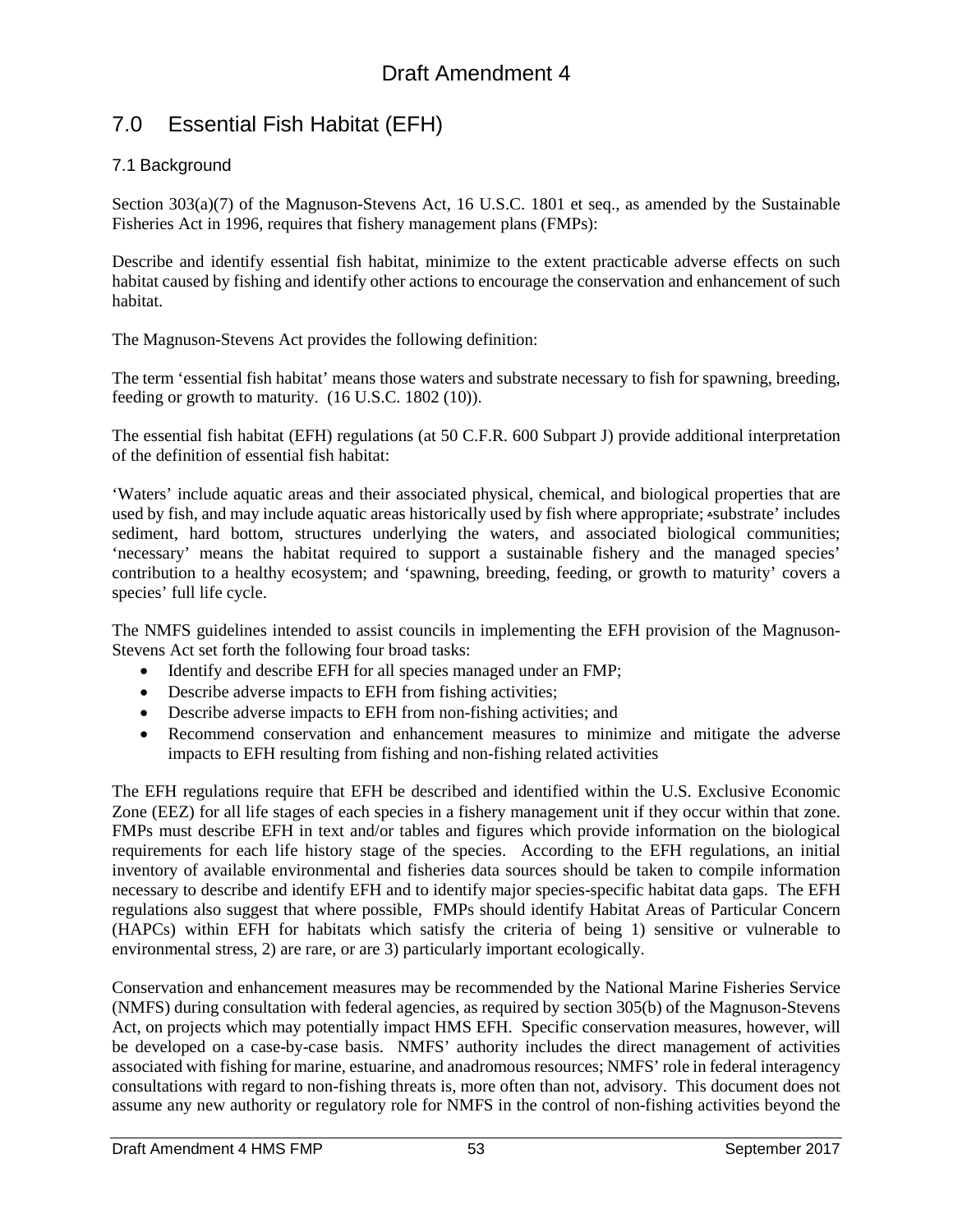# 7.0 Essential Fish Habitat (EFH)

## 7.1 Background

Section 303(a)(7) of the Magnuson-Stevens Act, 16 U.S.C. 1801 et seq., as amended by the Sustainable Fisheries Act in 1996, requires that fishery management plans (FMPs):

Describe and identify essential fish habitat, minimize to the extent practicable adverse effects on such habitat caused by fishing and identify other actions to encourage the conservation and enhancement of such habitat.

The Magnuson-Stevens Act provides the following definition:

The term 'essential fish habitat' means those waters and substrate necessary to fish for spawning, breeding, feeding or growth to maturity. (16 U.S.C. 1802 (10)).

The essential fish habitat (EFH) regulations (at 50 C.F.R. 600 Subpart J) provide additional interpretation of the definition of essential fish habitat:

'Waters' include aquatic areas and their associated physical, chemical, and biological properties that are used by fish, and may include aquatic areas historically used by fish where appropriate; 'substrate' includes sediment, hard bottom, structures underlying the waters, and associated biological communities; 'necessary' means the habitat required to support a sustainable fishery and the managed species' contribution to a healthy ecosystem; and 'spawning, breeding, feeding, or growth to maturity' covers a species' full life cycle.

The NMFS guidelines intended to assist councils in implementing the EFH provision of the Magnuson-Stevens Act set forth the following four broad tasks:

- Identify and describe EFH for all species managed under an FMP;
- Describe adverse impacts to EFH from fishing activities;
- Describe adverse impacts to EFH from non-fishing activities; and
- Recommend conservation and enhancement measures to minimize and mitigate the adverse impacts to EFH resulting from fishing and non-fishing related activities

The EFH regulations require that EFH be described and identified within the U.S. Exclusive Economic Zone (EEZ) for all life stages of each species in a fishery management unit if they occur within that zone. FMPs must describe EFH in text and/or tables and figures which provide information on the biological requirements for each life history stage of the species. According to the EFH regulations, an initial inventory of available environmental and fisheries data sources should be taken to compile information necessary to describe and identify EFH and to identify major species-specific habitat data gaps. The EFH regulations also suggest that where possible, FMPs should identify Habitat Areas of Particular Concern (HAPCs) within EFH for habitats which satisfy the criteria of being 1) sensitive or vulnerable to environmental stress, 2) are rare, or are 3) particularly important ecologically.

Conservation and enhancement measures may be recommended by the National Marine Fisheries Service (NMFS) during consultation with federal agencies, as required by section 305(b) of the Magnuson-Stevens Act, on projects which may potentially impact HMS EFH. Specific conservation measures, however, will be developed on a case-by-case basis. NMFS' authority includes the direct management of activities associated with fishing for marine, estuarine, and anadromous resources; NMFS' role in federal interagency consultations with regard to non-fishing threats is, more often than not, advisory. This document does not assume any new authority or regulatory role for NMFS in the control of non-fishing activities beyond the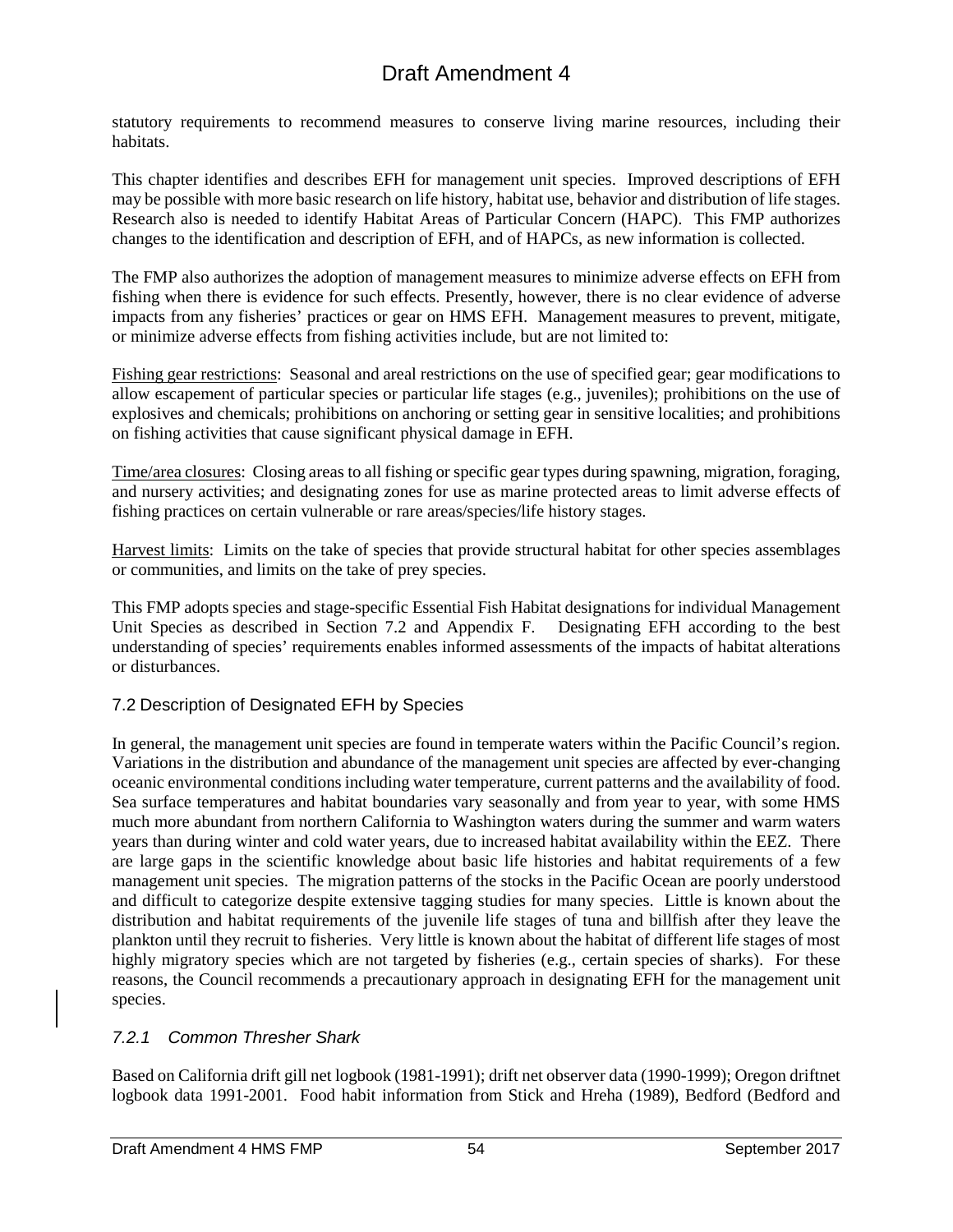statutory requirements to recommend measures to conserve living marine resources, including their habitats.

This chapter identifies and describes EFH for management unit species. Improved descriptions of EFH may be possible with more basic research on life history, habitat use, behavior and distribution of life stages. Research also is needed to identify Habitat Areas of Particular Concern (HAPC). This FMP authorizes changes to the identification and description of EFH, and of HAPCs, as new information is collected.

The FMP also authorizes the adoption of management measures to minimize adverse effects on EFH from fishing when there is evidence for such effects. Presently, however, there is no clear evidence of adverse impacts from any fisheries' practices or gear on HMS EFH. Management measures to prevent, mitigate, or minimize adverse effects from fishing activities include, but are not limited to:

Fishing gear restrictions: Seasonal and areal restrictions on the use of specified gear; gear modifications to allow escapement of particular species or particular life stages (e.g., juveniles); prohibitions on the use of explosives and chemicals; prohibitions on anchoring or setting gear in sensitive localities; and prohibitions on fishing activities that cause significant physical damage in EFH.

Time/area closures: Closing areas to all fishing or specific gear types during spawning, migration, foraging, and nursery activities; and designating zones for use as marine protected areas to limit adverse effects of fishing practices on certain vulnerable or rare areas/species/life history stages.

Harvest limits: Limits on the take of species that provide structural habitat for other species assemblages or communities, and limits on the take of prey species.

This FMP adopts species and stage-specific Essential Fish Habitat designations for individual Management Unit Species as described in Section 7.2 and Appendix F. Designating EFH according to the best understanding of species' requirements enables informed assessments of the impacts of habitat alterations or disturbances.

## 7.2 Description of Designated EFH by Species

In general, the management unit species are found in temperate waters within the Pacific Council's region. Variations in the distribution and abundance of the management unit species are affected by ever-changing oceanic environmental conditions including water temperature, current patterns and the availability of food. Sea surface temperatures and habitat boundaries vary seasonally and from year to year, with some HMS much more abundant from northern California to Washington waters during the summer and warm waters years than during winter and cold water years, due to increased habitat availability within the EEZ. There are large gaps in the scientific knowledge about basic life histories and habitat requirements of a few management unit species. The migration patterns of the stocks in the Pacific Ocean are poorly understood and difficult to categorize despite extensive tagging studies for many species. Little is known about the distribution and habitat requirements of the juvenile life stages of tuna and billfish after they leave the plankton until they recruit to fisheries. Very little is known about the habitat of different life stages of most highly migratory species which are not targeted by fisheries (e.g., certain species of sharks). For these reasons, the Council recommends a precautionary approach in designating EFH for the management unit species.

### *7.2.1 Common Thresher Shark*

Based on California drift gill net logbook (1981-1991); drift net observer data (1990-1999); Oregon driftnet logbook data 1991-2001. Food habit information from Stick and Hreha (1989), Bedford (Bedford and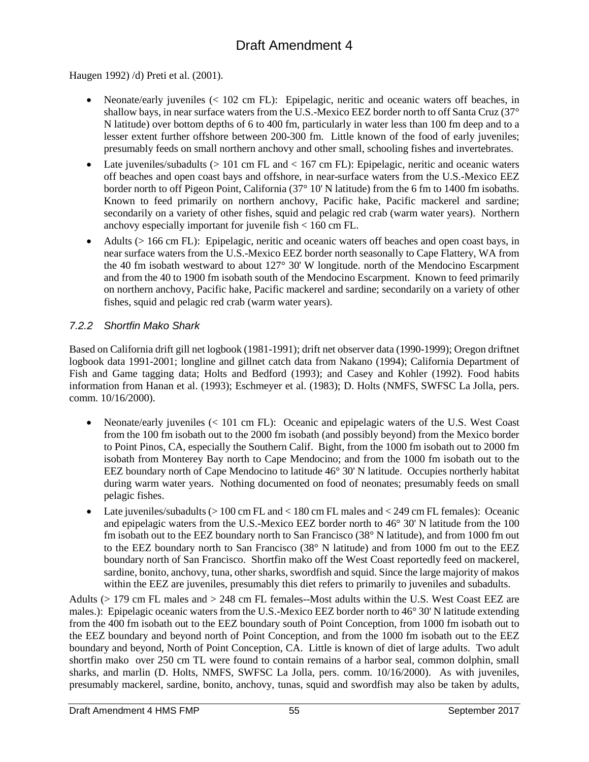Haugen 1992) /d) Preti et al. (2001).

- Neonate/early juveniles (< 102 cm FL): Epipelagic, neritic and oceanic waters off beaches, in shallow bays, in near surface waters from the U.S.-Mexico EEZ border north to off Santa Cruz (37° N latitude) over bottom depths of 6 to 400 fm, particularly in water less than 100 fm deep and to a lesser extent further offshore between 200-300 fm. Little known of the food of early juveniles; presumably feeds on small northern anchovy and other small, schooling fishes and invertebrates.
- Late juveniles/subadults (> 101 cm FL and < 167 cm FL): Epipelagic, neritic and oceanic waters off beaches and open coast bays and offshore, in near-surface waters from the U.S.-Mexico EEZ border north to off Pigeon Point, California (37° 10' N latitude) from the 6 fm to 1400 fm isobaths. Known to feed primarily on northern anchovy, Pacific hake, Pacific mackerel and sardine; secondarily on a variety of other fishes, squid and pelagic red crab (warm water years). Northern anchovy especially important for juvenile fish < 160 cm FL.
- Adults (> 166 cm FL): Epipelagic, neritic and oceanic waters off beaches and open coast bays, in near surface waters from the U.S.-Mexico EEZ border north seasonally to Cape Flattery, WA from the 40 fm isobath westward to about 127° 30' W longitude. north of the Mendocino Escarpment and from the 40 to 1900 fm isobath south of the Mendocino Escarpment. Known to feed primarily on northern anchovy, Pacific hake, Pacific mackerel and sardine; secondarily on a variety of other fishes, squid and pelagic red crab (warm water years).

### *7.2.2 Shortfin Mako Shark*

Based on California drift gill net logbook (1981-1991); drift net observer data (1990-1999); Oregon driftnet logbook data 1991-2001; longline and gillnet catch data from Nakano (1994); California Department of Fish and Game tagging data; Holts and Bedford (1993); and Casey and Kohler (1992). Food habits information from Hanan et al. (1993); Eschmeyer et al. (1983); D. Holts (NMFS, SWFSC La Jolla, pers. comm. 10/16/2000).

- Neonate/early juveniles (< 101 cm FL): Oceanic and epipelagic waters of the U.S. West Coast from the 100 fm isobath out to the 2000 fm isobath (and possibly beyond) from the Mexico border to Point Pinos, CA, especially the Southern Calif. Bight, from the 1000 fm isobath out to 2000 fm isobath from Monterey Bay north to Cape Mendocino; and from the 1000 fm isobath out to the EEZ boundary north of Cape Mendocino to latitude 46° 30' N latitude. Occupies northerly habitat during warm water years. Nothing documented on food of neonates; presumably feeds on small pelagic fishes.
- Late juveniles/subadults (> 100 cm FL and < 180 cm FL males and < 249 cm FL females): Oceanic and epipelagic waters from the U.S.-Mexico EEZ border north to 46° 30' N latitude from the 100 fm isobath out to the EEZ boundary north to San Francisco (38° N latitude), and from 1000 fm out to the EEZ boundary north to San Francisco (38° N latitude) and from 1000 fm out to the EEZ boundary north of San Francisco. Shortfin mako off the West Coast reportedly feed on mackerel, sardine, bonito, anchovy, tuna, other sharks, swordfish and squid. Since the large majority of makos within the EEZ are juveniles, presumably this diet refers to primarily to juveniles and subadults.

Adults (> 179 cm FL males and > 248 cm FL females--Most adults within the U.S. West Coast EEZ are males.): Epipelagic oceanic waters from the U.S.-Mexico EEZ border north to 46° 30' N latitude extending from the 400 fm isobath out to the EEZ boundary south of Point Conception, from 1000 fm isobath out to the EEZ boundary and beyond north of Point Conception, and from the 1000 fm isobath out to the EEZ boundary and beyond, North of Point Conception, CA. Little is known of diet of large adults. Two adult shortfin mako over 250 cm TL were found to contain remains of a harbor seal, common dolphin, small sharks, and marlin (D. Holts, NMFS, SWFSC La Jolla, pers. comm. 10/16/2000). As with juveniles, presumably mackerel, sardine, bonito, anchovy, tunas, squid and swordfish may also be taken by adults,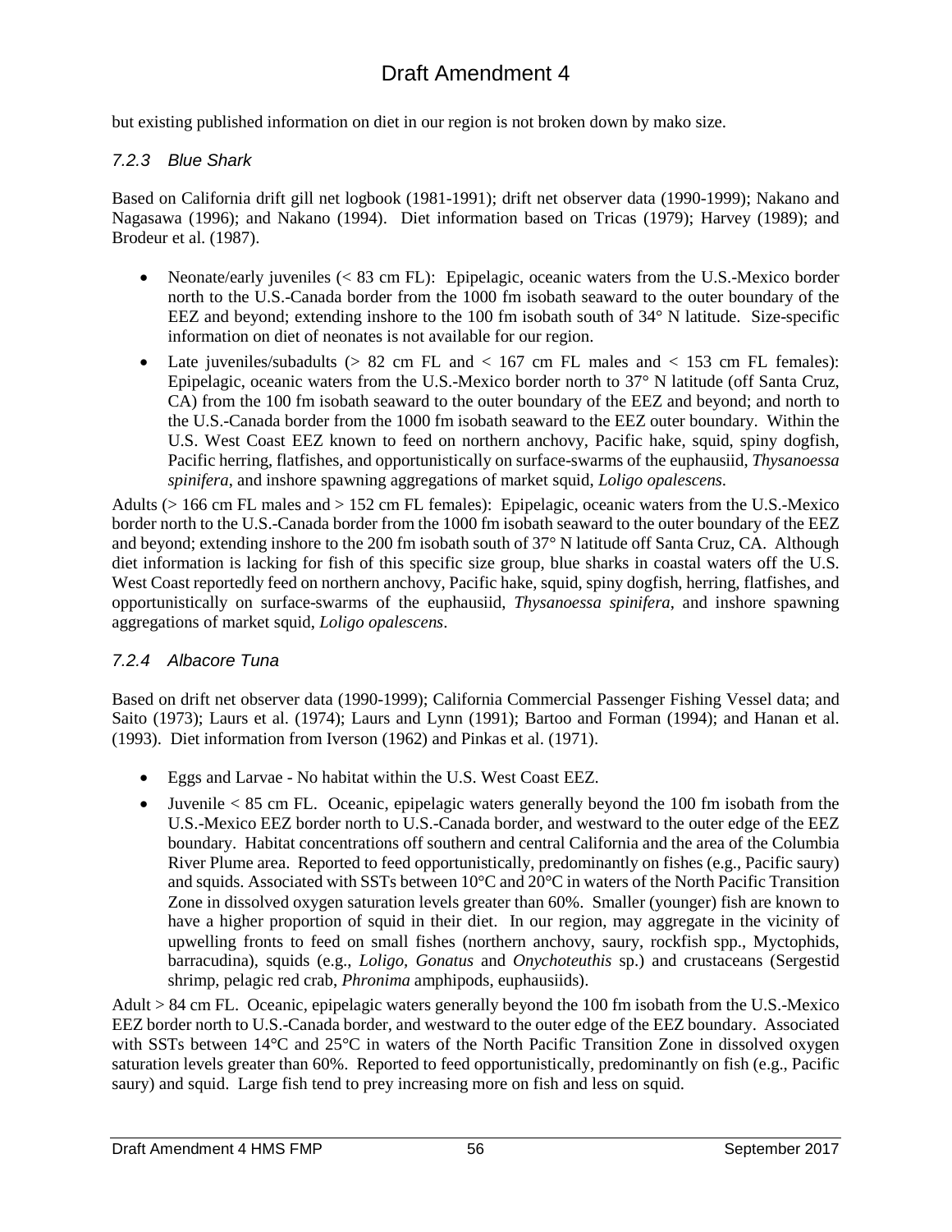but existing published information on diet in our region is not broken down by mako size.

### *7.2.3 Blue Shark*

Based on California drift gill net logbook (1981-1991); drift net observer data (1990-1999); Nakano and Nagasawa (1996); and Nakano (1994). Diet information based on Tricas (1979); Harvey (1989); and Brodeur et al. (1987).

- Neonate/early juveniles (< 83 cm FL): Epipelagic, oceanic waters from the U.S.-Mexico border north to the U.S.-Canada border from the 1000 fm isobath seaward to the outer boundary of the EEZ and beyond; extending inshore to the 100 fm isobath south of 34° N latitude. Size-specific information on diet of neonates is not available for our region.
- Late juveniles/subadults (> 82 cm FL and < 167 cm FL males and < 153 cm FL females): Epipelagic, oceanic waters from the U.S.-Mexico border north to 37° N latitude (off Santa Cruz, CA) from the 100 fm isobath seaward to the outer boundary of the EEZ and beyond; and north to the U.S.-Canada border from the 1000 fm isobath seaward to the EEZ outer boundary. Within the U.S. West Coast EEZ known to feed on northern anchovy, Pacific hake, squid, spiny dogfish, Pacific herring, flatfishes, and opportunistically on surface-swarms of the euphausiid, *Thysanoessa spinifera*, and inshore spawning aggregations of market squid, *Loligo opalescens*.

Adults (> 166 cm FL males and > 152 cm FL females): Epipelagic, oceanic waters from the U.S.-Mexico border north to the U.S.-Canada border from the 1000 fm isobath seaward to the outer boundary of the EEZ and beyond; extending inshore to the 200 fm isobath south of 37° N latitude off Santa Cruz, CA. Although diet information is lacking for fish of this specific size group, blue sharks in coastal waters off the U.S. West Coast reportedly feed on northern anchovy, Pacific hake, squid, spiny dogfish, herring, flatfishes, and opportunistically on surface-swarms of the euphausiid, *Thysanoessa spinifera*, and inshore spawning aggregations of market squid, *Loligo opalescens*.

### *7.2.4 Albacore Tuna*

Based on drift net observer data (1990-1999); California Commercial Passenger Fishing Vessel data; and Saito (1973); Laurs et al. (1974); Laurs and Lynn (1991); Bartoo and Forman (1994); and Hanan et al. (1993). Diet information from Iverson (1962) and Pinkas et al. (1971).

- Eggs and Larvae - No habitat within the U.S. West Coast EEZ.
- Juvenile < 85 cm FL. Oceanic, epipelagic waters generally beyond the 100 fm isobath from the U.S.-Mexico EEZ border north to U.S.-Canada border, and westward to the outer edge of the EEZ boundary. Habitat concentrations off southern and central California and the area of the Columbia River Plume area. Reported to feed opportunistically, predominantly on fishes (e.g., Pacific saury) and squids. Associated with SSTs between 10°C and 20°C in waters of the North Pacific Transition Zone in dissolved oxygen saturation levels greater than 60%. Smaller (younger) fish are known to have a higher proportion of squid in their diet. In our region, may aggregate in the vicinity of upwelling fronts to feed on small fishes (northern anchovy, saury, rockfish spp., Myctophids, barracudina), squids (e.g., *Loligo*, *Gonatus* and *Onychoteuthis* sp.) and crustaceans (Sergestid shrimp, pelagic red crab, *Phronima* amphipods, euphausiids).

Adult > 84 cm FL. Oceanic, epipelagic waters generally beyond the 100 fm isobath from the U.S.-Mexico EEZ border north to U.S.-Canada border, and westward to the outer edge of the EEZ boundary. Associated with SSTs between 14°C and 25°C in waters of the North Pacific Transition Zone in dissolved oxygen saturation levels greater than 60%. Reported to feed opportunistically, predominantly on fish (e.g., Pacific saury) and squid. Large fish tend to prey increasing more on fish and less on squid.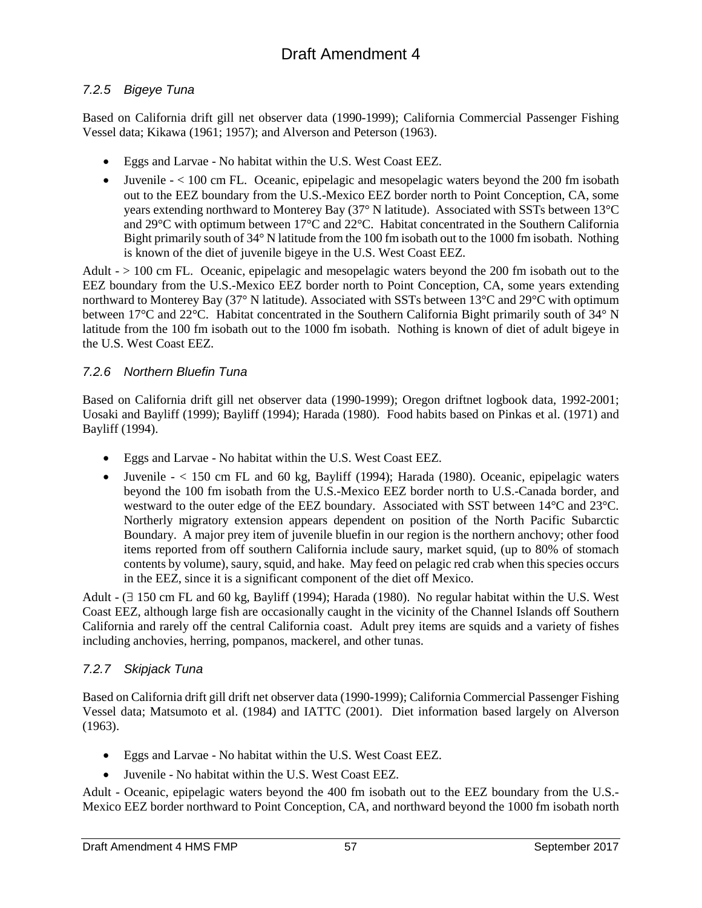### 7.2.5 Bigeye Tuna

Based on California drift gill net observer data (1990-1999); California Commercial Passenger Fishing Vessel data; Kikawa (1961; 1957); and Alverson and Peterson (1963).

- Eggs and Larvae - No habitat within the U.S. West Coast EEZ.
- Juvenile - < 100 cm FL. Oceanic, epipelagic and mesopelagic waters beyond the 200 fm isobath out to the EEZ boundary from the U.S.-Mexico EEZ border north to Point Conception, CA, some years extending northward to Monterey Bay (37° N latitude). Associated with SSTs between 13°C and 29°C with optimum between 17°C and 22°C. Habitat concentrated in the Southern California Bight primarily south of 34° N latitude from the 100 fm isobath out to the 1000 fm isobath. Nothing is known of the diet of juvenile bigeye in the U.S. West Coast EEZ.

Adult - > 100 cm FL. Oceanic, epipelagic and mesopelagic waters beyond the 200 fm isobath out to the EEZ boundary from the U.S.-Mexico EEZ border north to Point Conception, CA, some years extending northward to Monterey Bay (37° N latitude). Associated with SSTs between 13°C and 29°C with optimum between 17°C and 22°C. Habitat concentrated in the Southern California Bight primarily south of 34° N latitude from the 100 fm isobath out to the 1000 fm isobath. Nothing is known of diet of adult bigeye in the U.S. West Coast EEZ.

### 7.2.6 Northern Bluefin Tuna

Based on California drift gill net observer data (1990-1999); Oregon driftnet logbook data, 1992-2001; Uosaki and Bayliff (1999); Bayliff (1994); Harada (1980). Food habits based on Pinkas et al. (1971) and Bayliff (1994).

- Eggs and Larvae - No habitat within the U.S. West Coast EEZ.
- Juvenile - < 150 cm FL and 60 kg, Bayliff (1994); Harada (1980). Oceanic, epipelagic waters beyond the 100 fm isobath from the U.S.-Mexico EEZ border north to U.S.-Canada border, and westward to the outer edge of the EEZ boundary. Associated with SST between 14°C and 23°C. Northerly migratory extension appears dependent on position of the North Pacific Subarctic Boundary. A major prey item of juvenile bluefin in our region is the northern anchovy; other food items reported from off southern California include saury, market squid, (up to 80% of stomach contents by volume), saury, squid, and hake. May feed on pelagic red crab when this species occurs in the EEZ, since it is a significant component of the diet off Mexico.

Adult - (∃ 150 cm FL and 60 kg, Bayliff (1994); Harada (1980). No regular habitat within the U.S. West Coast EEZ, although large fish are occasionally caught in the vicinity of the Channel Islands off Southern California and rarely off the central California coast. Adult prey items are squids and a variety of fishes including anchovies, herring, pompanos, mackerel, and other tunas.

### 7.2.7 Skipjack Tuna

Based on California drift gill drift net observer data (1990-1999); California Commercial Passenger Fishing Vessel data; Matsumoto et al. (1984) and IATTC (2001). Diet information based largely on Alverson (1963).

- Eggs and Larvae - No habitat within the U.S. West Coast EEZ.
- Juvenile - No habitat within the U.S. West Coast EEZ.

Adult - Oceanic, epipelagic waters beyond the 400 fm isobath out to the EEZ boundary from the U.S.-Mexico EEZ border northward to Point Conception, CA, and northward beyond the 1000 fm isobath north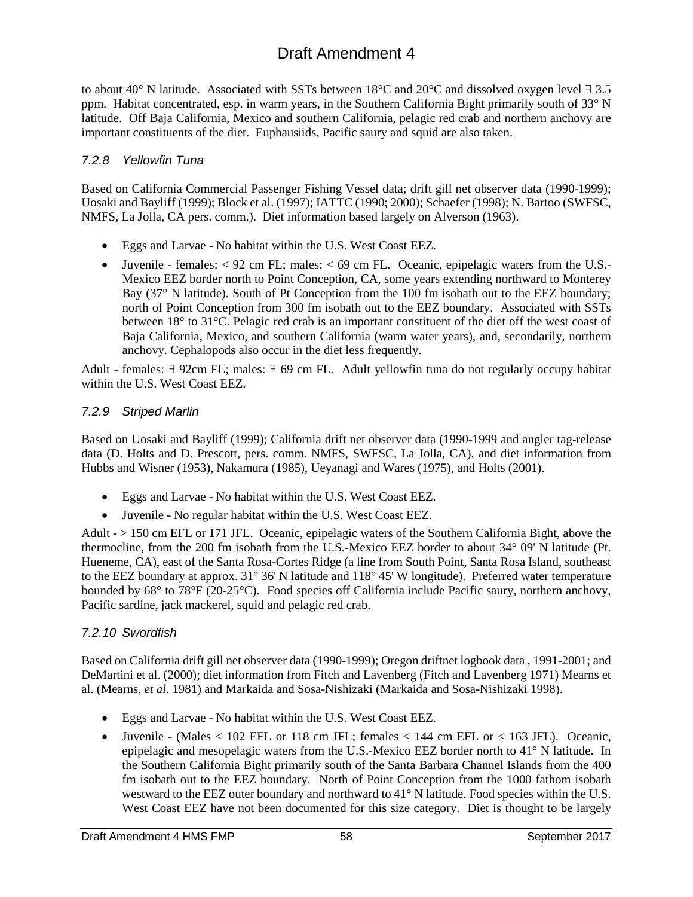to about 40° N latitude. Associated with SSTs between 18°C and 20°C and dissolved oxygen level ∃ 3.5 ppm. Habitat concentrated, esp. in warm years, in the Southern California Bight primarily south of 33° N latitude. Off Baja California, Mexico and southern California, pelagic red crab and northern anchovy are important constituents of the diet. Euphausiids, Pacific saury and squid are also taken.

### *7.2.8 Yellowfin Tuna*

Based on California Commercial Passenger Fishing Vessel data; drift gill net observer data (1990-1999); Uosaki and Bayliff (1999); Block et al. (1997); IATTC (1990; 2000); Schaefer (1998); N. Bartoo (SWFSC, NMFS, La Jolla, CA pers. comm.). Diet information based largely on Alverson (1963).

- Eggs and Larvae - No habitat within the U.S. West Coast EEZ.
- Juvenile - females: < 92 cm FL; males: < 69 cm FL. Oceanic, epipelagic waters from the U.S.-Mexico EEZ border north to Point Conception, CA, some years extending northward to Monterey Bay (37° N latitude). South of Pt Conception from the 100 fm isobath out to the EEZ boundary; north of Point Conception from 300 fm isobath out to the EEZ boundary. Associated with SSTs between 18° to 31°C. Pelagic red crab is an important constituent of the diet off the west coast of Baja California, Mexico, and southern California (warm water years), and, secondarily, northern anchovy. Cephalopods also occur in the diet less frequently.

Adult - females: ∃ 92cm FL; males: ∃ 69 cm FL. Adult yellowfin tuna do not regularly occupy habitat within the U.S. West Coast EEZ.

### *7.2.9 Striped Marlin*

Based on Uosaki and Bayliff (1999); California drift net observer data (1990-1999 and angler tag-release data (D. Holts and D. Prescott, pers. comm. NMFS, SWFSC, La Jolla, CA), and diet information from Hubbs and Wisner (1953), Nakamura (1985), Ueyanagi and Wares (1975), and Holts (2001).

- Eggs and Larvae - No habitat within the U.S. West Coast EEZ.
- Juvenile - No regular habitat within the U.S. West Coast EEZ.

Adult - > 150 cm EFL or 171 JFL. Oceanic, epipelagic waters of the Southern California Bight, above the thermocline, from the 200 fm isobath from the U.S.-Mexico EEZ border to about 34° 09' N latitude (Pt. Hueneme, CA), east of the Santa Rosa-Cortes Ridge (a line from South Point, Santa Rosa Island, southeast to the EEZ boundary at approx. 31° 36' N latitude and 118° 45' W longitude). Preferred water temperature bounded by 68° to 78°F (20-25°C). Food species off California include Pacific saury, northern anchovy, Pacific sardine, jack mackerel, squid and pelagic red crab.

### *7.2.10 Swordfish*

Based on California drift gill net observer data (1990-1999); Oregon driftnet logbook data , 1991-2001; and DeMartini et al. (2000); diet information from Fitch and Lavenberg (Fitch and Lavenberg 1971) Mearns et al. (Mearns, *et al.* 1981) and Markaida and Sosa-Nishizaki (Markaida and Sosa-Nishizaki 1998).

- Eggs and Larvae - No habitat within the U.S. West Coast EEZ.
- Juvenile - (Males < 102 EFL or 118 cm JFL; females < 144 cm EFL or < 163 JFL). Oceanic, epipelagic and mesopelagic waters from the U.S.-Mexico EEZ border north to 41° N latitude. In the Southern California Bight primarily south of the Santa Barbara Channel Islands from the 400 fm isobath out to the EEZ boundary. North of Point Conception from the 1000 fathom isobath westward to the EEZ outer boundary and northward to 41° N latitude. Food species within the U.S. West Coast EEZ have not been documented for this size category. Diet is thought to be largely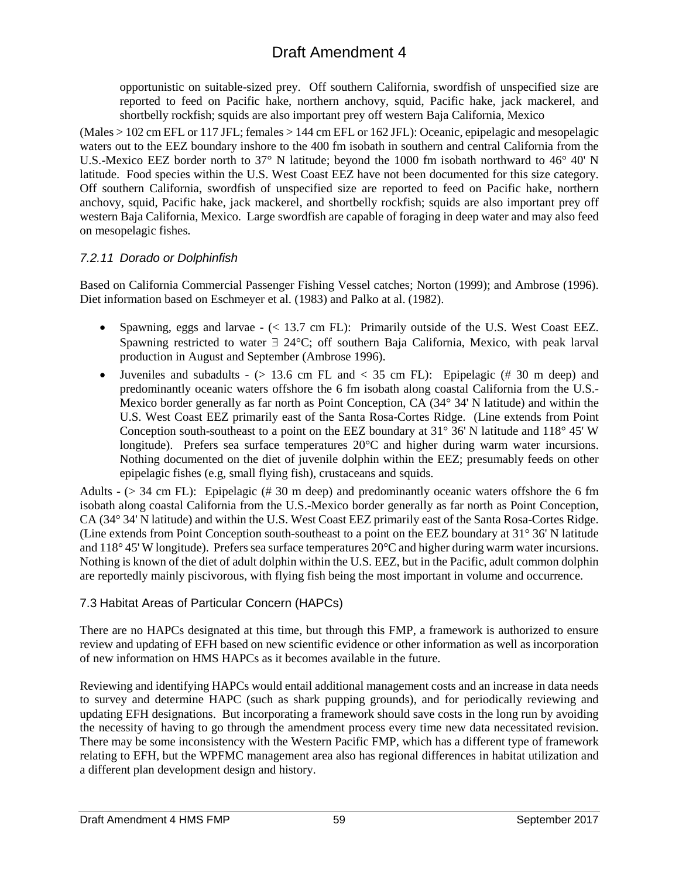opportunistic on suitable-sized prey. Off southern California, swordfish of unspecified size are reported to feed on Pacific hake, northern anchovy, squid, Pacific hake, jack mackerel, and shortbelly rockfish; squids are also important prey off western Baja California, Mexico

(Males > 102 cm EFL or 117 JFL; females > 144 cm EFL or 162 JFL): Oceanic, epipelagic and mesopelagic waters out to the EEZ boundary inshore to the 400 fm isobath in southern and central California from the U.S.-Mexico EEZ border north to 37° N latitude; beyond the 1000 fm isobath northward to 46° 40' N latitude. Food species within the U.S. West Coast EEZ have not been documented for this size category. Off southern California, swordfish of unspecified size are reported to feed on Pacific hake, northern anchovy, squid, Pacific hake, jack mackerel, and shortbelly rockfish; squids are also important prey off western Baja California, Mexico. Large swordfish are capable of foraging in deep water and may also feed on mesopelagic fishes.

### *7.2.11 Dorado or Dolphinfish*

Based on California Commercial Passenger Fishing Vessel catches; Norton (1999); and Ambrose (1996). Diet information based on Eschmeyer et al. (1983) and Palko at al. (1982).

- Spawning, eggs and larvae - (< 13.7 cm FL): Primarily outside of the U.S. West Coast EEZ. Spawning restricted to water ∃ 24°C; off southern Baja California, Mexico, with peak larval production in August and September (Ambrose 1996).
- Juveniles and subadults - (> 13.6 cm FL and < 35 cm FL): Epipelagic (# 30 m deep) and predominantly oceanic waters offshore the 6 fm isobath along coastal California from the U.S.-Mexico border generally as far north as Point Conception, CA (34° 34' N latitude) and within the U.S. West Coast EEZ primarily east of the Santa Rosa-Cortes Ridge. (Line extends from Point Conception south-southeast to a point on the EEZ boundary at 31° 36' N latitude and 118° 45' W longitude). Prefers sea surface temperatures 20°C and higher during warm water incursions. Nothing documented on the diet of juvenile dolphin within the EEZ; presumably feeds on other epipelagic fishes (e.g, small flying fish), crustaceans and squids.

Adults - (> 34 cm FL): Epipelagic (# 30 m deep) and predominantly oceanic waters offshore the 6 fm isobath along coastal California from the U.S.-Mexico border generally as far north as Point Conception, CA (34° 34' N latitude) and within the U.S. West Coast EEZ primarily east of the Santa Rosa-Cortes Ridge. (Line extends from Point Conception south-southeast to a point on the EEZ boundary at 31° 36' N latitude and 118° 45' W longitude). Prefers sea surface temperatures 20°C and higher during warm water incursions. Nothing is known of the diet of adult dolphin within the U.S. EEZ, but in the Pacific, adult common dolphin are reportedly mainly piscivorous, with flying fish being the most important in volume and occurrence.

## 7.3 Habitat Areas of Particular Concern (HAPCs)

There are no HAPCs designated at this time, but through this FMP, a framework is authorized to ensure review and updating of EFH based on new scientific evidence or other information as well as incorporation of new information on HMS HAPCs as it becomes available in the future.

Reviewing and identifying HAPCs would entail additional management costs and an increase in data needs to survey and determine HAPC (such as shark pupping grounds), and for periodically reviewing and updating EFH designations. But incorporating a framework should save costs in the long run by avoiding the necessity of having to go through the amendment process every time new data necessitated revision. There may be some inconsistency with the Western Pacific FMP, which has a different type of framework relating to EFH, but the WPFMC management area also has regional differences in habitat utilization and a different plan development design and history.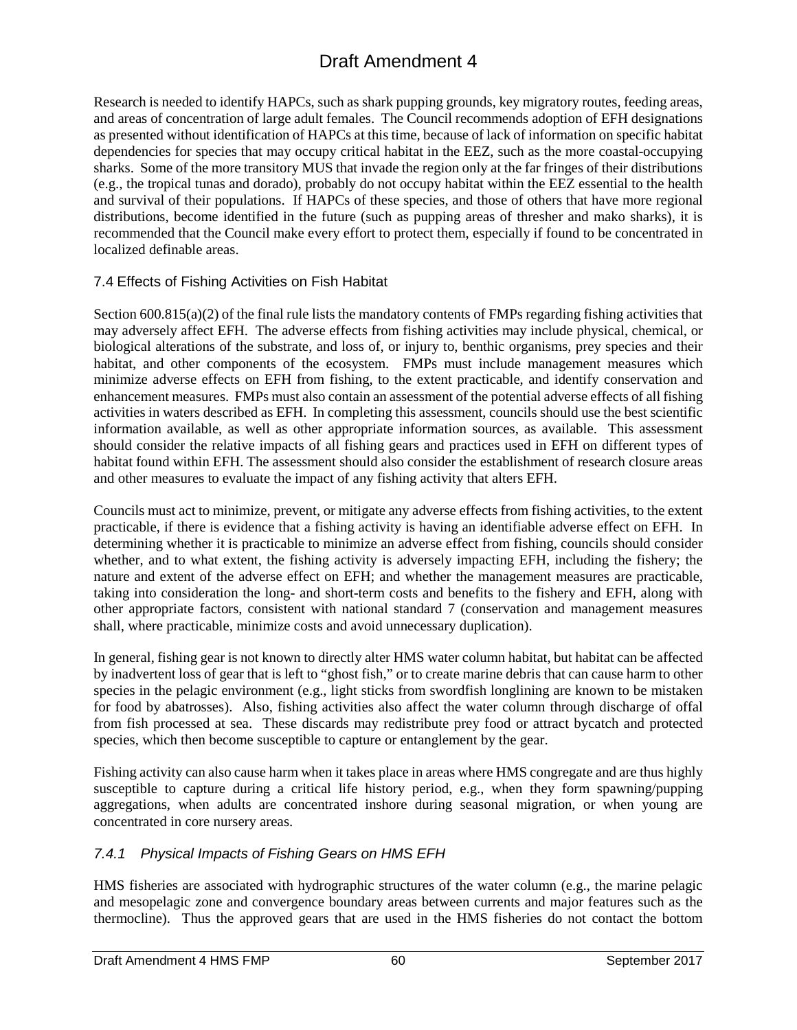Research is needed to identify HAPCs, such as shark pupping grounds, key migratory routes, feeding areas, and areas of concentration of large adult females. The Council recommends adoption of EFH designations as presented without identification of HAPCs at this time, because of lack of information on specific habitat dependencies for species that may occupy critical habitat in the EEZ, such as the more coastal-occupying sharks. Some of the more transitory MUS that invade the region only at the far fringes of their distributions (e.g., the tropical tunas and dorado), probably do not occupy habitat within the EEZ essential to the health and survival of their populations. If HAPCs of these species, and those of others that have more regional distributions, become identified in the future (such as pupping areas of thresher and mako sharks), it is recommended that the Council make every effort to protect them, especially if found to be concentrated in localized definable areas.

## 7.4 Effects of Fishing Activities on Fish Habitat

Section 600.815(a)(2) of the final rule lists the mandatory contents of FMPs regarding fishing activities that may adversely affect EFH. The adverse effects from fishing activities may include physical, chemical, or biological alterations of the substrate, and loss of, or injury to, benthic organisms, prey species and their habitat, and other components of the ecosystem. FMPs must include management measures which minimize adverse effects on EFH from fishing, to the extent practicable, and identify conservation and enhancement measures. FMPs must also contain an assessment of the potential adverse effects of all fishing activities in waters described as EFH. In completing this assessment, councils should use the best scientific information available, as well as other appropriate information sources, as available. This assessment should consider the relative impacts of all fishing gears and practices used in EFH on different types of habitat found within EFH. The assessment should also consider the establishment of research closure areas and other measures to evaluate the impact of any fishing activity that alters EFH.

Councils must act to minimize, prevent, or mitigate any adverse effects from fishing activities, to the extent practicable, if there is evidence that a fishing activity is having an identifiable adverse effect on EFH. In determining whether it is practicable to minimize an adverse effect from fishing, councils should consider whether, and to what extent, the fishing activity is adversely impacting EFH, including the fishery; the nature and extent of the adverse effect on EFH; and whether the management measures are practicable, taking into consideration the long- and short-term costs and benefits to the fishery and EFH, along with other appropriate factors, consistent with national standard 7 (conservation and management measures shall, where practicable, minimize costs and avoid unnecessary duplication).

In general, fishing gear is not known to directly alter HMS water column habitat, but habitat can be affected by inadvertent loss of gear that is left to "ghost fish," or to create marine debris that can cause harm to other species in the pelagic environment (e.g., light sticks from swordfish longlining are known to be mistaken for food by abatrosses). Also, fishing activities also affect the water column through discharge of offal from fish processed at sea. These discards may redistribute prey food or attract bycatch and protected species, which then become susceptible to capture or entanglement by the gear.

Fishing activity can also cause harm when it takes place in areas where HMS congregate and are thus highly susceptible to capture during a critical life history period, e.g., when they form spawning/pupping aggregations, when adults are concentrated inshore during seasonal migration, or when young are concentrated in core nursery areas.

### *7.4.1 Physical Impacts of Fishing Gears on HMS EFH*

HMS fisheries are associated with hydrographic structures of the water column (e.g., the marine pelagic and mesopelagic zone and convergence boundary areas between currents and major features such as the thermocline). Thus the approved gears that are used in the HMS fisheries do not contact the bottom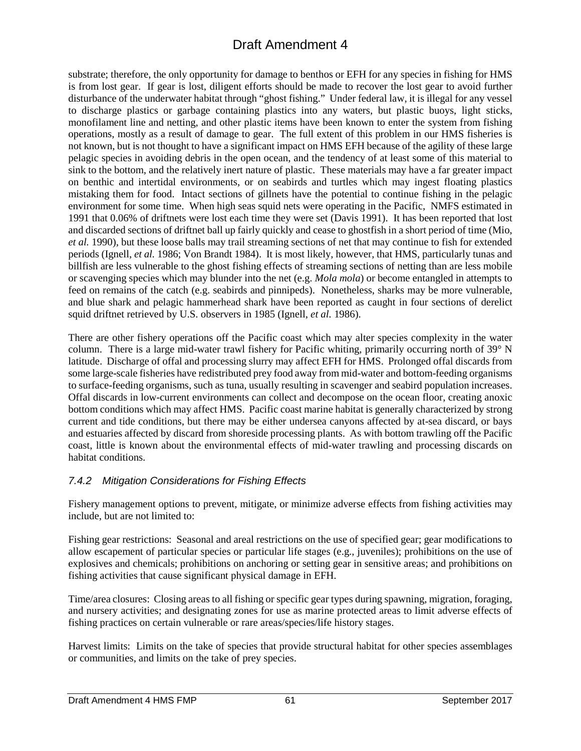substrate; therefore, the only opportunity for damage to benthos or EFH for any species in fishing for HMS is from lost gear. If gear is lost, diligent efforts should be made to recover the lost gear to avoid further disturbance of the underwater habitat through "ghost fishing." Under federal law, it is illegal for any vessel to discharge plastics or garbage containing plastics into any waters, but plastic buoys, light sticks, monofilament line and netting, and other plastic items have been known to enter the system from fishing operations, mostly as a result of damage to gear. The full extent of this problem in our HMS fisheries is not known, but is not thought to have a significant impact on HMS EFH because of the agility of these large pelagic species in avoiding debris in the open ocean, and the tendency of at least some of this material to sink to the bottom, and the relatively inert nature of plastic. These materials may have a far greater impact on benthic and intertidal environments, or on seabirds and turtles which may ingest floating plastics mistaking them for food. Intact sections of gillnets have the potential to continue fishing in the pelagic environment for some time. When high seas squid nets were operating in the Pacific, NMFS estimated in 1991 that 0.06% of driftnets were lost each time they were set (Davis 1991). It has been reported that lost and discarded sections of driftnet ball up fairly quickly and cease to ghostfish in a short period of time (Mio, *et al.* 1990), but these loose balls may trail streaming sections of net that may continue to fish for extended periods (Ignell, *et al.* 1986; Von Brandt 1984). It is most likely, however, that HMS, particularly tunas and billfish are less vulnerable to the ghost fishing effects of streaming sections of netting than are less mobile or scavenging species which may blunder into the net (e.g. *Mola mola*) or become entangled in attempts to feed on remains of the catch (e.g. seabirds and pinnipeds). Nonetheless, sharks may be more vulnerable, and blue shark and pelagic hammerhead shark have been reported as caught in four sections of derelict squid driftnet retrieved by U.S. observers in 1985 (Ignell, *et al.* 1986).

There are other fishery operations off the Pacific coast which may alter species complexity in the water column. There is a large mid-water trawl fishery for Pacific whiting, primarily occurring north of 39° N latitude. Discharge of offal and processing slurry may affect EFH for HMS. Prolonged offal discards from some large-scale fisheries have redistributed prey food away from mid-water and bottom-feeding organisms to surface-feeding organisms, such as tuna, usually resulting in scavenger and seabird population increases. Offal discards in low-current environments can collect and decompose on the ocean floor, creating anoxic bottom conditions which may affect HMS. Pacific coast marine habitat is generally characterized by strong current and tide conditions, but there may be either undersea canyons affected by at-sea discard, or bays and estuaries affected by discard from shoreside processing plants. As with bottom trawling off the Pacific coast, little is known about the environmental effects of mid-water trawling and processing discards on habitat conditions.

### *7.4.2 Mitigation Considerations for Fishing Effects*

Fishery management options to prevent, mitigate, or minimize adverse effects from fishing activities may include, but are not limited to:

Fishing gear restrictions: Seasonal and areal restrictions on the use of specified gear; gear modifications to allow escapement of particular species or particular life stages (e.g., juveniles); prohibitions on the use of explosives and chemicals; prohibitions on anchoring or setting gear in sensitive areas; and prohibitions on fishing activities that cause significant physical damage in EFH.

Time/area closures: Closing areas to all fishing or specific gear types during spawning, migration, foraging, and nursery activities; and designating zones for use as marine protected areas to limit adverse effects of fishing practices on certain vulnerable or rare areas/species/life history stages.

Harvest limits: Limits on the take of species that provide structural habitat for other species assemblages or communities, and limits on the take of prey species.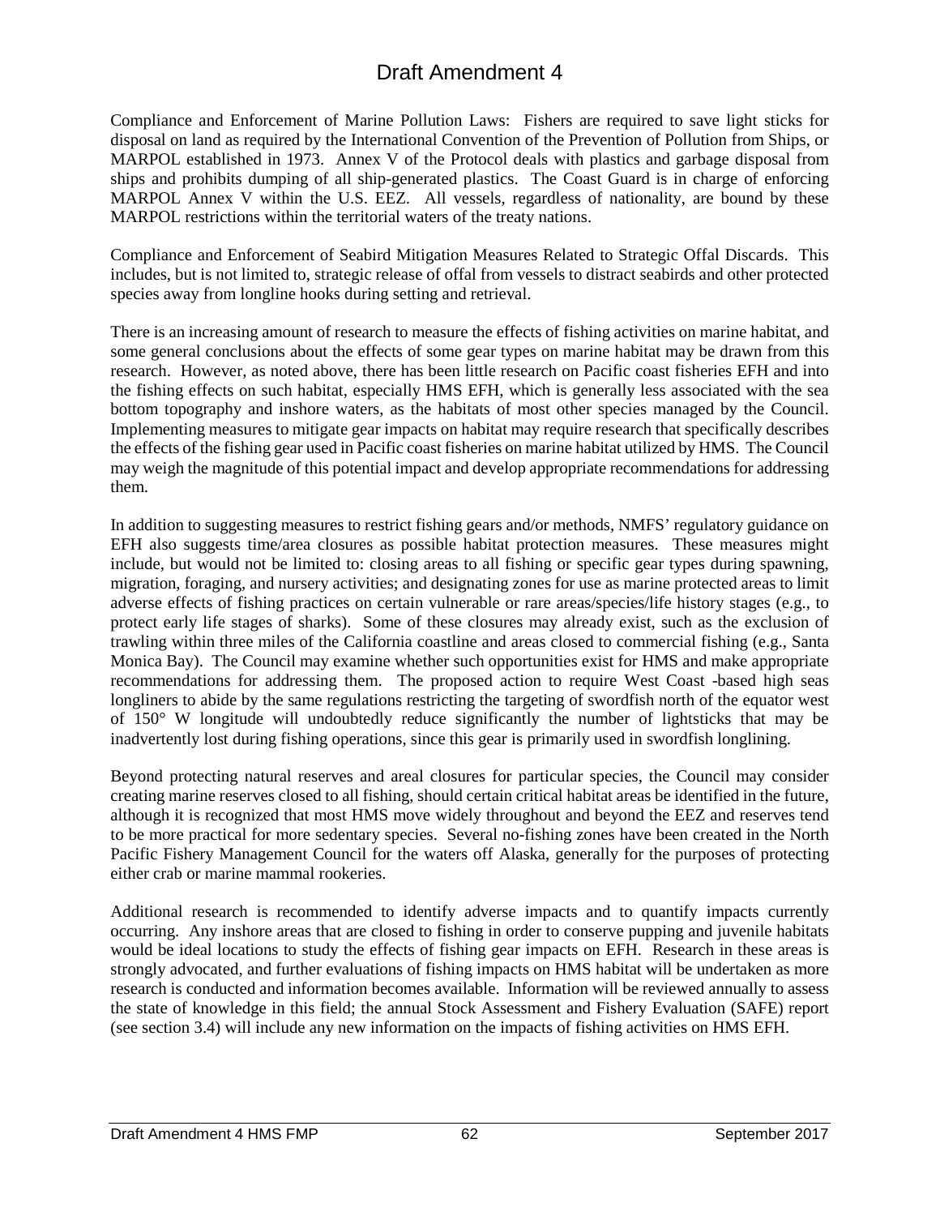Compliance and Enforcement of Marine Pollution Laws: Fishers are required to save light sticks for disposal on land as required by the International Convention of the Prevention of Pollution from Ships, or MARPOL established in 1973. Annex V of the Protocol deals with plastics and garbage disposal from ships and prohibits dumping of all ship-generated plastics. The Coast Guard is in charge of enforcing MARPOL Annex V within the U.S. EEZ. All vessels, regardless of nationality, are bound by these MARPOL restrictions within the territorial waters of the treaty nations.

Compliance and Enforcement of Seabird Mitigation Measures Related to Strategic Offal Discards. This includes, but is not limited to, strategic release of offal from vessels to distract seabirds and other protected species away from longline hooks during setting and retrieval.

There is an increasing amount of research to measure the effects of fishing activities on marine habitat, and some general conclusions about the effects of some gear types on marine habitat may be drawn from this research. However, as noted above, there has been little research on Pacific coast fisheries EFH and into the fishing effects on such habitat, especially HMS EFH, which is generally less associated with the sea bottom topography and inshore waters, as the habitats of most other species managed by the Council. Implementing measures to mitigate gear impacts on habitat may require research that specifically describes the effects of the fishing gear used in Pacific coast fisheries on marine habitat utilized by HMS. The Council may weigh the magnitude of this potential impact and develop appropriate recommendations for addressing them.

In addition to suggesting measures to restrict fishing gears and/or methods, NMFS' regulatory guidance on EFH also suggests time/area closures as possible habitat protection measures. These measures might include, but would not be limited to: closing areas to all fishing or specific gear types during spawning, migration, foraging, and nursery activities; and designating zones for use as marine protected areas to limit adverse effects of fishing practices on certain vulnerable or rare areas/species/life history stages (e.g., to protect early life stages of sharks). Some of these closures may already exist, such as the exclusion of trawling within three miles of the California coastline and areas closed to commercial fishing (e.g., Santa Monica Bay). The Council may examine whether such opportunities exist for HMS and make appropriate recommendations for addressing them. The proposed action to require West Coast -based high seas longliners to abide by the same regulations restricting the targeting of swordfish north of the equator west of 150° W longitude will undoubtedly reduce significantly the number of lightsticks that may be inadvertently lost during fishing operations, since this gear is primarily used in swordfish longlining.

Beyond protecting natural reserves and areal closures for particular species, the Council may consider creating marine reserves closed to all fishing, should certain critical habitat areas be identified in the future, although it is recognized that most HMS move widely throughout and beyond the EEZ and reserves tend to be more practical for more sedentary species. Several no-fishing zones have been created in the North Pacific Fishery Management Council for the waters off Alaska, generally for the purposes of protecting either crab or marine mammal rookeries.

Additional research is recommended to identify adverse impacts and to quantify impacts currently occurring. Any inshore areas that are closed to fishing in order to conserve pupping and juvenile habitats would be ideal locations to study the effects of fishing gear impacts on EFH. Research in these areas is strongly advocated, and further evaluations of fishing impacts on HMS habitat will be undertaken as more research is conducted and information becomes available. Information will be reviewed annually to assess the state of knowledge in this field; the annual Stock Assessment and Fishery Evaluation (SAFE) report (see section 3.4) will include any new information on the impacts of fishing activities on HMS EFH.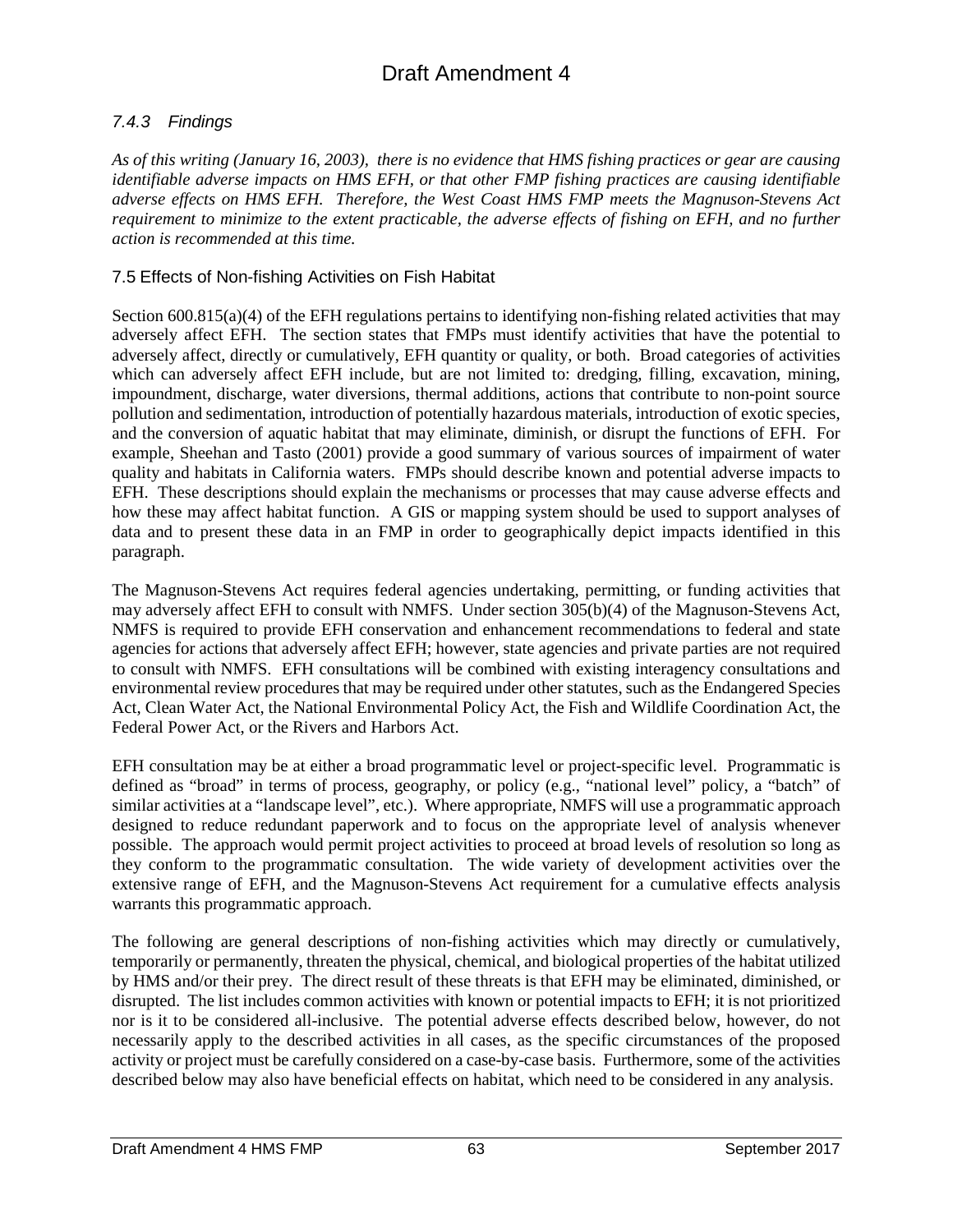### *7.4.3 Findings*

*As of this writing (January 16, 2003), there is no evidence that HMS fishing practices or gear are causing identifiable adverse impacts on HMS EFH, or that other FMP fishing practices are causing identifiable adverse effects on HMS EFH. Therefore, the West Coast HMS FMP meets the Magnuson-Stevens Act requirement to minimize to the extent practicable, the adverse effects of fishing on EFH, and no further action is recommended at this time.*

## 7.5 Effects of Non-fishing Activities on Fish Habitat

Section 600.815(a)(4) of the EFH regulations pertains to identifying non-fishing related activities that may adversely affect EFH. The section states that FMPs must identify activities that have the potential to adversely affect, directly or cumulatively, EFH quantity or quality, or both. Broad categories of activities which can adversely affect EFH include, but are not limited to: dredging, filling, excavation, mining, impoundment, discharge, water diversions, thermal additions, actions that contribute to non-point source pollution and sedimentation, introduction of potentially hazardous materials, introduction of exotic species, and the conversion of aquatic habitat that may eliminate, diminish, or disrupt the functions of EFH. For example, Sheehan and Tasto (2001) provide a good summary of various sources of impairment of water quality and habitats in California waters. FMPs should describe known and potential adverse impacts to EFH. These descriptions should explain the mechanisms or processes that may cause adverse effects and how these may affect habitat function. A GIS or mapping system should be used to support analyses of data and to present these data in an FMP in order to geographically depict impacts identified in this paragraph.

The Magnuson-Stevens Act requires federal agencies undertaking, permitting, or funding activities that may adversely affect EFH to consult with NMFS. Under section 305(b)(4) of the Magnuson-Stevens Act, NMFS is required to provide EFH conservation and enhancement recommendations to federal and state agencies for actions that adversely affect EFH; however, state agencies and private parties are not required to consult with NMFS. EFH consultations will be combined with existing interagency consultations and environmental review procedures that may be required under other statutes, such as the Endangered Species Act, Clean Water Act, the National Environmental Policy Act, the Fish and Wildlife Coordination Act, the Federal Power Act, or the Rivers and Harbors Act.

EFH consultation may be at either a broad programmatic level or project-specific level. Programmatic is defined as "broad" in terms of process, geography, or policy (e.g., "national level" policy, a "batch" of similar activities at a "landscape level", etc.). Where appropriate, NMFS will use a programmatic approach designed to reduce redundant paperwork and to focus on the appropriate level of analysis whenever possible. The approach would permit project activities to proceed at broad levels of resolution so long as they conform to the programmatic consultation. The wide variety of development activities over the extensive range of EFH, and the Magnuson-Stevens Act requirement for a cumulative effects analysis warrants this programmatic approach.

The following are general descriptions of non-fishing activities which may directly or cumulatively, temporarily or permanently, threaten the physical, chemical, and biological properties of the habitat utilized by HMS and/or their prey. The direct result of these threats is that EFH may be eliminated, diminished, or disrupted. The list includes common activities with known or potential impacts to EFH; it is not prioritized nor is it to be considered all-inclusive. The potential adverse effects described below, however, do not necessarily apply to the described activities in all cases, as the specific circumstances of the proposed activity or project must be carefully considered on a case-by-case basis. Furthermore, some of the activities described below may also have beneficial effects on habitat, which need to be considered in any analysis.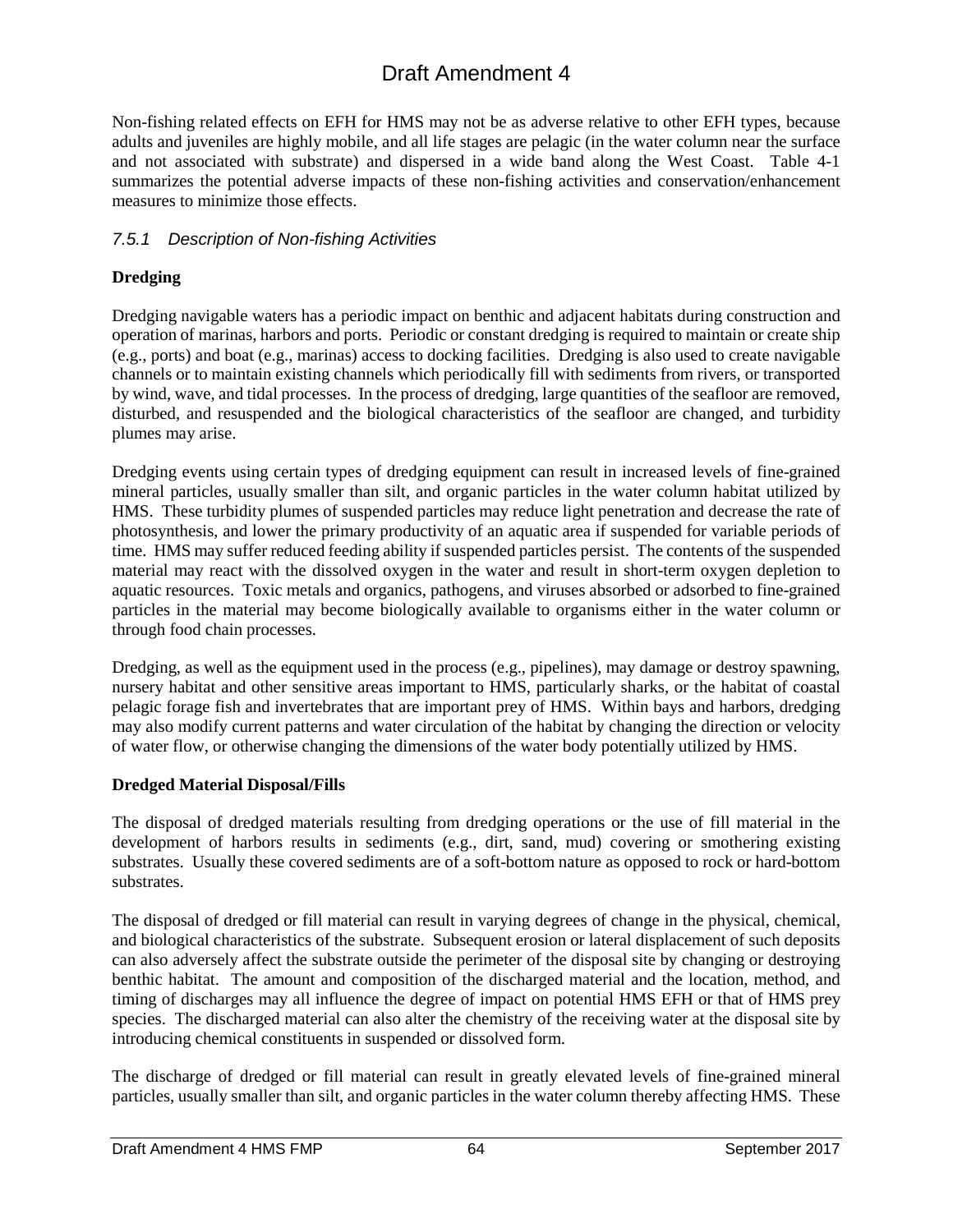Non-fishing related effects on EFH for HMS may not be as adverse relative to other EFH types, because adults and juveniles are highly mobile, and all life stages are pelagic (in the water column near the surface and not associated with substrate) and dispersed in a wide band along the West Coast. Table 4-1 summarizes the potential adverse impacts of these non-fishing activities and conservation/enhancement measures to minimize those effects.

### *7.5.1 Description of Non-fishing Activities*

**Dredging**

Dredging navigable waters has a periodic impact on benthic and adjacent habitats during construction and operation of marinas, harbors and ports. Periodic or constant dredging is required to maintain or create ship (e.g., ports) and boat (e.g., marinas) access to docking facilities. Dredging is also used to create navigable channels or to maintain existing channels which periodically fill with sediments from rivers, or transported by wind, wave, and tidal processes. In the process of dredging, large quantities of the seafloor are removed, disturbed, and resuspended and the biological characteristics of the seafloor are changed, and turbidity plumes may arise.

Dredging events using certain types of dredging equipment can result in increased levels of fine-grained mineral particles, usually smaller than silt, and organic particles in the water column habitat utilized by HMS. These turbidity plumes of suspended particles may reduce light penetration and decrease the rate of photosynthesis, and lower the primary productivity of an aquatic area if suspended for variable periods of time. HMS may suffer reduced feeding ability if suspended particles persist. The contents of the suspended material may react with the dissolved oxygen in the water and result in short-term oxygen depletion to aquatic resources. Toxic metals and organics, pathogens, and viruses absorbed or adsorbed to fine-grained particles in the material may become biologically available to organisms either in the water column or through food chain processes.

Dredging, as well as the equipment used in the process (e.g., pipelines), may damage or destroy spawning, nursery habitat and other sensitive areas important to HMS, particularly sharks, or the habitat of coastal pelagic forage fish and invertebrates that are important prey of HMS. Within bays and harbors, dredging may also modify current patterns and water circulation of the habitat by changing the direction or velocity of water flow, or otherwise changing the dimensions of the water body potentially utilized by HMS.

**Dredged Material Disposal/Fills**

The disposal of dredged materials resulting from dredging operations or the use of fill material in the development of harbors results in sediments (e.g., dirt, sand, mud) covering or smothering existing substrates. Usually these covered sediments are of a soft-bottom nature as opposed to rock or hard-bottom substrates.

The disposal of dredged or fill material can result in varying degrees of change in the physical, chemical, and biological characteristics of the substrate. Subsequent erosion or lateral displacement of such deposits can also adversely affect the substrate outside the perimeter of the disposal site by changing or destroying benthic habitat. The amount and composition of the discharged material and the location, method, and timing of discharges may all influence the degree of impact on potential HMS EFH or that of HMS prey species. The discharged material can also alter the chemistry of the receiving water at the disposal site by introducing chemical constituents in suspended or dissolved form.

The discharge of dredged or fill material can result in greatly elevated levels of fine-grained mineral particles, usually smaller than silt, and organic particles in the water column thereby affecting HMS. These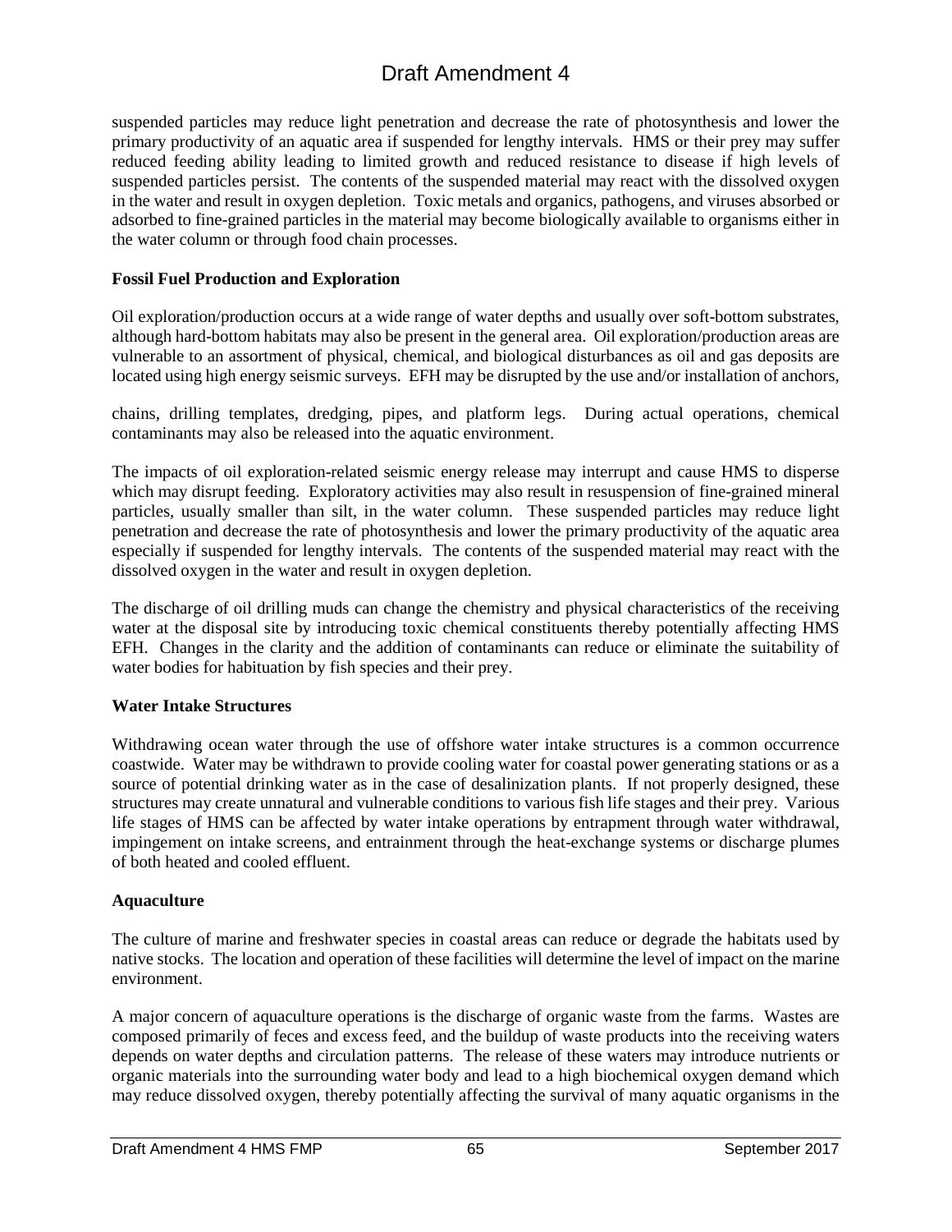suspended particles may reduce light penetration and decrease the rate of photosynthesis and lower the primary productivity of an aquatic area if suspended for lengthy intervals. HMS or their prey may suffer reduced feeding ability leading to limited growth and reduced resistance to disease if high levels of suspended particles persist. The contents of the suspended material may react with the dissolved oxygen in the water and result in oxygen depletion. Toxic metals and organics, pathogens, and viruses absorbed or adsorbed to fine-grained particles in the material may become biologically available to organisms either in the water column or through food chain processes.

**Fossil Fuel Production and Exploration**

Oil exploration/production occurs at a wide range of water depths and usually over soft-bottom substrates, although hard-bottom habitats may also be present in the general area. Oil exploration/production areas are vulnerable to an assortment of physical, chemical, and biological disturbances as oil and gas deposits are located using high energy seismic surveys. EFH may be disrupted by the use and/or installation of anchors, chains, drilling templates, dredging, pipes, and platform legs. During actual operations, chemical contaminants may also be released into the aquatic environment.

The impacts of oil exploration-related seismic energy release may interrupt and cause HMS to disperse which may disrupt feeding. Exploratory activities may also result in resuspension of fine-grained mineral particles, usually smaller than silt, in the water column. These suspended particles may reduce light penetration and decrease the rate of photosynthesis and lower the primary productivity of the aquatic area especially if suspended for lengthy intervals. The contents of the suspended material may react with the dissolved oxygen in the water and result in oxygen depletion.

The discharge of oil drilling muds can change the chemistry and physical characteristics of the receiving water at the disposal site by introducing toxic chemical constituents thereby potentially affecting HMS EFH. Changes in the clarity and the addition of contaminants can reduce or eliminate the suitability of water bodies for habituation by fish species and their prey.

**Water Intake Structures**

Withdrawing ocean water through the use of offshore water intake structures is a common occurrence coastwide. Water may be withdrawn to provide cooling water for coastal power generating stations or as a source of potential drinking water as in the case of desalinization plants. If not properly designed, these structures may create unnatural and vulnerable conditions to various fish life stages and their prey. Various life stages of HMS can be affected by water intake operations by entrapment through water withdrawal, impingement on intake screens, and entrainment through the heat-exchange systems or discharge plumes of both heated and cooled effluent.

**Aquaculture**

The culture of marine and freshwater species in coastal areas can reduce or degrade the habitats used by native stocks. The location and operation of these facilities will determine the level of impact on the marine environment.

A major concern of aquaculture operations is the discharge of organic waste from the farms. Wastes are composed primarily of feces and excess feed, and the buildup of waste products into the receiving waters depends on water depths and circulation patterns. The release of these waters may introduce nutrients or organic materials into the surrounding water body and lead to a high biochemical oxygen demand which may reduce dissolved oxygen, thereby potentially affecting the survival of many aquatic organisms in the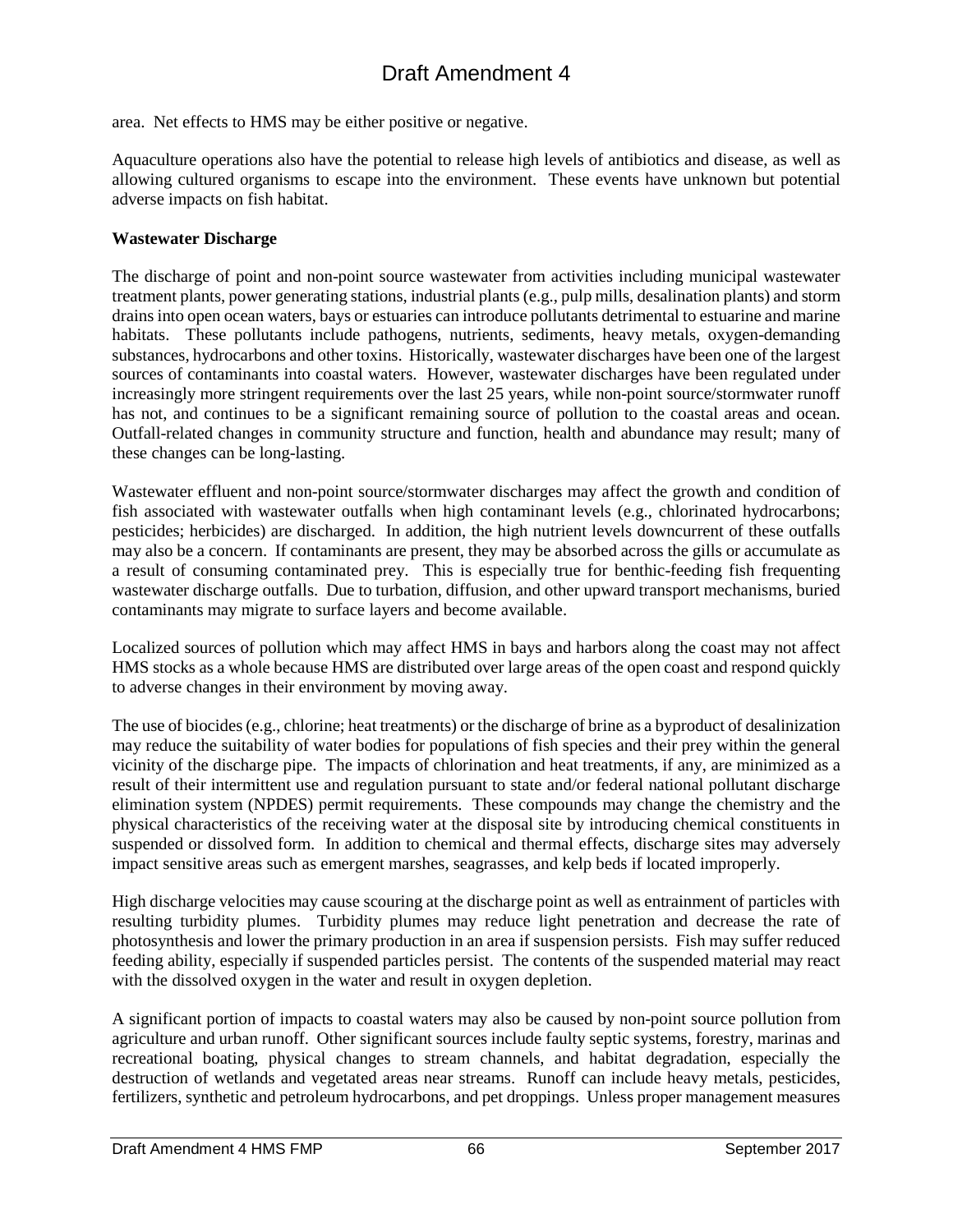area. Net effects to HMS may be either positive or negative.

Aquaculture operations also have the potential to release high levels of antibiotics and disease, as well as allowing cultured organisms to escape into the environment. These events have unknown but potential adverse impacts on fish habitat.

**Wastewater Discharge**

The discharge of point and non-point source wastewater from activities including municipal wastewater treatment plants, power generating stations, industrial plants (e.g., pulp mills, desalination plants) and storm drains into open ocean waters, bays or estuaries can introduce pollutants detrimental to estuarine and marine habitats. These pollutants include pathogens, nutrients, sediments, heavy metals, oxygen-demanding substances, hydrocarbons and other toxins. Historically, wastewater discharges have been one of the largest sources of contaminants into coastal waters. However, wastewater discharges have been regulated under increasingly more stringent requirements over the last 25 years, while non-point source/stormwater runoff has not, and continues to be a significant remaining source of pollution to the coastal areas and ocean. Outfall-related changes in community structure and function, health and abundance may result; many of these changes can be long-lasting.

Wastewater effluent and non-point source/stormwater discharges may affect the growth and condition of fish associated with wastewater outfalls when high contaminant levels (e.g., chlorinated hydrocarbons; pesticides; herbicides) are discharged. In addition, the high nutrient levels downcurrent of these outfalls may also be a concern. If contaminants are present, they may be absorbed across the gills or accumulate as a result of consuming contaminated prey. This is especially true for benthic-feeding fish frequenting wastewater discharge outfalls. Due to turbation, diffusion, and other upward transport mechanisms, buried contaminants may migrate to surface layers and become available.

Localized sources of pollution which may affect HMS in bays and harbors along the coast may not affect HMS stocks as a whole because HMS are distributed over large areas of the open coast and respond quickly to adverse changes in their environment by moving away.

The use of biocides (e.g., chlorine; heat treatments) or the discharge of brine as a byproduct of desalinization may reduce the suitability of water bodies for populations of fish species and their prey within the general vicinity of the discharge pipe. The impacts of chlorination and heat treatments, if any, are minimized as a result of their intermittent use and regulation pursuant to state and/or federal national pollutant discharge elimination system (NPDES) permit requirements. These compounds may change the chemistry and the physical characteristics of the receiving water at the disposal site by introducing chemical constituents in suspended or dissolved form. In addition to chemical and thermal effects, discharge sites may adversely impact sensitive areas such as emergent marshes, seagrasses, and kelp beds if located improperly.

High discharge velocities may cause scouring at the discharge point as well as entrainment of particles with resulting turbidity plumes. Turbidity plumes may reduce light penetration and decrease the rate of photosynthesis and lower the primary production in an area if suspension persists. Fish may suffer reduced feeding ability, especially if suspended particles persist. The contents of the suspended material may react with the dissolved oxygen in the water and result in oxygen depletion.

A significant portion of impacts to coastal waters may also be caused by non-point source pollution from agriculture and urban runoff. Other significant sources include faulty septic systems, forestry, marinas and recreational boating, physical changes to stream channels, and habitat degradation, especially the destruction of wetlands and vegetated areas near streams. Runoff can include heavy metals, pesticides, fertilizers, synthetic and petroleum hydrocarbons, and pet droppings. Unless proper management measures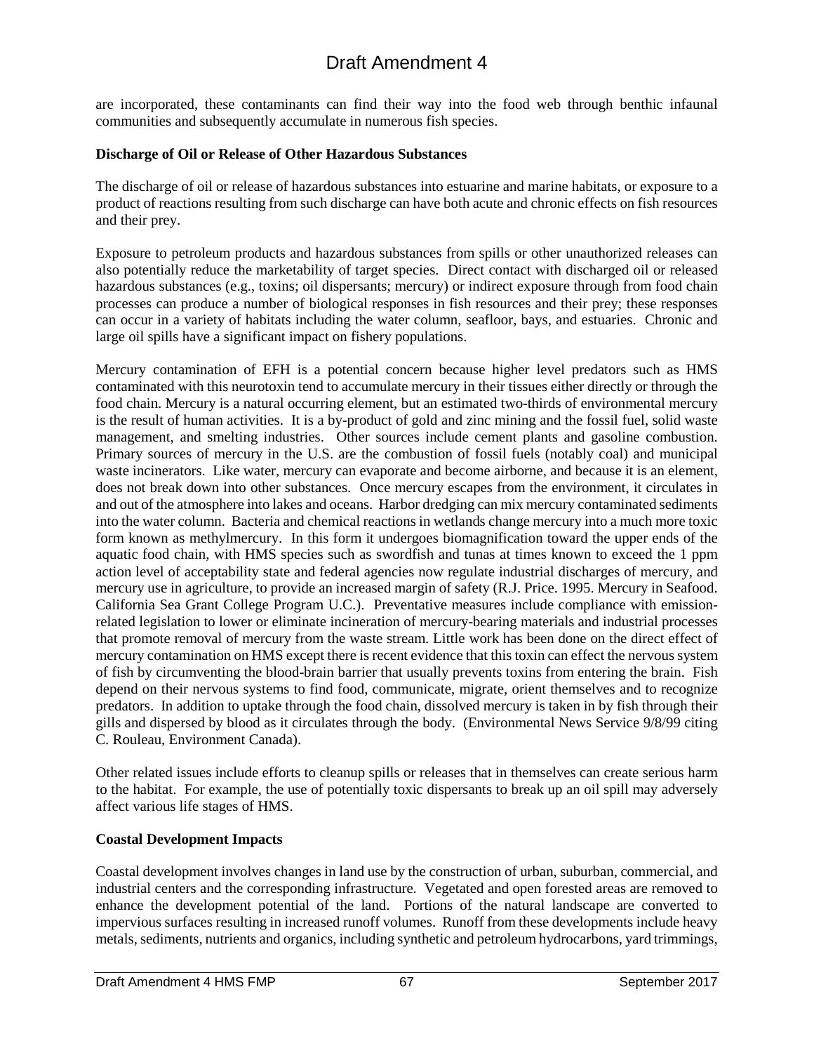are incorporated, these contaminants can find their way into the food web through benthic infaunal communities and subsequently accumulate in numerous fish species.

**Discharge of Oil or Release of Other Hazardous Substances**

The discharge of oil or release of hazardous substances into estuarine and marine habitats, or exposure to a product of reactions resulting from such discharge can have both acute and chronic effects on fish resources and their prey.

Exposure to petroleum products and hazardous substances from spills or other unauthorized releases can also potentially reduce the marketability of target species. Direct contact with discharged oil or released hazardous substances (e.g., toxins; oil dispersants; mercury) or indirect exposure through from food chain processes can produce a number of biological responses in fish resources and their prey; these responses can occur in a variety of habitats including the water column, seafloor, bays, and estuaries. Chronic and large oil spills have a significant impact on fishery populations.

Mercury contamination of EFH is a potential concern because higher level predators such as HMS contaminated with this neurotoxin tend to accumulate mercury in their tissues either directly or through the food chain. Mercury is a natural occurring element, but an estimated two-thirds of environmental mercury is the result of human activities. It is a by-product of gold and zinc mining and the fossil fuel, solid waste management, and smelting industries. Other sources include cement plants and gasoline combustion. Primary sources of mercury in the U.S. are the combustion of fossil fuels (notably coal) and municipal waste incinerators. Like water, mercury can evaporate and become airborne, and because it is an element, does not break down into other substances. Once mercury escapes from the environment, it circulates in and out of the atmosphere into lakes and oceans. Harbor dredging can mix mercury contaminated sediments into the water column. Bacteria and chemical reactions in wetlands change mercury into a much more toxic form known as methylmercury. In this form it undergoes biomagnification toward the upper ends of the aquatic food chain, with HMS species such as swordfish and tunas at times known to exceed the 1 ppm action level of acceptability state and federal agencies now regulate industrial discharges of mercury, and mercury use in agriculture, to provide an increased margin of safety (R.J. Price. 1995. Mercury in Seafood. California Sea Grant College Program U.C.). Preventative measures include compliance with emission-related legislation to lower or eliminate incineration of mercury-bearing materials and industrial processes that promote removal of mercury from the waste stream. Little work has been done on the direct effect of mercury contamination on HMS except there is recent evidence that this toxin can effect the nervous system of fish by circumventing the blood-brain barrier that usually prevents toxins from entering the brain. Fish depend on their nervous systems to find food, communicate, migrate, orient themselves and to recognize predators. In addition to uptake through the food chain, dissolved mercury is taken in by fish through their gills and dispersed by blood as it circulates through the body. (Environmental News Service 9/8/99 citing C. Rouleau, Environment Canada).

Other related issues include efforts to cleanup spills or releases that in themselves can create serious harm to the habitat. For example, the use of potentially toxic dispersants to break up an oil spill may adversely affect various life stages of HMS.

**Coastal Development Impacts**

Coastal development involves changes in land use by the construction of urban, suburban, commercial, and industrial centers and the corresponding infrastructure. Vegetated and open forested areas are removed to enhance the development potential of the land. Portions of the natural landscape are converted to impervious surfaces resulting in increased runoff volumes. Runoff from these developments include heavy metals, sediments, nutrients and organics, including synthetic and petroleum hydrocarbons, yard trimmings,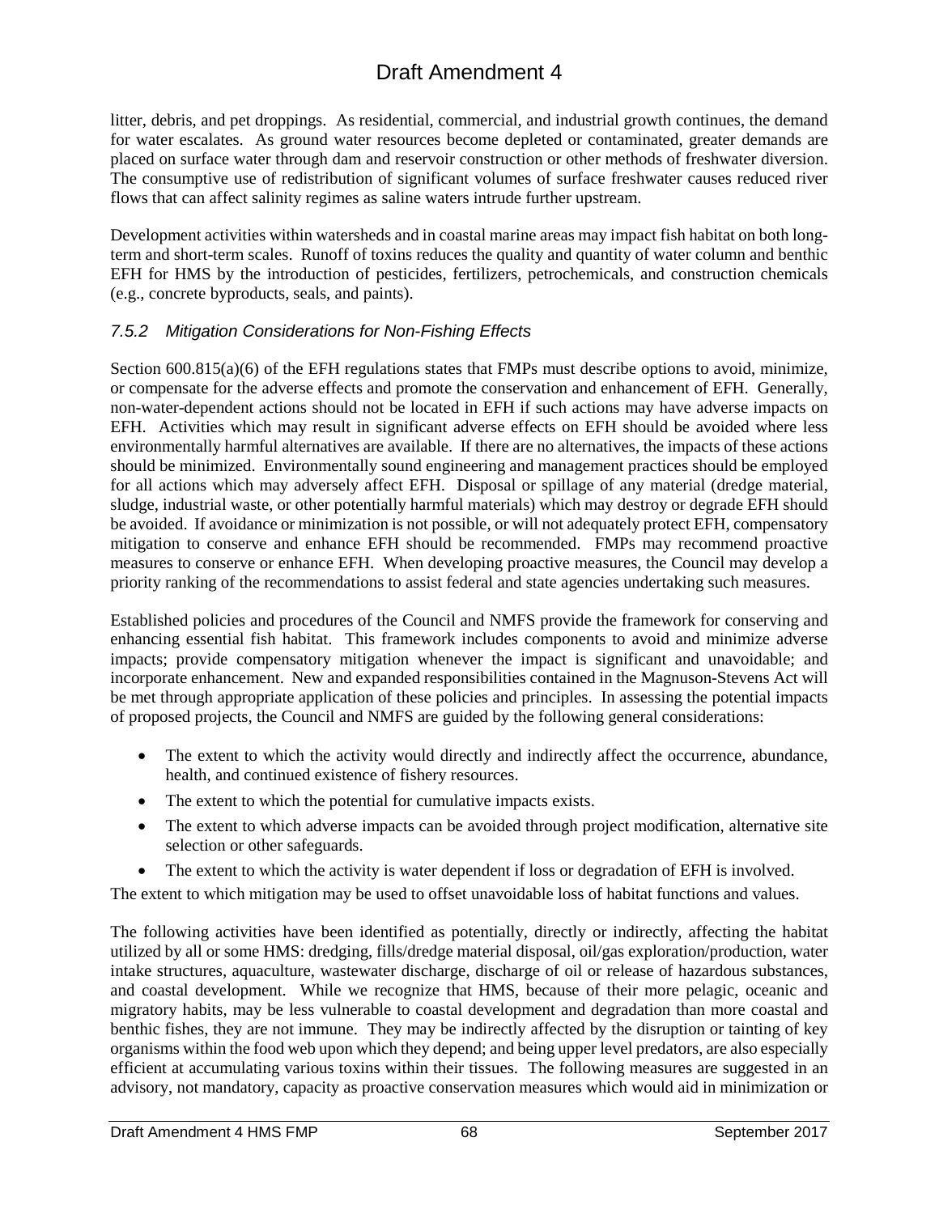litter, debris, and pet droppings. As residential, commercial, and industrial growth continues, the demand for water escalates. As ground water resources become depleted or contaminated, greater demands are placed on surface water through dam and reservoir construction or other methods of freshwater diversion. The consumptive use of redistribution of significant volumes of surface freshwater causes reduced river flows that can affect salinity regimes as saline waters intrude further upstream.

Development activities within watersheds and in coastal marine areas may impact fish habitat on both long-term and short-term scales. Runoff of toxins reduces the quality and quantity of water column and benthic EFH for HMS by the introduction of pesticides, fertilizers, petrochemicals, and construction chemicals (e.g., concrete byproducts, seals, and paints).

### *7.5.2 Mitigation Considerations for Non-Fishing Effects*

Section 600.815(a)(6) of the EFH regulations states that FMPs must describe options to avoid, minimize, or compensate for the adverse effects and promote the conservation and enhancement of EFH. Generally, non-water-dependent actions should not be located in EFH if such actions may have adverse impacts on EFH. Activities which may result in significant adverse effects on EFH should be avoided where less environmentally harmful alternatives are available. If there are no alternatives, the impacts of these actions should be minimized. Environmentally sound engineering and management practices should be employed for all actions which may adversely affect EFH. Disposal or spillage of any material (dredge material, sludge, industrial waste, or other potentially harmful materials) which may destroy or degrade EFH should be avoided. If avoidance or minimization is not possible, or will not adequately protect EFH, compensatory mitigation to conserve and enhance EFH should be recommended. FMPs may recommend proactive measures to conserve or enhance EFH. When developing proactive measures, the Council may develop a priority ranking of the recommendations to assist federal and state agencies undertaking such measures.

Established policies and procedures of the Council and NMFS provide the framework for conserving and enhancing essential fish habitat. This framework includes components to avoid and minimize adverse impacts; provide compensatory mitigation whenever the impact is significant and unavoidable; and incorporate enhancement. New and expanded responsibilities contained in the Magnuson-Stevens Act will be met through appropriate application of these policies and principles. In assessing the potential impacts of proposed projects, the Council and NMFS are guided by the following general considerations:

- The extent to which the activity would directly and indirectly affect the occurrence, abundance, health, and continued existence of fishery resources.
- The extent to which the potential for cumulative impacts exists.
- The extent to which adverse impacts can be avoided through project modification, alternative site selection or other safeguards.
- The extent to which the activity is water dependent if loss or degradation of EFH is involved.

The extent to which mitigation may be used to offset unavoidable loss of habitat functions and values.

The following activities have been identified as potentially, directly or indirectly, affecting the habitat utilized by all or some HMS: dredging, fills/dredge material disposal, oil/gas exploration/production, water intake structures, aquaculture, wastewater discharge, discharge of oil or release of hazardous substances, and coastal development. While we recognize that HMS, because of their more pelagic, oceanic and migratory habits, may be less vulnerable to coastal development and degradation than more coastal and benthic fishes, they are not immune. They may be indirectly affected by the disruption or tainting of key organisms within the food web upon which they depend; and being upper level predators, are also especially efficient at accumulating various toxins within their tissues. The following measures are suggested in an advisory, not mandatory, capacity as proactive conservation measures which would aid in minimization or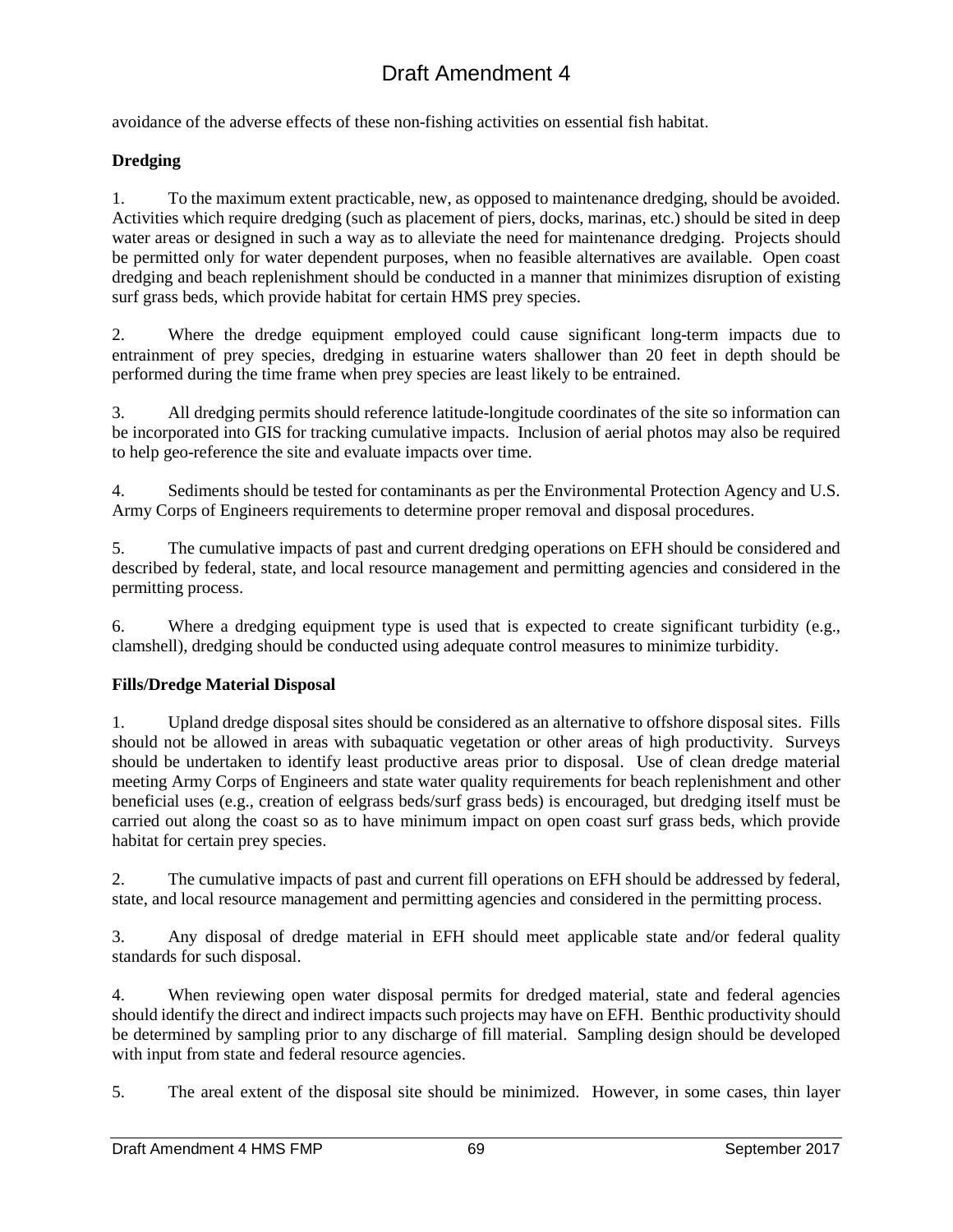avoidance of the adverse effects of these non-fishing activities on essential fish habitat.

**Dredging**

1. To the maximum extent practicable, new, as opposed to maintenance dredging, should be avoided. Activities which require dredging (such as placement of piers, docks, marinas, etc.) should be sited in deep water areas or designed in such a way as to alleviate the need for maintenance dredging. Projects should be permitted only for water dependent purposes, when no feasible alternatives are available. Open coast dredging and beach replenishment should be conducted in a manner that minimizes disruption of existing surf grass beds, which provide habitat for certain HMS prey species.

2. Where the dredge equipment employed could cause significant long-term impacts due to entrainment of prey species, dredging in estuarine waters shallower than 20 feet in depth should be performed during the time frame when prey species are least likely to be entrained.

3. All dredging permits should reference latitude-longitude coordinates of the site so information can be incorporated into GIS for tracking cumulative impacts. Inclusion of aerial photos may also be required to help geo-reference the site and evaluate impacts over time.

4. Sediments should be tested for contaminants as per the Environmental Protection Agency and U.S. Army Corps of Engineers requirements to determine proper removal and disposal procedures.

5. The cumulative impacts of past and current dredging operations on EFH should be considered and described by federal, state, and local resource management and permitting agencies and considered in the permitting process.

6. Where a dredging equipment type is used that is expected to create significant turbidity (e.g., clamshell), dredging should be conducted using adequate control measures to minimize turbidity.

**Fills/Dredge Material Disposal**

1. Upland dredge disposal sites should be considered as an alternative to offshore disposal sites. Fills should not be allowed in areas with subaquatic vegetation or other areas of high productivity. Surveys should be undertaken to identify least productive areas prior to disposal. Use of clean dredge material meeting Army Corps of Engineers and state water quality requirements for beach replenishment and other beneficial uses (e.g., creation of eelgrass beds/surf grass beds) is encouraged, but dredging itself must be carried out along the coast so as to have minimum impact on open coast surf grass beds, which provide habitat for certain prey species.

2. The cumulative impacts of past and current fill operations on EFH should be addressed by federal, state, and local resource management and permitting agencies and considered in the permitting process.

3. Any disposal of dredge material in EFH should meet applicable state and/or federal quality standards for such disposal.

4. When reviewing open water disposal permits for dredged material, state and federal agencies should identify the direct and indirect impacts such projects may have on EFH. Benthic productivity should be determined by sampling prior to any discharge of fill material. Sampling design should be developed with input from state and federal resource agencies.

5. The areal extent of the disposal site should be minimized. However, in some cases, thin layer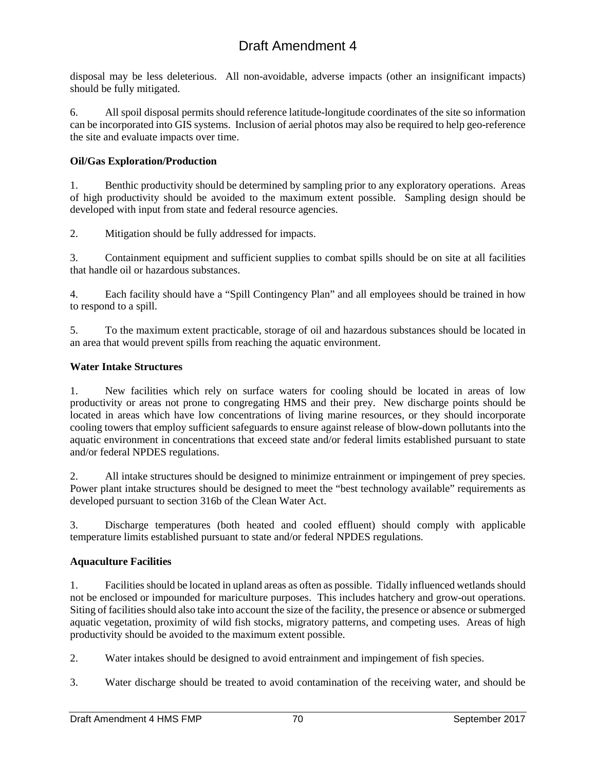disposal may be less deleterious. All non-avoidable, adverse impacts (other an insignificant impacts) should be fully mitigated.

6. All spoil disposal permits should reference latitude-longitude coordinates of the site so information can be incorporated into GIS systems. Inclusion of aerial photos may also be required to help geo-reference the site and evaluate impacts over time.

**Oil/Gas Exploration/Production**

1. Benthic productivity should be determined by sampling prior to any exploratory operations. Areas of high productivity should be avoided to the maximum extent possible. Sampling design should be developed with input from state and federal resource agencies.

2. Mitigation should be fully addressed for impacts.

3. Containment equipment and sufficient supplies to combat spills should be on site at all facilities that handle oil or hazardous substances.

4. Each facility should have a "Spill Contingency Plan" and all employees should be trained in how to respond to a spill.

5. To the maximum extent practicable, storage of oil and hazardous substances should be located in an area that would prevent spills from reaching the aquatic environment.

**Water Intake Structures**

1. New facilities which rely on surface waters for cooling should be located in areas of low productivity or areas not prone to congregating HMS and their prey. New discharge points should be located in areas which have low concentrations of living marine resources, or they should incorporate cooling towers that employ sufficient safeguards to ensure against release of blow-down pollutants into the aquatic environment in concentrations that exceed state and/or federal limits established pursuant to state and/or federal NPDES regulations.

2. All intake structures should be designed to minimize entrainment or impingement of prey species. Power plant intake structures should be designed to meet the "best technology available" requirements as developed pursuant to section 316b of the Clean Water Act.

3. Discharge temperatures (both heated and cooled effluent) should comply with applicable temperature limits established pursuant to state and/or federal NPDES regulations.

**Aquaculture Facilities**

1. Facilities should be located in upland areas as often as possible. Tidally influenced wetlands should not be enclosed or impounded for mariculture purposes. This includes hatchery and grow-out operations. Siting of facilities should also take into account the size of the facility, the presence or absence or submerged aquatic vegetation, proximity of wild fish stocks, migratory patterns, and competing uses. Areas of high productivity should be avoided to the maximum extent possible.

2. Water intakes should be designed to avoid entrainment and impingement of fish species.

3. Water discharge should be treated to avoid contamination of the receiving water, and should be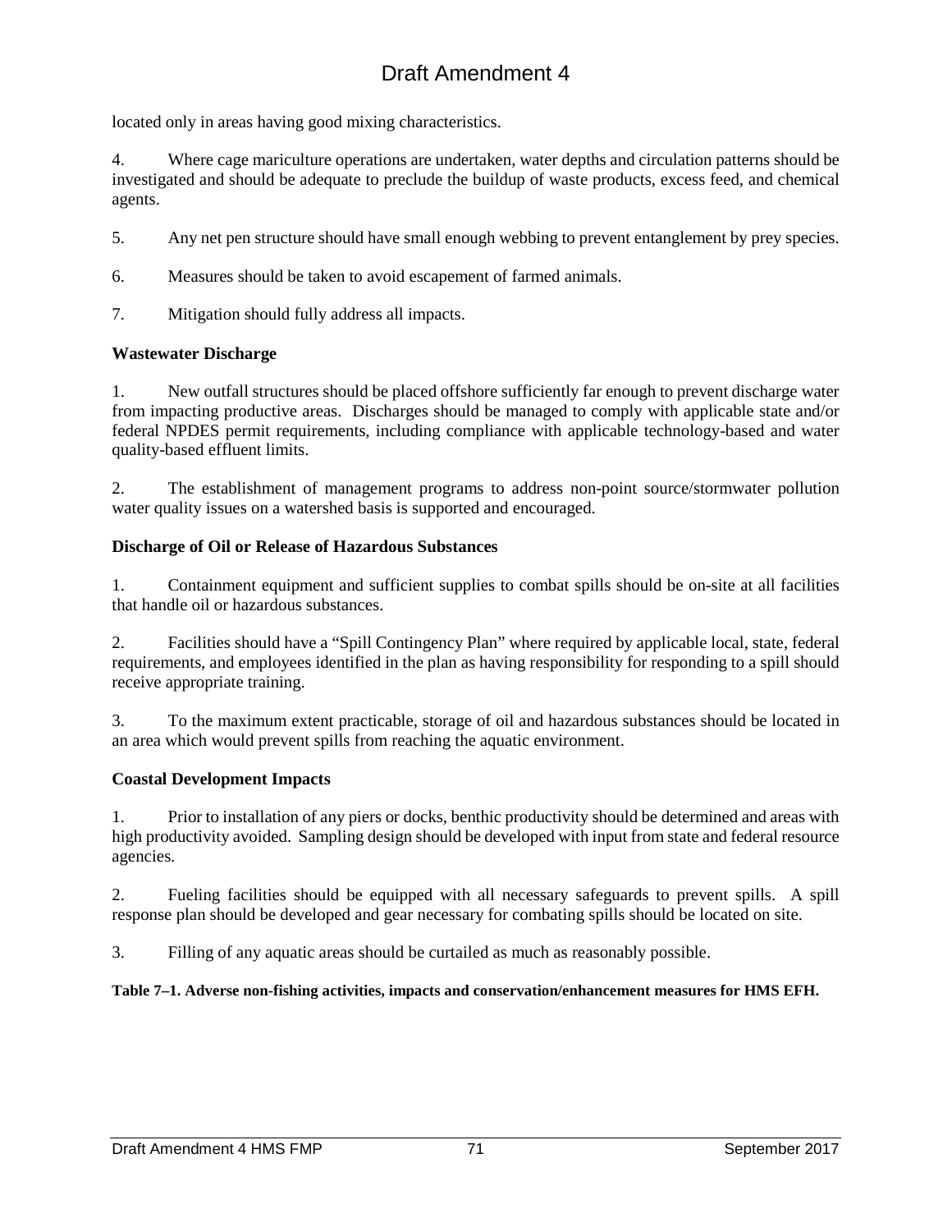located only in areas having good mixing characteristics.

4. Where cage mariculture operations are undertaken, water depths and circulation patterns should be investigated and should be adequate to preclude the buildup of waste products, excess feed, and chemical agents.

5. Any net pen structure should have small enough webbing to prevent entanglement by prey species.

6. Measures should be taken to avoid escapement of farmed animals.

7. Mitigation should fully address all impacts.

**Wastewater Discharge**

1. New outfall structures should be placed offshore sufficiently far enough to prevent discharge water from impacting productive areas. Discharges should be managed to comply with applicable state and/or federal NPDES permit requirements, including compliance with applicable technology-based and water quality-based effluent limits.

2. The establishment of management programs to address non-point source/stormwater pollution water quality issues on a watershed basis is supported and encouraged.

**Discharge of Oil or Release of Hazardous Substances**

1. Containment equipment and sufficient supplies to combat spills should be on-site at all facilities that handle oil or hazardous substances.

2. Facilities should have a "Spill Contingency Plan" where required by applicable local, state, federal requirements, and employees identified in the plan as having responsibility for responding to a spill should receive appropriate training.

3. To the maximum extent practicable, storage of oil and hazardous substances should be located in an area which would prevent spills from reaching the aquatic environment.

**Coastal Development Impacts**

1. Prior to installation of any piers or docks, benthic productivity should be determined and areas with high productivity avoided. Sampling design should be developed with input from state and federal resource agencies.

2. Fueling facilities should be equipped with all necessary safeguards to prevent spills. A spill response plan should be developed and gear necessary for combating spills should be located on site.

3. Filling of any aquatic areas should be curtailed as much as reasonably possible.

**Table 7–1. Adverse non-fishing activities, impacts and conservation/enhancement measures for HMS EFH.**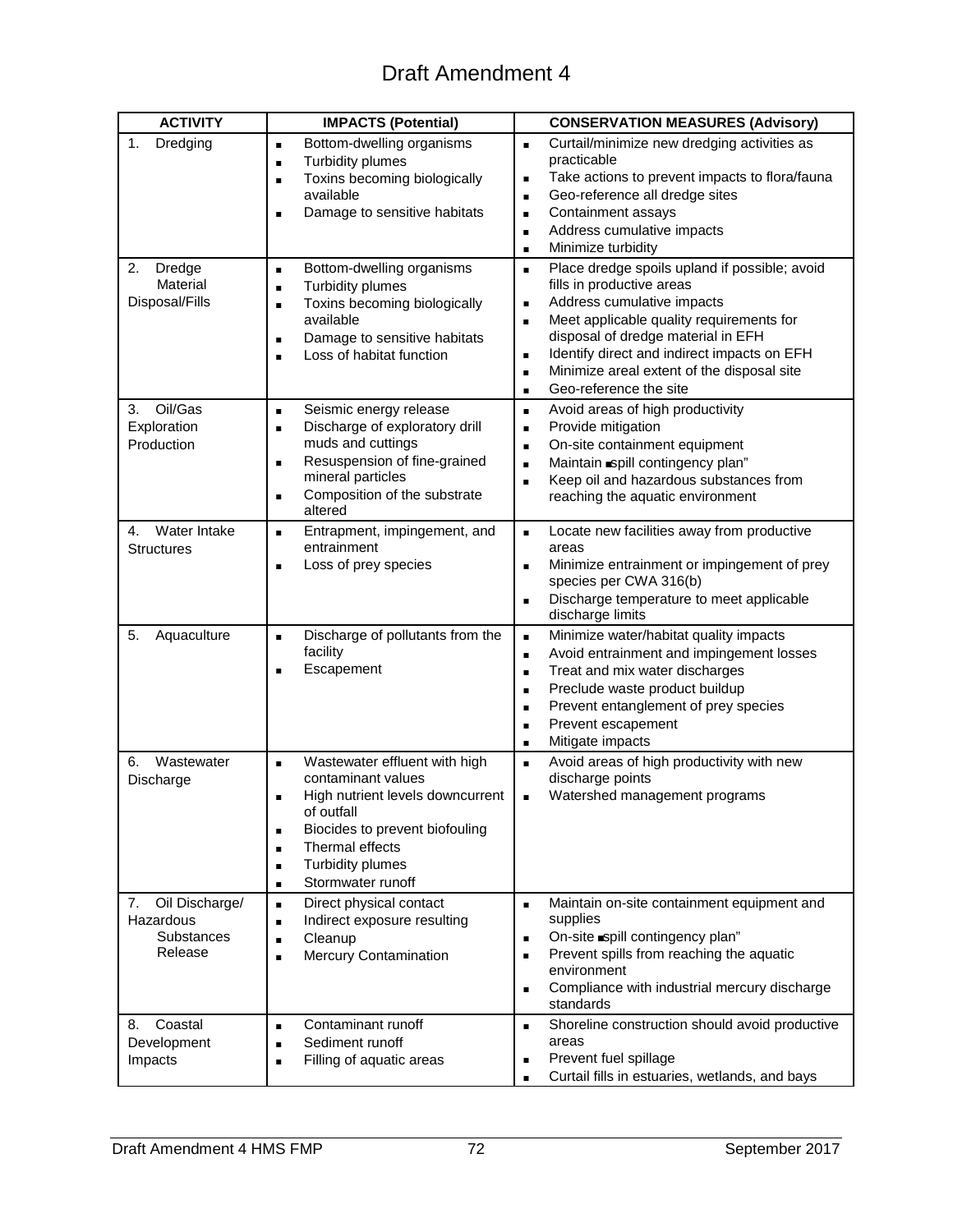| ACTIVITY | IMPACTS (Potential) | CONSERVATION MEASURES (Advisory) |
|---|---|---|
| 1. Dredging | ▪ Bottom-dwelling organisms<br>▪ Turbidity plumes<br>▪ Toxins becoming biologically available<br>▪ Damage to sensitive habitats | ▪ Curtail/minimize new dredging activities as practicable<br>▪ Take actions to prevent impacts to flora/fauna<br>▪ Geo-reference all dredge sites<br>▪ Containment assays<br>▪ Address cumulative impacts<br>▪ Minimize turbidity |
| 2. Dredge Material Disposal/Fills | ▪ Bottom-dwelling organisms<br>▪ Turbidity plumes<br>▪ Toxins becoming biologically available<br>▪ Damage to sensitive habitats<br>▪ Loss of habitat function | ▪ Place dredge spoils upland if possible; avoid fills in productive areas<br>▪ Address cumulative impacts<br>▪ Meet applicable quality requirements for disposal of dredge material in EFH<br>▪ Identify direct and indirect impacts on EFH<br>▪ Minimize areal extent of the disposal site<br>▪ Geo-reference the site |
| 3. Oil/Gas Exploration Production | ▪ Seismic energy release<br>▪ Discharge of exploratory drill muds and cuttings<br>▪ Resuspension of fine-grained mineral particles<br>▪ Composition of the substrate altered | ▪ Avoid areas of high productivity<br>▪ Provide mitigation<br>▪ On-site containment equipment<br>▪ Maintain ▪spill contingency plan"<br>▪ Keep oil and hazardous substances from reaching the aquatic environment |
| 4. Water Intake Structures | ▪ Entrapment, impingement, and entrainment<br>▪ Loss of prey species | ▪ Locate new facilities away from productive areas<br>▪ Minimize entrainment or impingement of prey species per CWA 316(b)<br>▪ Discharge temperature to meet applicable discharge limits |
| 5. Aquaculture | ▪ Discharge of pollutants from the facility<br>▪ Escapement | ▪ Minimize water/habitat quality impacts<br>▪ Avoid entrainment and impingement losses<br>▪ Treat and mix water discharges<br>▪ Preclude waste product buildup<br>▪ Prevent entanglement of prey species<br>▪ Prevent escapement<br>▪ Mitigate impacts |
| 6. Wastewater Discharge | ▪ Wastewater effluent with high contaminant values<br>▪ High nutrient levels downcurrent of outfall<br>▪ Biocides to prevent biofouling<br>▪ Thermal effects<br>▪ Turbidity plumes<br>▪ Stormwater runoff | ▪ Avoid areas of high productivity with new discharge points<br>▪ Watershed management programs |
| 7. Oil Discharge/ Hazardous Substances Release | ▪ Direct physical contact<br>▪ Indirect exposure resulting<br>▪ Cleanup<br>▪ Mercury Contamination | ▪ Maintain on-site containment equipment and supplies<br>▪ On-site ▪spill contingency plan"<br>▪ Prevent spills from reaching the aquatic environment<br>▪ Compliance with industrial mercury discharge standards |
| 8. Coastal Development Impacts | ▪ Contaminant runoff<br>▪ Sediment runoff<br>▪ Filling of aquatic areas | ▪ Shoreline construction should avoid productive areas<br>▪ Prevent fuel spillage<br>▪ Curtail fills in estuaries, wetlands, and bays |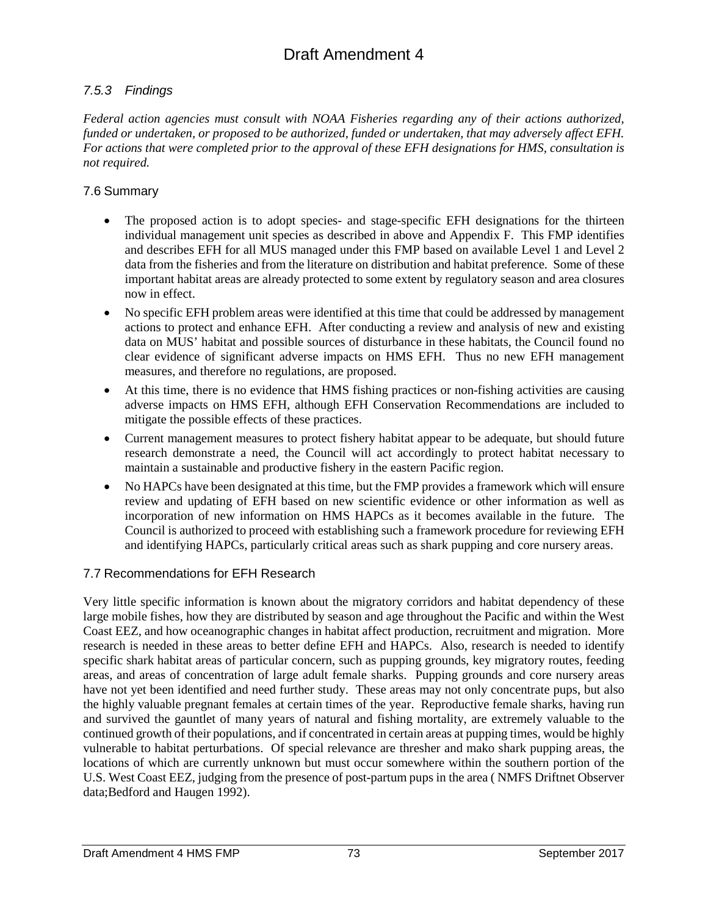### *7.5.3 Findings*

*Federal action agencies must consult with NOAA Fisheries regarding any of their actions authorized, funded or undertaken, or proposed to be authorized, funded or undertaken, that may adversely affect EFH. For actions that were completed prior to the approval of these EFH designations for HMS, consultation is not required.*

## 7.6 Summary

- The proposed action is to adopt species- and stage-specific EFH designations for the thirteen individual management unit species as described in above and Appendix F. This FMP identifies and describes EFH for all MUS managed under this FMP based on available Level 1 and Level 2 data from the fisheries and from the literature on distribution and habitat preference. Some of these important habitat areas are already protected to some extent by regulatory season and area closures now in effect.
- No specific EFH problem areas were identified at this time that could be addressed by management actions to protect and enhance EFH. After conducting a review and analysis of new and existing data on MUS' habitat and possible sources of disturbance in these habitats, the Council found no clear evidence of significant adverse impacts on HMS EFH. Thus no new EFH management measures, and therefore no regulations, are proposed.
- At this time, there is no evidence that HMS fishing practices or non-fishing activities are causing adverse impacts on HMS EFH, although EFH Conservation Recommendations are included to mitigate the possible effects of these practices.
- Current management measures to protect fishery habitat appear to be adequate, but should future research demonstrate a need, the Council will act accordingly to protect habitat necessary to maintain a sustainable and productive fishery in the eastern Pacific region.
- No HAPCs have been designated at this time, but the FMP provides a framework which will ensure review and updating of EFH based on new scientific evidence or other information as well as incorporation of new information on HMS HAPCs as it becomes available in the future. The Council is authorized to proceed with establishing such a framework procedure for reviewing EFH and identifying HAPCs, particularly critical areas such as shark pupping and core nursery areas.

## 7.7 Recommendations for EFH Research

Very little specific information is known about the migratory corridors and habitat dependency of these large mobile fishes, how they are distributed by season and age throughout the Pacific and within the West Coast EEZ, and how oceanographic changes in habitat affect production, recruitment and migration. More research is needed in these areas to better define EFH and HAPCs. Also, research is needed to identify specific shark habitat areas of particular concern, such as pupping grounds, key migratory routes, feeding areas, and areas of concentration of large adult female sharks. Pupping grounds and core nursery areas have not yet been identified and need further study. These areas may not only concentrate pups, but also the highly valuable pregnant females at certain times of the year. Reproductive female sharks, having run and survived the gauntlet of many years of natural and fishing mortality, are extremely valuable to the continued growth of their populations, and if concentrated in certain areas at pupping times, would be highly vulnerable to habitat perturbations. Of special relevance are thresher and mako shark pupping areas, the locations of which are currently unknown but must occur somewhere within the southern portion of the U.S. West Coast EEZ, judging from the presence of post-partum pups in the area ( NMFS Driftnet Observer data;Bedford and Haugen 1992).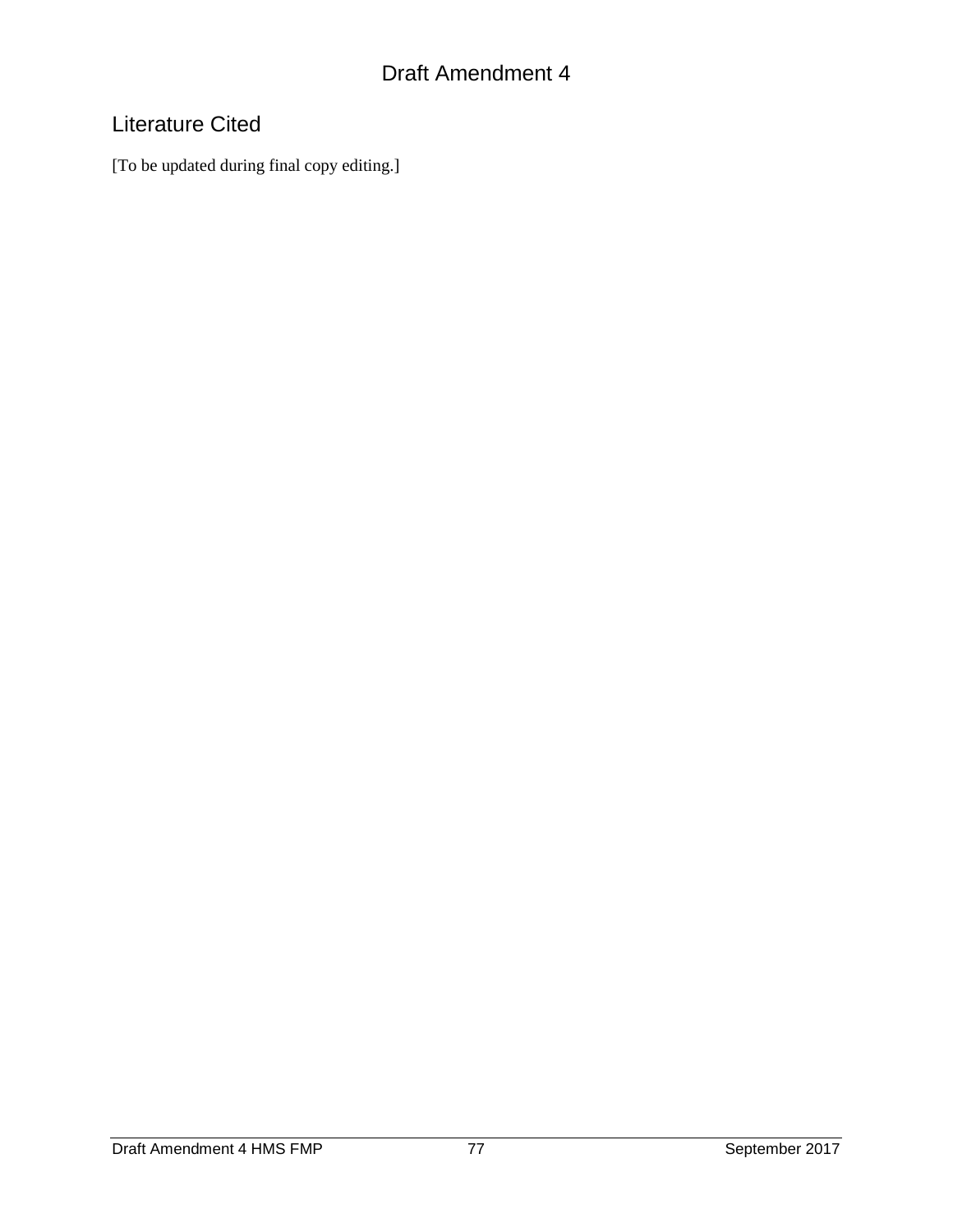## Literature Cited

[To be updated during final copy editing.]